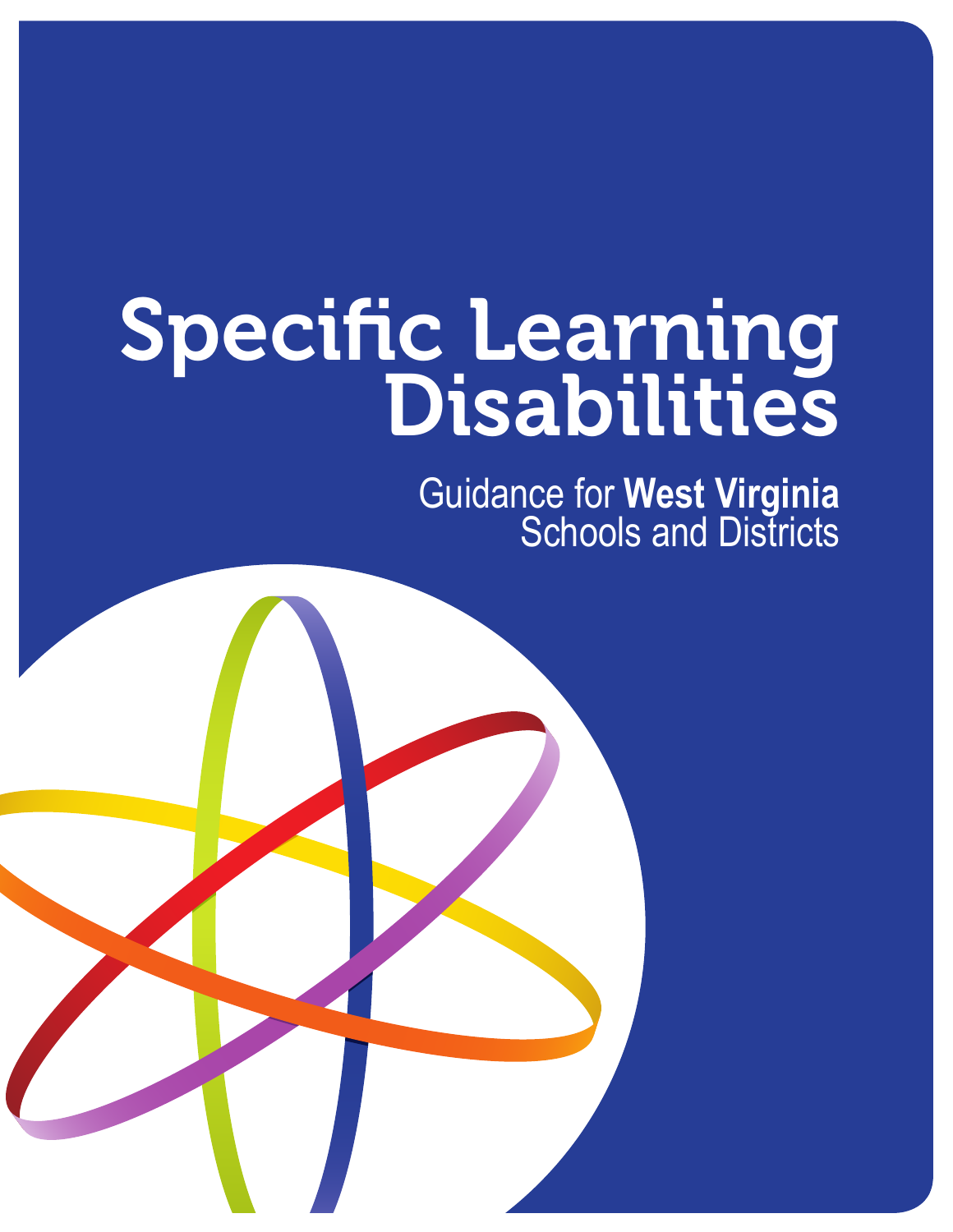# Specific Learning Disabilities

Guidance for **West Virginia** Schools and Districts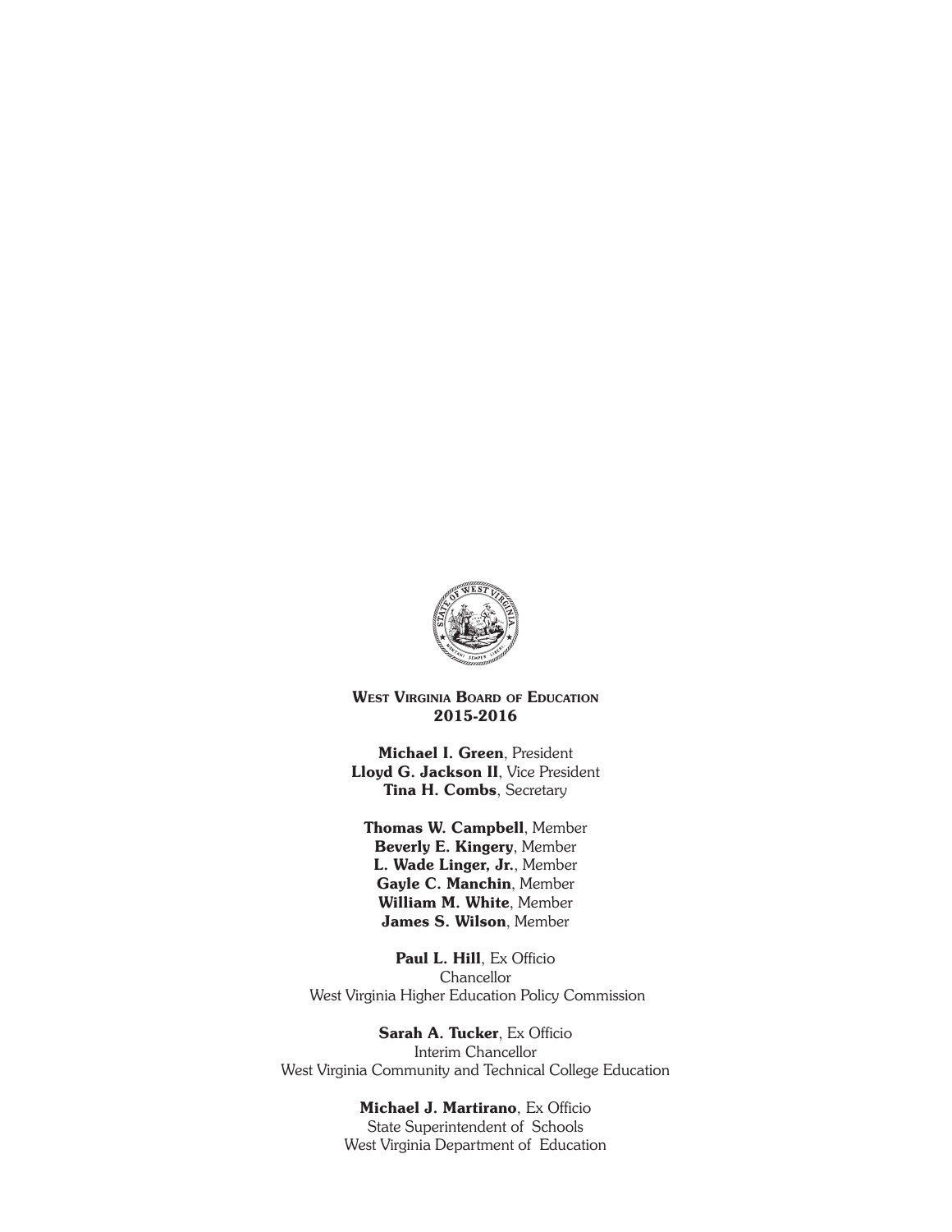**West Virginia Board of Education**
**2015-2016**

**Michael I. Green**, President
**Lloyd G. Jackson II**, Vice President
**Tina H. Combs**, Secretary

**Thomas W. Campbell**, Member
**Beverly E. Kingery**, Member
**L. Wade Linger, Jr.**, Member
**Gayle C. Manchin**, Member
**William M. White**, Member
**James S. Wilson**, Member

**Paul L. Hill**, Ex Officio
Chancellor
West Virginia Higher Education Policy Commission

**Sarah A. Tucker**, Ex Officio
Interim Chancellor
West Virginia Community and Technical College Education

**Michael J. Martirano**, Ex Officio
State Superintendent of Schools
West Virginia Department of Education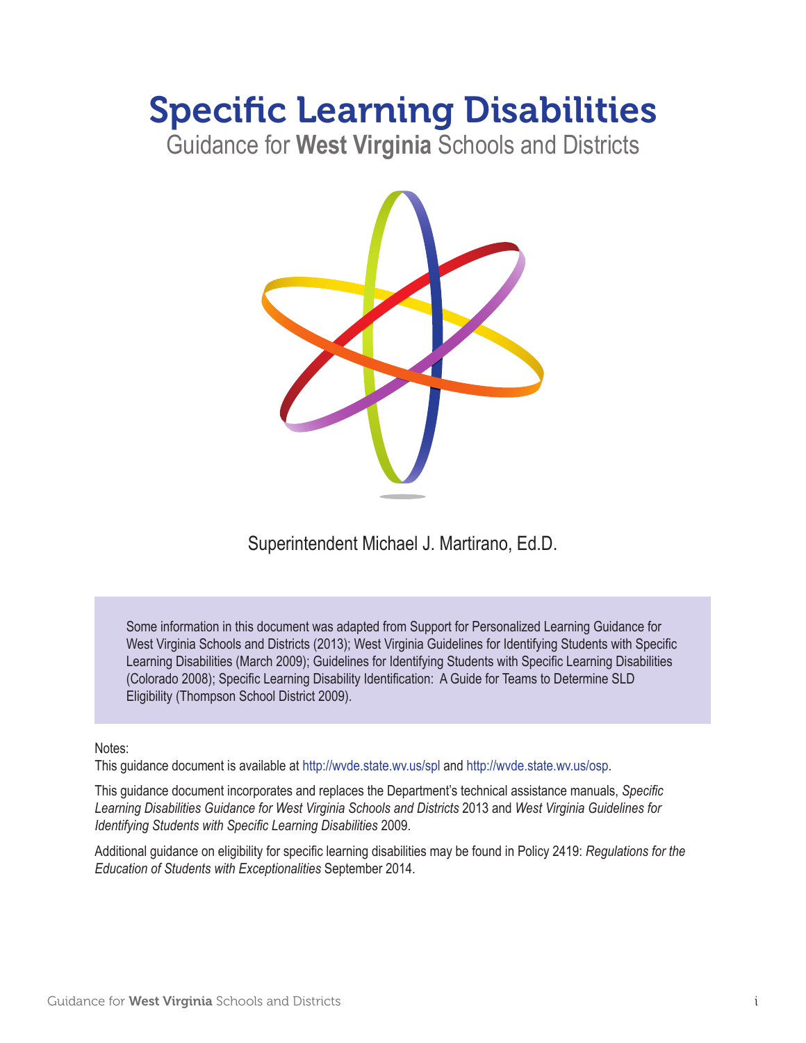# Specific Learning Disabilities

## Guidance for **West Virginia** Schools and Districts

Superintendent Michael J. Martirano, Ed.D.

Some information in this document was adapted from Support for Personalized Learning Guidance for West Virginia Schools and Districts (2013); West Virginia Guidelines for Identifying Students with Specific Learning Disabilities (March 2009); Guidelines for Identifying Students with Specific Learning Disabilities (Colorado 2008); Specific Learning Disability Identification: A Guide for Teams to Determine SLD Eligibility (Thompson School District 2009).

Notes:

This guidance document is available at http://wvde.state.wv.us/spl and http://wvde.state.wv.us/osp.

This guidance document incorporates and replaces the Department's technical assistance manuals, *Specific Learning Disabilities Guidance for West Virginia Schools and Districts* 2013 and *West Virginia Guidelines for Identifying Students with Specific Learning Disabilities* 2009.

Additional guidance on eligibility for specific learning disabilities may be found in Policy 2419: *Regulations for the Education of Students with Exceptionalities* September 2014.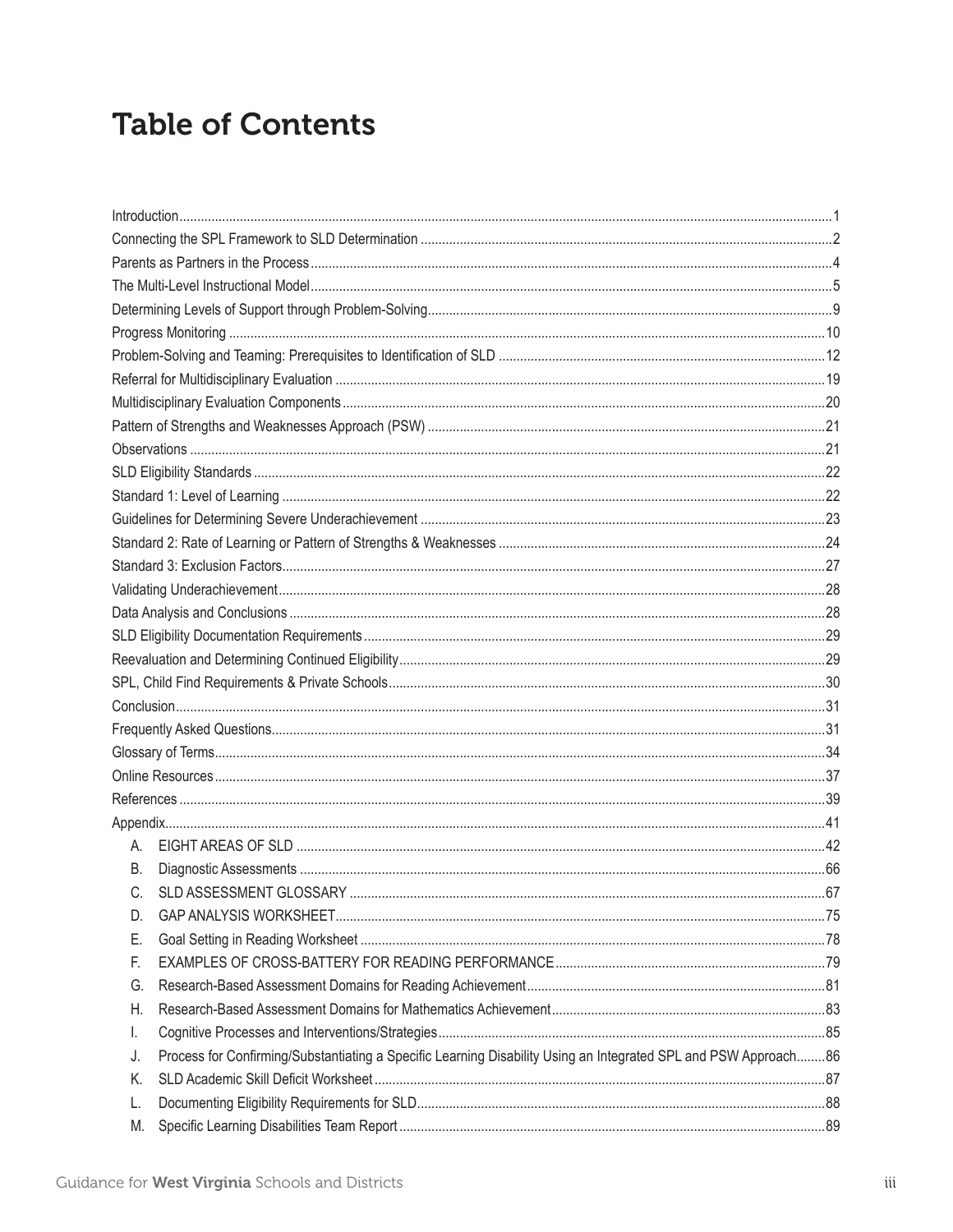# Table of Contents

Introduction ... 1
Connecting the SPL Framework to SLD Determination ... 2
Parents as Partners in the Process ... 4
The Multi-Level Instructional Model ... 5
Determining Levels of Support through Problem-Solving ... 9
Progress Monitoring ... 10
Problem-Solving and Teaming: Prerequisites to Identification of SLD ... 12
Referral for Multidisciplinary Evaluation ... 19
Multidisciplinary Evaluation Components ... 20
Pattern of Strengths and Weaknesses Approach (PSW) ... 21
Observations ... 21
SLD Eligibility Standards ... 22
Standard 1: Level of Learning ... 22
Guidelines for Determining Severe Underachievement ... 23
Standard 2: Rate of Learning or Pattern of Strengths & Weaknesses ... 24
Standard 3: Exclusion Factors ... 27
Validating Underachievement ... 28
Data Analysis and Conclusions ... 28
SLD Eligibility Documentation Requirements ... 29
Reevaluation and Determining Continued Eligibility ... 29
SPL, Child Find Requirements & Private Schools ... 30
Conclusion ... 31
Frequently Asked Questions ... 31
Glossary of Terms ... 34
Online Resources ... 37
References ... 39
Appendix ... 41

A. EIGHT AREAS OF SLD ... 42
B. Diagnostic Assessments ... 66
C. SLD ASSESSMENT GLOSSARY ... 67
D. GAP ANALYSIS WORKSHEET ... 75
E. Goal Setting in Reading Worksheet ... 78
F. EXAMPLES OF CROSS-BATTERY FOR READING PERFORMANCE ... 79
G. Research-Based Assessment Domains for Reading Achievement ... 81
H. Research-Based Assessment Domains for Mathematics Achievement ... 83
I. Cognitive Processes and Interventions/Strategies ... 85
J. Process for Confirming/Substantiating a Specific Learning Disability Using an Integrated SPL and PSW Approach ... 86
K. SLD Academic Skill Deficit Worksheet ... 87
L. Documenting Eligibility Requirements for SLD ... 88
M. Specific Learning Disabilities Team Report ... 89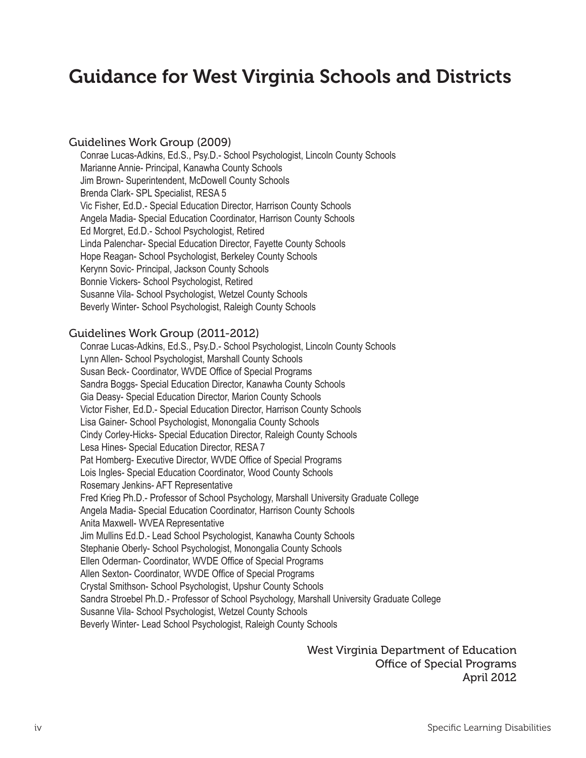# Guidance for West Virginia Schools and Districts

## Guidelines Work Group (2009)

Conrae Lucas-Adkins, Ed.S., Psy.D.- School Psychologist, Lincoln County Schools
Marianne Annie- Principal, Kanawha County Schools
Jim Brown- Superintendent, McDowell County Schools
Brenda Clark- SPL Specialist, RESA 5
Vic Fisher, Ed.D.- Special Education Director, Harrison County Schools
Angela Madia- Special Education Coordinator, Harrison County Schools
Ed Morgret, Ed.D.- School Psychologist, Retired
Linda Palenchar- Special Education Director, Fayette County Schools
Hope Reagan- School Psychologist, Berkeley County Schools
Kerynn Sovic- Principal, Jackson County Schools
Bonnie Vickers- School Psychologist, Retired
Susanne Vila- School Psychologist, Wetzel County Schools
Beverly Winter- School Psychologist, Raleigh County Schools

## Guidelines Work Group (2011-2012)

Conrae Lucas-Adkins, Ed.S., Psy.D.- School Psychologist, Lincoln County Schools
Lynn Allen- School Psychologist, Marshall County Schools
Susan Beck- Coordinator, WVDE Office of Special Programs
Sandra Boggs- Special Education Director, Kanawha County Schools
Gia Deasy- Special Education Director, Marion County Schools
Victor Fisher, Ed.D.- Special Education Director, Harrison County Schools
Lisa Gainer- School Psychologist, Monongalia County Schools
Cindy Corley-Hicks- Special Education Director, Raleigh County Schools
Lesa Hines- Special Education Director, RESA 7
Pat Homberg- Executive Director, WVDE Office of Special Programs
Lois Ingles- Special Education Coordinator, Wood County Schools
Rosemary Jenkins- AFT Representative
Fred Krieg Ph.D.- Professor of School Psychology, Marshall University Graduate College
Angela Madia- Special Education Coordinator, Harrison County Schools
Anita Maxwell- WVEA Representative
Jim Mullins Ed.D.- Lead School Psychologist, Kanawha County Schools
Stephanie Oberly- School Psychologist, Monongalia County Schools
Ellen Oderman- Coordinator, WVDE Office of Special Programs
Allen Sexton- Coordinator, WVDE Office of Special Programs
Crystal Smithson- School Psychologist, Upshur County Schools
Sandra Stroebel Ph.D.- Professor of School Psychology, Marshall University Graduate College
Susanne Vila- School Psychologist, Wetzel County Schools
Beverly Winter- Lead School Psychologist, Raleigh County Schools

West Virginia Department of Education
Office of Special Programs
April 2012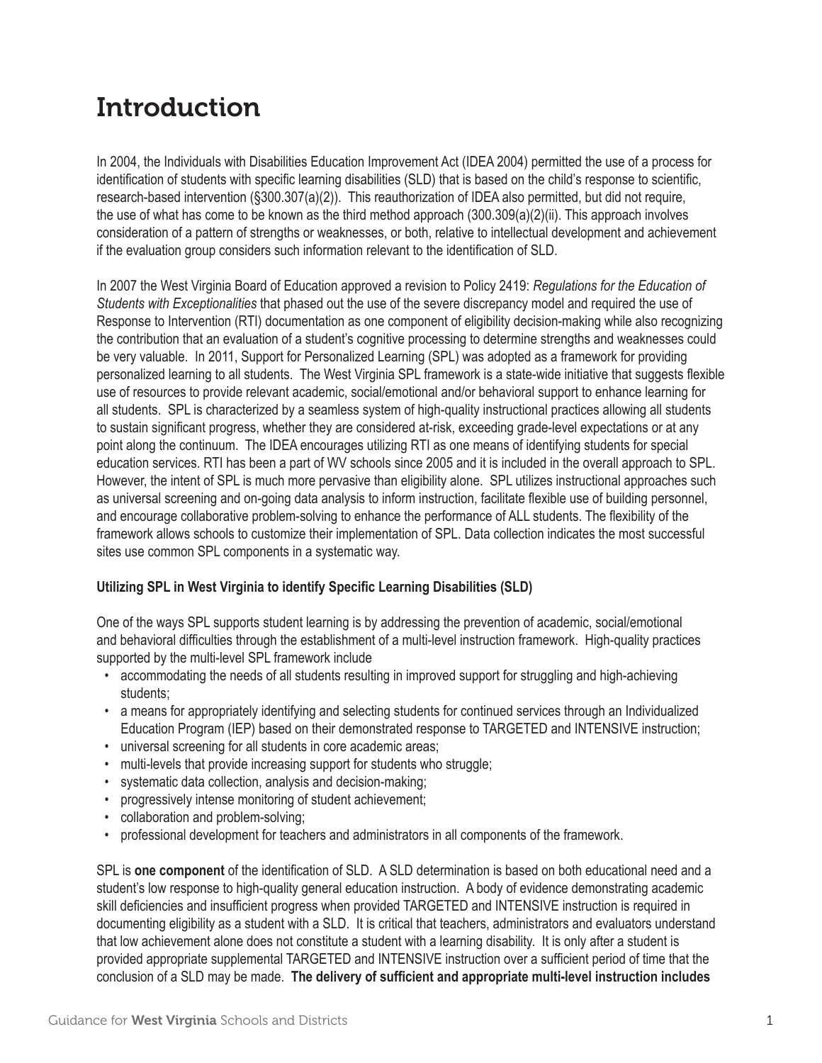# Introduction

In 2004, the Individuals with Disabilities Education Improvement Act (IDEA 2004) permitted the use of a process for identification of students with specific learning disabilities (SLD) that is based on the child's response to scientific, research-based intervention (§300.307(a)(2)). This reauthorization of IDEA also permitted, but did not require, the use of what has come to be known as the third method approach (300.309(a)(2)(ii). This approach involves consideration of a pattern of strengths or weaknesses, or both, relative to intellectual development and achievement if the evaluation group considers such information relevant to the identification of SLD.

In 2007 the West Virginia Board of Education approved a revision to Policy 2419: *Regulations for the Education of Students with Exceptionalities* that phased out the use of the severe discrepancy model and required the use of Response to Intervention (RTI) documentation as one component of eligibility decision-making while also recognizing the contribution that an evaluation of a student's cognitive processing to determine strengths and weaknesses could be very valuable. In 2011, Support for Personalized Learning (SPL) was adopted as a framework for providing personalized learning to all students. The West Virginia SPL framework is a state-wide initiative that suggests flexible use of resources to provide relevant academic, social/emotional and/or behavioral support to enhance learning for all students. SPL is characterized by a seamless system of high-quality instructional practices allowing all students to sustain significant progress, whether they are considered at-risk, exceeding grade-level expectations or at any point along the continuum. The IDEA encourages utilizing RTI as one means of identifying students for special education services. RTI has been a part of WV schools since 2005 and it is included in the overall approach to SPL. However, the intent of SPL is much more pervasive than eligibility alone. SPL utilizes instructional approaches such as universal screening and on-going data analysis to inform instruction, facilitate flexible use of building personnel, and encourage collaborative problem-solving to enhance the performance of ALL students. The flexibility of the framework allows schools to customize their implementation of SPL. Data collection indicates the most successful sites use common SPL components in a systematic way.

**Utilizing SPL in West Virginia to identify Specific Learning Disabilities (SLD)**

One of the ways SPL supports student learning is by addressing the prevention of academic, social/emotional and behavioral difficulties through the establishment of a multi-level instruction framework. High-quality practices supported by the multi-level SPL framework include

- accommodating the needs of all students resulting in improved support for struggling and high-achieving students;
- a means for appropriately identifying and selecting students for continued services through an Individualized Education Program (IEP) based on their demonstrated response to TARGETED and INTENSIVE instruction;
- universal screening for all students in core academic areas;
- multi-levels that provide increasing support for students who struggle;
- systematic data collection, analysis and decision-making;
- progressively intense monitoring of student achievement;
- collaboration and problem-solving;
- professional development for teachers and administrators in all components of the framework.

SPL is **one component** of the identification of SLD. A SLD determination is based on both educational need and a student's low response to high-quality general education instruction. A body of evidence demonstrating academic skill deficiencies and insufficient progress when provided TARGETED and INTENSIVE instruction is required in documenting eligibility as a student with a SLD. It is critical that teachers, administrators and evaluators understand that low achievement alone does not constitute a student with a learning disability. It is only after a student is provided appropriate supplemental TARGETED and INTENSIVE instruction over a sufficient period of time that the conclusion of a SLD may be made. **The delivery of sufficient and appropriate multi-level instruction includes**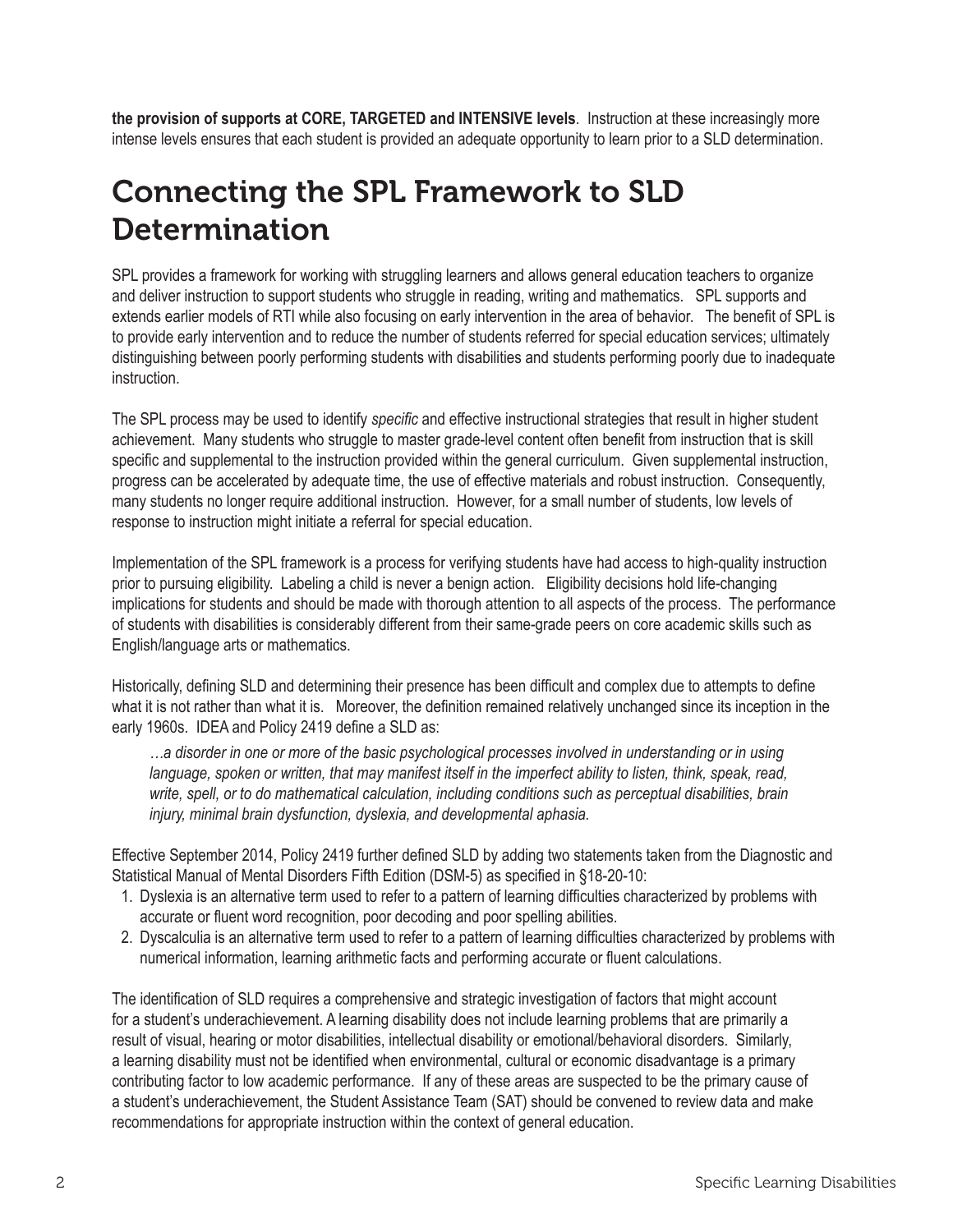**the provision of supports at CORE, TARGETED and INTENSIVE levels**. Instruction at these increasingly more intense levels ensures that each student is provided an adequate opportunity to learn prior to a SLD determination.

# Connecting the SPL Framework to SLD Determination

SPL provides a framework for working with struggling learners and allows general education teachers to organize and deliver instruction to support students who struggle in reading, writing and mathematics. SPL supports and extends earlier models of RTI while also focusing on early intervention in the area of behavior. The benefit of SPL is to provide early intervention and to reduce the number of students referred for special education services; ultimately distinguishing between poorly performing students with disabilities and students performing poorly due to inadequate instruction.

The SPL process may be used to identify *specific* and effective instructional strategies that result in higher student achievement. Many students who struggle to master grade-level content often benefit from instruction that is skill specific and supplemental to the instruction provided within the general curriculum. Given supplemental instruction, progress can be accelerated by adequate time, the use of effective materials and robust instruction. Consequently, many students no longer require additional instruction. However, for a small number of students, low levels of response to instruction might initiate a referral for special education.

Implementation of the SPL framework is a process for verifying students have had access to high-quality instruction prior to pursuing eligibility. Labeling a child is never a benign action. Eligibility decisions hold life-changing implications for students and should be made with thorough attention to all aspects of the process. The performance of students with disabilities is considerably different from their same-grade peers on core academic skills such as English/language arts or mathematics.

Historically, defining SLD and determining their presence has been difficult and complex due to attempts to define what it is not rather than what it is. Moreover, the definition remained relatively unchanged since its inception in the early 1960s. IDEA and Policy 2419 define a SLD as:

> *…a disorder in one or more of the basic psychological processes involved in understanding or in using language, spoken or written, that may manifest itself in the imperfect ability to listen, think, speak, read, write, spell, or to do mathematical calculation, including conditions such as perceptual disabilities, brain injury, minimal brain dysfunction, dyslexia, and developmental aphasia.*

Effective September 2014, Policy 2419 further defined SLD by adding two statements taken from the Diagnostic and Statistical Manual of Mental Disorders Fifth Edition (DSM-5) as specified in §18-20-10:

1. Dyslexia is an alternative term used to refer to a pattern of learning difficulties characterized by problems with accurate or fluent word recognition, poor decoding and poor spelling abilities.
2. Dyscalculia is an alternative term used to refer to a pattern of learning difficulties characterized by problems with numerical information, learning arithmetic facts and performing accurate or fluent calculations.

The identification of SLD requires a comprehensive and strategic investigation of factors that might account for a student's underachievement. A learning disability does not include learning problems that are primarily a result of visual, hearing or motor disabilities, intellectual disability or emotional/behavioral disorders. Similarly, a learning disability must not be identified when environmental, cultural or economic disadvantage is a primary contributing factor to low academic performance. If any of these areas are suspected to be the primary cause of a student's underachievement, the Student Assistance Team (SAT) should be convened to review data and make recommendations for appropriate instruction within the context of general education.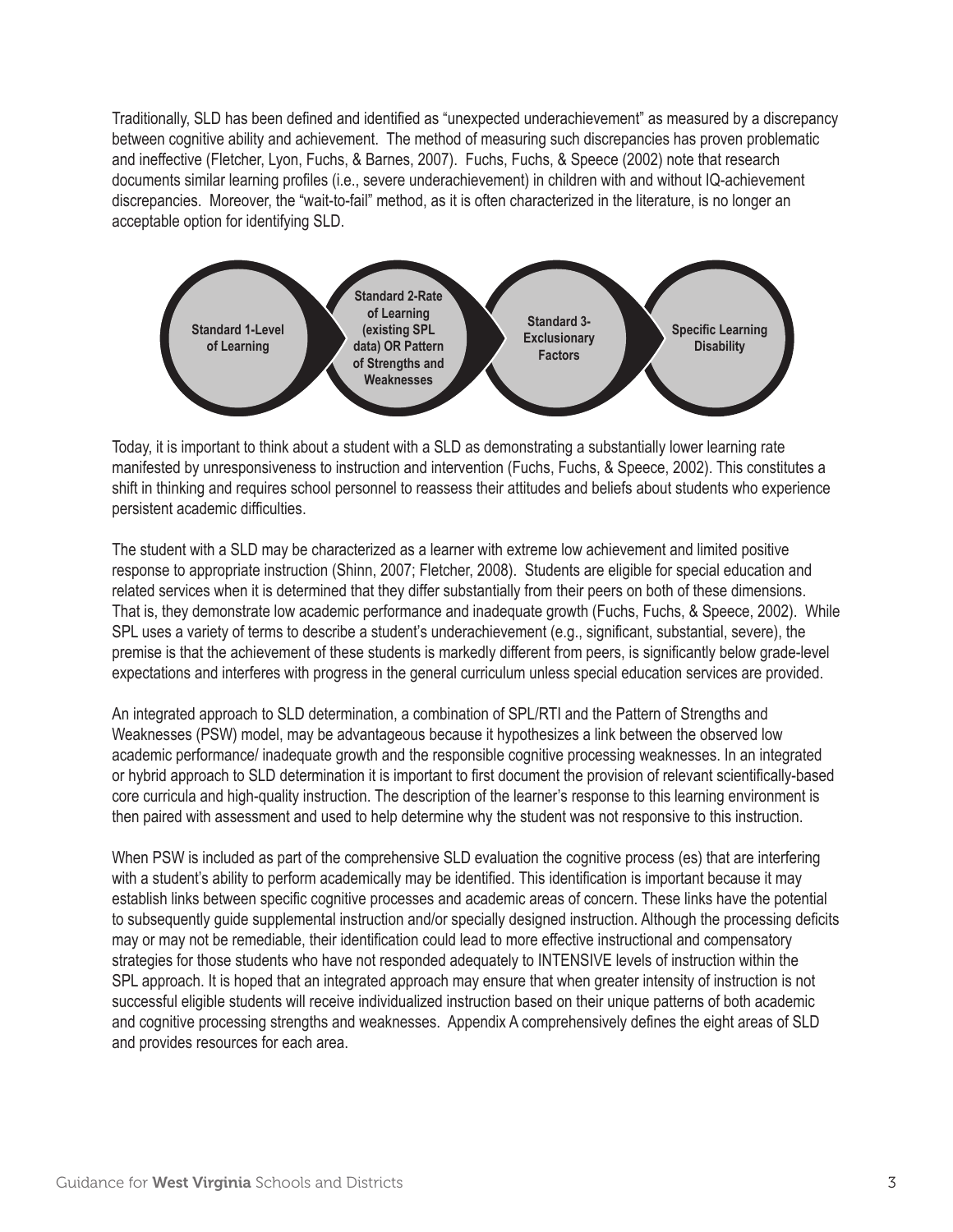Traditionally, SLD has been defined and identified as "unexpected underachievement" as measured by a discrepancy between cognitive ability and achievement. The method of measuring such discrepancies has proven problematic and ineffective (Fletcher, Lyon, Fuchs, & Barnes, 2007). Fuchs, Fuchs, & Speece (2002) note that research documents similar learning profiles (i.e., severe underachievement) in children with and without IQ-achievement discrepancies. Moreover, the "wait-to-fail" method, as it is often characterized in the literature, is no longer an acceptable option for identifying SLD.

**Standard 1-Level of Learning** → **Standard 2-Rate of Learning (existing SPL data) OR Pattern of Strengths and Weaknesses** → **Standard 3-Exclusionary Factors** → **Specific Learning Disability**

Today, it is important to think about a student with a SLD as demonstrating a substantially lower learning rate manifested by unresponsiveness to instruction and intervention (Fuchs, Fuchs, & Speece, 2002). This constitutes a shift in thinking and requires school personnel to reassess their attitudes and beliefs about students who experience persistent academic difficulties.

The student with a SLD may be characterized as a learner with extreme low achievement and limited positive response to appropriate instruction (Shinn, 2007; Fletcher, 2008). Students are eligible for special education and related services when it is determined that they differ substantially from their peers on both of these dimensions. That is, they demonstrate low academic performance and inadequate growth (Fuchs, Fuchs, & Speece, 2002). While SPL uses a variety of terms to describe a student's underachievement (e.g., significant, substantial, severe), the premise is that the achievement of these students is markedly different from peers, is significantly below grade-level expectations and interferes with progress in the general curriculum unless special education services are provided.

An integrated approach to SLD determination, a combination of SPL/RTI and the Pattern of Strengths and Weaknesses (PSW) model, may be advantageous because it hypothesizes a link between the observed low academic performance/ inadequate growth and the responsible cognitive processing weaknesses. In an integrated or hybrid approach to SLD determination it is important to first document the provision of relevant scientifically-based core curricula and high-quality instruction. The description of the learner's response to this learning environment is then paired with assessment and used to help determine why the student was not responsive to this instruction.

When PSW is included as part of the comprehensive SLD evaluation the cognitive process (es) that are interfering with a student's ability to perform academically may be identified. This identification is important because it may establish links between specific cognitive processes and academic areas of concern. These links have the potential to subsequently guide supplemental instruction and/or specially designed instruction. Although the processing deficits may or may not be remediable, their identification could lead to more effective instructional and compensatory strategies for those students who have not responded adequately to INTENSIVE levels of instruction within the SPL approach. It is hoped that an integrated approach may ensure that when greater intensity of instruction is not successful eligible students will receive individualized instruction based on their unique patterns of both academic and cognitive processing strengths and weaknesses. Appendix A comprehensively defines the eight areas of SLD and provides resources for each area.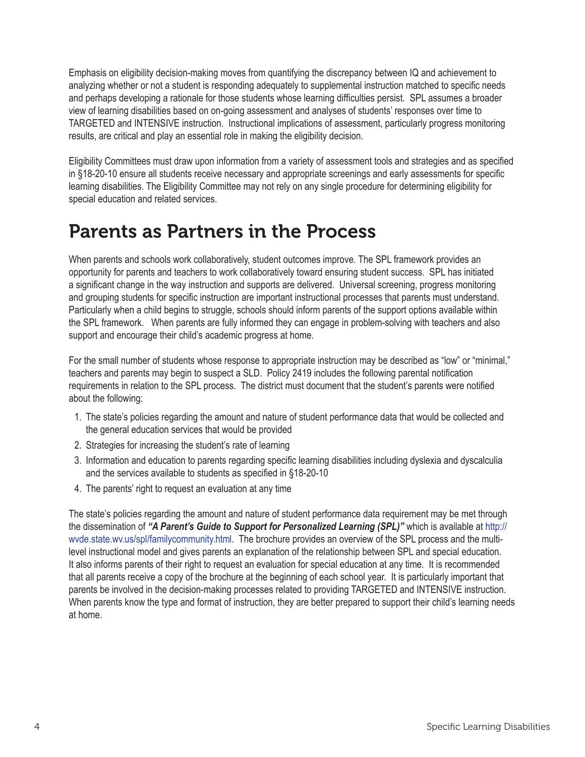Emphasis on eligibility decision-making moves from quantifying the discrepancy between IQ and achievement to analyzing whether or not a student is responding adequately to supplemental instruction matched to specific needs and perhaps developing a rationale for those students whose learning difficulties persist. SPL assumes a broader view of learning disabilities based on on-going assessment and analyses of students' responses over time to TARGETED and INTENSIVE instruction. Instructional implications of assessment, particularly progress monitoring results, are critical and play an essential role in making the eligibility decision.

Eligibility Committees must draw upon information from a variety of assessment tools and strategies and as specified in §18-20-10 ensure all students receive necessary and appropriate screenings and early assessments for specific learning disabilities. The Eligibility Committee may not rely on any single procedure for determining eligibility for special education and related services.

# Parents as Partners in the Process

When parents and schools work collaboratively, student outcomes improve. The SPL framework provides an opportunity for parents and teachers to work collaboratively toward ensuring student success. SPL has initiated a significant change in the way instruction and supports are delivered. Universal screening, progress monitoring and grouping students for specific instruction are important instructional processes that parents must understand. Particularly when a child begins to struggle, schools should inform parents of the support options available within the SPL framework. When parents are fully informed they can engage in problem-solving with teachers and also support and encourage their child's academic progress at home.

For the small number of students whose response to appropriate instruction may be described as "low" or "minimal," teachers and parents may begin to suspect a SLD. Policy 2419 includes the following parental notification requirements in relation to the SPL process. The district must document that the student's parents were notified about the following:

1. The state's policies regarding the amount and nature of student performance data that would be collected and the general education services that would be provided
2. Strategies for increasing the student's rate of learning
3. Information and education to parents regarding specific learning disabilities including dyslexia and dyscalculia and the services available to students as specified in §18-20-10
4. The parents' right to request an evaluation at any time

The state's policies regarding the amount and nature of student performance data requirement may be met through the dissemination of ***"A Parent's Guide to Support for Personalized Learning (SPL)"*** which is available at http://wvde.state.wv.us/spl/familycommunity.html. The brochure provides an overview of the SPL process and the multi-level instructional model and gives parents an explanation of the relationship between SPL and special education. It also informs parents of their right to request an evaluation for special education at any time. It is recommended that all parents receive a copy of the brochure at the beginning of each school year. It is particularly important that parents be involved in the decision-making processes related to providing TARGETED and INTENSIVE instruction. When parents know the type and format of instruction, they are better prepared to support their child's learning needs at home.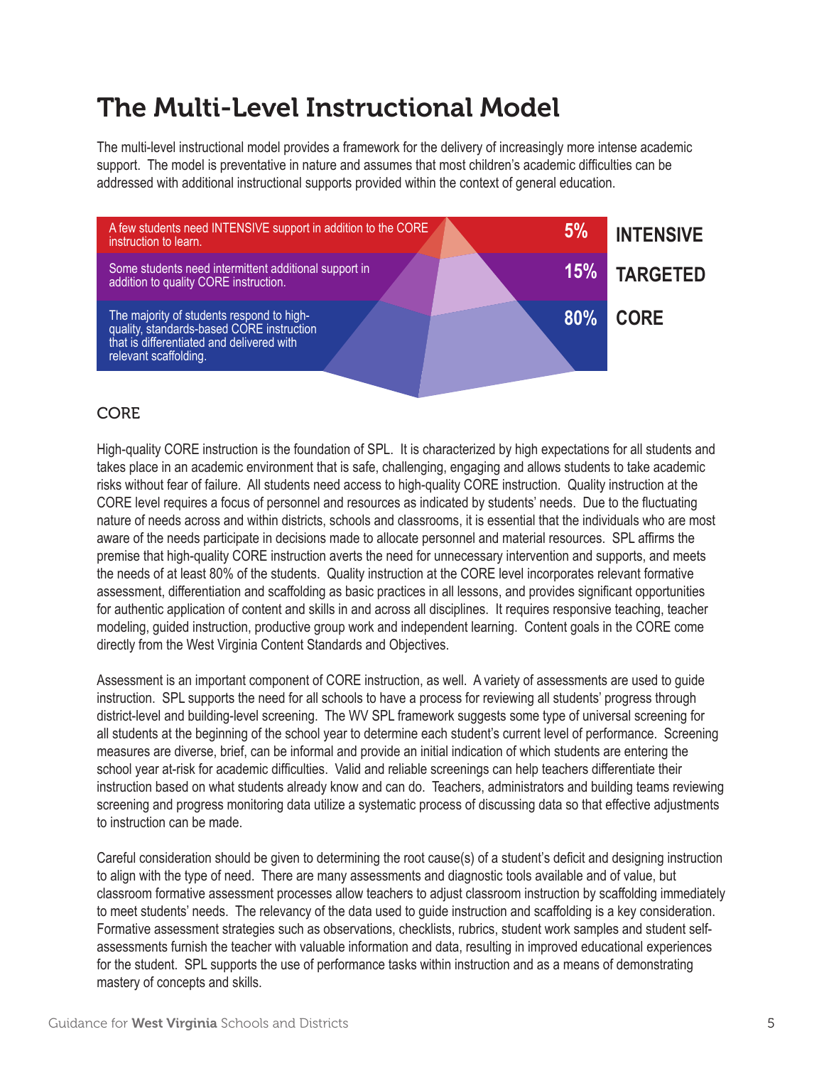# The Multi-Level Instructional Model

The multi-level instructional model provides a framework for the delivery of increasingly more intense academic support. The model is preventative in nature and assumes that most children's academic difficulties can be addressed with additional instructional supports provided within the context of general education.

| Description | Percentage | Level |
|---|---|---|
| A few students need INTENSIVE support in addition to the CORE instruction to learn. | 5% | INTENSIVE |
| Some students need intermittent additional support in addition to quality CORE instruction. | 15% | TARGETED |
| The majority of students respond to high-quality, standards-based CORE instruction that is differentiated and delivered with relevant scaffolding. | 80% | CORE |

## CORE

High-quality CORE instruction is the foundation of SPL. It is characterized by high expectations for all students and takes place in an academic environment that is safe, challenging, engaging and allows students to take academic risks without fear of failure. All students need access to high-quality CORE instruction. Quality instruction at the CORE level requires a focus of personnel and resources as indicated by students' needs. Due to the fluctuating nature of needs across and within districts, schools and classrooms, it is essential that the individuals who are most aware of the needs participate in decisions made to allocate personnel and material resources. SPL affirms the premise that high-quality CORE instruction averts the need for unnecessary intervention and supports, and meets the needs of at least 80% of the students. Quality instruction at the CORE level incorporates relevant formative assessment, differentiation and scaffolding as basic practices in all lessons, and provides significant opportunities for authentic application of content and skills in and across all disciplines. It requires responsive teaching, teacher modeling, guided instruction, productive group work and independent learning. Content goals in the CORE come directly from the West Virginia Content Standards and Objectives.

Assessment is an important component of CORE instruction, as well. A variety of assessments are used to guide instruction. SPL supports the need for all schools to have a process for reviewing all students' progress through district-level and building-level screening. The WV SPL framework suggests some type of universal screening for all students at the beginning of the school year to determine each student's current level of performance. Screening measures are diverse, brief, can be informal and provide an initial indication of which students are entering the school year at-risk for academic difficulties. Valid and reliable screenings can help teachers differentiate their instruction based on what students already know and can do. Teachers, administrators and building teams reviewing screening and progress monitoring data utilize a systematic process of discussing data so that effective adjustments to instruction can be made.

Careful consideration should be given to determining the root cause(s) of a student's deficit and designing instruction to align with the type of need. There are many assessments and diagnostic tools available and of value, but classroom formative assessment processes allow teachers to adjust classroom instruction by scaffolding immediately to meet students' needs. The relevancy of the data used to guide instruction and scaffolding is a key consideration. Formative assessment strategies such as observations, checklists, rubrics, student work samples and student self-assessments furnish the teacher with valuable information and data, resulting in improved educational experiences for the student. SPL supports the use of performance tasks within instruction and as a means of demonstrating mastery of concepts and skills.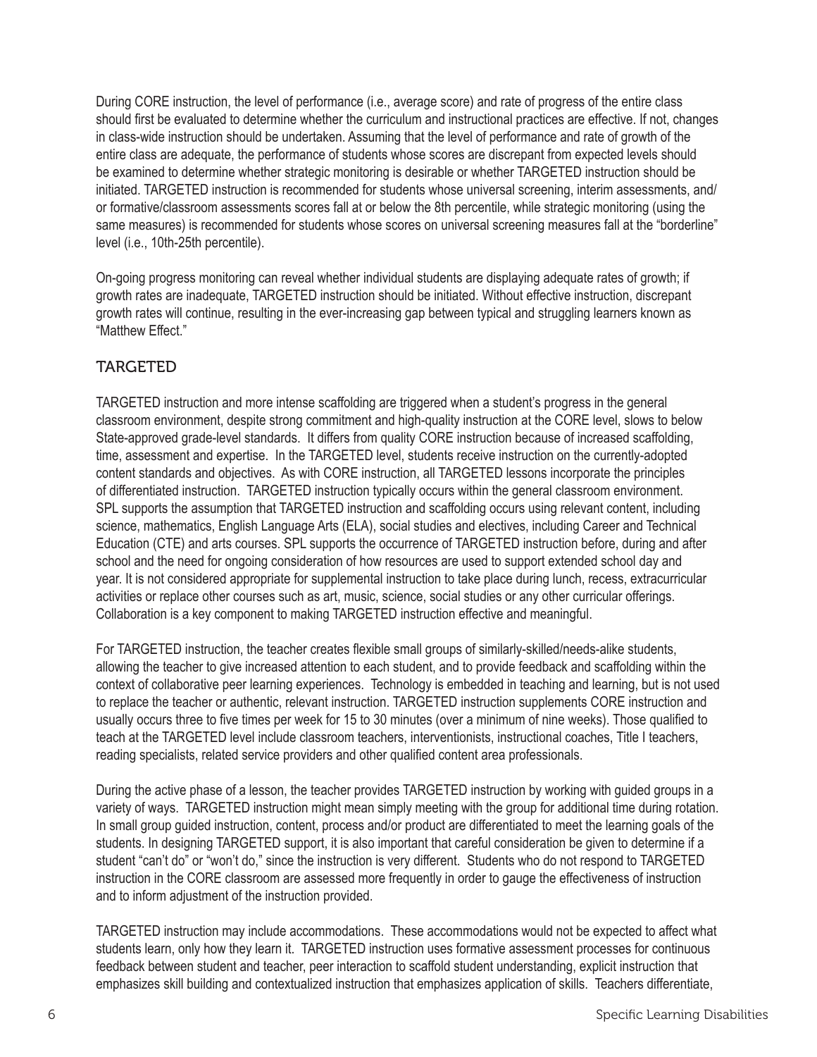During CORE instruction, the level of performance (i.e., average score) and rate of progress of the entire class should first be evaluated to determine whether the curriculum and instructional practices are effective. If not, changes in class-wide instruction should be undertaken. Assuming that the level of performance and rate of growth of the entire class are adequate, the performance of students whose scores are discrepant from expected levels should be examined to determine whether strategic monitoring is desirable or whether TARGETED instruction should be initiated. TARGETED instruction is recommended for students whose universal screening, interim assessments, and/or formative/classroom assessments scores fall at or below the 8th percentile, while strategic monitoring (using the same measures) is recommended for students whose scores on universal screening measures fall at the "borderline" level (i.e., 10th-25th percentile).

On-going progress monitoring can reveal whether individual students are displaying adequate rates of growth; if growth rates are inadequate, TARGETED instruction should be initiated. Without effective instruction, discrepant growth rates will continue, resulting in the ever-increasing gap between typical and struggling learners known as "Matthew Effect."

## TARGETED

TARGETED instruction and more intense scaffolding are triggered when a student's progress in the general classroom environment, despite strong commitment and high-quality instruction at the CORE level, slows to below State-approved grade-level standards. It differs from quality CORE instruction because of increased scaffolding, time, assessment and expertise. In the TARGETED level, students receive instruction on the currently-adopted content standards and objectives. As with CORE instruction, all TARGETED lessons incorporate the principles of differentiated instruction. TARGETED instruction typically occurs within the general classroom environment. SPL supports the assumption that TARGETED instruction and scaffolding occurs using relevant content, including science, mathematics, English Language Arts (ELA), social studies and electives, including Career and Technical Education (CTE) and arts courses. SPL supports the occurrence of TARGETED instruction before, during and after school and the need for ongoing consideration of how resources are used to support extended school day and year. It is not considered appropriate for supplemental instruction to take place during lunch, recess, extracurricular activities or replace other courses such as art, music, science, social studies or any other curricular offerings. Collaboration is a key component to making TARGETED instruction effective and meaningful.

For TARGETED instruction, the teacher creates flexible small groups of similarly-skilled/needs-alike students, allowing the teacher to give increased attention to each student, and to provide feedback and scaffolding within the context of collaborative peer learning experiences. Technology is embedded in teaching and learning, but is not used to replace the teacher or authentic, relevant instruction. TARGETED instruction supplements CORE instruction and usually occurs three to five times per week for 15 to 30 minutes (over a minimum of nine weeks). Those qualified to teach at the TARGETED level include classroom teachers, interventionists, instructional coaches, Title I teachers, reading specialists, related service providers and other qualified content area professionals.

During the active phase of a lesson, the teacher provides TARGETED instruction by working with guided groups in a variety of ways. TARGETED instruction might mean simply meeting with the group for additional time during rotation. In small group guided instruction, content, process and/or product are differentiated to meet the learning goals of the students. In designing TARGETED support, it is also important that careful consideration be given to determine if a student "can't do" or "won't do," since the instruction is very different. Students who do not respond to TARGETED instruction in the CORE classroom are assessed more frequently in order to gauge the effectiveness of instruction and to inform adjustment of the instruction provided.

TARGETED instruction may include accommodations. These accommodations would not be expected to affect what students learn, only how they learn it. TARGETED instruction uses formative assessment processes for continuous feedback between student and teacher, peer interaction to scaffold student understanding, explicit instruction that emphasizes skill building and contextualized instruction that emphasizes application of skills. Teachers differentiate,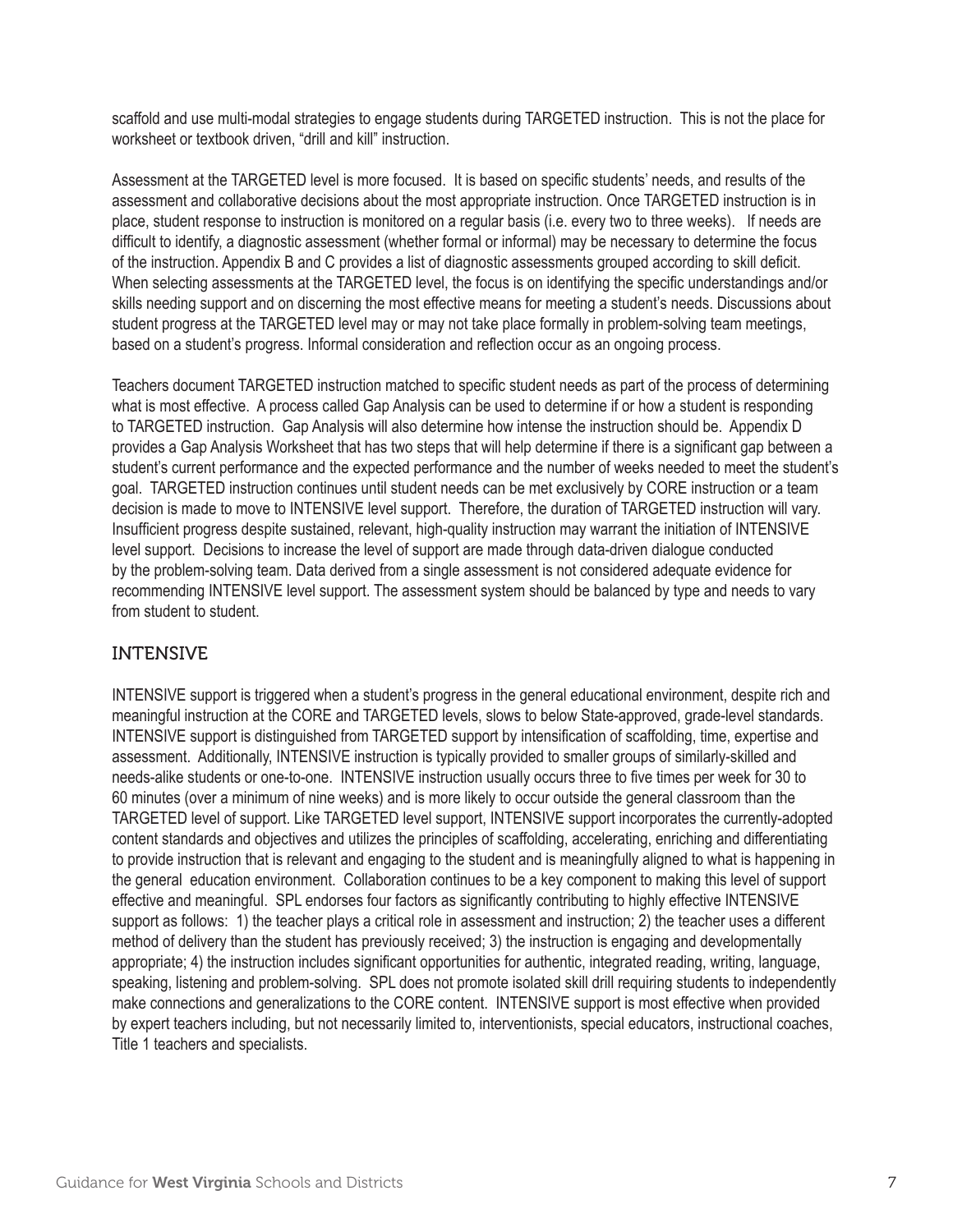scaffold and use multi-modal strategies to engage students during TARGETED instruction. This is not the place for worksheet or textbook driven, "drill and kill" instruction.

Assessment at the TARGETED level is more focused. It is based on specific students' needs, and results of the assessment and collaborative decisions about the most appropriate instruction. Once TARGETED instruction is in place, student response to instruction is monitored on a regular basis (i.e. every two to three weeks). If needs are difficult to identify, a diagnostic assessment (whether formal or informal) may be necessary to determine the focus of the instruction. Appendix B and C provides a list of diagnostic assessments grouped according to skill deficit. When selecting assessments at the TARGETED level, the focus is on identifying the specific understandings and/or skills needing support and on discerning the most effective means for meeting a student's needs. Discussions about student progress at the TARGETED level may or may not take place formally in problem-solving team meetings, based on a student's progress. Informal consideration and reflection occur as an ongoing process.

Teachers document TARGETED instruction matched to specific student needs as part of the process of determining what is most effective. A process called Gap Analysis can be used to determine if or how a student is responding to TARGETED instruction. Gap Analysis will also determine how intense the instruction should be. Appendix D provides a Gap Analysis Worksheet that has two steps that will help determine if there is a significant gap between a student's current performance and the expected performance and the number of weeks needed to meet the student's goal. TARGETED instruction continues until student needs can be met exclusively by CORE instruction or a team decision is made to move to INTENSIVE level support. Therefore, the duration of TARGETED instruction will vary. Insufficient progress despite sustained, relevant, high-quality instruction may warrant the initiation of INTENSIVE level support. Decisions to increase the level of support are made through data-driven dialogue conducted by the problem-solving team. Data derived from a single assessment is not considered adequate evidence for recommending INTENSIVE level support. The assessment system should be balanced by type and needs to vary from student to student.

## INTENSIVE

INTENSIVE support is triggered when a student's progress in the general educational environment, despite rich and meaningful instruction at the CORE and TARGETED levels, slows to below State-approved, grade-level standards. INTENSIVE support is distinguished from TARGETED support by intensification of scaffolding, time, expertise and assessment. Additionally, INTENSIVE instruction is typically provided to smaller groups of similarly-skilled and needs-alike students or one-to-one. INTENSIVE instruction usually occurs three to five times per week for 30 to 60 minutes (over a minimum of nine weeks) and is more likely to occur outside the general classroom than the TARGETED level of support. Like TARGETED level support, INTENSIVE support incorporates the currently-adopted content standards and objectives and utilizes the principles of scaffolding, accelerating, enriching and differentiating to provide instruction that is relevant and engaging to the student and is meaningfully aligned to what is happening in the general education environment. Collaboration continues to be a key component to making this level of support effective and meaningful. SPL endorses four factors as significantly contributing to highly effective INTENSIVE support as follows: 1) the teacher plays a critical role in assessment and instruction; 2) the teacher uses a different method of delivery than the student has previously received; 3) the instruction is engaging and developmentally appropriate; 4) the instruction includes significant opportunities for authentic, integrated reading, writing, language, speaking, listening and problem-solving. SPL does not promote isolated skill drill requiring students to independently make connections and generalizations to the CORE content. INTENSIVE support is most effective when provided by expert teachers including, but not necessarily limited to, interventionists, special educators, instructional coaches, Title 1 teachers and specialists.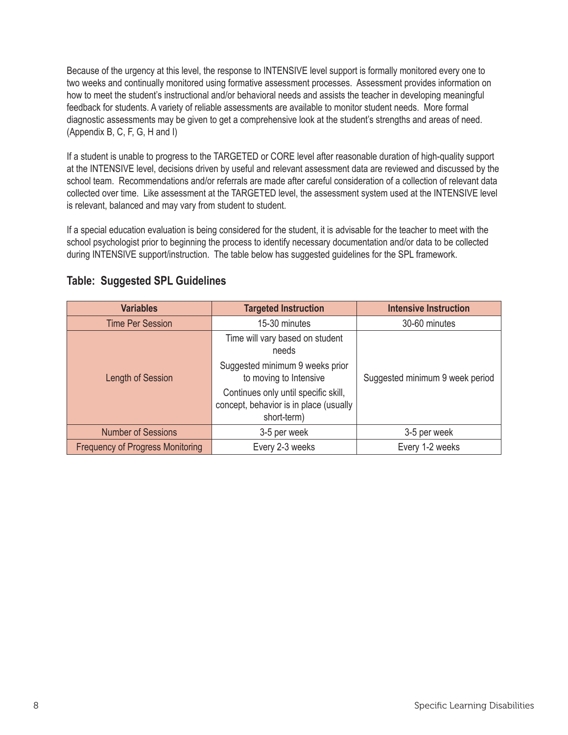Because of the urgency at this level, the response to INTENSIVE level support is formally monitored every one to two weeks and continually monitored using formative assessment processes. Assessment provides information on how to meet the student's instructional and/or behavioral needs and assists the teacher in developing meaningful feedback for students. A variety of reliable assessments are available to monitor student needs. More formal diagnostic assessments may be given to get a comprehensive look at the student's strengths and areas of need. (Appendix B, C, F, G, H and I)

If a student is unable to progress to the TARGETED or CORE level after reasonable duration of high-quality support at the INTENSIVE level, decisions driven by useful and relevant assessment data are reviewed and discussed by the school team. Recommendations and/or referrals are made after careful consideration of a collection of relevant data collected over time. Like assessment at the TARGETED level, the assessment system used at the INTENSIVE level is relevant, balanced and may vary from student to student.

If a special education evaluation is being considered for the student, it is advisable for the teacher to meet with the school psychologist prior to beginning the process to identify necessary documentation and/or data to be collected during INTENSIVE support/instruction. The table below has suggested guidelines for the SPL framework.

### Table: Suggested SPL Guidelines

| Variables | Targeted Instruction | Intensive Instruction |
|---|---|---|
| Time Per Session | 15-30 minutes | 30-60 minutes |
| Length of Session | Time will vary based on student needs<br><br>Suggested minimum 9 weeks prior to moving to Intensive<br><br>Continues only until specific skill, concept, behavior is in place (usually short-term) | Suggested minimum 9 week period |
| Number of Sessions | 3-5 per week | 3-5 per week |
| Frequency of Progress Monitoring | Every 2-3 weeks | Every 1-2 weeks |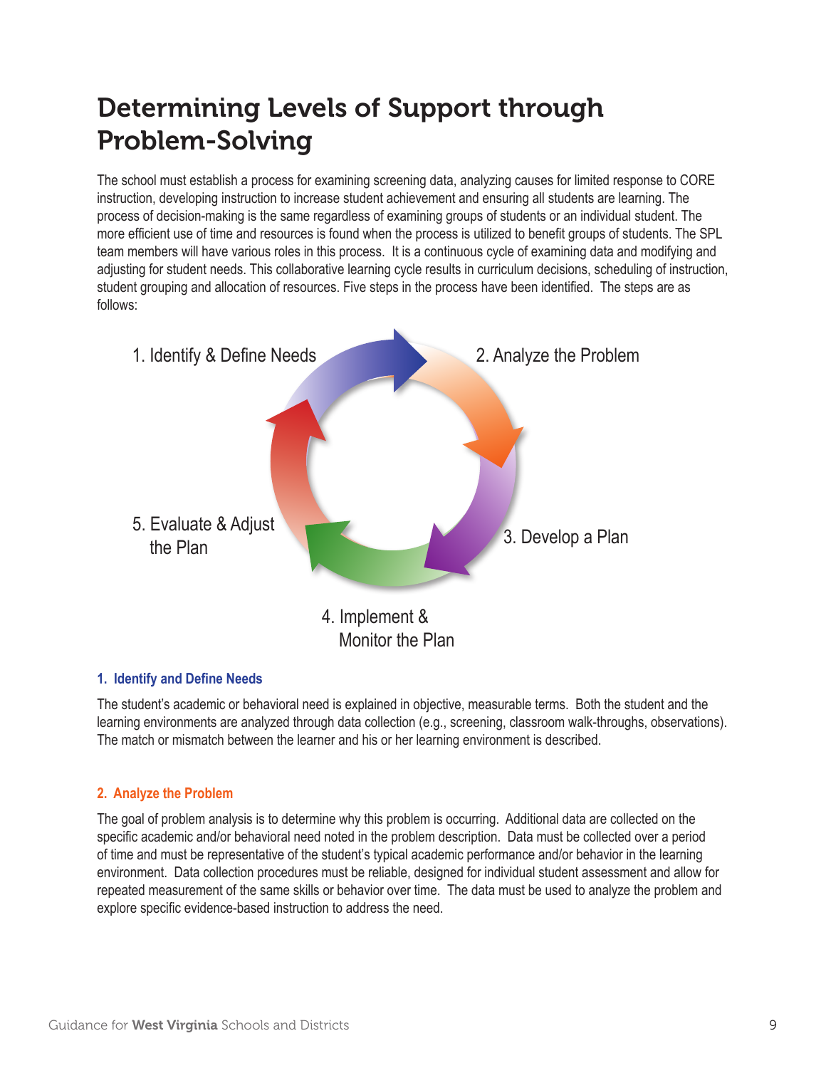# Determining Levels of Support through Problem-Solving

The school must establish a process for examining screening data, analyzing causes for limited response to CORE instruction, developing instruction to increase student achievement and ensuring all students are learning. The process of decision-making is the same regardless of examining groups of students or an individual student. The more efficient use of time and resources is found when the process is utilized to benefit groups of students. The SPL team members will have various roles in this process. It is a continuous cycle of examining data and modifying and adjusting for student needs. This collaborative learning cycle results in curriculum decisions, scheduling of instruction, student grouping and allocation of resources. Five steps in the process have been identified. The steps are as follows:

1. Identify & Define Needs
2. Analyze the Problem
3. Develop a Plan
4. Implement & Monitor the Plan
5. Evaluate & Adjust the Plan

### 1. Identify and Define Needs

The student's academic or behavioral need is explained in objective, measurable terms. Both the student and the learning environments are analyzed through data collection (e.g., screening, classroom walk-throughs, observations). The match or mismatch between the learner and his or her learning environment is described.

### 2. Analyze the Problem

The goal of problem analysis is to determine why this problem is occurring. Additional data are collected on the specific academic and/or behavioral need noted in the problem description. Data must be collected over a period of time and must be representative of the student's typical academic performance and/or behavior in the learning environment. Data collection procedures must be reliable, designed for individual student assessment and allow for repeated measurement of the same skills or behavior over time. The data must be used to analyze the problem and explore specific evidence-based instruction to address the need.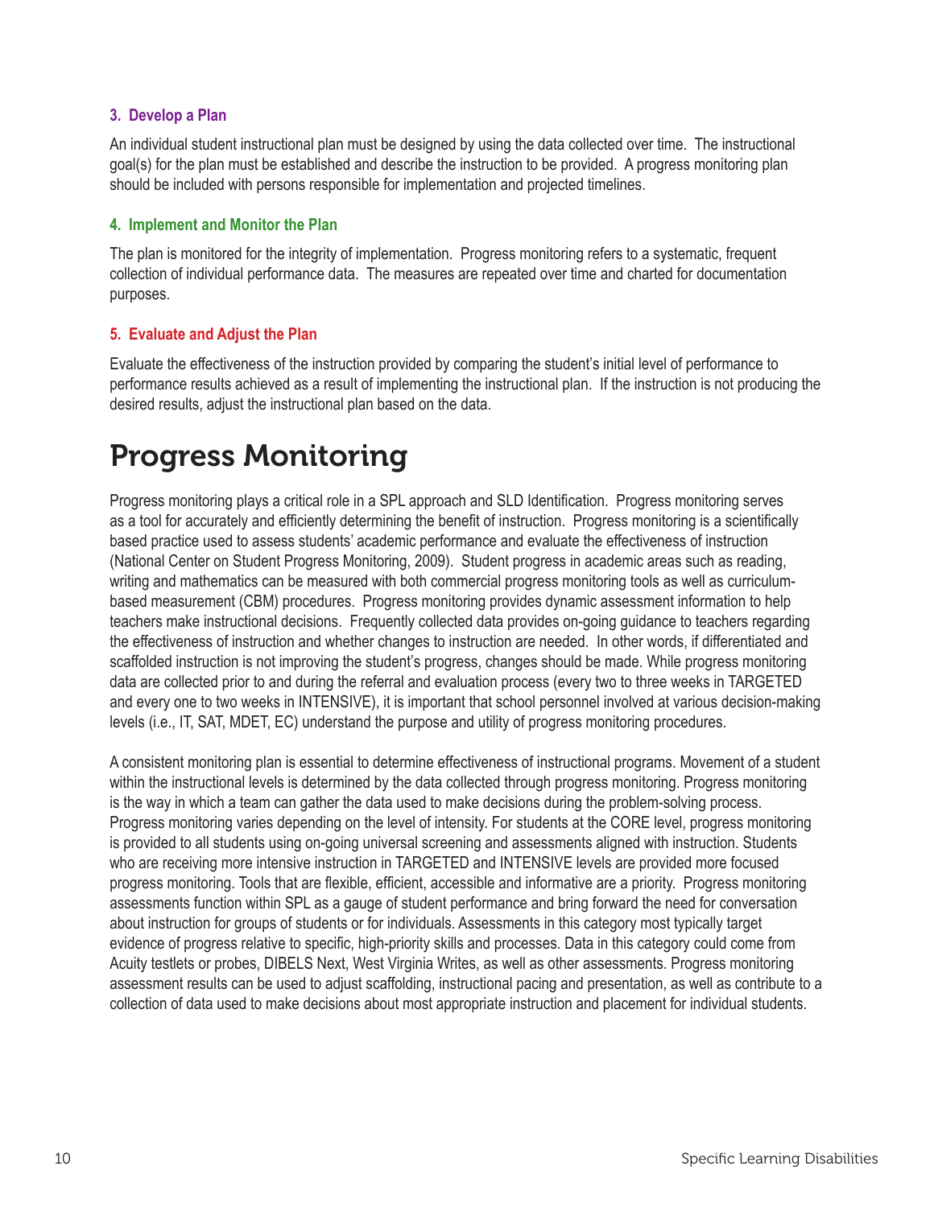### 3. Develop a Plan

An individual student instructional plan must be designed by using the data collected over time. The instructional goal(s) for the plan must be established and describe the instruction to be provided. A progress monitoring plan should be included with persons responsible for implementation and projected timelines.

### 4. Implement and Monitor the Plan

The plan is monitored for the integrity of implementation. Progress monitoring refers to a systematic, frequent collection of individual performance data. The measures are repeated over time and charted for documentation purposes.

### 5. Evaluate and Adjust the Plan

Evaluate the effectiveness of the instruction provided by comparing the student's initial level of performance to performance results achieved as a result of implementing the instructional plan. If the instruction is not producing the desired results, adjust the instructional plan based on the data.

# Progress Monitoring

Progress monitoring plays a critical role in a SPL approach and SLD Identification. Progress monitoring serves as a tool for accurately and efficiently determining the benefit of instruction. Progress monitoring is a scientifically based practice used to assess students' academic performance and evaluate the effectiveness of instruction (National Center on Student Progress Monitoring, 2009). Student progress in academic areas such as reading, writing and mathematics can be measured with both commercial progress monitoring tools as well as curriculum-based measurement (CBM) procedures. Progress monitoring provides dynamic assessment information to help teachers make instructional decisions. Frequently collected data provides on-going guidance to teachers regarding the effectiveness of instruction and whether changes to instruction are needed. In other words, if differentiated and scaffolded instruction is not improving the student's progress, changes should be made. While progress monitoring data are collected prior to and during the referral and evaluation process (every two to three weeks in TARGETED and every one to two weeks in INTENSIVE), it is important that school personnel involved at various decision-making levels (i.e., IT, SAT, MDET, EC) understand the purpose and utility of progress monitoring procedures.

A consistent monitoring plan is essential to determine effectiveness of instructional programs. Movement of a student within the instructional levels is determined by the data collected through progress monitoring. Progress monitoring is the way in which a team can gather the data used to make decisions during the problem-solving process. Progress monitoring varies depending on the level of intensity. For students at the CORE level, progress monitoring is provided to all students using on-going universal screening and assessments aligned with instruction. Students who are receiving more intensive instruction in TARGETED and INTENSIVE levels are provided more focused progress monitoring. Tools that are flexible, efficient, accessible and informative are a priority. Progress monitoring assessments function within SPL as a gauge of student performance and bring forward the need for conversation about instruction for groups of students or for individuals. Assessments in this category most typically target evidence of progress relative to specific, high-priority skills and processes. Data in this category could come from Acuity testlets or probes, DIBELS Next, West Virginia Writes, as well as other assessments. Progress monitoring assessment results can be used to adjust scaffolding, instructional pacing and presentation, as well as contribute to a collection of data used to make decisions about most appropriate instruction and placement for individual students.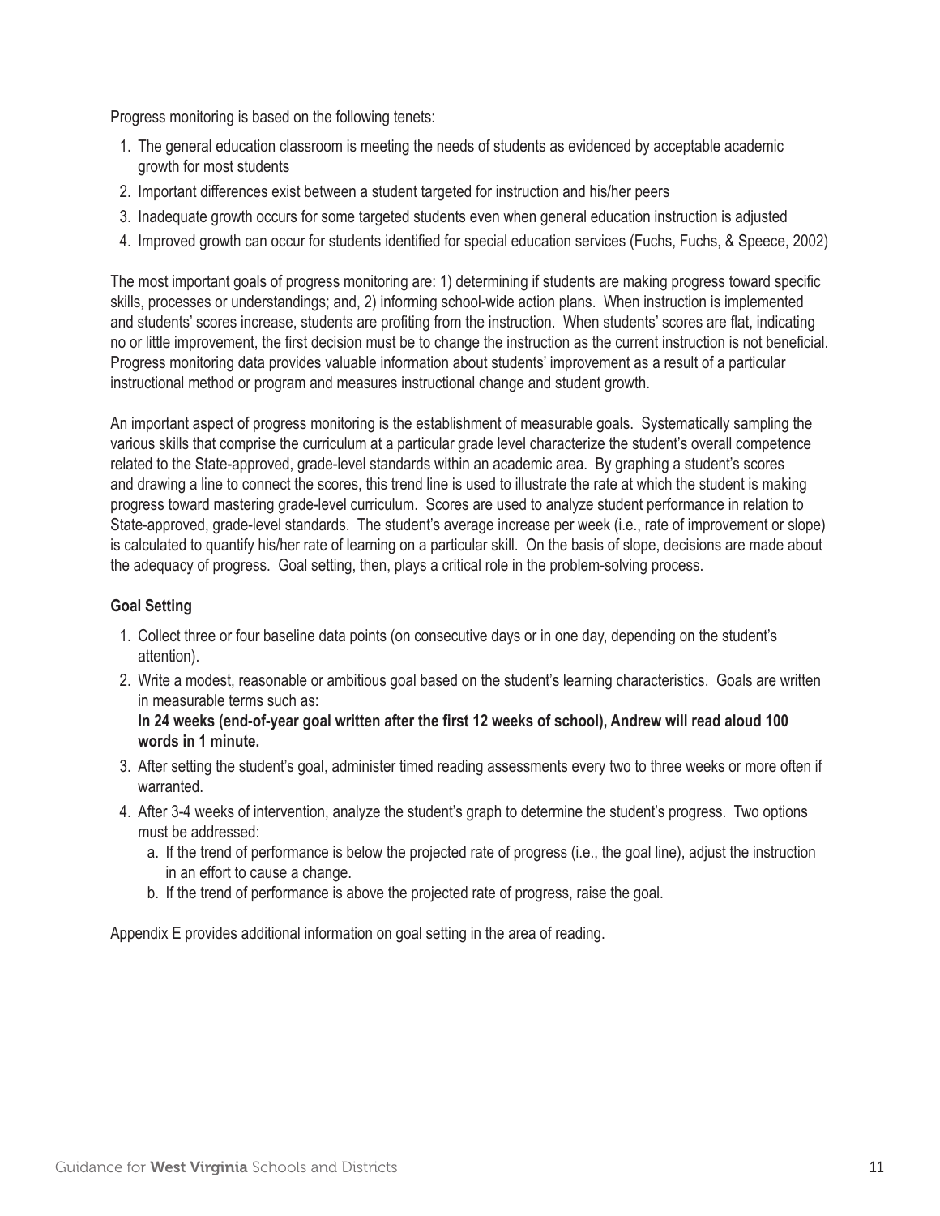Progress monitoring is based on the following tenets:

1. The general education classroom is meeting the needs of students as evidenced by acceptable academic growth for most students
2. Important differences exist between a student targeted for instruction and his/her peers
3. Inadequate growth occurs for some targeted students even when general education instruction is adjusted
4. Improved growth can occur for students identified for special education services (Fuchs, Fuchs, & Speece, 2002)

The most important goals of progress monitoring are: 1) determining if students are making progress toward specific skills, processes or understandings; and, 2) informing school-wide action plans. When instruction is implemented and students' scores increase, students are profiting from the instruction. When students' scores are flat, indicating no or little improvement, the first decision must be to change the instruction as the current instruction is not beneficial. Progress monitoring data provides valuable information about students' improvement as a result of a particular instructional method or program and measures instructional change and student growth.

An important aspect of progress monitoring is the establishment of measurable goals. Systematically sampling the various skills that comprise the curriculum at a particular grade level characterize the student's overall competence related to the State-approved, grade-level standards within an academic area. By graphing a student's scores and drawing a line to connect the scores, this trend line is used to illustrate the rate at which the student is making progress toward mastering grade-level curriculum. Scores are used to analyze student performance in relation to State-approved, grade-level standards. The student's average increase per week (i.e., rate of improvement or slope) is calculated to quantify his/her rate of learning on a particular skill. On the basis of slope, decisions are made about the adequacy of progress. Goal setting, then, plays a critical role in the problem-solving process.

**Goal Setting**

1. Collect three or four baseline data points (on consecutive days or in one day, depending on the student's attention).
2. Write a modest, reasonable or ambitious goal based on the student's learning characteristics. Goals are written in measurable terms such as:
   **In 24 weeks (end-of-year goal written after the first 12 weeks of school), Andrew will read aloud 100 words in 1 minute.**
3. After setting the student's goal, administer timed reading assessments every two to three weeks or more often if warranted.
4. After 3-4 weeks of intervention, analyze the student's graph to determine the student's progress. Two options must be addressed:
   a. If the trend of performance is below the projected rate of progress (i.e., the goal line), adjust the instruction in an effort to cause a change.
   b. If the trend of performance is above the projected rate of progress, raise the goal.

Appendix E provides additional information on goal setting in the area of reading.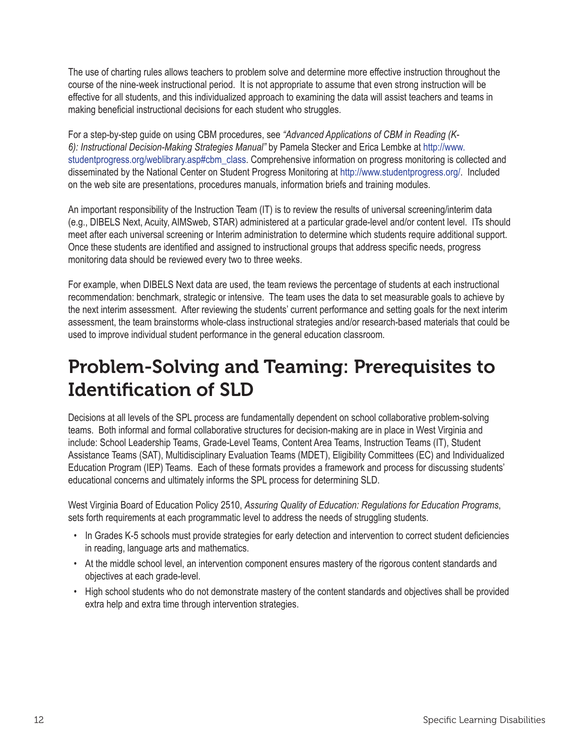The use of charting rules allows teachers to problem solve and determine more effective instruction throughout the course of the nine-week instructional period. It is not appropriate to assume that even strong instruction will be effective for all students, and this individualized approach to examining the data will assist teachers and teams in making beneficial instructional decisions for each student who struggles.

For a step-by-step guide on using CBM procedures, see *"Advanced Applications of CBM in Reading (K-6): Instructional Decision-Making Strategies Manual"* by Pamela Stecker and Erica Lembke at http://www.studentprogress.org/weblibrary.asp#cbm_class. Comprehensive information on progress monitoring is collected and disseminated by the National Center on Student Progress Monitoring at http://www.studentprogress.org/. Included on the web site are presentations, procedures manuals, information briefs and training modules.

An important responsibility of the Instruction Team (IT) is to review the results of universal screening/interim data (e.g., DIBELS Next, Acuity, AIMSweb, STAR) administered at a particular grade-level and/or content level. ITs should meet after each universal screening or Interim administration to determine which students require additional support. Once these students are identified and assigned to instructional groups that address specific needs, progress monitoring data should be reviewed every two to three weeks.

For example, when DIBELS Next data are used, the team reviews the percentage of students at each instructional recommendation: benchmark, strategic or intensive. The team uses the data to set measurable goals to achieve by the next interim assessment. After reviewing the students' current performance and setting goals for the next interim assessment, the team brainstorms whole-class instructional strategies and/or research-based materials that could be used to improve individual student performance in the general education classroom.

# Problem-Solving and Teaming: Prerequisites to Identification of SLD

Decisions at all levels of the SPL process are fundamentally dependent on school collaborative problem-solving teams. Both informal and formal collaborative structures for decision-making are in place in West Virginia and include: School Leadership Teams, Grade-Level Teams, Content Area Teams, Instruction Teams (IT), Student Assistance Teams (SAT), Multidisciplinary Evaluation Teams (MDET), Eligibility Committees (EC) and Individualized Education Program (IEP) Teams. Each of these formats provides a framework and process for discussing students' educational concerns and ultimately informs the SPL process for determining SLD.

West Virginia Board of Education Policy 2510, *Assuring Quality of Education: Regulations for Education Programs*, sets forth requirements at each programmatic level to address the needs of struggling students.

- In Grades K-5 schools must provide strategies for early detection and intervention to correct student deficiencies in reading, language arts and mathematics.
- At the middle school level, an intervention component ensures mastery of the rigorous content standards and objectives at each grade-level.
- High school students who do not demonstrate mastery of the content standards and objectives shall be provided extra help and extra time through intervention strategies.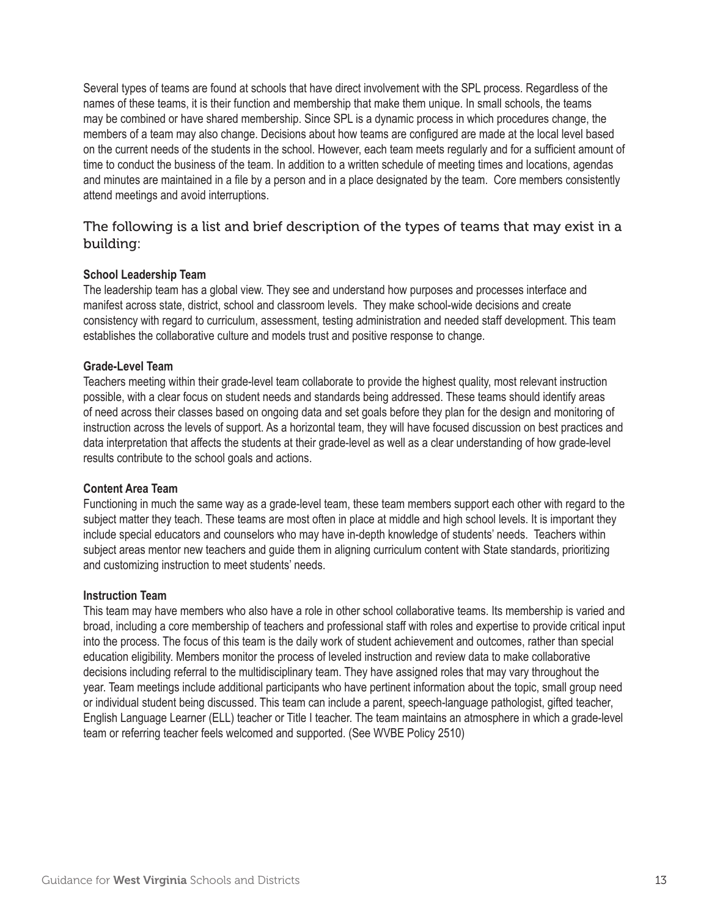Several types of teams are found at schools that have direct involvement with the SPL process. Regardless of the names of these teams, it is their function and membership that make them unique. In small schools, the teams may be combined or have shared membership. Since SPL is a dynamic process in which procedures change, the members of a team may also change. Decisions about how teams are configured are made at the local level based on the current needs of the students in the school. However, each team meets regularly and for a sufficient amount of time to conduct the business of the team. In addition to a written schedule of meeting times and locations, agendas and minutes are maintained in a file by a person and in a place designated by the team. Core members consistently attend meetings and avoid interruptions.

## The following is a list and brief description of the types of teams that may exist in a building:

**School Leadership Team**

The leadership team has a global view. They see and understand how purposes and processes interface and manifest across state, district, school and classroom levels. They make school-wide decisions and create consistency with regard to curriculum, assessment, testing administration and needed staff development. This team establishes the collaborative culture and models trust and positive response to change.

**Grade-Level Team**

Teachers meeting within their grade-level team collaborate to provide the highest quality, most relevant instruction possible, with a clear focus on student needs and standards being addressed. These teams should identify areas of need across their classes based on ongoing data and set goals before they plan for the design and monitoring of instruction across the levels of support. As a horizontal team, they will have focused discussion on best practices and data interpretation that affects the students at their grade-level as well as a clear understanding of how grade-level results contribute to the school goals and actions.

**Content Area Team**

Functioning in much the same way as a grade-level team, these team members support each other with regard to the subject matter they teach. These teams are most often in place at middle and high school levels. It is important they include special educators and counselors who may have in-depth knowledge of students' needs. Teachers within subject areas mentor new teachers and guide them in aligning curriculum content with State standards, prioritizing and customizing instruction to meet students' needs.

**Instruction Team**

This team may have members who also have a role in other school collaborative teams. Its membership is varied and broad, including a core membership of teachers and professional staff with roles and expertise to provide critical input into the process. The focus of this team is the daily work of student achievement and outcomes, rather than special education eligibility. Members monitor the process of leveled instruction and review data to make collaborative decisions including referral to the multidisciplinary team. They have assigned roles that may vary throughout the year. Team meetings include additional participants who have pertinent information about the topic, small group need or individual student being discussed. This team can include a parent, speech-language pathologist, gifted teacher, English Language Learner (ELL) teacher or Title I teacher. The team maintains an atmosphere in which a grade-level team or referring teacher feels welcomed and supported. (See WVBE Policy 2510)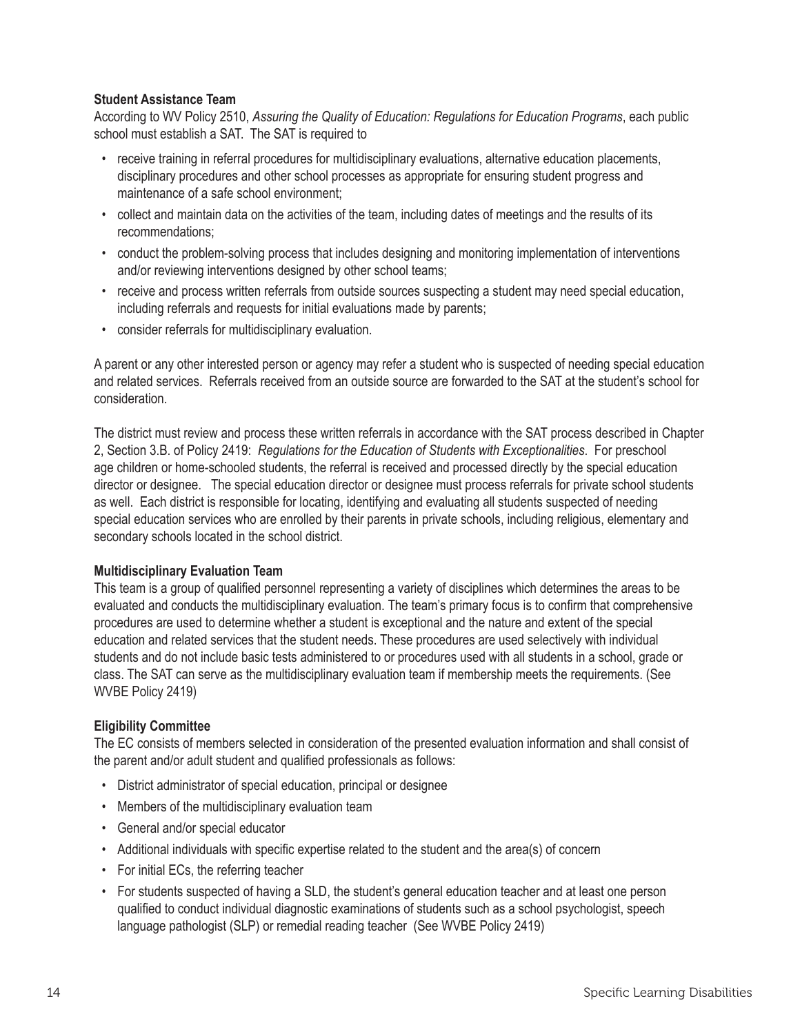**Student Assistance Team**

According to WV Policy 2510, *Assuring the Quality of Education: Regulations for Education Programs*, each public school must establish a SAT. The SAT is required to

- receive training in referral procedures for multidisciplinary evaluations, alternative education placements, disciplinary procedures and other school processes as appropriate for ensuring student progress and maintenance of a safe school environment;
- collect and maintain data on the activities of the team, including dates of meetings and the results of its recommendations;
- conduct the problem-solving process that includes designing and monitoring implementation of interventions and/or reviewing interventions designed by other school teams;
- receive and process written referrals from outside sources suspecting a student may need special education, including referrals and requests for initial evaluations made by parents;
- consider referrals for multidisciplinary evaluation.

A parent or any other interested person or agency may refer a student who is suspected of needing special education and related services. Referrals received from an outside source are forwarded to the SAT at the student's school for consideration.

The district must review and process these written referrals in accordance with the SAT process described in Chapter 2, Section 3.B. of Policy 2419: *Regulations for the Education of Students with Exceptionalities*. For preschool age children or home-schooled students, the referral is received and processed directly by the special education director or designee. The special education director or designee must process referrals for private school students as well. Each district is responsible for locating, identifying and evaluating all students suspected of needing special education services who are enrolled by their parents in private schools, including religious, elementary and secondary schools located in the school district.

**Multidisciplinary Evaluation Team**

This team is a group of qualified personnel representing a variety of disciplines which determines the areas to be evaluated and conducts the multidisciplinary evaluation. The team's primary focus is to confirm that comprehensive procedures are used to determine whether a student is exceptional and the nature and extent of the special education and related services that the student needs. These procedures are used selectively with individual students and do not include basic tests administered to or procedures used with all students in a school, grade or class. The SAT can serve as the multidisciplinary evaluation team if membership meets the requirements. (See WVBE Policy 2419)

**Eligibility Committee**

The EC consists of members selected in consideration of the presented evaluation information and shall consist of the parent and/or adult student and qualified professionals as follows:

- District administrator of special education, principal or designee
- Members of the multidisciplinary evaluation team
- General and/or special educator
- Additional individuals with specific expertise related to the student and the area(s) of concern
- For initial ECs, the referring teacher
- For students suspected of having a SLD, the student's general education teacher and at least one person qualified to conduct individual diagnostic examinations of students such as a school psychologist, speech language pathologist (SLP) or remedial reading teacher (See WVBE Policy 2419)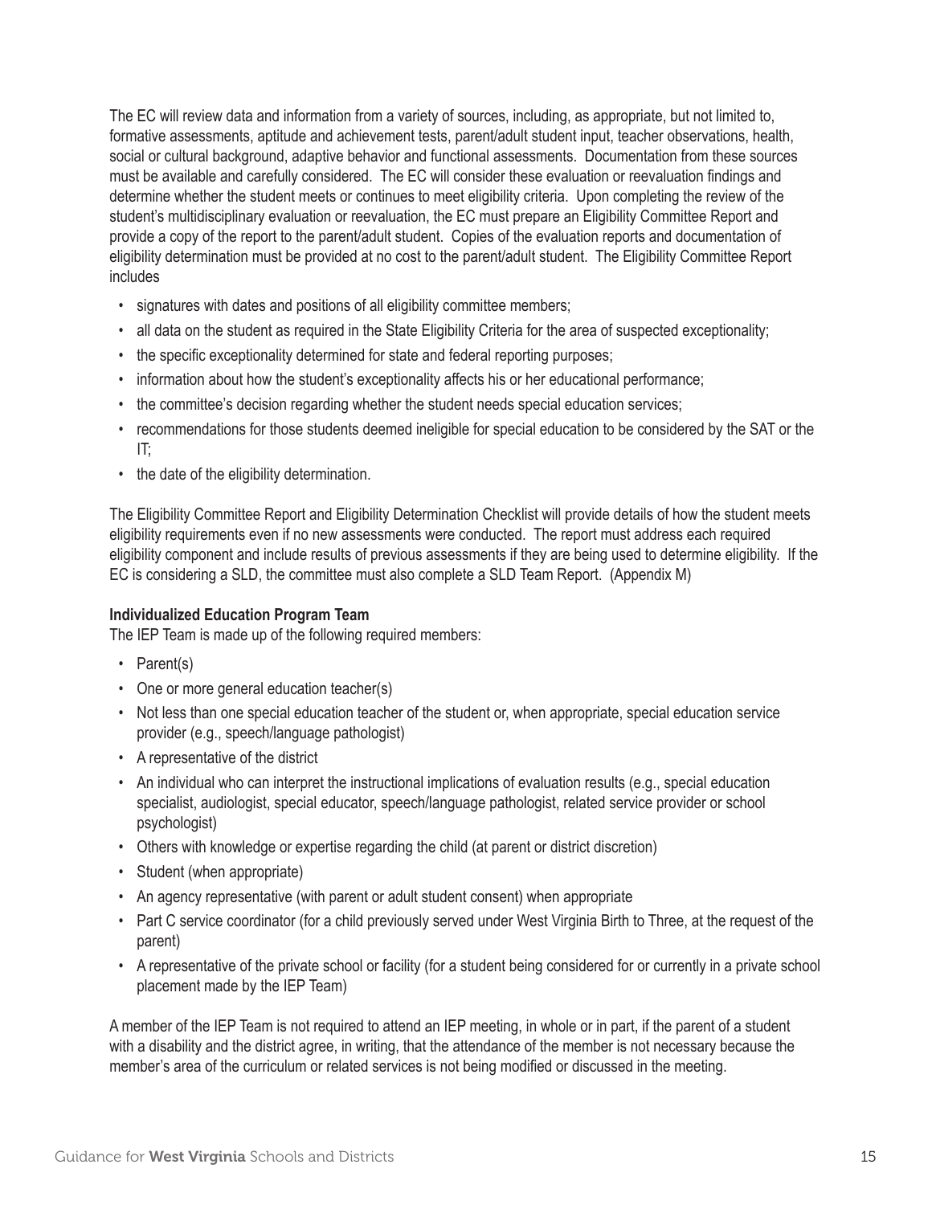The EC will review data and information from a variety of sources, including, as appropriate, but not limited to, formative assessments, aptitude and achievement tests, parent/adult student input, teacher observations, health, social or cultural background, adaptive behavior and functional assessments. Documentation from these sources must be available and carefully considered. The EC will consider these evaluation or reevaluation findings and determine whether the student meets or continues to meet eligibility criteria. Upon completing the review of the student's multidisciplinary evaluation or reevaluation, the EC must prepare an Eligibility Committee Report and provide a copy of the report to the parent/adult student. Copies of the evaluation reports and documentation of eligibility determination must be provided at no cost to the parent/adult student. The Eligibility Committee Report includes

- signatures with dates and positions of all eligibility committee members;
- all data on the student as required in the State Eligibility Criteria for the area of suspected exceptionality;
- the specific exceptionality determined for state and federal reporting purposes;
- information about how the student's exceptionality affects his or her educational performance;
- the committee's decision regarding whether the student needs special education services;
- recommendations for those students deemed ineligible for special education to be considered by the SAT or the IT;
- the date of the eligibility determination.

The Eligibility Committee Report and Eligibility Determination Checklist will provide details of how the student meets eligibility requirements even if no new assessments were conducted. The report must address each required eligibility component and include results of previous assessments if they are being used to determine eligibility. If the EC is considering a SLD, the committee must also complete a SLD Team Report. (Appendix M)

**Individualized Education Program Team**

The IEP Team is made up of the following required members:

- Parent(s)
- One or more general education teacher(s)
- Not less than one special education teacher of the student or, when appropriate, special education service provider (e.g., speech/language pathologist)
- A representative of the district
- An individual who can interpret the instructional implications of evaluation results (e.g., special education specialist, audiologist, special educator, speech/language pathologist, related service provider or school psychologist)
- Others with knowledge or expertise regarding the child (at parent or district discretion)
- Student (when appropriate)
- An agency representative (with parent or adult student consent) when appropriate
- Part C service coordinator (for a child previously served under West Virginia Birth to Three, at the request of the parent)
- A representative of the private school or facility (for a student being considered for or currently in a private school placement made by the IEP Team)

A member of the IEP Team is not required to attend an IEP meeting, in whole or in part, if the parent of a student with a disability and the district agree, in writing, that the attendance of the member is not necessary because the member's area of the curriculum or related services is not being modified or discussed in the meeting.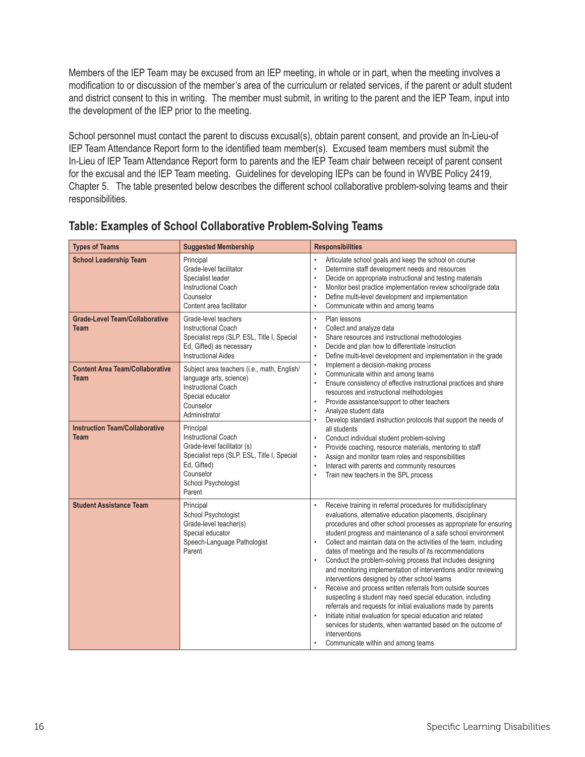Members of the IEP Team may be excused from an IEP meeting, in whole or in part, when the meeting involves a modification to or discussion of the member's area of the curriculum or related services, if the parent or adult student and district consent to this in writing. The member must submit, in writing to the parent and the IEP Team, input into the development of the IEP prior to the meeting.

School personnel must contact the parent to discuss excusal(s), obtain parent consent, and provide an In-Lieu-of IEP Team Attendance Report form to the identified team member(s). Excused team members must submit the In-Lieu of IEP Team Attendance Report form to parents and the IEP Team chair between receipt of parent consent for the excusal and the IEP Team meeting. Guidelines for developing IEPs can be found in WVBE Policy 2419, Chapter 5. The table presented below describes the different school collaborative problem-solving teams and their responsibilities.

## Table: Examples of School Collaborative Problem-Solving Teams

| Types of Teams | Suggested Membership | Responsibilities |
|---|---|---|
| **School Leadership Team** | Principal<br>Grade-level facilitator<br>Specialist leader<br>Instructional Coach<br>Counselor<br>Content area facilitator | • Articulate school goals and keep the school on course<br>• Determine staff development needs and resources<br>• Decide on appropriate instructional and testing materials<br>• Monitor best practice implementation review school/grade data<br>• Define multi-level development and implementation<br>• Communicate within and among teams |
| **Grade-Level Team/Collaborative Team** | Grade-level teachers<br>Instructional Coach<br>Specialist reps (SLP, ESL, Title I, Special Ed, Gifted) as necessary<br>Instructional Aides | • Plan lessons<br>• Collect and analyze data<br>• Share resources and instructional methodologies<br>• Decide and plan how to differentiate instruction<br>• Define multi-level development and implementation in the grade<br>• Implement a decision-making process<br>• Communicate within and among teams<br>• Ensure consistency of effective instructional practices and share resources and instructional methodologies<br>• Provide assistance/support to other teachers<br>• Analyze student data<br>• Develop standard instruction protocols that support the needs of all students<br>• Conduct individual student problem-solving<br>• Provide coaching, resource materials, mentoring to staff<br>• Assign and monitor team roles and responsibilities<br>• Interact with parents and community resources<br>• Train new teachers in the SPL process |
| **Content Area Team/Collaborative Team** | Subject area teachers (i.e., math, English/ language arts, science)<br>Instructional Coach<br>Special educator<br>Counselor<br>Administrator | |
| **Instruction Team/Collaborative Team** | Principal<br>Instructional Coach<br>Grade-level facilitator (s)<br>Specialist reps (SLP, ESL, Title I, Special Ed, Gifted)<br>Counselor<br>School Psychologist<br>Parent | |
| **Student Assistance Team** | Principal<br>School Psychologist<br>Grade-level teacher(s)<br>Special educator<br>Speech-Language Pathologist<br>Parent | • Receive training in referral procedures for multidisciplinary evaluations, alternative education placements, disciplinary procedures and other school processes as appropriate for ensuring student progress and maintenance of a safe school environment<br>• Collect and maintain data on the activities of the team, including dates of meetings and the results of its recommendations<br>• Conduct the problem-solving process that includes designing and monitoring implementation of interventions and/or reviewing interventions designed by other school teams<br>• Receive and process written referrals from outside sources suspecting a student may need special education, including referrals and requests for initial evaluations made by parents<br>• Initiate initial evaluation for special education and related services for students, when warranted based on the outcome of interventions<br>• Communicate within and among teams |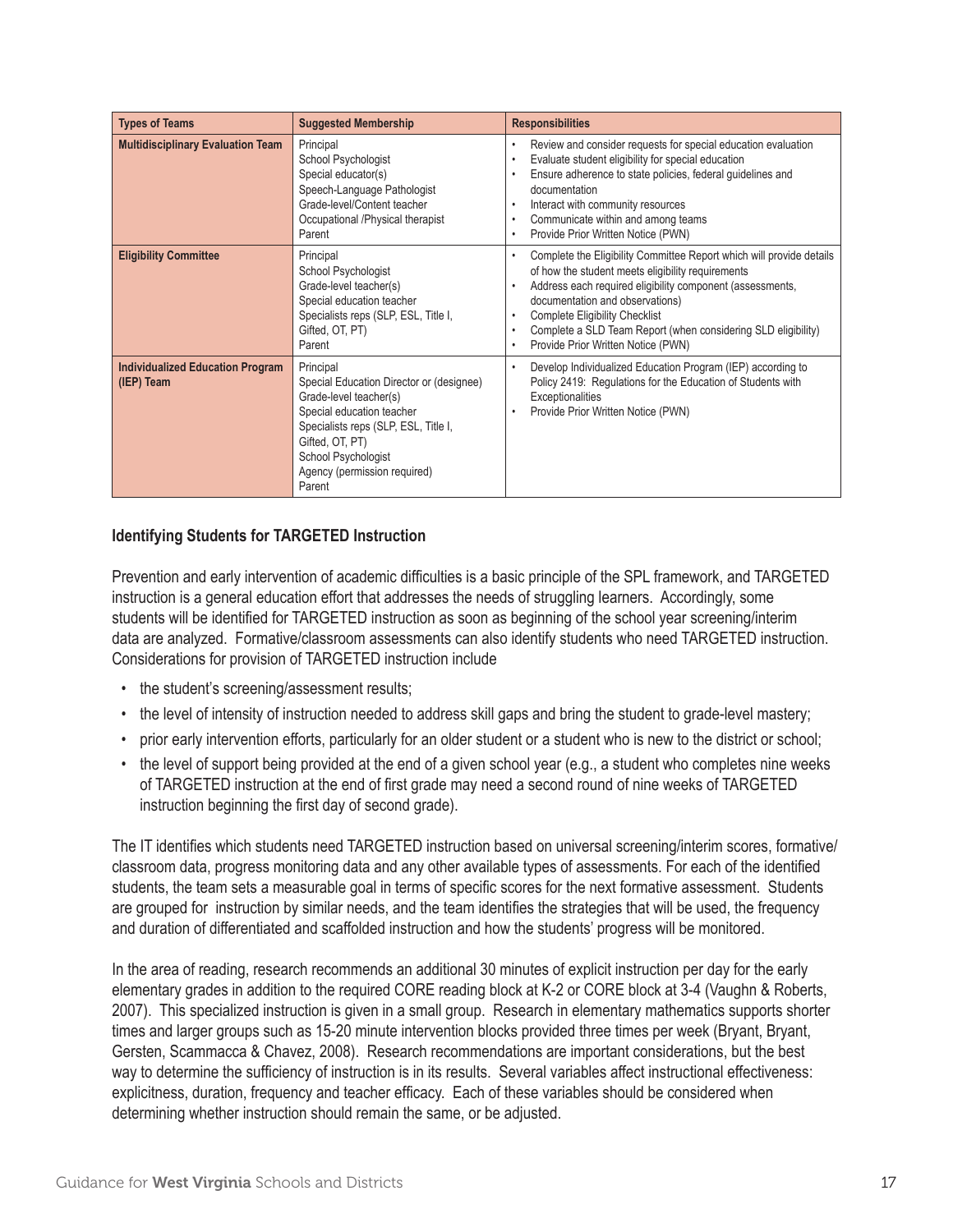| Types of Teams | Suggested Membership | Responsibilities |
|---|---|---|
| **Multidisciplinary Evaluation Team** | Principal<br>School Psychologist<br>Special educator(s)<br>Speech-Language Pathologist<br>Grade-level/Content teacher<br>Occupational /Physical therapist<br>Parent | • Review and consider requests for special education evaluation<br>• Evaluate student eligibility for special education<br>• Ensure adherence to state policies, federal guidelines and documentation<br>• Interact with community resources<br>• Communicate within and among teams<br>• Provide Prior Written Notice (PWN) |
| **Eligibility Committee** | Principal<br>School Psychologist<br>Grade-level teacher(s)<br>Special education teacher<br>Specialists reps (SLP, ESL, Title I, Gifted, OT, PT)<br>Parent | • Complete the Eligibility Committee Report which will provide details of how the student meets eligibility requirements<br>• Address each required eligibility component (assessments, documentation and observations)<br>• Complete Eligibility Checklist<br>• Complete a SLD Team Report (when considering SLD eligibility)<br>• Provide Prior Written Notice (PWN) |
| **Individualized Education Program (IEP) Team** | Principal<br>Special Education Director or (designee)<br>Grade-level teacher(s)<br>Special education teacher<br>Specialists reps (SLP, ESL, Title I, Gifted, OT, PT)<br>School Psychologist<br>Agency (permission required)<br>Parent | • Develop Individualized Education Program (IEP) according to Policy 2419: Regulations for the Education of Students with Exceptionalities<br>• Provide Prior Written Notice (PWN) |

### Identifying Students for TARGETED Instruction

Prevention and early intervention of academic difficulties is a basic principle of the SPL framework, and TARGETED instruction is a general education effort that addresses the needs of struggling learners. Accordingly, some students will be identified for TARGETED instruction as soon as beginning of the school year screening/interim data are analyzed. Formative/classroom assessments can also identify students who need TARGETED instruction. Considerations for provision of TARGETED instruction include

- the student's screening/assessment results;
- the level of intensity of instruction needed to address skill gaps and bring the student to grade-level mastery;
- prior early intervention efforts, particularly for an older student or a student who is new to the district or school;
- the level of support being provided at the end of a given school year (e.g., a student who completes nine weeks of TARGETED instruction at the end of first grade may need a second round of nine weeks of TARGETED instruction beginning the first day of second grade).

The IT identifies which students need TARGETED instruction based on universal screening/interim scores, formative/classroom data, progress monitoring data and any other available types of assessments. For each of the identified students, the team sets a measurable goal in terms of specific scores for the next formative assessment. Students are grouped for instruction by similar needs, and the team identifies the strategies that will be used, the frequency and duration of differentiated and scaffolded instruction and how the students' progress will be monitored.

In the area of reading, research recommends an additional 30 minutes of explicit instruction per day for the early elementary grades in addition to the required CORE reading block at K-2 or CORE block at 3-4 (Vaughn & Roberts, 2007). This specialized instruction is given in a small group. Research in elementary mathematics supports shorter times and larger groups such as 15-20 minute intervention blocks provided three times per week (Bryant, Bryant, Gersten, Scammacca & Chavez, 2008). Research recommendations are important considerations, but the best way to determine the sufficiency of instruction is in its results. Several variables affect instructional effectiveness: explicitness, duration, frequency and teacher efficacy. Each of these variables should be considered when determining whether instruction should remain the same, or be adjusted.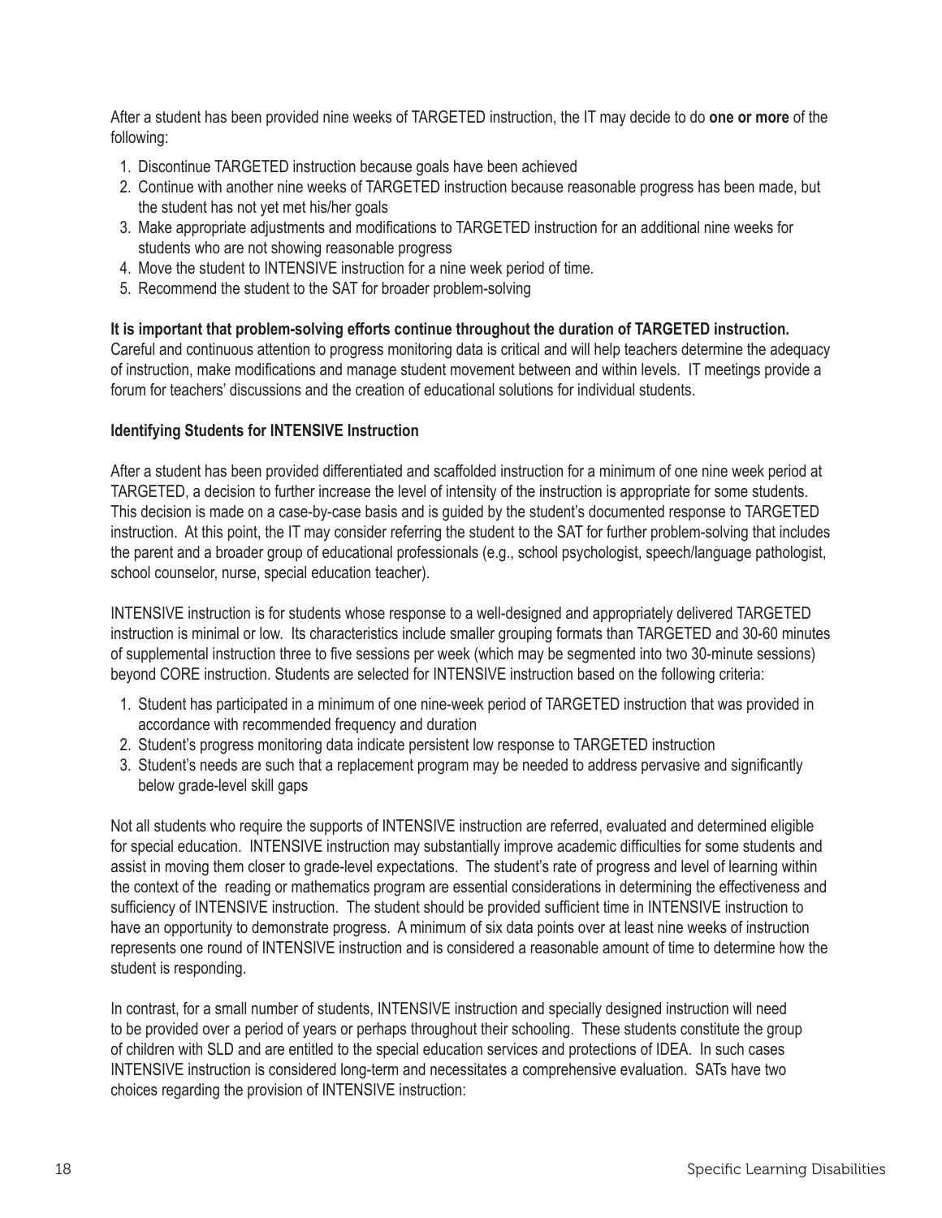After a student has been provided nine weeks of TARGETED instruction, the IT may decide to do **one or more** of the following:

1. Discontinue TARGETED instruction because goals have been achieved
2. Continue with another nine weeks of TARGETED instruction because reasonable progress has been made, but the student has not yet met his/her goals
3. Make appropriate adjustments and modifications to TARGETED instruction for an additional nine weeks for students who are not showing reasonable progress
4. Move the student to INTENSIVE instruction for a nine week period of time.
5. Recommend the student to the SAT for broader problem-solving

**It is important that problem-solving efforts continue throughout the duration of TARGETED instruction.** Careful and continuous attention to progress monitoring data is critical and will help teachers determine the adequacy of instruction, make modifications and manage student movement between and within levels. IT meetings provide a forum for teachers' discussions and the creation of educational solutions for individual students.

**Identifying Students for INTENSIVE Instruction**

After a student has been provided differentiated and scaffolded instruction for a minimum of one nine week period at TARGETED, a decision to further increase the level of intensity of the instruction is appropriate for some students. This decision is made on a case-by-case basis and is guided by the student's documented response to TARGETED instruction. At this point, the IT may consider referring the student to the SAT for further problem-solving that includes the parent and a broader group of educational professionals (e.g., school psychologist, speech/language pathologist, school counselor, nurse, special education teacher).

INTENSIVE instruction is for students whose response to a well-designed and appropriately delivered TARGETED instruction is minimal or low. Its characteristics include smaller grouping formats than TARGETED and 30-60 minutes of supplemental instruction three to five sessions per week (which may be segmented into two 30-minute sessions) beyond CORE instruction. Students are selected for INTENSIVE instruction based on the following criteria:

1. Student has participated in a minimum of one nine-week period of TARGETED instruction that was provided in accordance with recommended frequency and duration
2. Student's progress monitoring data indicate persistent low response to TARGETED instruction
3. Student's needs are such that a replacement program may be needed to address pervasive and significantly below grade-level skill gaps

Not all students who require the supports of INTENSIVE instruction are referred, evaluated and determined eligible for special education. INTENSIVE instruction may substantially improve academic difficulties for some students and assist in moving them closer to grade-level expectations. The student's rate of progress and level of learning within the context of the reading or mathematics program are essential considerations in determining the effectiveness and sufficiency of INTENSIVE instruction. The student should be provided sufficient time in INTENSIVE instruction to have an opportunity to demonstrate progress. A minimum of six data points over at least nine weeks of instruction represents one round of INTENSIVE instruction and is considered a reasonable amount of time to determine how the student is responding.

In contrast, for a small number of students, INTENSIVE instruction and specially designed instruction will need to be provided over a period of years or perhaps throughout their schooling. These students constitute the group of children with SLD and are entitled to the special education services and protections of IDEA. In such cases INTENSIVE instruction is considered long-term and necessitates a comprehensive evaluation. SATs have two choices regarding the provision of INTENSIVE instruction: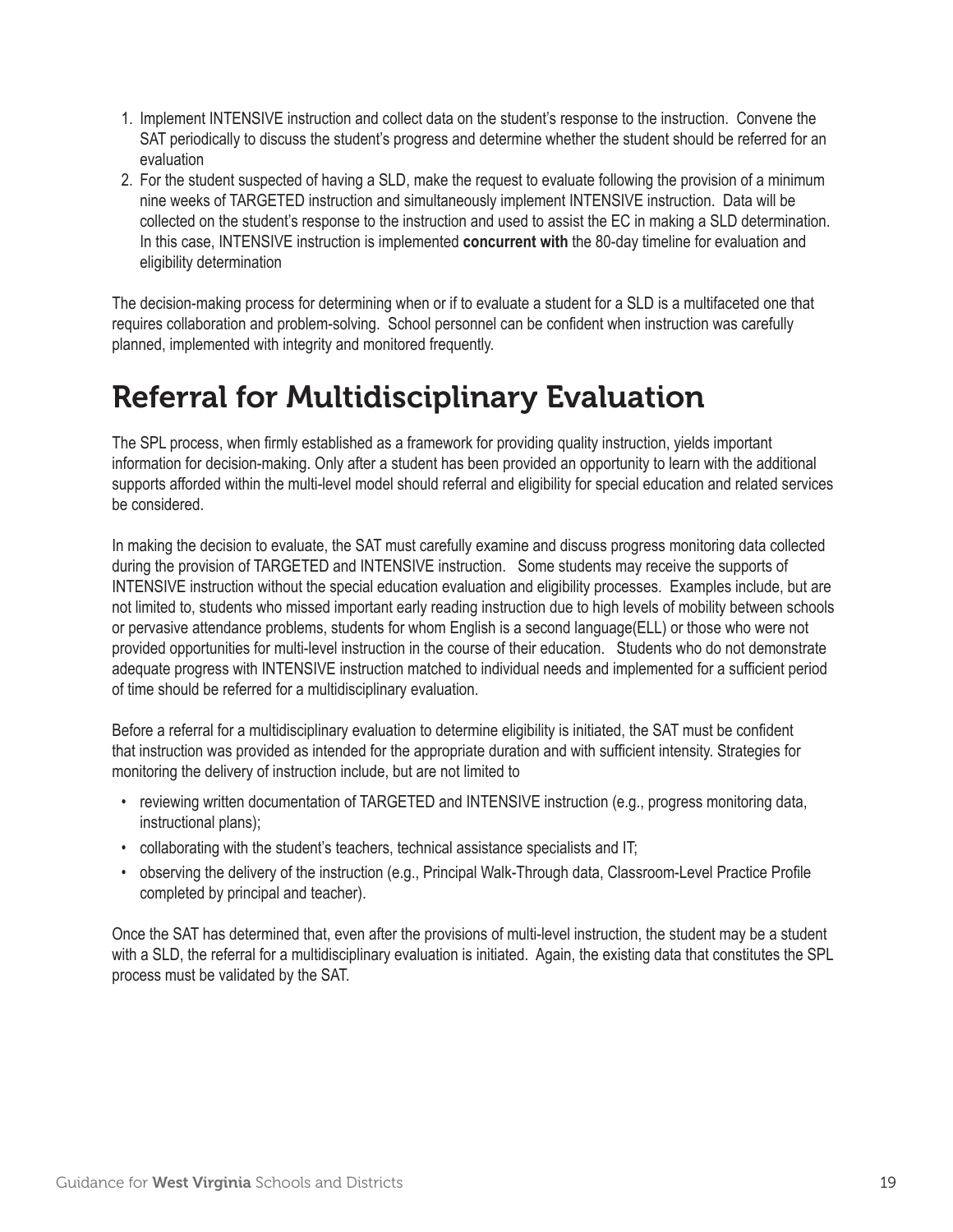1. Implement INTENSIVE instruction and collect data on the student's response to the instruction. Convene the SAT periodically to discuss the student's progress and determine whether the student should be referred for an evaluation
2. For the student suspected of having a SLD, make the request to evaluate following the provision of a minimum nine weeks of TARGETED instruction and simultaneously implement INTENSIVE instruction. Data will be collected on the student's response to the instruction and used to assist the EC in making a SLD determination. In this case, INTENSIVE instruction is implemented **concurrent with** the 80-day timeline for evaluation and eligibility determination

The decision-making process for determining when or if to evaluate a student for a SLD is a multifaceted one that requires collaboration and problem-solving. School personnel can be confident when instruction was carefully planned, implemented with integrity and monitored frequently.

# Referral for Multidisciplinary Evaluation

The SPL process, when firmly established as a framework for providing quality instruction, yields important information for decision-making. Only after a student has been provided an opportunity to learn with the additional supports afforded within the multi-level model should referral and eligibility for special education and related services be considered.

In making the decision to evaluate, the SAT must carefully examine and discuss progress monitoring data collected during the provision of TARGETED and INTENSIVE instruction. Some students may receive the supports of INTENSIVE instruction without the special education evaluation and eligibility processes. Examples include, but are not limited to, students who missed important early reading instruction due to high levels of mobility between schools or pervasive attendance problems, students for whom English is a second language(ELL) or those who were not provided opportunities for multi-level instruction in the course of their education. Students who do not demonstrate adequate progress with INTENSIVE instruction matched to individual needs and implemented for a sufficient period of time should be referred for a multidisciplinary evaluation.

Before a referral for a multidisciplinary evaluation to determine eligibility is initiated, the SAT must be confident that instruction was provided as intended for the appropriate duration and with sufficient intensity. Strategies for monitoring the delivery of instruction include, but are not limited to

- reviewing written documentation of TARGETED and INTENSIVE instruction (e.g., progress monitoring data, instructional plans);
- collaborating with the student's teachers, technical assistance specialists and IT;
- observing the delivery of the instruction (e.g., Principal Walk-Through data, Classroom-Level Practice Profile completed by principal and teacher).

Once the SAT has determined that, even after the provisions of multi-level instruction, the student may be a student with a SLD, the referral for a multidisciplinary evaluation is initiated. Again, the existing data that constitutes the SPL process must be validated by the SAT.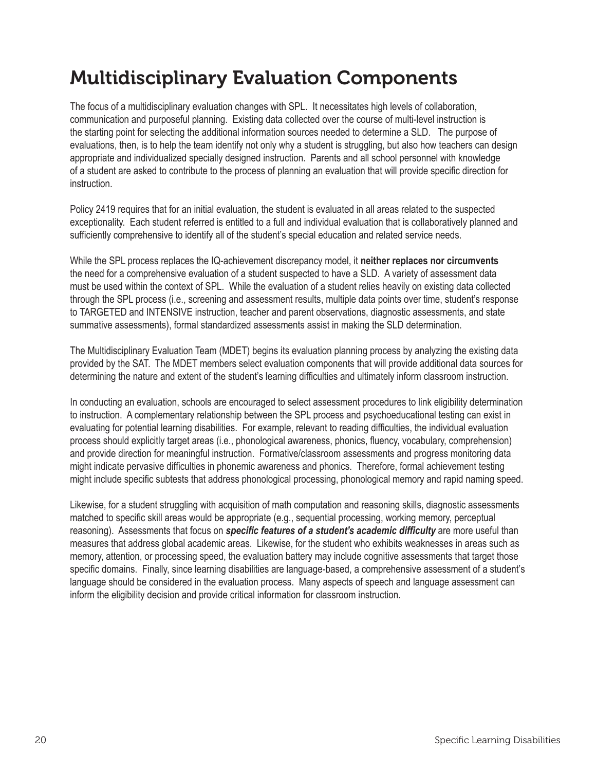# Multidisciplinary Evaluation Components

The focus of a multidisciplinary evaluation changes with SPL. It necessitates high levels of collaboration, communication and purposeful planning. Existing data collected over the course of multi-level instruction is the starting point for selecting the additional information sources needed to determine a SLD. The purpose of evaluations, then, is to help the team identify not only why a student is struggling, but also how teachers can design appropriate and individualized specially designed instruction. Parents and all school personnel with knowledge of a student are asked to contribute to the process of planning an evaluation that will provide specific direction for instruction.

Policy 2419 requires that for an initial evaluation, the student is evaluated in all areas related to the suspected exceptionality. Each student referred is entitled to a full and individual evaluation that is collaboratively planned and sufficiently comprehensive to identify all of the student's special education and related service needs.

While the SPL process replaces the IQ-achievement discrepancy model, it **neither replaces nor circumvents** the need for a comprehensive evaluation of a student suspected to have a SLD. A variety of assessment data must be used within the context of SPL. While the evaluation of a student relies heavily on existing data collected through the SPL process (i.e., screening and assessment results, multiple data points over time, student's response to TARGETED and INTENSIVE instruction, teacher and parent observations, diagnostic assessments, and state summative assessments), formal standardized assessments assist in making the SLD determination.

The Multidisciplinary Evaluation Team (MDET) begins its evaluation planning process by analyzing the existing data provided by the SAT. The MDET members select evaluation components that will provide additional data sources for determining the nature and extent of the student's learning difficulties and ultimately inform classroom instruction.

In conducting an evaluation, schools are encouraged to select assessment procedures to link eligibility determination to instruction. A complementary relationship between the SPL process and psychoeducational testing can exist in evaluating for potential learning disabilities. For example, relevant to reading difficulties, the individual evaluation process should explicitly target areas (i.e., phonological awareness, phonics, fluency, vocabulary, comprehension) and provide direction for meaningful instruction. Formative/classroom assessments and progress monitoring data might indicate pervasive difficulties in phonemic awareness and phonics. Therefore, formal achievement testing might include specific subtests that address phonological processing, phonological memory and rapid naming speed.

Likewise, for a student struggling with acquisition of math computation and reasoning skills, diagnostic assessments matched to specific skill areas would be appropriate (e.g., sequential processing, working memory, perceptual reasoning). Assessments that focus on ***specific features of a student's academic difficulty*** are more useful than measures that address global academic areas. Likewise, for the student who exhibits weaknesses in areas such as memory, attention, or processing speed, the evaluation battery may include cognitive assessments that target those specific domains. Finally, since learning disabilities are language-based, a comprehensive assessment of a student's language should be considered in the evaluation process. Many aspects of speech and language assessment can inform the eligibility decision and provide critical information for classroom instruction.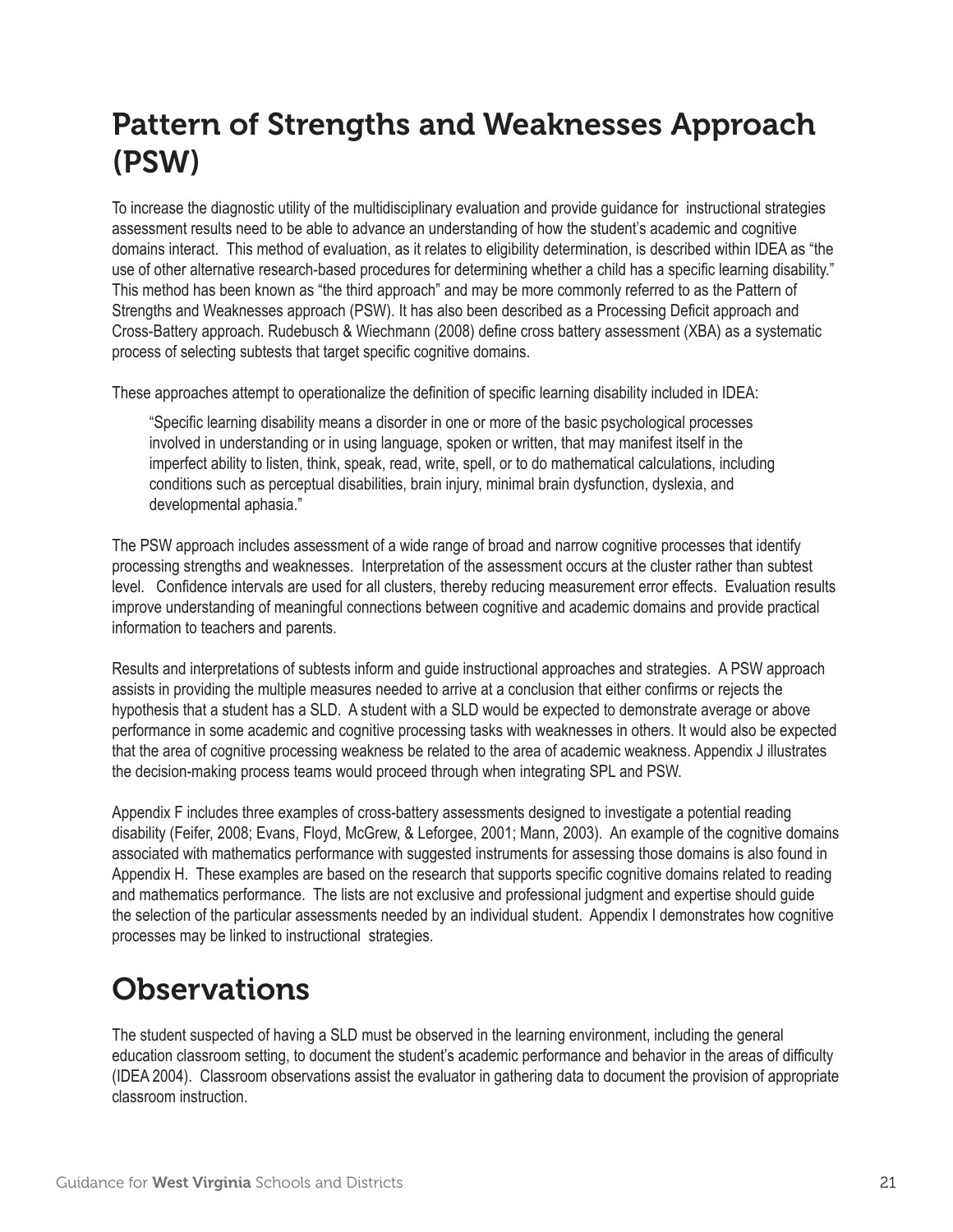## Pattern of Strengths and Weaknesses Approach (PSW)

To increase the diagnostic utility of the multidisciplinary evaluation and provide guidance for instructional strategies assessment results need to be able to advance an understanding of how the student's academic and cognitive domains interact. This method of evaluation, as it relates to eligibility determination, is described within IDEA as "the use of other alternative research-based procedures for determining whether a child has a specific learning disability." This method has been known as "the third approach" and may be more commonly referred to as the Pattern of Strengths and Weaknesses approach (PSW). It has also been described as a Processing Deficit approach and Cross-Battery approach. Rudebusch & Wiechmann (2008) define cross battery assessment (XBA) as a systematic process of selecting subtests that target specific cognitive domains.

These approaches attempt to operationalize the definition of specific learning disability included in IDEA:

> "Specific learning disability means a disorder in one or more of the basic psychological processes involved in understanding or in using language, spoken or written, that may manifest itself in the imperfect ability to listen, think, speak, read, write, spell, or to do mathematical calculations, including conditions such as perceptual disabilities, brain injury, minimal brain dysfunction, dyslexia, and developmental aphasia."

The PSW approach includes assessment of a wide range of broad and narrow cognitive processes that identify processing strengths and weaknesses. Interpretation of the assessment occurs at the cluster rather than subtest level. Confidence intervals are used for all clusters, thereby reducing measurement error effects. Evaluation results improve understanding of meaningful connections between cognitive and academic domains and provide practical information to teachers and parents.

Results and interpretations of subtests inform and guide instructional approaches and strategies. A PSW approach assists in providing the multiple measures needed to arrive at a conclusion that either confirms or rejects the hypothesis that a student has a SLD. A student with a SLD would be expected to demonstrate average or above performance in some academic and cognitive processing tasks with weaknesses in others. It would also be expected that the area of cognitive processing weakness be related to the area of academic weakness. Appendix J illustrates the decision-making process teams would proceed through when integrating SPL and PSW.

Appendix F includes three examples of cross-battery assessments designed to investigate a potential reading disability (Feifer, 2008; Evans, Floyd, McGrew, & Leforgee, 2001; Mann, 2003). An example of the cognitive domains associated with mathematics performance with suggested instruments for assessing those domains is also found in Appendix H. These examples are based on the research that supports specific cognitive domains related to reading and mathematics performance. The lists are not exclusive and professional judgment and expertise should guide the selection of the particular assessments needed by an individual student. Appendix I demonstrates how cognitive processes may be linked to instructional strategies.

## Observations

The student suspected of having a SLD must be observed in the learning environment, including the general education classroom setting, to document the student's academic performance and behavior in the areas of difficulty (IDEA 2004). Classroom observations assist the evaluator in gathering data to document the provision of appropriate classroom instruction.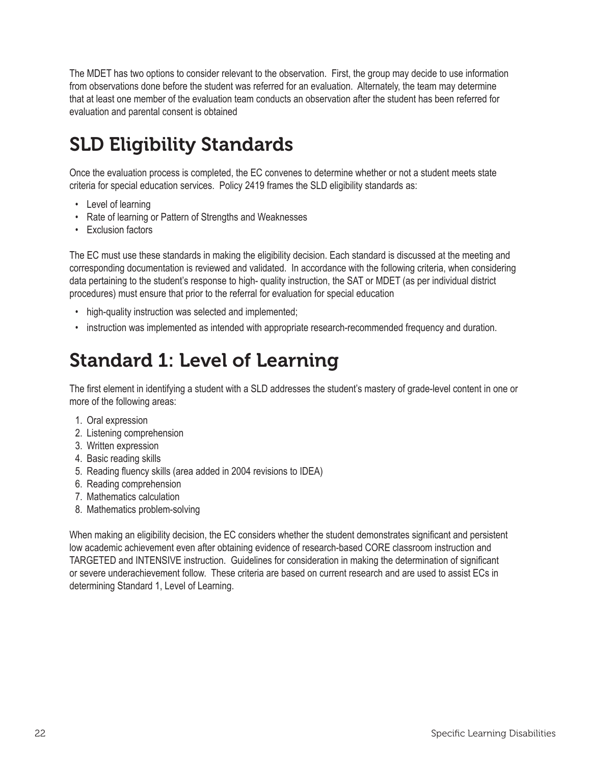The MDET has two options to consider relevant to the observation. First, the group may decide to use information from observations done before the student was referred for an evaluation. Alternately, the team may determine that at least one member of the evaluation team conducts an observation after the student has been referred for evaluation and parental consent is obtained

## SLD Eligibility Standards

Once the evaluation process is completed, the EC convenes to determine whether or not a student meets state criteria for special education services. Policy 2419 frames the SLD eligibility standards as:

- Level of learning
- Rate of learning or Pattern of Strengths and Weaknesses
- Exclusion factors

The EC must use these standards in making the eligibility decision. Each standard is discussed at the meeting and corresponding documentation is reviewed and validated. In accordance with the following criteria, when considering data pertaining to the student's response to high- quality instruction, the SAT or MDET (as per individual district procedures) must ensure that prior to the referral for evaluation for special education

- high-quality instruction was selected and implemented;
- instruction was implemented as intended with appropriate research-recommended frequency and duration.

## Standard 1: Level of Learning

The first element in identifying a student with a SLD addresses the student's mastery of grade-level content in one or more of the following areas:

1. Oral expression
2. Listening comprehension
3. Written expression
4. Basic reading skills
5. Reading fluency skills (area added in 2004 revisions to IDEA)
6. Reading comprehension
7. Mathematics calculation
8. Mathematics problem-solving

When making an eligibility decision, the EC considers whether the student demonstrates significant and persistent low academic achievement even after obtaining evidence of research-based CORE classroom instruction and TARGETED and INTENSIVE instruction. Guidelines for consideration in making the determination of significant or severe underachievement follow. These criteria are based on current research and are used to assist ECs in determining Standard 1, Level of Learning.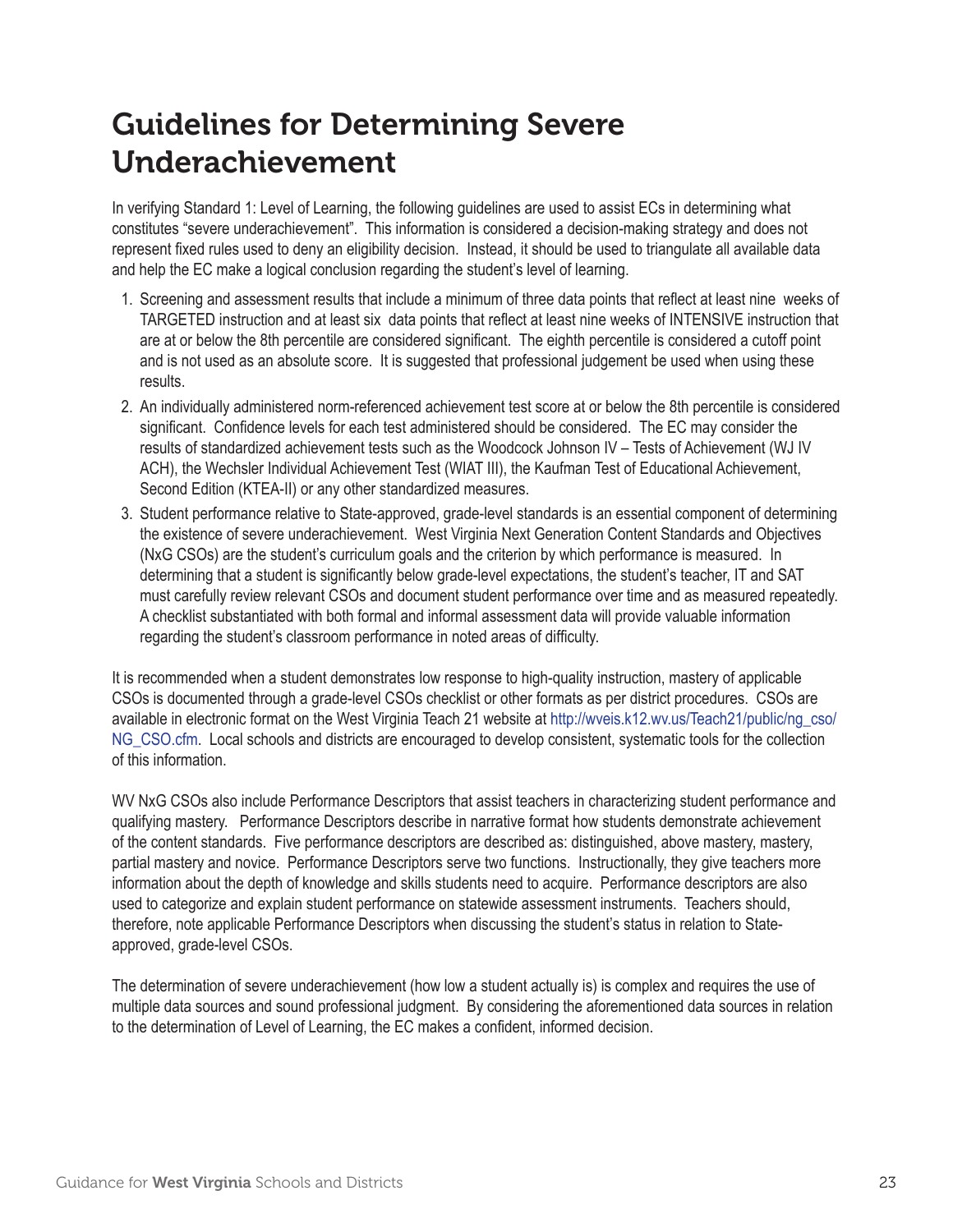# Guidelines for Determining Severe Underachievement

In verifying Standard 1: Level of Learning, the following guidelines are used to assist ECs in determining what constitutes "severe underachievement". This information is considered a decision-making strategy and does not represent fixed rules used to deny an eligibility decision. Instead, it should be used to triangulate all available data and help the EC make a logical conclusion regarding the student's level of learning.

1. Screening and assessment results that include a minimum of three data points that reflect at least nine weeks of TARGETED instruction and at least six data points that reflect at least nine weeks of INTENSIVE instruction that are at or below the 8th percentile are considered significant. The eighth percentile is considered a cutoff point and is not used as an absolute score. It is suggested that professional judgement be used when using these results.
2. An individually administered norm-referenced achievement test score at or below the 8th percentile is considered significant. Confidence levels for each test administered should be considered. The EC may consider the results of standardized achievement tests such as the Woodcock Johnson IV – Tests of Achievement (WJ IV ACH), the Wechsler Individual Achievement Test (WIAT III), the Kaufman Test of Educational Achievement, Second Edition (KTEA-II) or any other standardized measures.
3. Student performance relative to State-approved, grade-level standards is an essential component of determining the existence of severe underachievement. West Virginia Next Generation Content Standards and Objectives (NxG CSOs) are the student's curriculum goals and the criterion by which performance is measured. In determining that a student is significantly below grade-level expectations, the student's teacher, IT and SAT must carefully review relevant CSOs and document student performance over time and as measured repeatedly. A checklist substantiated with both formal and informal assessment data will provide valuable information regarding the student's classroom performance in noted areas of difficulty.

It is recommended when a student demonstrates low response to high-quality instruction, mastery of applicable CSOs is documented through a grade-level CSOs checklist or other formats as per district procedures. CSOs are available in electronic format on the West Virginia Teach 21 website at http://wveis.k12.wv.us/Teach21/public/ng_cso/NG_CSO.cfm. Local schools and districts are encouraged to develop consistent, systematic tools for the collection of this information.

WV NxG CSOs also include Performance Descriptors that assist teachers in characterizing student performance and qualifying mastery. Performance Descriptors describe in narrative format how students demonstrate achievement of the content standards. Five performance descriptors are described as: distinguished, above mastery, mastery, partial mastery and novice. Performance Descriptors serve two functions. Instructionally, they give teachers more information about the depth of knowledge and skills students need to acquire. Performance descriptors are also used to categorize and explain student performance on statewide assessment instruments. Teachers should, therefore, note applicable Performance Descriptors when discussing the student's status in relation to State-approved, grade-level CSOs.

The determination of severe underachievement (how low a student actually is) is complex and requires the use of multiple data sources and sound professional judgment. By considering the aforementioned data sources in relation to the determination of Level of Learning, the EC makes a confident, informed decision.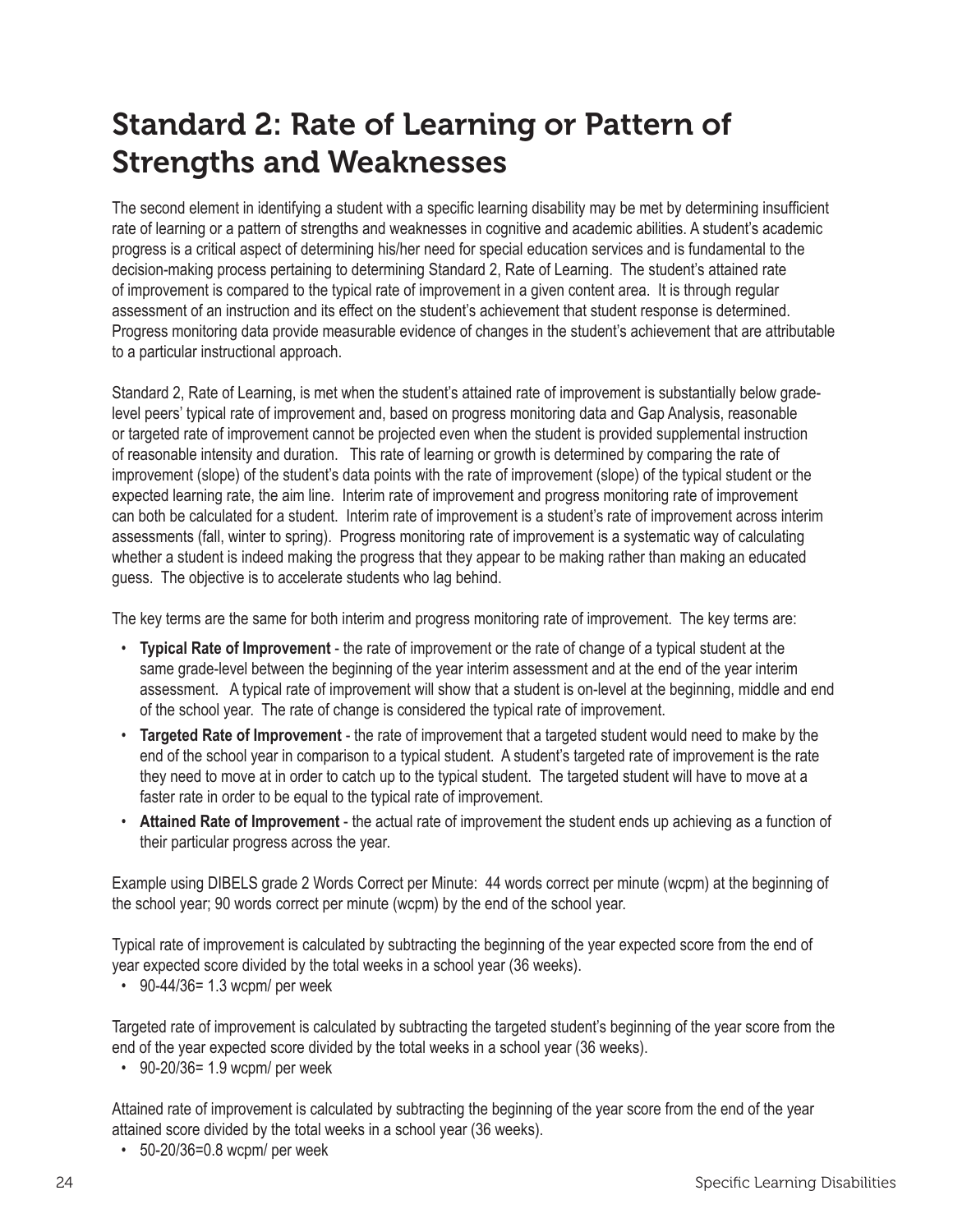# Standard 2: Rate of Learning or Pattern of Strengths and Weaknesses

The second element in identifying a student with a specific learning disability may be met by determining insufficient rate of learning or a pattern of strengths and weaknesses in cognitive and academic abilities. A student's academic progress is a critical aspect of determining his/her need for special education services and is fundamental to the decision-making process pertaining to determining Standard 2, Rate of Learning. The student's attained rate of improvement is compared to the typical rate of improvement in a given content area. It is through regular assessment of an instruction and its effect on the student's achievement that student response is determined. Progress monitoring data provide measurable evidence of changes in the student's achievement that are attributable to a particular instructional approach.

Standard 2, Rate of Learning, is met when the student's attained rate of improvement is substantially below grade-level peers' typical rate of improvement and, based on progress monitoring data and Gap Analysis, reasonable or targeted rate of improvement cannot be projected even when the student is provided supplemental instruction of reasonable intensity and duration. This rate of learning or growth is determined by comparing the rate of improvement (slope) of the student's data points with the rate of improvement (slope) of the typical student or the expected learning rate, the aim line. Interim rate of improvement and progress monitoring rate of improvement can both be calculated for a student. Interim rate of improvement is a student's rate of improvement across interim assessments (fall, winter to spring). Progress monitoring rate of improvement is a systematic way of calculating whether a student is indeed making the progress that they appear to be making rather than making an educated guess. The objective is to accelerate students who lag behind.

The key terms are the same for both interim and progress monitoring rate of improvement. The key terms are:

- **Typical Rate of Improvement** - the rate of improvement or the rate of change of a typical student at the same grade-level between the beginning of the year interim assessment and at the end of the year interim assessment. A typical rate of improvement will show that a student is on-level at the beginning, middle and end of the school year. The rate of change is considered the typical rate of improvement.
- **Targeted Rate of Improvement** - the rate of improvement that a targeted student would need to make by the end of the school year in comparison to a typical student. A student's targeted rate of improvement is the rate they need to move at in order to catch up to the typical student. The targeted student will have to move at a faster rate in order to be equal to the typical rate of improvement.
- **Attained Rate of Improvement** - the actual rate of improvement the student ends up achieving as a function of their particular progress across the year.

Example using DIBELS grade 2 Words Correct per Minute: 44 words correct per minute (wcpm) at the beginning of the school year; 90 words correct per minute (wcpm) by the end of the school year.

Typical rate of improvement is calculated by subtracting the beginning of the year expected score from the end of year expected score divided by the total weeks in a school year (36 weeks).

- 90-44/36= 1.3 wcpm/ per week

Targeted rate of improvement is calculated by subtracting the targeted student's beginning of the year score from the end of the year expected score divided by the total weeks in a school year (36 weeks).

- 90-20/36= 1.9 wcpm/ per week

Attained rate of improvement is calculated by subtracting the beginning of the year score from the end of the year attained score divided by the total weeks in a school year (36 weeks).

- 50-20/36=0.8 wcpm/ per week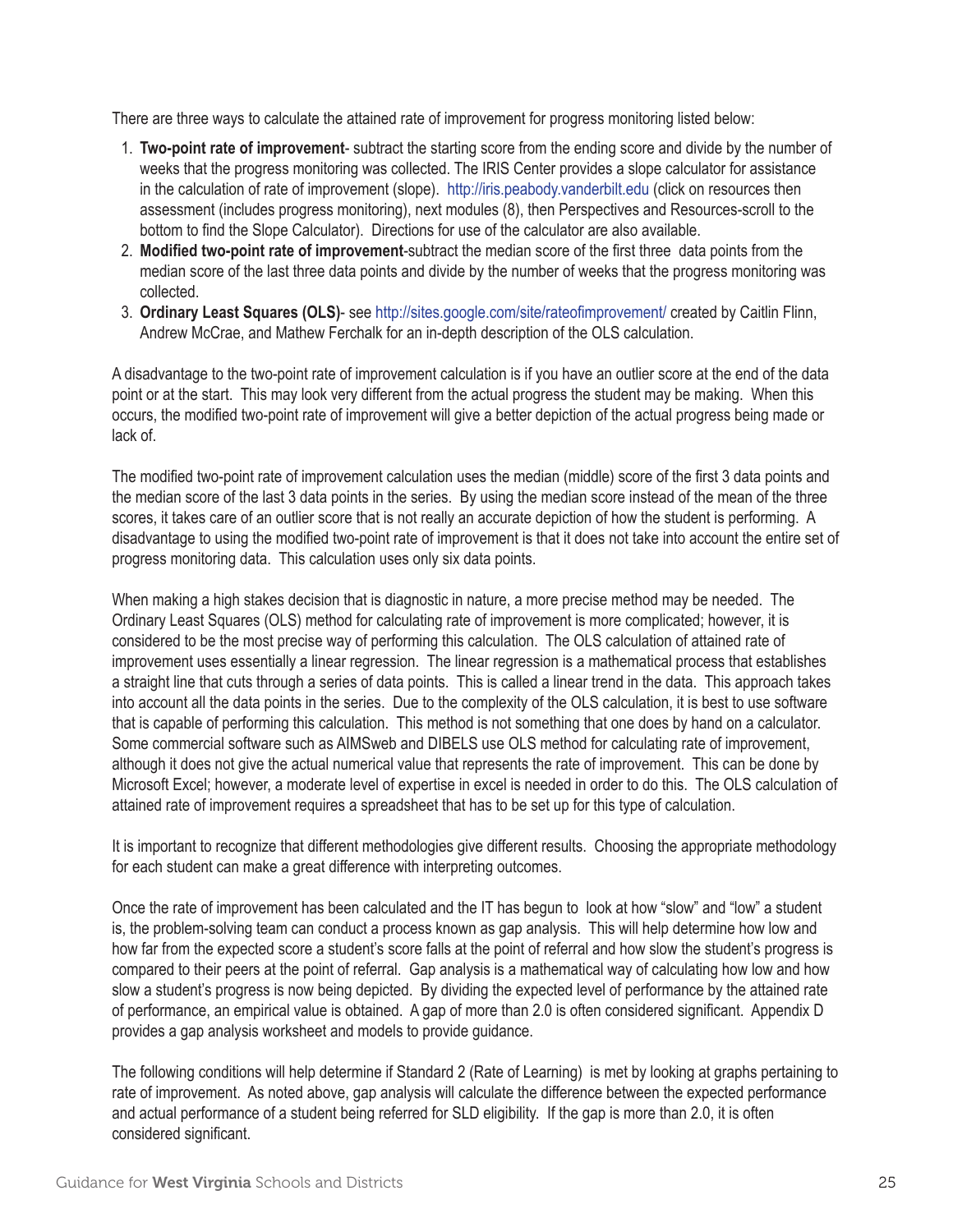There are three ways to calculate the attained rate of improvement for progress monitoring listed below:

1. **Two-point rate of improvement**- subtract the starting score from the ending score and divide by the number of weeks that the progress monitoring was collected. The IRIS Center provides a slope calculator for assistance in the calculation of rate of improvement (slope). http://iris.peabody.vanderbilt.edu (click on resources then assessment (includes progress monitoring), next modules (8), then Perspectives and Resources-scroll to the bottom to find the Slope Calculator). Directions for use of the calculator are also available.
2. **Modified two-point rate of improvement**-subtract the median score of the first three data points from the median score of the last three data points and divide by the number of weeks that the progress monitoring was collected.
3. **Ordinary Least Squares (OLS)**- see http://sites.google.com/site/rateofimprovement/ created by Caitlin Flinn, Andrew McCrae, and Mathew Ferchalk for an in-depth description of the OLS calculation.

A disadvantage to the two-point rate of improvement calculation is if you have an outlier score at the end of the data point or at the start. This may look very different from the actual progress the student may be making. When this occurs, the modified two-point rate of improvement will give a better depiction of the actual progress being made or lack of.

The modified two-point rate of improvement calculation uses the median (middle) score of the first 3 data points and the median score of the last 3 data points in the series. By using the median score instead of the mean of the three scores, it takes care of an outlier score that is not really an accurate depiction of how the student is performing. A disadvantage to using the modified two-point rate of improvement is that it does not take into account the entire set of progress monitoring data. This calculation uses only six data points.

When making a high stakes decision that is diagnostic in nature, a more precise method may be needed. The Ordinary Least Squares (OLS) method for calculating rate of improvement is more complicated; however, it is considered to be the most precise way of performing this calculation. The OLS calculation of attained rate of improvement uses essentially a linear regression. The linear regression is a mathematical process that establishes a straight line that cuts through a series of data points. This is called a linear trend in the data. This approach takes into account all the data points in the series. Due to the complexity of the OLS calculation, it is best to use software that is capable of performing this calculation. This method is not something that one does by hand on a calculator. Some commercial software such as AIMSweb and DIBELS use OLS method for calculating rate of improvement, although it does not give the actual numerical value that represents the rate of improvement. This can be done by Microsoft Excel; however, a moderate level of expertise in excel is needed in order to do this. The OLS calculation of attained rate of improvement requires a spreadsheet that has to be set up for this type of calculation.

It is important to recognize that different methodologies give different results. Choosing the appropriate methodology for each student can make a great difference with interpreting outcomes.

Once the rate of improvement has been calculated and the IT has begun to look at how "slow" and "low" a student is, the problem-solving team can conduct a process known as gap analysis. This will help determine how low and how far from the expected score a student's score falls at the point of referral and how slow the student's progress is compared to their peers at the point of referral. Gap analysis is a mathematical way of calculating how low and how slow a student's progress is now being depicted. By dividing the expected level of performance by the attained rate of performance, an empirical value is obtained. A gap of more than 2.0 is often considered significant. Appendix D provides a gap analysis worksheet and models to provide guidance.

The following conditions will help determine if Standard 2 (Rate of Learning) is met by looking at graphs pertaining to rate of improvement. As noted above, gap analysis will calculate the difference between the expected performance and actual performance of a student being referred for SLD eligibility. If the gap is more than 2.0, it is often considered significant.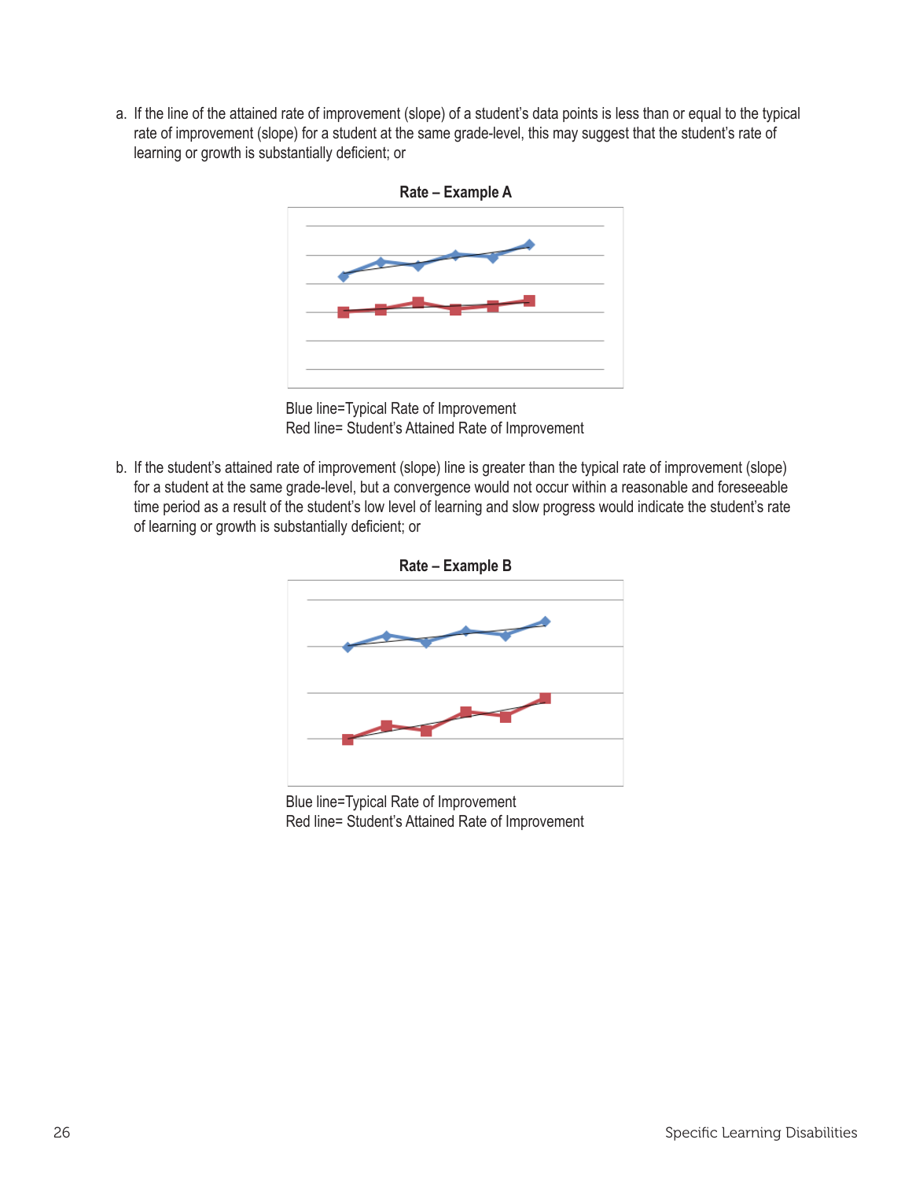a. If the line of the attained rate of improvement (slope) of a student's data points is less than or equal to the typical rate of improvement (slope) for a student at the same grade-level, this may suggest that the student's rate of learning or growth is substantially deficient; or

**Rate – Example A**

Blue line=Typical Rate of Improvement
Red line= Student's Attained Rate of Improvement

b. If the student's attained rate of improvement (slope) line is greater than the typical rate of improvement (slope) for a student at the same grade-level, but a convergence would not occur within a reasonable and foreseeable time period as a result of the student's low level of learning and slow progress would indicate the student's rate of learning or growth is substantially deficient; or

**Rate – Example B**

Blue line=Typical Rate of Improvement
Red line= Student's Attained Rate of Improvement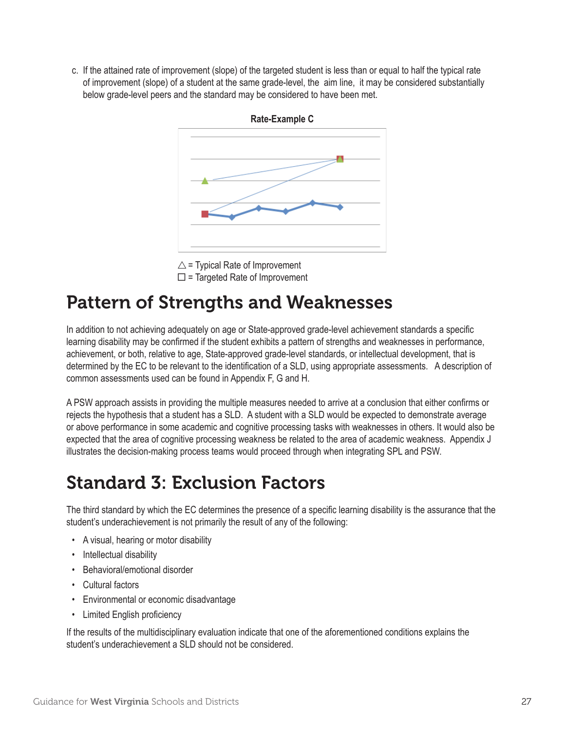c. If the attained rate of improvement (slope) of the targeted student is less than or equal to half the typical rate of improvement (slope) of a student at the same grade-level, the aim line, it may be considered substantially below grade-level peers and the standard may be considered to have been met.

**Rate-Example C**

△ = Typical Rate of Improvement
☐ = Targeted Rate of Improvement

# Pattern of Strengths and Weaknesses

In addition to not achieving adequately on age or State-approved grade-level achievement standards a specific learning disability may be confirmed if the student exhibits a pattern of strengths and weaknesses in performance, achievement, or both, relative to age, State-approved grade-level standards, or intellectual development, that is determined by the EC to be relevant to the identification of a SLD, using appropriate assessments. A description of common assessments used can be found in Appendix F, G and H.

A PSW approach assists in providing the multiple measures needed to arrive at a conclusion that either confirms or rejects the hypothesis that a student has a SLD. A student with a SLD would be expected to demonstrate average or above performance in some academic and cognitive processing tasks with weaknesses in others. It would also be expected that the area of cognitive processing weakness be related to the area of academic weakness. Appendix J illustrates the decision-making process teams would proceed through when integrating SPL and PSW.

# Standard 3: Exclusion Factors

The third standard by which the EC determines the presence of a specific learning disability is the assurance that the student's underachievement is not primarily the result of any of the following:

- A visual, hearing or motor disability
- Intellectual disability
- Behavioral/emotional disorder
- Cultural factors
- Environmental or economic disadvantage
- Limited English proficiency

If the results of the multidisciplinary evaluation indicate that one of the aforementioned conditions explains the student's underachievement a SLD should not be considered.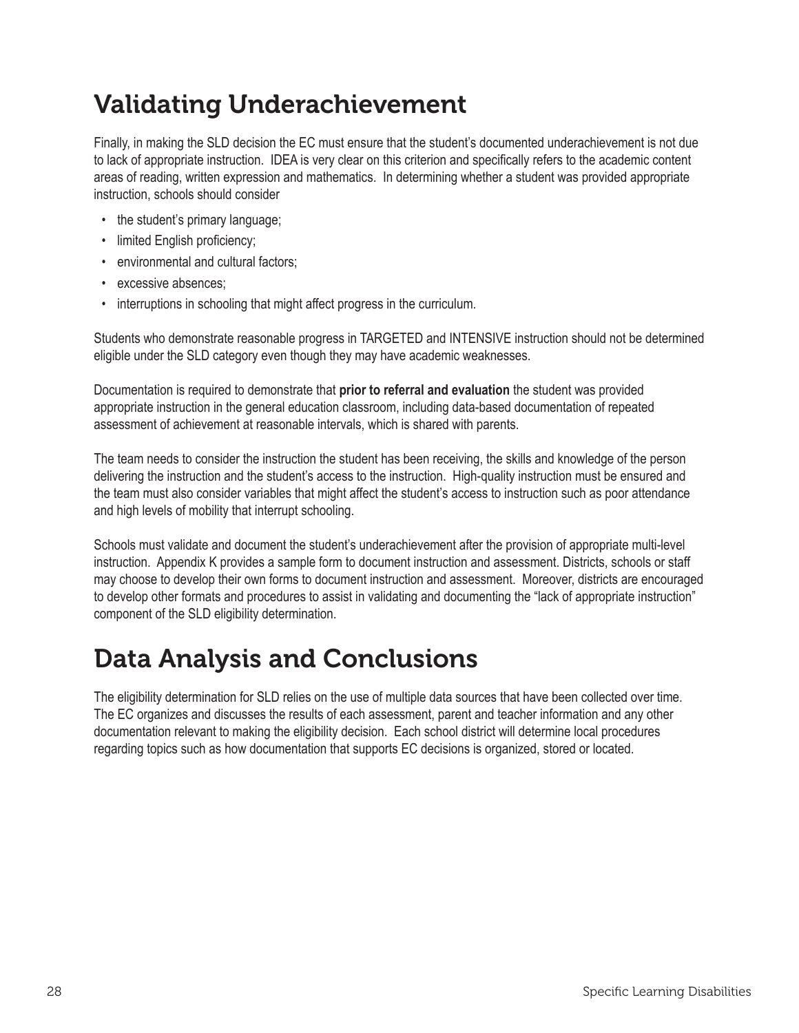# Validating Underachievement

Finally, in making the SLD decision the EC must ensure that the student's documented underachievement is not due to lack of appropriate instruction. IDEA is very clear on this criterion and specifically refers to the academic content areas of reading, written expression and mathematics. In determining whether a student was provided appropriate instruction, schools should consider

- the student's primary language;
- limited English proficiency;
- environmental and cultural factors;
- excessive absences;
- interruptions in schooling that might affect progress in the curriculum.

Students who demonstrate reasonable progress in TARGETED and INTENSIVE instruction should not be determined eligible under the SLD category even though they may have academic weaknesses.

Documentation is required to demonstrate that **prior to referral and evaluation** the student was provided appropriate instruction in the general education classroom, including data-based documentation of repeated assessment of achievement at reasonable intervals, which is shared with parents.

The team needs to consider the instruction the student has been receiving, the skills and knowledge of the person delivering the instruction and the student's access to the instruction. High-quality instruction must be ensured and the team must also consider variables that might affect the student's access to instruction such as poor attendance and high levels of mobility that interrupt schooling.

Schools must validate and document the student's underachievement after the provision of appropriate multi-level instruction. Appendix K provides a sample form to document instruction and assessment. Districts, schools or staff may choose to develop their own forms to document instruction and assessment. Moreover, districts are encouraged to develop other formats and procedures to assist in validating and documenting the "lack of appropriate instruction" component of the SLD eligibility determination.

# Data Analysis and Conclusions

The eligibility determination for SLD relies on the use of multiple data sources that have been collected over time. The EC organizes and discusses the results of each assessment, parent and teacher information and any other documentation relevant to making the eligibility decision. Each school district will determine local procedures regarding topics such as how documentation that supports EC decisions is organized, stored or located.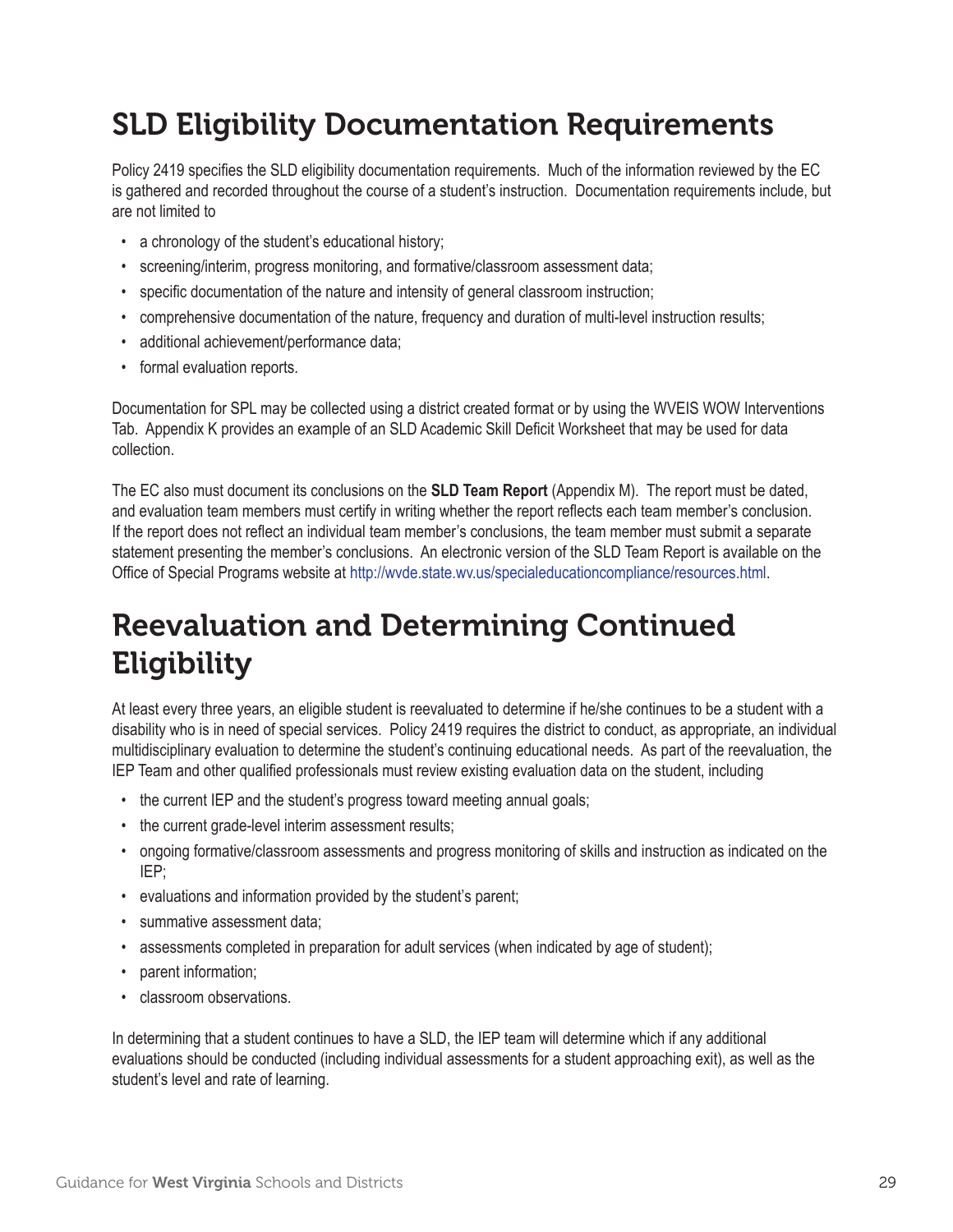## SLD Eligibility Documentation Requirements

Policy 2419 specifies the SLD eligibility documentation requirements. Much of the information reviewed by the EC is gathered and recorded throughout the course of a student's instruction. Documentation requirements include, but are not limited to

- a chronology of the student's educational history;
- screening/interim, progress monitoring, and formative/classroom assessment data;
- specific documentation of the nature and intensity of general classroom instruction;
- comprehensive documentation of the nature, frequency and duration of multi-level instruction results;
- additional achievement/performance data;
- formal evaluation reports.

Documentation for SPL may be collected using a district created format or by using the WVEIS WOW Interventions Tab. Appendix K provides an example of an SLD Academic Skill Deficit Worksheet that may be used for data collection.

The EC also must document its conclusions on the **SLD Team Report** (Appendix M). The report must be dated, and evaluation team members must certify in writing whether the report reflects each team member's conclusion. If the report does not reflect an individual team member's conclusions, the team member must submit a separate statement presenting the member's conclusions. An electronic version of the SLD Team Report is available on the Office of Special Programs website at http://wvde.state.wv.us/specialeducationcompliance/resources.html.

## Reevaluation and Determining Continued Eligibility

At least every three years, an eligible student is reevaluated to determine if he/she continues to be a student with a disability who is in need of special services. Policy 2419 requires the district to conduct, as appropriate, an individual multidisciplinary evaluation to determine the student's continuing educational needs. As part of the reevaluation, the IEP Team and other qualified professionals must review existing evaluation data on the student, including

- the current IEP and the student's progress toward meeting annual goals;
- the current grade-level interim assessment results;
- ongoing formative/classroom assessments and progress monitoring of skills and instruction as indicated on the IEP;
- evaluations and information provided by the student's parent;
- summative assessment data;
- assessments completed in preparation for adult services (when indicated by age of student);
- parent information;
- classroom observations.

In determining that a student continues to have a SLD, the IEP team will determine which if any additional evaluations should be conducted (including individual assessments for a student approaching exit), as well as the student's level and rate of learning.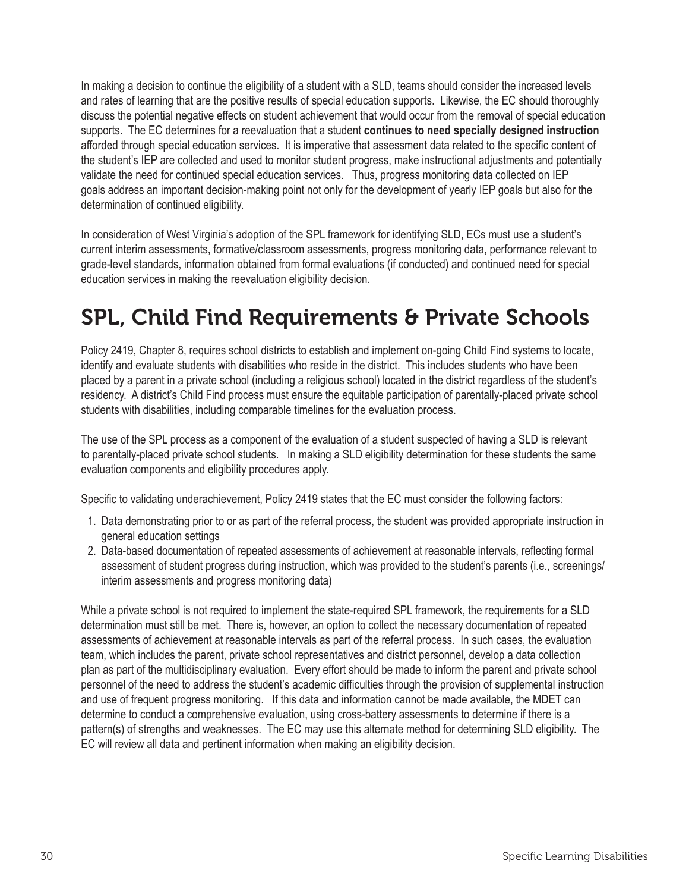In making a decision to continue the eligibility of a student with a SLD, teams should consider the increased levels and rates of learning that are the positive results of special education supports. Likewise, the EC should thoroughly discuss the potential negative effects on student achievement that would occur from the removal of special education supports. The EC determines for a reevaluation that a student **continues to need specially designed instruction** afforded through special education services. It is imperative that assessment data related to the specific content of the student's IEP are collected and used to monitor student progress, make instructional adjustments and potentially validate the need for continued special education services. Thus, progress monitoring data collected on IEP goals address an important decision-making point not only for the development of yearly IEP goals but also for the determination of continued eligibility.

In consideration of West Virginia's adoption of the SPL framework for identifying SLD, ECs must use a student's current interim assessments, formative/classroom assessments, progress monitoring data, performance relevant to grade-level standards, information obtained from formal evaluations (if conducted) and continued need for special education services in making the reevaluation eligibility decision.

# SPL, Child Find Requirements & Private Schools

Policy 2419, Chapter 8, requires school districts to establish and implement on-going Child Find systems to locate, identify and evaluate students with disabilities who reside in the district. This includes students who have been placed by a parent in a private school (including a religious school) located in the district regardless of the student's residency. A district's Child Find process must ensure the equitable participation of parentally-placed private school students with disabilities, including comparable timelines for the evaluation process.

The use of the SPL process as a component of the evaluation of a student suspected of having a SLD is relevant to parentally-placed private school students. In making a SLD eligibility determination for these students the same evaluation components and eligibility procedures apply.

Specific to validating underachievement, Policy 2419 states that the EC must consider the following factors:

1. Data demonstrating prior to or as part of the referral process, the student was provided appropriate instruction in general education settings
2. Data-based documentation of repeated assessments of achievement at reasonable intervals, reflecting formal assessment of student progress during instruction, which was provided to the student's parents (i.e., screenings/interim assessments and progress monitoring data)

While a private school is not required to implement the state-required SPL framework, the requirements for a SLD determination must still be met. There is, however, an option to collect the necessary documentation of repeated assessments of achievement at reasonable intervals as part of the referral process. In such cases, the evaluation team, which includes the parent, private school representatives and district personnel, develop a data collection plan as part of the multidisciplinary evaluation. Every effort should be made to inform the parent and private school personnel of the need to address the student's academic difficulties through the provision of supplemental instruction and use of frequent progress monitoring. If this data and information cannot be made available, the MDET can determine to conduct a comprehensive evaluation, using cross-battery assessments to determine if there is a pattern(s) of strengths and weaknesses. The EC may use this alternate method for determining SLD eligibility. The EC will review all data and pertinent information when making an eligibility decision.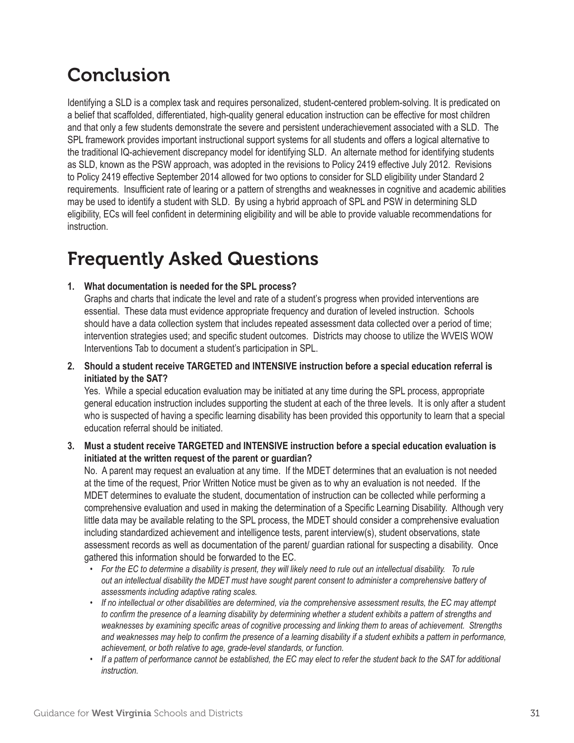# Conclusion

Identifying a SLD is a complex task and requires personalized, student-centered problem-solving. It is predicated on a belief that scaffolded, differentiated, high-quality general education instruction can be effective for most children and that only a few students demonstrate the severe and persistent underachievement associated with a SLD. The SPL framework provides important instructional support systems for all students and offers a logical alternative to the traditional IQ-achievement discrepancy model for identifying SLD. An alternate method for identifying students as SLD, known as the PSW approach, was adopted in the revisions to Policy 2419 effective July 2012. Revisions to Policy 2419 effective September 2014 allowed for two options to consider for SLD eligibility under Standard 2 requirements. Insufficient rate of learing or a pattern of strengths and weaknesses in cognitive and academic abilities may be used to identify a student with SLD. By using a hybrid approach of SPL and PSW in determining SLD eligibility, ECs will feel confident in determining eligibility and will be able to provide valuable recommendations for instruction.

# Frequently Asked Questions

1. **What documentation is needed for the SPL process?**
   Graphs and charts that indicate the level and rate of a student's progress when provided interventions are essential. These data must evidence appropriate frequency and duration of leveled instruction. Schools should have a data collection system that includes repeated assessment data collected over a period of time; intervention strategies used; and specific student outcomes. Districts may choose to utilize the WVEIS WOW Interventions Tab to document a student's participation in SPL.

2. **Should a student receive TARGETED and INTENSIVE instruction before a special education referral is initiated by the SAT?**
   Yes. While a special education evaluation may be initiated at any time during the SPL process, appropriate general education instruction includes supporting the student at each of the three levels. It is only after a student who is suspected of having a specific learning disability has been provided this opportunity to learn that a special education referral should be initiated.

3. **Must a student receive TARGETED and INTENSIVE instruction before a special education evaluation is initiated at the written request of the parent or guardian?**
   No. A parent may request an evaluation at any time. If the MDET determines that an evaluation is not needed at the time of the request, Prior Written Notice must be given as to why an evaluation is not needed. If the MDET determines to evaluate the student, documentation of instruction can be collected while performing a comprehensive evaluation and used in making the determination of a Specific Learning Disability. Although very little data may be available relating to the SPL process, the MDET should consider a comprehensive evaluation including standardized achievement and intelligence tests, parent interview(s), student observations, state assessment records as well as documentation of the parent/ guardian rational for suspecting a disability. Once gathered this information should be forwarded to the EC.
   - *For the EC to determine a disability is present, they will likely need to rule out an intellectual disability. To rule out an intellectual disability the MDET must have sought parent consent to administer a comprehensive battery of assessments including adaptive rating scales.*
   - *If no intellectual or other disabilities are determined, via the comprehensive assessment results, the EC may attempt to confirm the presence of a learning disability by determining whether a student exhibits a pattern of strengths and weaknesses by examining specific areas of cognitive processing and linking them to areas of achievement. Strengths and weaknesses may help to confirm the presence of a learning disability if a student exhibits a pattern in performance, achievement, or both relative to age, grade-level standards, or function.*
   - *If a pattern of performance cannot be established, the EC may elect to refer the student back to the SAT for additional instruction.*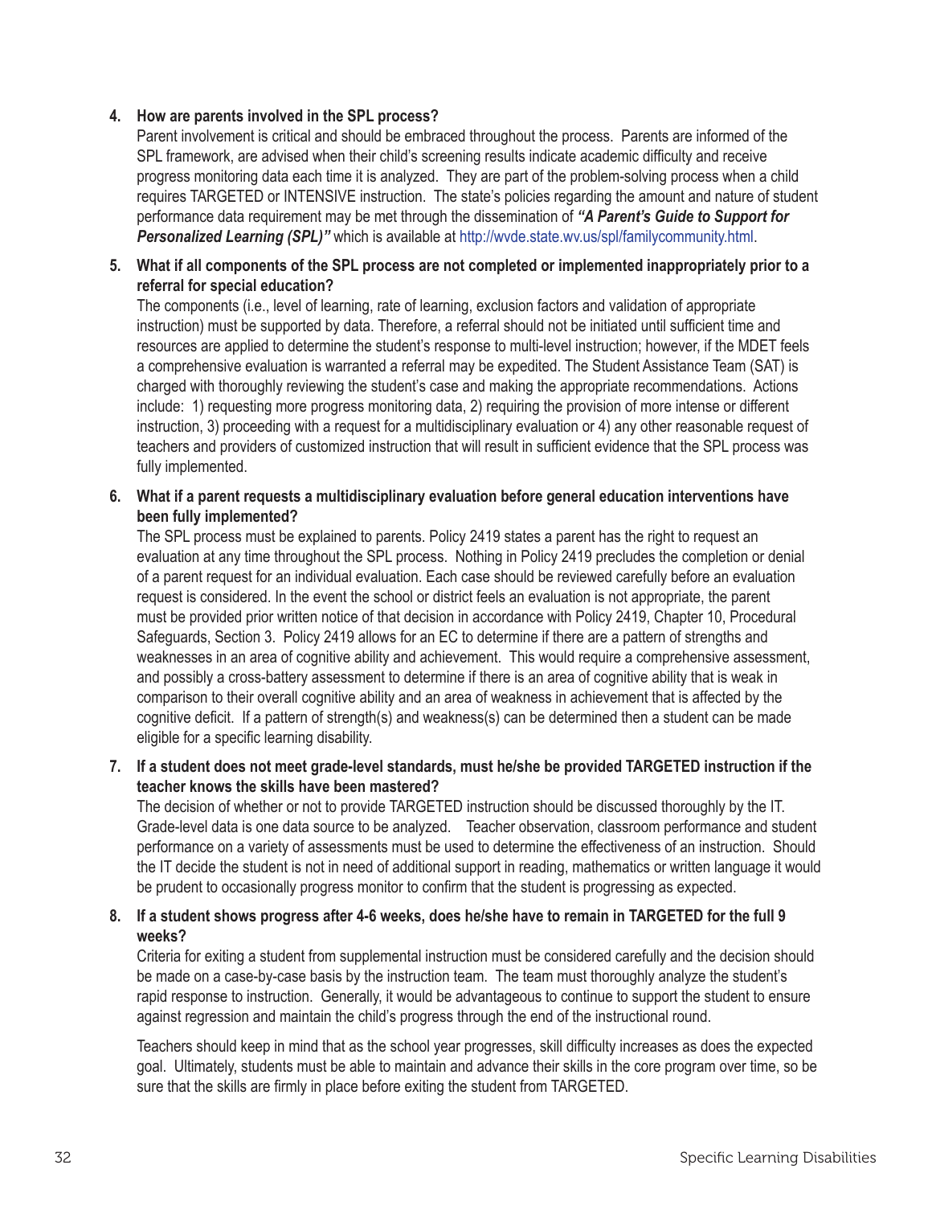4. **How are parents involved in the SPL process?**
   Parent involvement is critical and should be embraced throughout the process. Parents are informed of the SPL framework, are advised when their child's screening results indicate academic difficulty and receive progress monitoring data each time it is analyzed. They are part of the problem-solving process when a child requires TARGETED or INTENSIVE instruction. The state's policies regarding the amount and nature of student performance data requirement may be met through the dissemination of ***"A Parent's Guide to Support for Personalized Learning (SPL)"*** which is available at http://wvde.state.wv.us/spl/familycommunity.html.

5. **What if all components of the SPL process are not completed or implemented inappropriately prior to a referral for special education?**
   The components (i.e., level of learning, rate of learning, exclusion factors and validation of appropriate instruction) must be supported by data. Therefore, a referral should not be initiated until sufficient time and resources are applied to determine the student's response to multi-level instruction; however, if the MDET feels a comprehensive evaluation is warranted a referral may be expedited. The Student Assistance Team (SAT) is charged with thoroughly reviewing the student's case and making the appropriate recommendations. Actions include: 1) requesting more progress monitoring data, 2) requiring the provision of more intense or different instruction, 3) proceeding with a request for a multidisciplinary evaluation or 4) any other reasonable request of teachers and providers of customized instruction that will result in sufficient evidence that the SPL process was fully implemented.

6. **What if a parent requests a multidisciplinary evaluation before general education interventions have been fully implemented?**
   The SPL process must be explained to parents. Policy 2419 states a parent has the right to request an evaluation at any time throughout the SPL process. Nothing in Policy 2419 precludes the completion or denial of a parent request for an individual evaluation. Each case should be reviewed carefully before an evaluation request is considered. In the event the school or district feels an evaluation is not appropriate, the parent must be provided prior written notice of that decision in accordance with Policy 2419, Chapter 10, Procedural Safeguards, Section 3. Policy 2419 allows for an EC to determine if there are a pattern of strengths and weaknesses in an area of cognitive ability and achievement. This would require a comprehensive assessment, and possibly a cross-battery assessment to determine if there is an area of cognitive ability that is weak in comparison to their overall cognitive ability and an area of weakness in achievement that is affected by the cognitive deficit. If a pattern of strength(s) and weakness(s) can be determined then a student can be made eligible for a specific learning disability.

7. **If a student does not meet grade-level standards, must he/she be provided TARGETED instruction if the teacher knows the skills have been mastered?**
   The decision of whether or not to provide TARGETED instruction should be discussed thoroughly by the IT. Grade-level data is one data source to be analyzed. Teacher observation, classroom performance and student performance on a variety of assessments must be used to determine the effectiveness of an instruction. Should the IT decide the student is not in need of additional support in reading, mathematics or written language it would be prudent to occasionally progress monitor to confirm that the student is progressing as expected.

8. **If a student shows progress after 4-6 weeks, does he/she have to remain in TARGETED for the full 9 weeks?**
   Criteria for exiting a student from supplemental instruction must be considered carefully and the decision should be made on a case-by-case basis by the instruction team. The team must thoroughly analyze the student's rapid response to instruction. Generally, it would be advantageous to continue to support the student to ensure against regression and maintain the child's progress through the end of the instructional round.

   Teachers should keep in mind that as the school year progresses, skill difficulty increases as does the expected goal. Ultimately, students must be able to maintain and advance their skills in the core program over time, so be sure that the skills are firmly in place before exiting the student from TARGETED.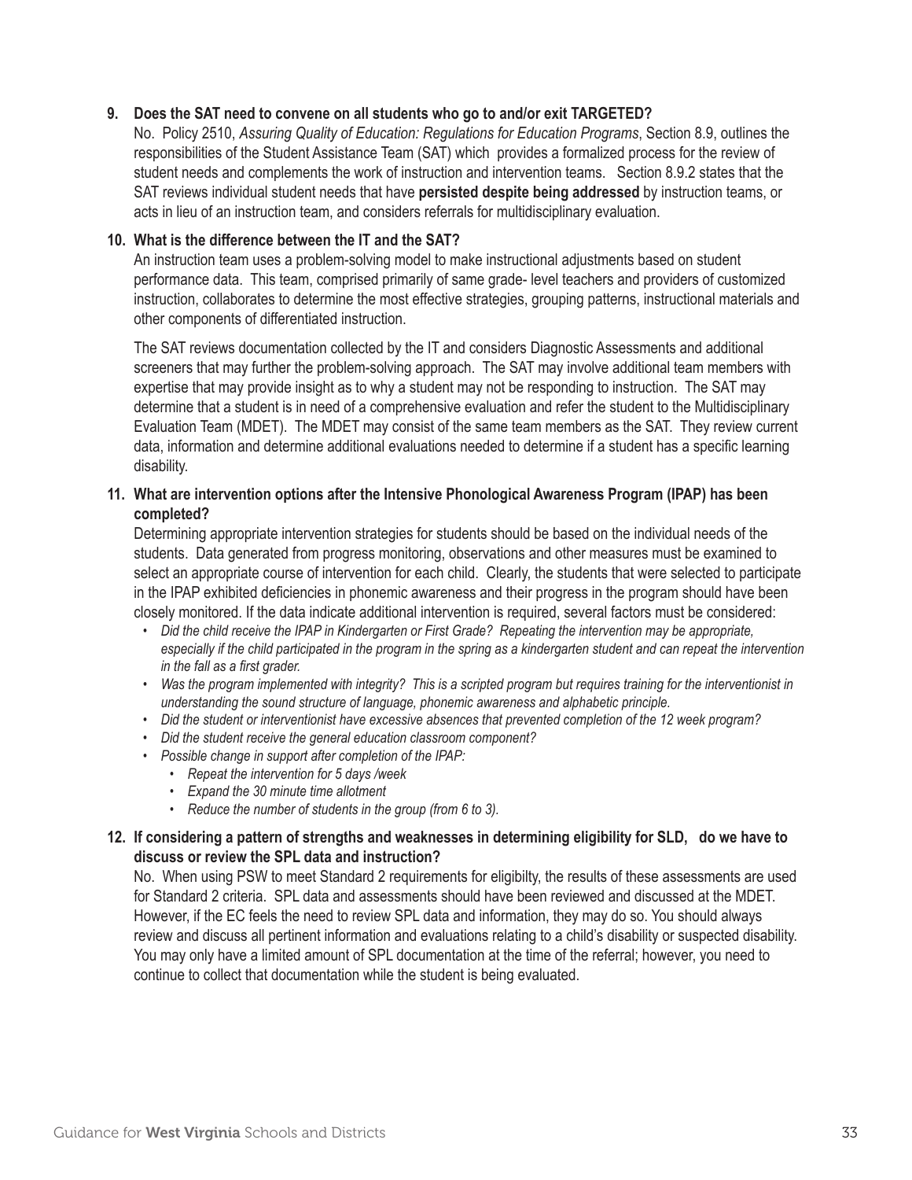**9. Does the SAT need to convene on all students who go to and/or exit TARGETED?**

No. Policy 2510, *Assuring Quality of Education: Regulations for Education Programs*, Section 8.9, outlines the responsibilities of the Student Assistance Team (SAT) which provides a formalized process for the review of student needs and complements the work of instruction and intervention teams. Section 8.9.2 states that the SAT reviews individual student needs that have **persisted despite being addressed** by instruction teams, or acts in lieu of an instruction team, and considers referrals for multidisciplinary evaluation.

**10. What is the difference between the IT and the SAT?**

An instruction team uses a problem-solving model to make instructional adjustments based on student performance data. This team, comprised primarily of same grade- level teachers and providers of customized instruction, collaborates to determine the most effective strategies, grouping patterns, instructional materials and other components of differentiated instruction.

The SAT reviews documentation collected by the IT and considers Diagnostic Assessments and additional screeners that may further the problem-solving approach. The SAT may involve additional team members with expertise that may provide insight as to why a student may not be responding to instruction. The SAT may determine that a student is in need of a comprehensive evaluation and refer the student to the Multidisciplinary Evaluation Team (MDET). The MDET may consist of the same team members as the SAT. They review current data, information and determine additional evaluations needed to determine if a student has a specific learning disability.

**11. What are intervention options after the Intensive Phonological Awareness Program (IPAP) has been completed?**

Determining appropriate intervention strategies for students should be based on the individual needs of the students. Data generated from progress monitoring, observations and other measures must be examined to select an appropriate course of intervention for each child. Clearly, the students that were selected to participate in the IPAP exhibited deficiencies in phonemic awareness and their progress in the program should have been closely monitored. If the data indicate additional intervention is required, several factors must be considered:

- *Did the child receive the IPAP in Kindergarten or First Grade? Repeating the intervention may be appropriate, especially if the child participated in the program in the spring as a kindergarten student and can repeat the intervention in the fall as a first grader.*
- *Was the program implemented with integrity? This is a scripted program but requires training for the interventionist in understanding the sound structure of language, phonemic awareness and alphabetic principle.*
- *Did the student or interventionist have excessive absences that prevented completion of the 12 week program?*
- *Did the student receive the general education classroom component?*
- *Possible change in support after completion of the IPAP:*
  - *Repeat the intervention for 5 days /week*
  - *Expand the 30 minute time allotment*
  - *Reduce the number of students in the group (from 6 to 3).*

**12. If considering a pattern of strengths and weaknesses in determining eligibility for SLD, do we have to discuss or review the SPL data and instruction?**

No. When using PSW to meet Standard 2 requirements for eligibilty, the results of these assessments are used for Standard 2 criteria. SPL data and assessments should have been reviewed and discussed at the MDET. However, if the EC feels the need to review SPL data and information, they may do so. You should always review and discuss all pertinent information and evaluations relating to a child's disability or suspected disability. You may only have a limited amount of SPL documentation at the time of the referral; however, you need to continue to collect that documentation while the student is being evaluated.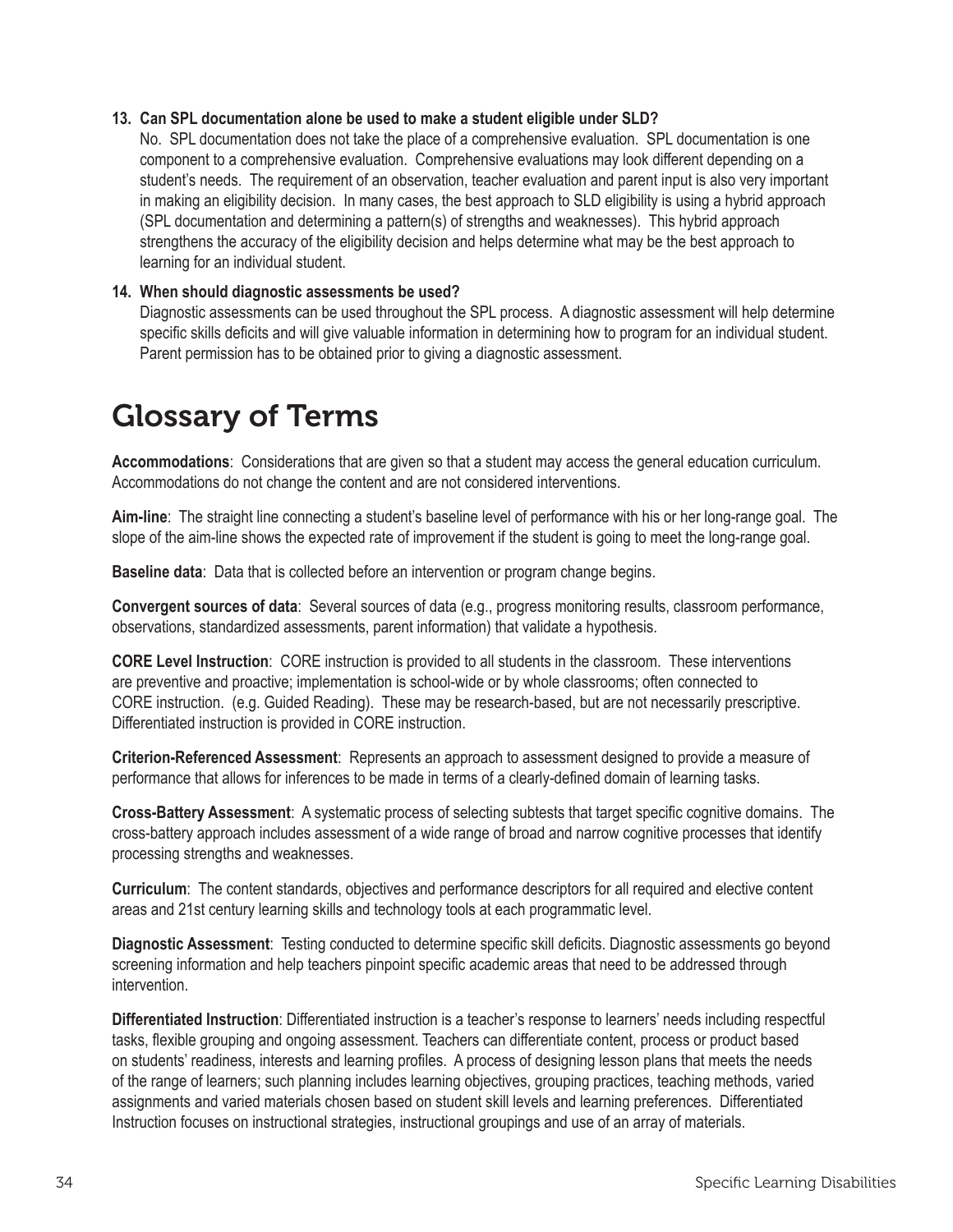**13. Can SPL documentation alone be used to make a student eligible under SLD?**

No. SPL documentation does not take the place of a comprehensive evaluation. SPL documentation is one component to a comprehensive evaluation. Comprehensive evaluations may look different depending on a student's needs. The requirement of an observation, teacher evaluation and parent input is also very important in making an eligibility decision. In many cases, the best approach to SLD eligibility is using a hybrid approach (SPL documentation and determining a pattern(s) of strengths and weaknesses). This hybrid approach strengthens the accuracy of the eligibility decision and helps determine what may be the best approach to learning for an individual student.

**14. When should diagnostic assessments be used?**

Diagnostic assessments can be used throughout the SPL process. A diagnostic assessment will help determine specific skills deficits and will give valuable information in determining how to program for an individual student. Parent permission has to be obtained prior to giving a diagnostic assessment.

# Glossary of Terms

**Accommodations**: Considerations that are given so that a student may access the general education curriculum. Accommodations do not change the content and are not considered interventions.

**Aim-line**: The straight line connecting a student's baseline level of performance with his or her long-range goal. The slope of the aim-line shows the expected rate of improvement if the student is going to meet the long-range goal.

**Baseline data**: Data that is collected before an intervention or program change begins.

**Convergent sources of data**: Several sources of data (e.g., progress monitoring results, classroom performance, observations, standardized assessments, parent information) that validate a hypothesis.

**CORE Level Instruction**: CORE instruction is provided to all students in the classroom. These interventions are preventive and proactive; implementation is school-wide or by whole classrooms; often connected to CORE instruction. (e.g. Guided Reading). These may be research-based, but are not necessarily prescriptive. Differentiated instruction is provided in CORE instruction.

**Criterion-Referenced Assessment**: Represents an approach to assessment designed to provide a measure of performance that allows for inferences to be made in terms of a clearly-defined domain of learning tasks.

**Cross-Battery Assessment**: A systematic process of selecting subtests that target specific cognitive domains. The cross-battery approach includes assessment of a wide range of broad and narrow cognitive processes that identify processing strengths and weaknesses.

**Curriculum**: The content standards, objectives and performance descriptors for all required and elective content areas and 21st century learning skills and technology tools at each programmatic level.

**Diagnostic Assessment**: Testing conducted to determine specific skill deficits. Diagnostic assessments go beyond screening information and help teachers pinpoint specific academic areas that need to be addressed through intervention.

**Differentiated Instruction**: Differentiated instruction is a teacher's response to learners' needs including respectful tasks, flexible grouping and ongoing assessment. Teachers can differentiate content, process or product based on students' readiness, interests and learning profiles. A process of designing lesson plans that meets the needs of the range of learners; such planning includes learning objectives, grouping practices, teaching methods, varied assignments and varied materials chosen based on student skill levels and learning preferences. Differentiated Instruction focuses on instructional strategies, instructional groupings and use of an array of materials.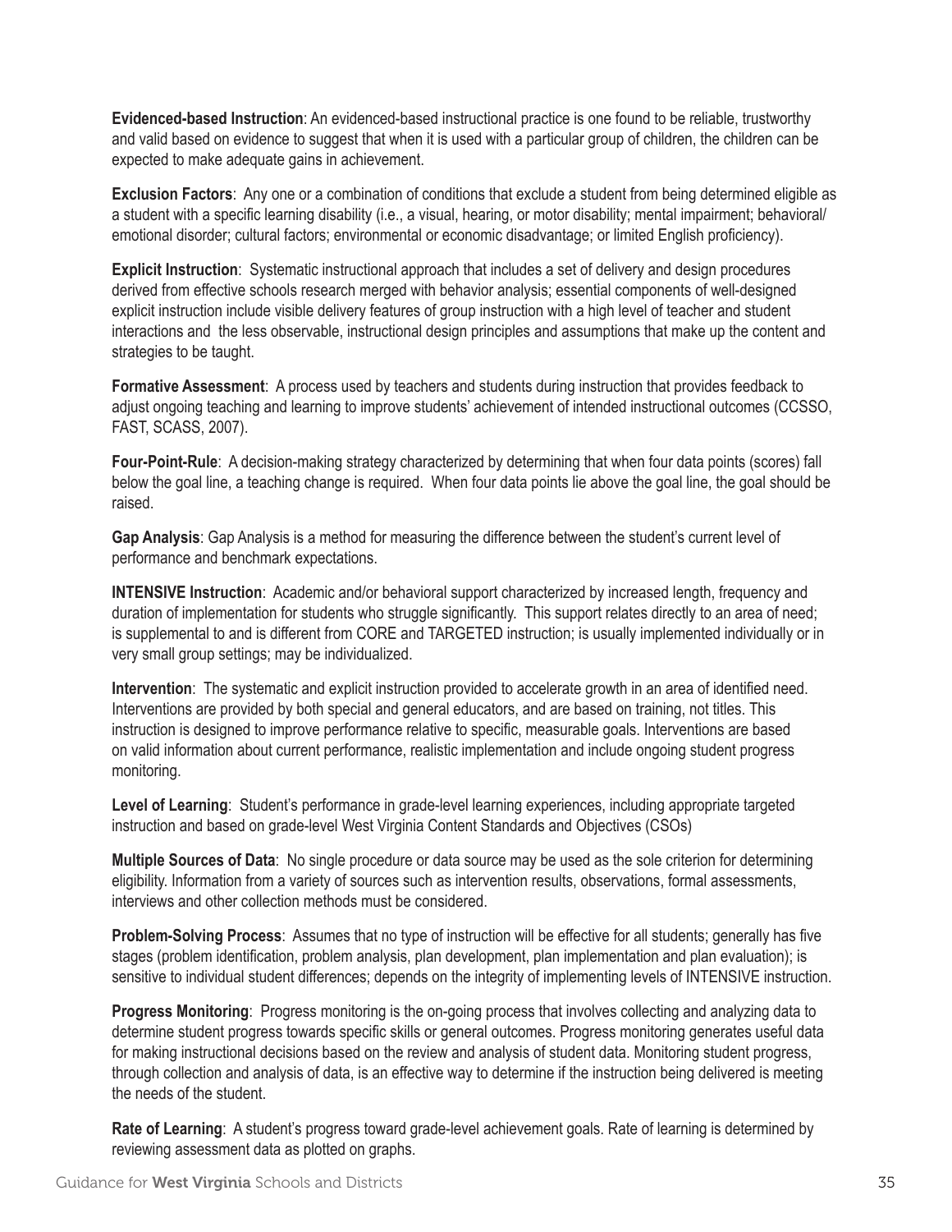**Evidenced-based Instruction**: An evidenced-based instructional practice is one found to be reliable, trustworthy and valid based on evidence to suggest that when it is used with a particular group of children, the children can be expected to make adequate gains in achievement.

**Exclusion Factors**: Any one or a combination of conditions that exclude a student from being determined eligible as a student with a specific learning disability (i.e., a visual, hearing, or motor disability; mental impairment; behavioral/ emotional disorder; cultural factors; environmental or economic disadvantage; or limited English proficiency).

**Explicit Instruction**: Systematic instructional approach that includes a set of delivery and design procedures derived from effective schools research merged with behavior analysis; essential components of well-designed explicit instruction include visible delivery features of group instruction with a high level of teacher and student interactions and the less observable, instructional design principles and assumptions that make up the content and strategies to be taught.

**Formative Assessment**: A process used by teachers and students during instruction that provides feedback to adjust ongoing teaching and learning to improve students' achievement of intended instructional outcomes (CCSSO, FAST, SCASS, 2007).

**Four-Point-Rule**: A decision-making strategy characterized by determining that when four data points (scores) fall below the goal line, a teaching change is required. When four data points lie above the goal line, the goal should be raised.

**Gap Analysis**: Gap Analysis is a method for measuring the difference between the student's current level of performance and benchmark expectations.

**INTENSIVE Instruction**: Academic and/or behavioral support characterized by increased length, frequency and duration of implementation for students who struggle significantly. This support relates directly to an area of need; is supplemental to and is different from CORE and TARGETED instruction; is usually implemented individually or in very small group settings; may be individualized.

**Intervention**: The systematic and explicit instruction provided to accelerate growth in an area of identified need. Interventions are provided by both special and general educators, and are based on training, not titles. This instruction is designed to improve performance relative to specific, measurable goals. Interventions are based on valid information about current performance, realistic implementation and include ongoing student progress monitoring.

**Level of Learning**: Student's performance in grade-level learning experiences, including appropriate targeted instruction and based on grade-level West Virginia Content Standards and Objectives (CSOs)

**Multiple Sources of Data**: No single procedure or data source may be used as the sole criterion for determining eligibility. Information from a variety of sources such as intervention results, observations, formal assessments, interviews and other collection methods must be considered.

**Problem-Solving Process**: Assumes that no type of instruction will be effective for all students; generally has five stages (problem identification, problem analysis, plan development, plan implementation and plan evaluation); is sensitive to individual student differences; depends on the integrity of implementing levels of INTENSIVE instruction.

**Progress Monitoring**: Progress monitoring is the on-going process that involves collecting and analyzing data to determine student progress towards specific skills or general outcomes. Progress monitoring generates useful data for making instructional decisions based on the review and analysis of student data. Monitoring student progress, through collection and analysis of data, is an effective way to determine if the instruction being delivered is meeting the needs of the student.

**Rate of Learning**: A student's progress toward grade-level achievement goals. Rate of learning is determined by reviewing assessment data as plotted on graphs.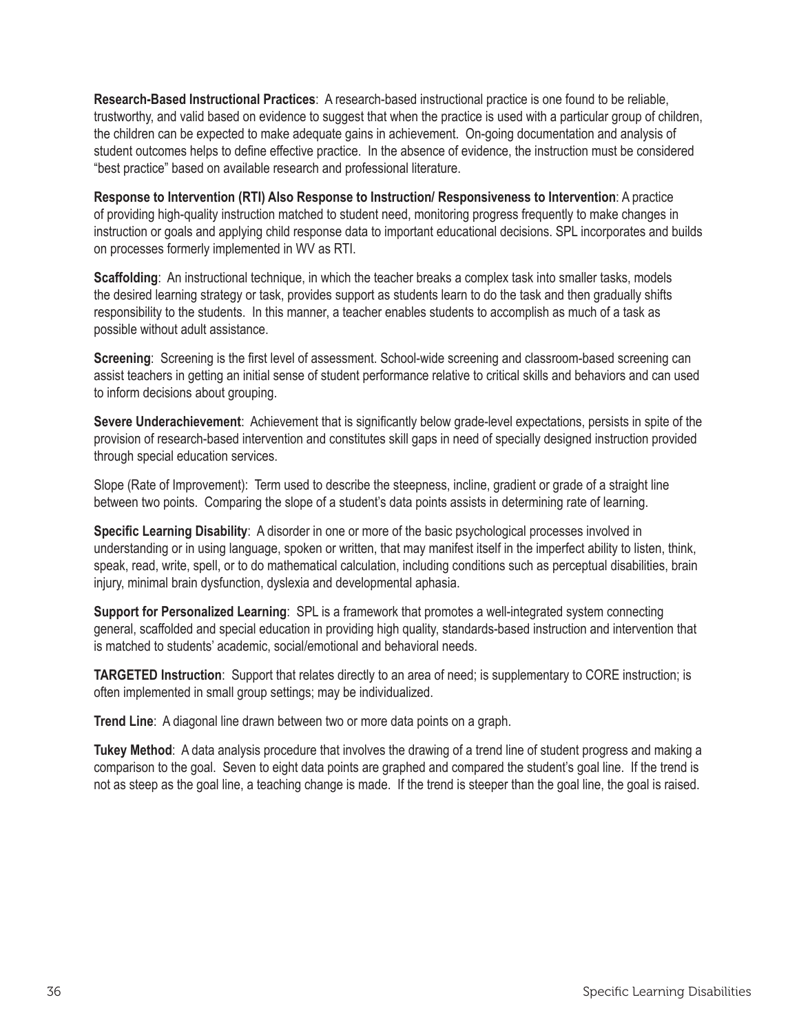**Research-Based Instructional Practices**: A research-based instructional practice is one found to be reliable, trustworthy, and valid based on evidence to suggest that when the practice is used with a particular group of children, the children can be expected to make adequate gains in achievement. On-going documentation and analysis of student outcomes helps to define effective practice. In the absence of evidence, the instruction must be considered "best practice" based on available research and professional literature.

**Response to Intervention (RTI) Also Response to Instruction/ Responsiveness to Intervention**: A practice of providing high-quality instruction matched to student need, monitoring progress frequently to make changes in instruction or goals and applying child response data to important educational decisions. SPL incorporates and builds on processes formerly implemented in WV as RTI.

**Scaffolding**: An instructional technique, in which the teacher breaks a complex task into smaller tasks, models the desired learning strategy or task, provides support as students learn to do the task and then gradually shifts responsibility to the students. In this manner, a teacher enables students to accomplish as much of a task as possible without adult assistance.

**Screening**: Screening is the first level of assessment. School-wide screening and classroom-based screening can assist teachers in getting an initial sense of student performance relative to critical skills and behaviors and can used to inform decisions about grouping.

**Severe Underachievement**: Achievement that is significantly below grade-level expectations, persists in spite of the provision of research-based intervention and constitutes skill gaps in need of specially designed instruction provided through special education services.

Slope (Rate of Improvement): Term used to describe the steepness, incline, gradient or grade of a straight line between two points. Comparing the slope of a student's data points assists in determining rate of learning.

**Specific Learning Disability**: A disorder in one or more of the basic psychological processes involved in understanding or in using language, spoken or written, that may manifest itself in the imperfect ability to listen, think, speak, read, write, spell, or to do mathematical calculation, including conditions such as perceptual disabilities, brain injury, minimal brain dysfunction, dyslexia and developmental aphasia.

**Support for Personalized Learning**: SPL is a framework that promotes a well-integrated system connecting general, scaffolded and special education in providing high quality, standards-based instruction and intervention that is matched to students' academic, social/emotional and behavioral needs.

**TARGETED Instruction**: Support that relates directly to an area of need; is supplementary to CORE instruction; is often implemented in small group settings; may be individualized.

**Trend Line**: A diagonal line drawn between two or more data points on a graph.

**Tukey Method**: A data analysis procedure that involves the drawing of a trend line of student progress and making a comparison to the goal. Seven to eight data points are graphed and compared the student's goal line. If the trend is not as steep as the goal line, a teaching change is made. If the trend is steeper than the goal line, the goal is raised.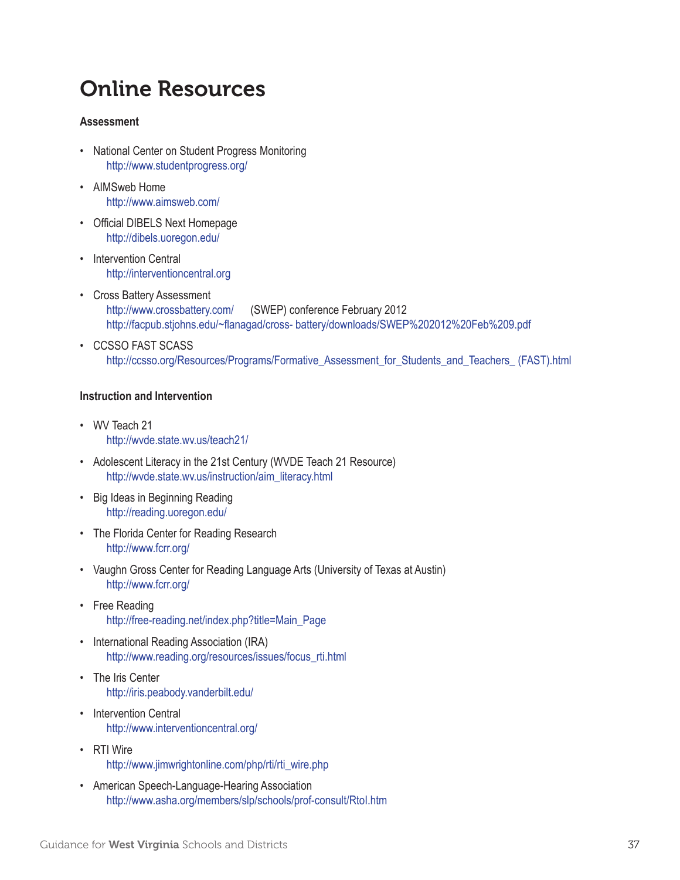# Online Resources

**Assessment**

- National Center on Student Progress Monitoring
  http://www.studentprogress.org/
- AIMSweb Home
  http://www.aimsweb.com/
- Official DIBELS Next Homepage
  http://dibels.uoregon.edu/
- Intervention Central
  http://interventioncentral.org
- Cross Battery Assessment
  http://www.crossbattery.com/ (SWEP) conference February 2012
  http://facpub.stjohns.edu/~flanagad/cross- battery/downloads/SWEP%202012%20Feb%209.pdf
- CCSSO FAST SCASS
  http://ccsso.org/Resources/Programs/Formative_Assessment_for_Students_and_Teachers_ (FAST).html

**Instruction and Intervention**

- WV Teach 21
  http://wvde.state.wv.us/teach21/
- Adolescent Literacy in the 21st Century (WVDE Teach 21 Resource)
  http://wvde.state.wv.us/instruction/aim_literacy.html
- Big Ideas in Beginning Reading
  http://reading.uoregon.edu/
- The Florida Center for Reading Research
  http://www.fcrr.org/
- Vaughn Gross Center for Reading Language Arts (University of Texas at Austin)
  http://www.fcrr.org/
- Free Reading
  http://free-reading.net/index.php?title=Main_Page
- International Reading Association (IRA)
  http://www.reading.org/resources/issues/focus_rti.html
- The Iris Center
  http://iris.peabody.vanderbilt.edu/
- Intervention Central
  http://www.interventioncentral.org/
- RTI Wire
  http://www.jimwrightonline.com/php/rti/rti_wire.php
- American Speech-Language-Hearing Association
  http://www.asha.org/members/slp/schools/prof-consult/RtoI.htm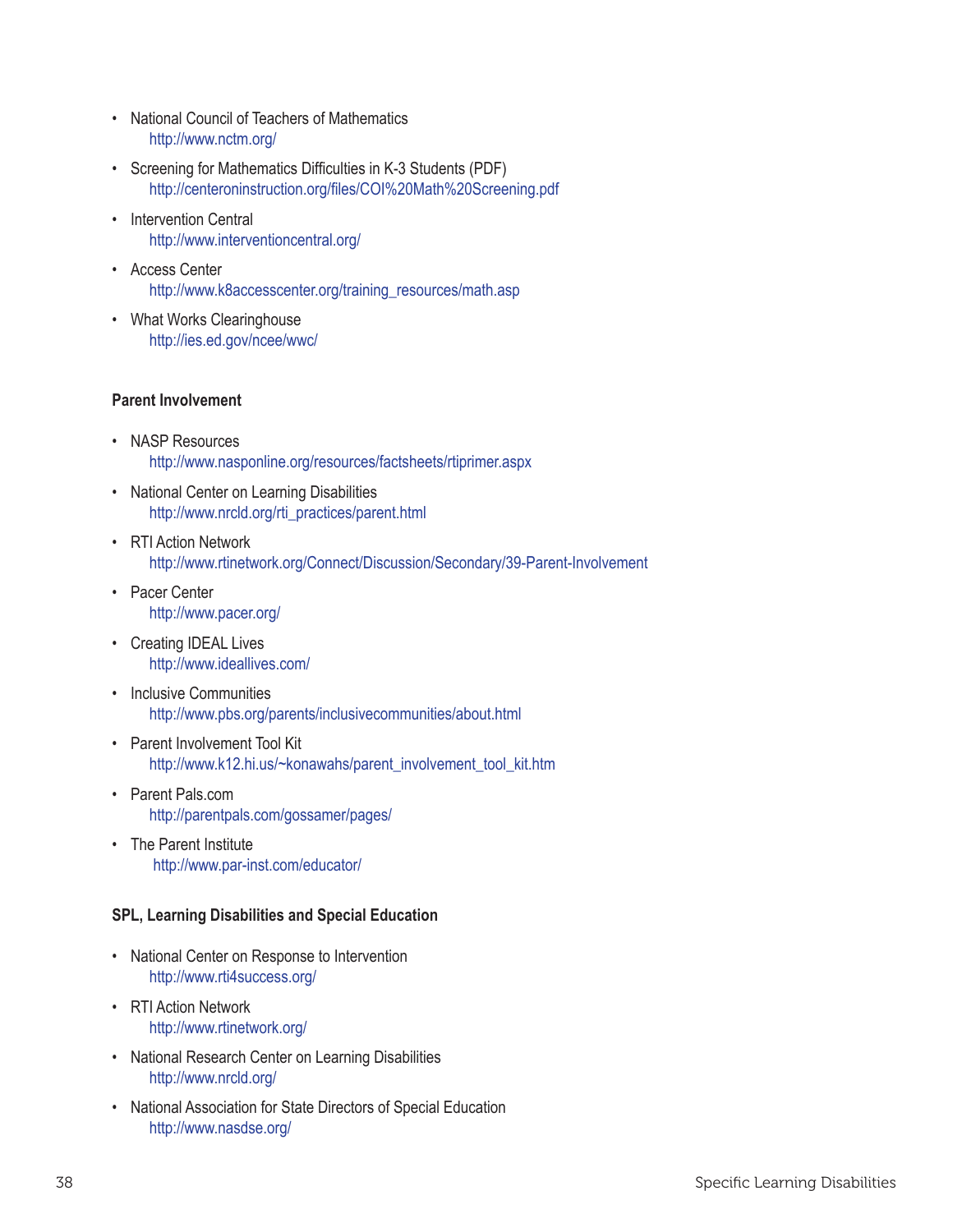- National Council of Teachers of Mathematics
  http://www.nctm.org/
- Screening for Mathematics Difficulties in K-3 Students (PDF)
  http://centeroninstruction.org/files/COI%20Math%20Screening.pdf
- Intervention Central
  http://www.interventioncentral.org/
- Access Center
  http://www.k8accesscenter.org/training_resources/math.asp
- What Works Clearinghouse
  http://ies.ed.gov/ncee/wwc/

**Parent Involvement**

- NASP Resources
  http://www.nasponline.org/resources/factsheets/rtiprimer.aspx
- National Center on Learning Disabilities
  http://www.nrcld.org/rti_practices/parent.html
- RTI Action Network
  http://www.rtinetwork.org/Connect/Discussion/Secondary/39-Parent-Involvement
- Pacer Center
  http://www.pacer.org/
- Creating IDEAL Lives
  http://www.ideallives.com/
- Inclusive Communities
  http://www.pbs.org/parents/inclusivecommunities/about.html
- Parent Involvement Tool Kit
  http://www.k12.hi.us/~konawahs/parent_involvement_tool_kit.htm
- Parent Pals.com
  http://parentpals.com/gossamer/pages/
- The Parent Institute
  http://www.par-inst.com/educator/

**SPL, Learning Disabilities and Special Education**

- National Center on Response to Intervention
  http://www.rti4success.org/
- RTI Action Network
  http://www.rtinetwork.org/
- National Research Center on Learning Disabilities
  http://www.nrcld.org/
- National Association for State Directors of Special Education
  http://www.nasdse.org/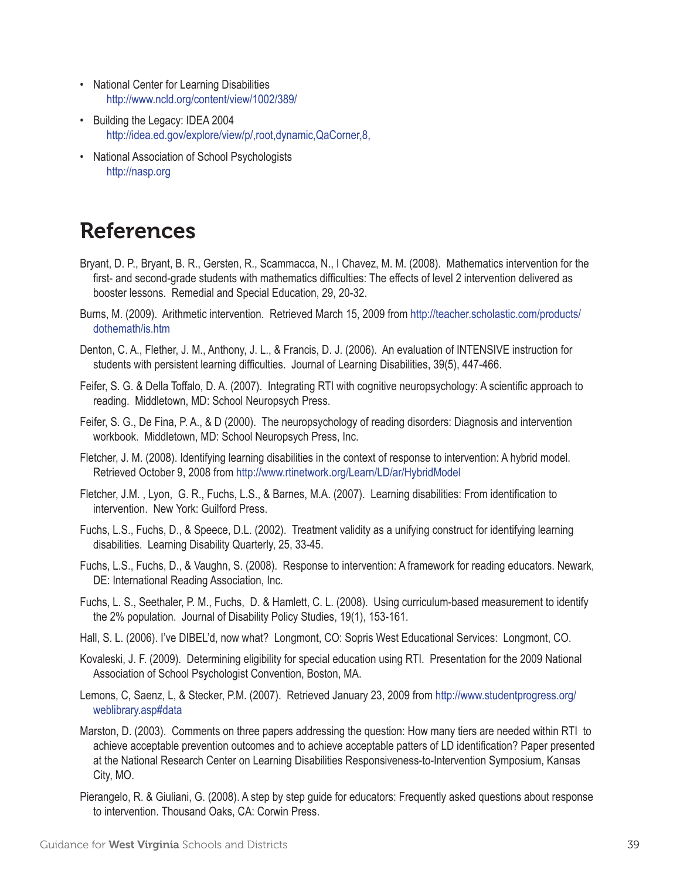- National Center for Learning Disabilities
  http://www.ncld.org/content/view/1002/389/
- Building the Legacy: IDEA 2004
  http://idea.ed.gov/explore/view/p/,root,dynamic,QaCorner,8,
- National Association of School Psychologists
  http://nasp.org

# References

Bryant, D. P., Bryant, B. R., Gersten, R., Scammacca, N., I Chavez, M. M. (2008). Mathematics intervention for the first- and second-grade students with mathematics difficulties: The effects of level 2 intervention delivered as booster lessons. Remedial and Special Education, 29, 20-32.

Burns, M. (2009). Arithmetic intervention. Retrieved March 15, 2009 from http://teacher.scholastic.com/products/dothemath/is.htm

Denton, C. A., Flether, J. M., Anthony, J. L., & Francis, D. J. (2006). An evaluation of INTENSIVE instruction for students with persistent learning difficulties. Journal of Learning Disabilities, 39(5), 447-466.

Feifer, S. G. & Della Toffalo, D. A. (2007). Integrating RTI with cognitive neuropsychology: A scientific approach to reading. Middletown, MD: School Neuropsych Press.

Feifer, S. G., De Fina, P. A., & D (2000). The neuropsychology of reading disorders: Diagnosis and intervention workbook. Middletown, MD: School Neuropsych Press, Inc.

Fletcher, J. M. (2008). Identifying learning disabilities in the context of response to intervention: A hybrid model. Retrieved October 9, 2008 from http://www.rtinetwork.org/Learn/LD/ar/HybridModel

Fletcher, J.M. , Lyon, G. R., Fuchs, L.S., & Barnes, M.A. (2007). Learning disabilities: From identification to intervention. New York: Guilford Press.

Fuchs, L.S., Fuchs, D., & Speece, D.L. (2002). Treatment validity as a unifying construct for identifying learning disabilities. Learning Disability Quarterly, 25, 33-45.

Fuchs, L.S., Fuchs, D., & Vaughn, S. (2008). Response to intervention: A framework for reading educators. Newark, DE: International Reading Association, Inc.

Fuchs, L. S., Seethaler, P. M., Fuchs, D. & Hamlett, C. L. (2008). Using curriculum-based measurement to identify the 2% population. Journal of Disability Policy Studies, 19(1), 153-161.

Hall, S. L. (2006). I've DIBEL'd, now what? Longmont, CO: Sopris West Educational Services: Longmont, CO.

Kovaleski, J. F. (2009). Determining eligibility for special education using RTI. Presentation for the 2009 National Association of School Psychologist Convention, Boston, MA.

Lemons, C, Saenz, L, & Stecker, P.M. (2007). Retrieved January 23, 2009 from http://www.studentprogress.org/weblibrary.asp#data

Marston, D. (2003). Comments on three papers addressing the question: How many tiers are needed within RTI to achieve acceptable prevention outcomes and to achieve acceptable patters of LD identification? Paper presented at the National Research Center on Learning Disabilities Responsiveness-to-Intervention Symposium, Kansas City, MO.

Pierangelo, R. & Giuliani, G. (2008). A step by step guide for educators: Frequently asked questions about response to intervention. Thousand Oaks, CA: Corwin Press.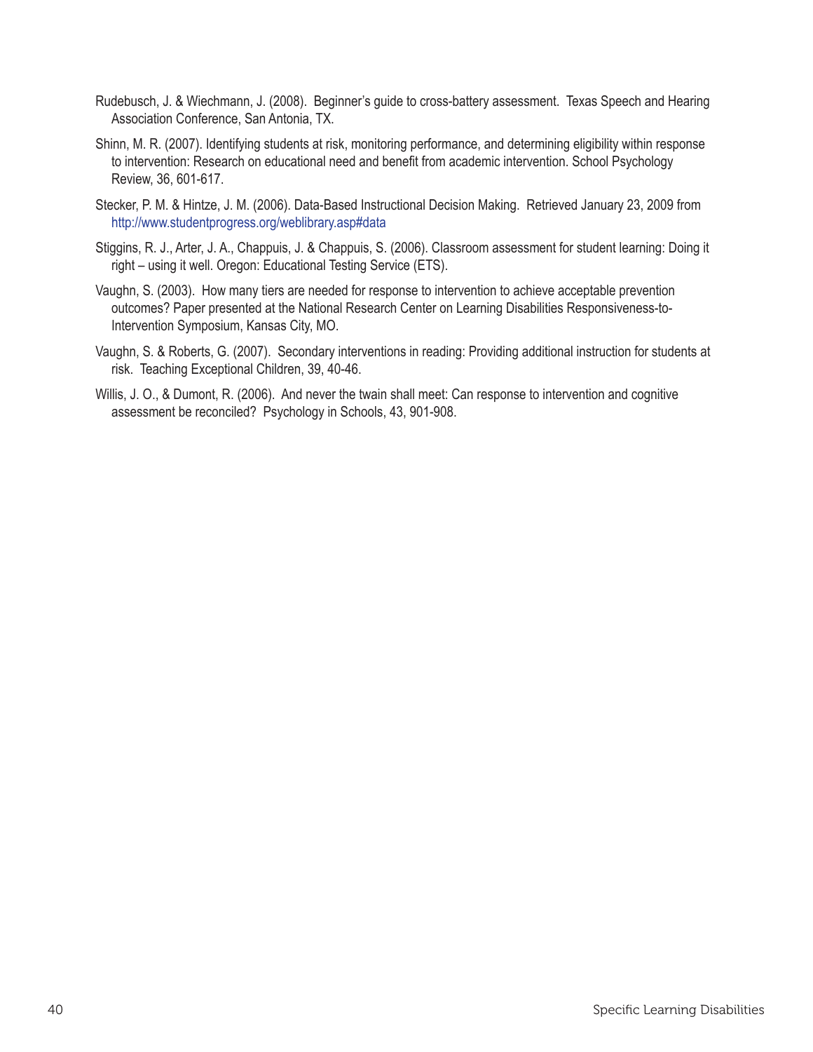Rudebusch, J. & Wiechmann, J. (2008). Beginner's guide to cross-battery assessment. Texas Speech and Hearing Association Conference, San Antonia, TX.

Shinn, M. R. (2007). Identifying students at risk, monitoring performance, and determining eligibility within response to intervention: Research on educational need and benefit from academic intervention. School Psychology Review, 36, 601-617.

Stecker, P. M. & Hintze, J. M. (2006). Data-Based Instructional Decision Making. Retrieved January 23, 2009 from http://www.studentprogress.org/weblibrary.asp#data

Stiggins, R. J., Arter, J. A., Chappuis, J. & Chappuis, S. (2006). Classroom assessment for student learning: Doing it right – using it well. Oregon: Educational Testing Service (ETS).

Vaughn, S. (2003). How many tiers are needed for response to intervention to achieve acceptable prevention outcomes? Paper presented at the National Research Center on Learning Disabilities Responsiveness-to-Intervention Symposium, Kansas City, MO.

Vaughn, S. & Roberts, G. (2007). Secondary interventions in reading: Providing additional instruction for students at risk. Teaching Exceptional Children, 39, 40-46.

Willis, J. O., & Dumont, R. (2006). And never the twain shall meet: Can response to intervention and cognitive assessment be reconciled? Psychology in Schools, 43, 901-908.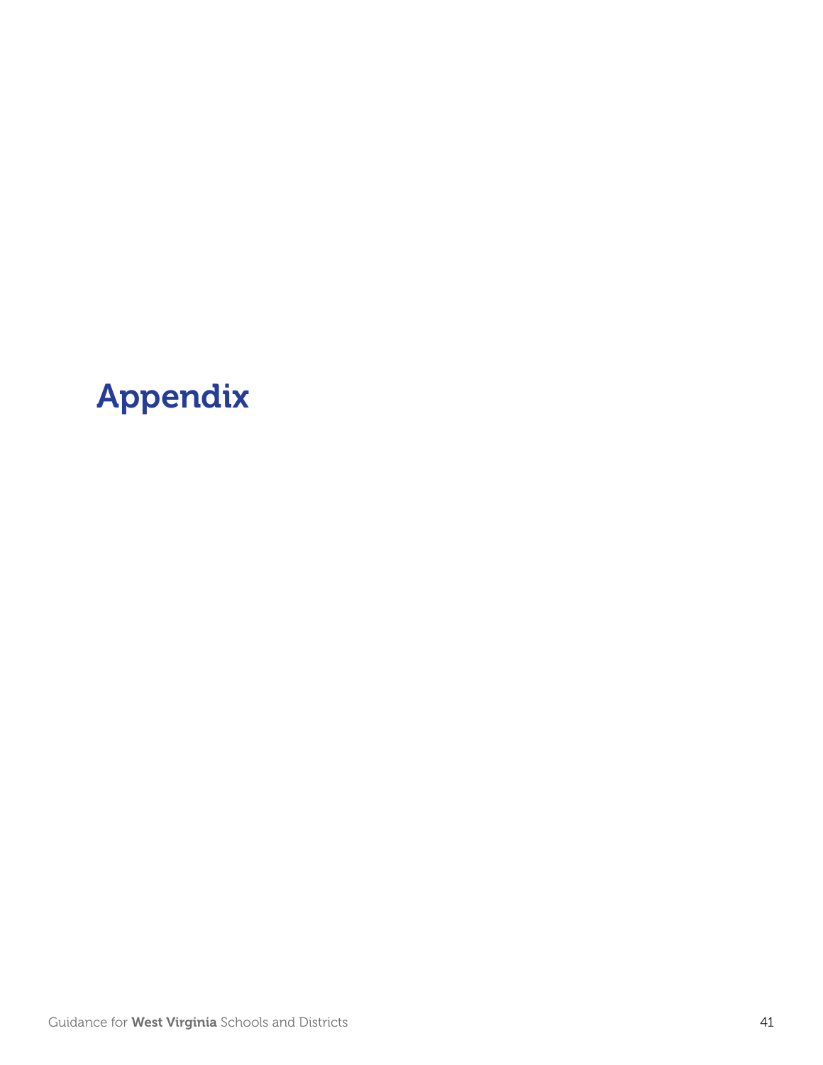# Appendix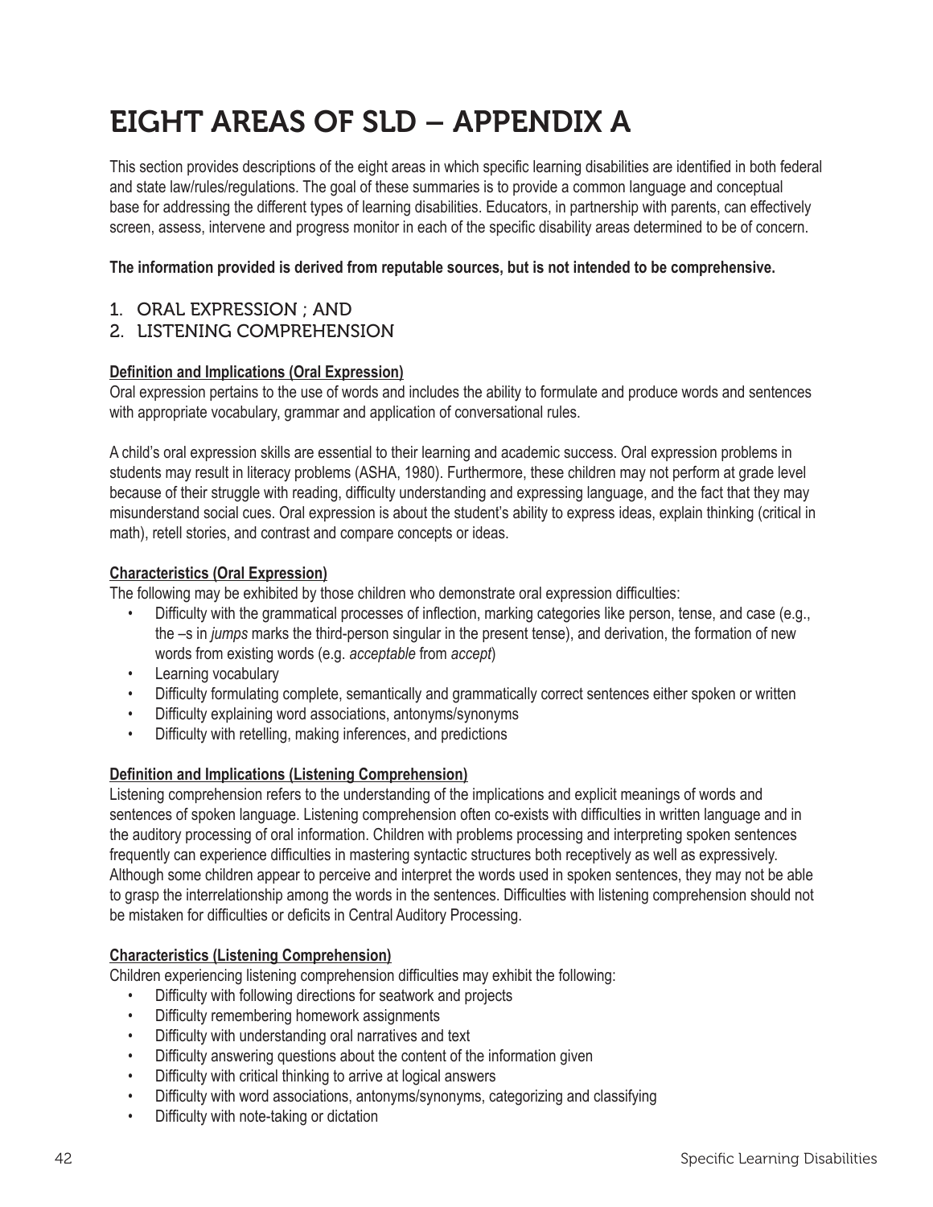# EIGHT AREAS OF SLD – APPENDIX A

This section provides descriptions of the eight areas in which specific learning disabilities are identified in both federal and state law/rules/regulations. The goal of these summaries is to provide a common language and conceptual base for addressing the different types of learning disabilities. Educators, in partnership with parents, can effectively screen, assess, intervene and progress monitor in each of the specific disability areas determined to be of concern.

**The information provided is derived from reputable sources, but is not intended to be comprehensive.**

## 1. ORAL EXPRESSION ; AND
## 2. LISTENING COMPREHENSION

**Definition and Implications (Oral Expression)**

Oral expression pertains to the use of words and includes the ability to formulate and produce words and sentences with appropriate vocabulary, grammar and application of conversational rules.

A child's oral expression skills are essential to their learning and academic success. Oral expression problems in students may result in literacy problems (ASHA, 1980). Furthermore, these children may not perform at grade level because of their struggle with reading, difficulty understanding and expressing language, and the fact that they may misunderstand social cues. Oral expression is about the student's ability to express ideas, explain thinking (critical in math), retell stories, and contrast and compare concepts or ideas.

**Characteristics (Oral Expression)**

The following may be exhibited by those children who demonstrate oral expression difficulties:

- Difficulty with the grammatical processes of inflection, marking categories like person, tense, and case (e.g., the –s in *jumps* marks the third-person singular in the present tense), and derivation, the formation of new words from existing words (e.g. *acceptable* from *accept*)
- Learning vocabulary
- Difficulty formulating complete, semantically and grammatically correct sentences either spoken or written
- Difficulty explaining word associations, antonyms/synonyms
- Difficulty with retelling, making inferences, and predictions

**Definition and Implications (Listening Comprehension)**

Listening comprehension refers to the understanding of the implications and explicit meanings of words and sentences of spoken language. Listening comprehension often co-exists with difficulties in written language and in the auditory processing of oral information. Children with problems processing and interpreting spoken sentences frequently can experience difficulties in mastering syntactic structures both receptively as well as expressively. Although some children appear to perceive and interpret the words used in spoken sentences, they may not be able to grasp the interrelationship among the words in the sentences. Difficulties with listening comprehension should not be mistaken for difficulties or deficits in Central Auditory Processing.

**Characteristics (Listening Comprehension)**

Children experiencing listening comprehension difficulties may exhibit the following:

- Difficulty with following directions for seatwork and projects
- Difficulty remembering homework assignments
- Difficulty with understanding oral narratives and text
- Difficulty answering questions about the content of the information given
- Difficulty with critical thinking to arrive at logical answers
- Difficulty with word associations, antonyms/synonyms, categorizing and classifying
- Difficulty with note-taking or dictation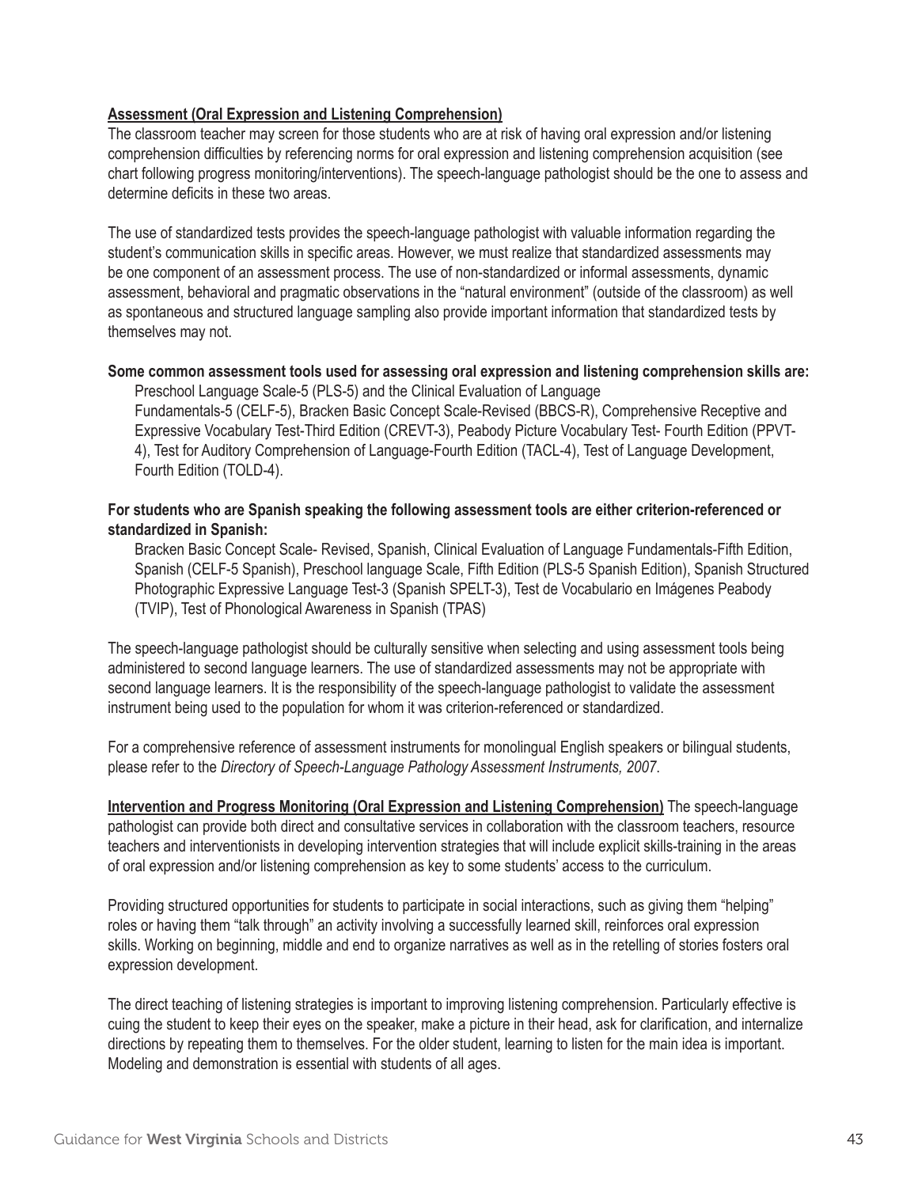**Assessment (Oral Expression and Listening Comprehension)**

The classroom teacher may screen for those students who are at risk of having oral expression and/or listening comprehension difficulties by referencing norms for oral expression and listening comprehension acquisition (see chart following progress monitoring/interventions). The speech-language pathologist should be the one to assess and determine deficits in these two areas.

The use of standardized tests provides the speech-language pathologist with valuable information regarding the student's communication skills in specific areas. However, we must realize that standardized assessments may be one component of an assessment process. The use of non-standardized or informal assessments, dynamic assessment, behavioral and pragmatic observations in the "natural environment" (outside of the classroom) as well as spontaneous and structured language sampling also provide important information that standardized tests by themselves may not.

**Some common assessment tools used for assessing oral expression and listening comprehension skills are:**

Preschool Language Scale-5 (PLS-5) and the Clinical Evaluation of Language Fundamentals-5 (CELF-5), Bracken Basic Concept Scale-Revised (BBCS-R), Comprehensive Receptive and Expressive Vocabulary Test-Third Edition (CREVT-3), Peabody Picture Vocabulary Test- Fourth Edition (PPVT-4), Test for Auditory Comprehension of Language-Fourth Edition (TACL-4), Test of Language Development, Fourth Edition (TOLD-4).

**For students who are Spanish speaking the following assessment tools are either criterion-referenced or standardized in Spanish:**

Bracken Basic Concept Scale- Revised, Spanish, Clinical Evaluation of Language Fundamentals-Fifth Edition, Spanish (CELF-5 Spanish), Preschool language Scale, Fifth Edition (PLS-5 Spanish Edition), Spanish Structured Photographic Expressive Language Test-3 (Spanish SPELT-3), Test de Vocabulario en Imágenes Peabody (TVIP), Test of Phonological Awareness in Spanish (TPAS)

The speech-language pathologist should be culturally sensitive when selecting and using assessment tools being administered to second language learners. The use of standardized assessments may not be appropriate with second language learners. It is the responsibility of the speech-language pathologist to validate the assessment instrument being used to the population for whom it was criterion-referenced or standardized.

For a comprehensive reference of assessment instruments for monolingual English speakers or bilingual students, please refer to the *Directory of Speech-Language Pathology Assessment Instruments, 2007*.

**Intervention and Progress Monitoring (Oral Expression and Listening Comprehension)** The speech-language pathologist can provide both direct and consultative services in collaboration with the classroom teachers, resource teachers and interventionists in developing intervention strategies that will include explicit skills-training in the areas of oral expression and/or listening comprehension as key to some students' access to the curriculum.

Providing structured opportunities for students to participate in social interactions, such as giving them "helping" roles or having them "talk through" an activity involving a successfully learned skill, reinforces oral expression skills. Working on beginning, middle and end to organize narratives as well as in the retelling of stories fosters oral expression development.

The direct teaching of listening strategies is important to improving listening comprehension. Particularly effective is cuing the student to keep their eyes on the speaker, make a picture in their head, ask for clarification, and internalize directions by repeating them to themselves. For the older student, learning to listen for the main idea is important. Modeling and demonstration is essential with students of all ages.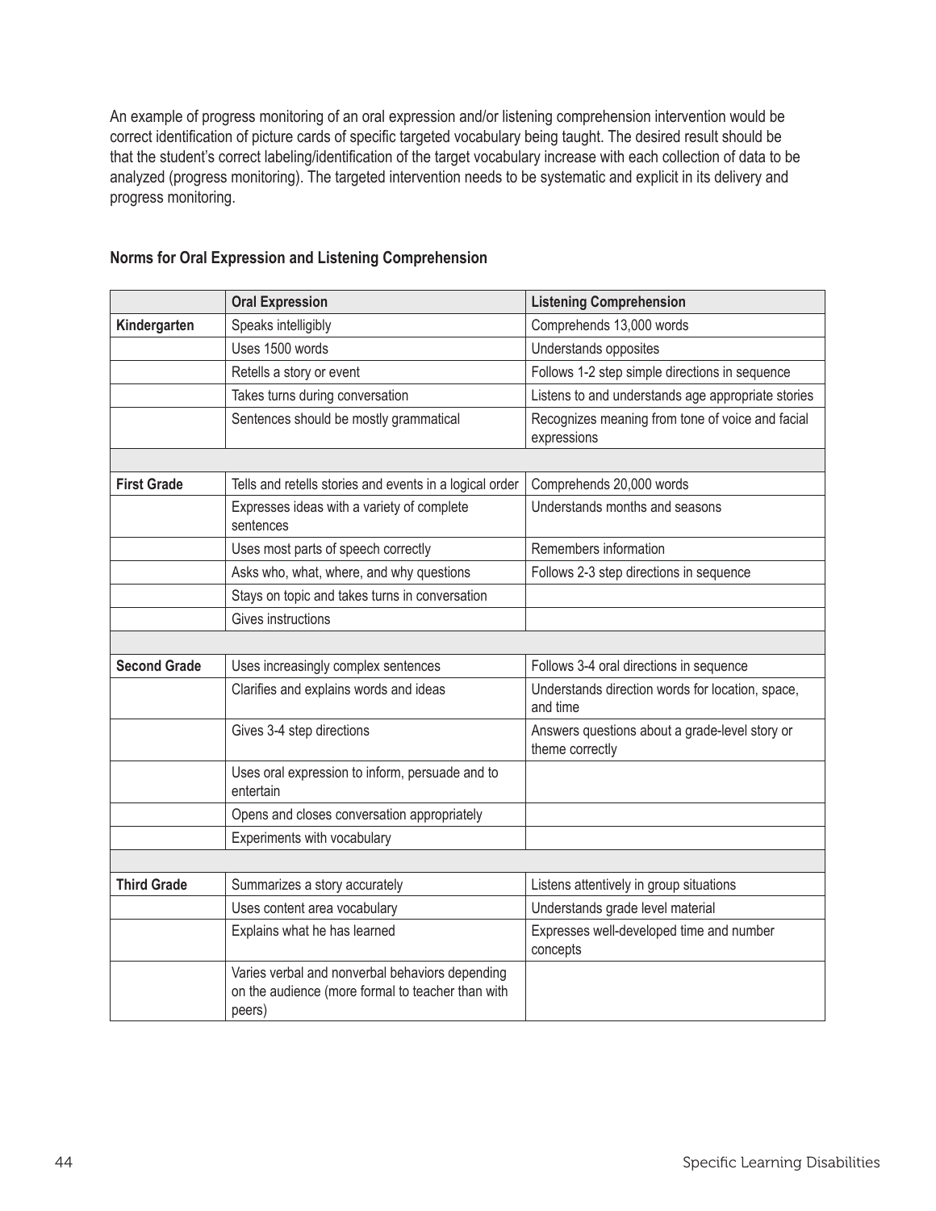An example of progress monitoring of an oral expression and/or listening comprehension intervention would be correct identification of picture cards of specific targeted vocabulary being taught. The desired result should be that the student's correct labeling/identification of the target vocabulary increase with each collection of data to be analyzed (progress monitoring). The targeted intervention needs to be systematic and explicit in its delivery and progress monitoring.

**Norms for Oral Expression and Listening Comprehension**

| | **Oral Expression** | **Listening Comprehension** |
|---|---|---|
| **Kindergarten** | Speaks intelligibly | Comprehends 13,000 words |
| | Uses 1500 words | Understands opposites |
| | Retells a story or event | Follows 1-2 step simple directions in sequence |
| | Takes turns during conversation | Listens to and understands age appropriate stories |
| | Sentences should be mostly grammatical | Recognizes meaning from tone of voice and facial expressions |
| | | |
| **First Grade** | Tells and retells stories and events in a logical order | Comprehends 20,000 words |
| | Expresses ideas with a variety of complete sentences | Understands months and seasons |
| | Uses most parts of speech correctly | Remembers information |
| | Asks who, what, where, and why questions | Follows 2-3 step directions in sequence |
| | Stays on topic and takes turns in conversation | |
| | Gives instructions | |
| | | |
| **Second Grade** | Uses increasingly complex sentences | Follows 3-4 oral directions in sequence |
| | Clarifies and explains words and ideas | Understands direction words for location, space, and time |
| | Gives 3-4 step directions | Answers questions about a grade-level story or theme correctly |
| | Uses oral expression to inform, persuade and to entertain | |
| | Opens and closes conversation appropriately | |
| | Experiments with vocabulary | |
| | | |
| **Third Grade** | Summarizes a story accurately | Listens attentively in group situations |
| | Uses content area vocabulary | Understands grade level material |
| | Explains what he has learned | Expresses well-developed time and number concepts |
| | Varies verbal and nonverbal behaviors depending on the audience (more formal to teacher than with peers) | |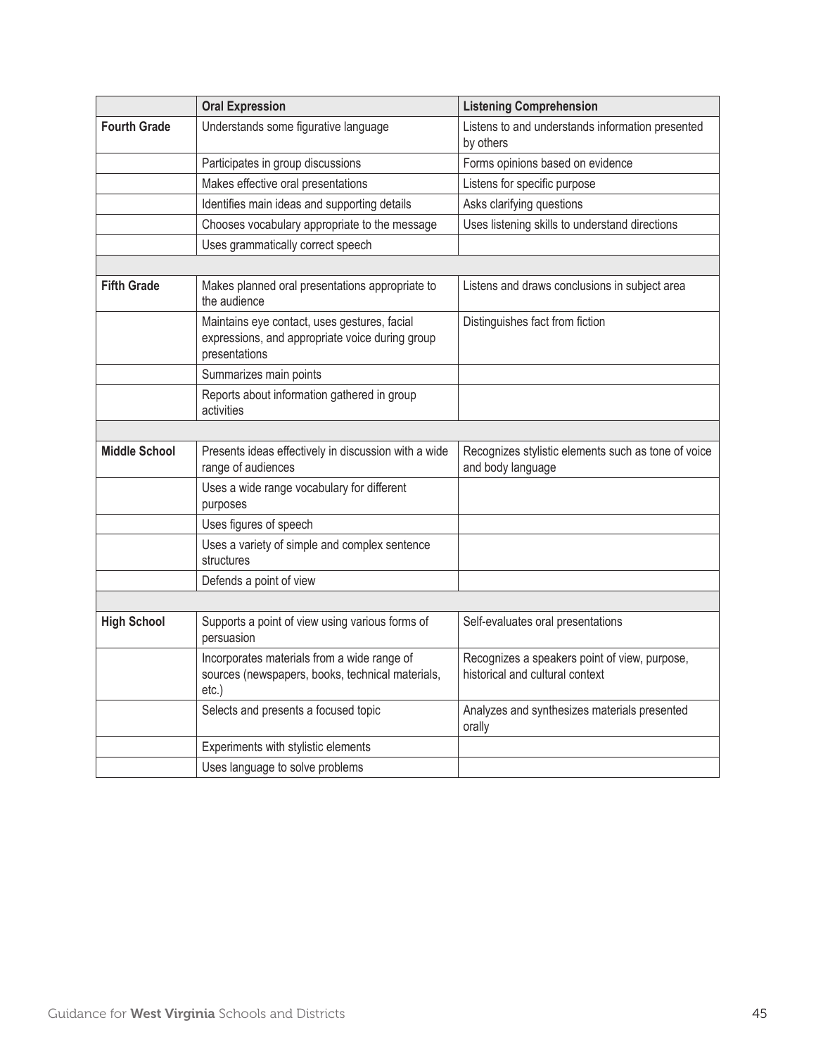| | Oral Expression | Listening Comprehension |
|---|---|---|
| **Fourth Grade** | Understands some figurative language | Listens to and understands information presented by others |
| | Participates in group discussions | Forms opinions based on evidence |
| | Makes effective oral presentations | Listens for specific purpose |
| | Identifies main ideas and supporting details | Asks clarifying questions |
| | Chooses vocabulary appropriate to the message | Uses listening skills to understand directions |
| | Uses grammatically correct speech | |
| | | |
| **Fifth Grade** | Makes planned oral presentations appropriate to the audience | Listens and draws conclusions in subject area |
| | Maintains eye contact, uses gestures, facial expressions, and appropriate voice during group presentations | Distinguishes fact from fiction |
| | Summarizes main points | |
| | Reports about information gathered in group activities | |
| | | |
| **Middle School** | Presents ideas effectively in discussion with a wide range of audiences | Recognizes stylistic elements such as tone of voice and body language |
| | Uses a wide range vocabulary for different purposes | |
| | Uses figures of speech | |
| | Uses a variety of simple and complex sentence structures | |
| | Defends a point of view | |
| | | |
| **High School** | Supports a point of view using various forms of persuasion | Self-evaluates oral presentations |
| | Incorporates materials from a wide range of sources (newspapers, books, technical materials, etc.) | Recognizes a speakers point of view, purpose, historical and cultural context |
| | Selects and presents a focused topic | Analyzes and synthesizes materials presented orally |
| | Experiments with stylistic elements | |
| | Uses language to solve problems | |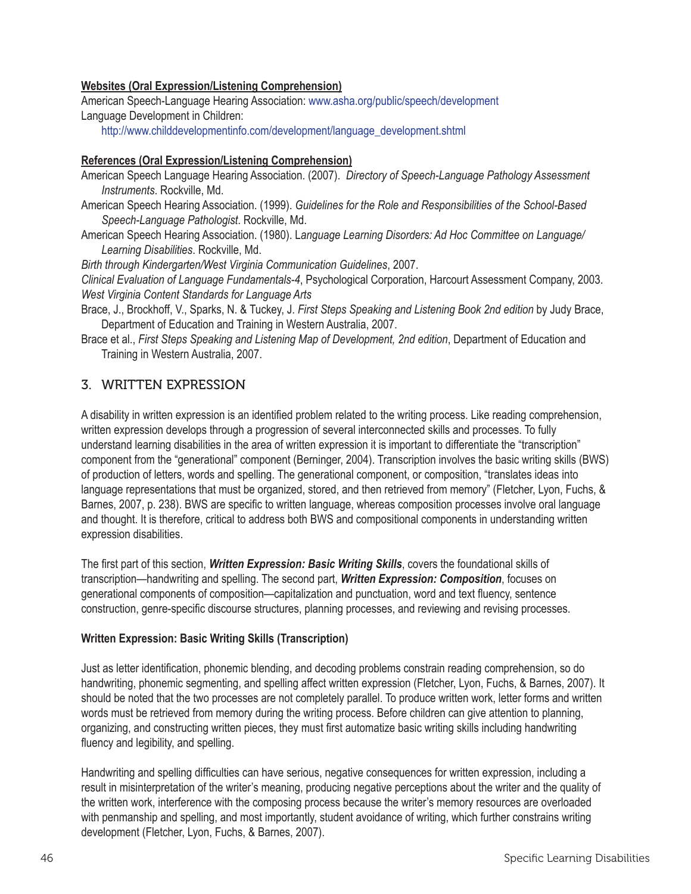**Websites (Oral Expression/Listening Comprehension)**

American Speech-Language Hearing Association: www.asha.org/public/speech/development

Language Development in Children:
http://www.childdevelopmentinfo.com/development/language_development.shtml

**References (Oral Expression/Listening Comprehension)**

American Speech Language Hearing Association. (2007). *Directory of Speech-Language Pathology Assessment Instruments*. Rockville, Md.

American Speech Hearing Association. (1999). *Guidelines for the Role and Responsibilities of the School-Based Speech-Language Pathologist*. Rockville, Md.

American Speech Hearing Association. (1980). L*anguage Learning Disorders: Ad Hoc Committee on Language/ Learning Disabilities*. Rockville, Md.

*Birth through Kindergarten/West Virginia Communication Guidelines*, 2007.

*Clinical Evaluation of Language Fundamentals-4*, Psychological Corporation, Harcourt Assessment Company, 2003.

*West Virginia Content Standards for Language Arts*

Brace, J., Brockhoff, V., Sparks, N. & Tuckey, J. *First Steps Speaking and Listening Book 2nd edition* by Judy Brace, Department of Education and Training in Western Australia, 2007.

Brace et al., *First Steps Speaking and Listening Map of Development, 2nd edition*, Department of Education and Training in Western Australia, 2007.

## 3. WRITTEN EXPRESSION

A disability in written expression is an identified problem related to the writing process. Like reading comprehension, written expression develops through a progression of several interconnected skills and processes. To fully understand learning disabilities in the area of written expression it is important to differentiate the "transcription" component from the "generational" component (Berninger, 2004). Transcription involves the basic writing skills (BWS) of production of letters, words and spelling. The generational component, or composition, "translates ideas into language representations that must be organized, stored, and then retrieved from memory" (Fletcher, Lyon, Fuchs, & Barnes, 2007, p. 238). BWS are specific to written language, whereas composition processes involve oral language and thought. It is therefore, critical to address both BWS and compositional components in understanding written expression disabilities.

The first part of this section, ***Written Expression: Basic Writing Skills***, covers the foundational skills of transcription—handwriting and spelling. The second part, ***Written Expression: Composition***, focuses on generational components of composition—capitalization and punctuation, word and text fluency, sentence construction, genre-specific discourse structures, planning processes, and reviewing and revising processes.

**Written Expression: Basic Writing Skills (Transcription)**

Just as letter identification, phonemic blending, and decoding problems constrain reading comprehension, so do handwriting, phonemic segmenting, and spelling affect written expression (Fletcher, Lyon, Fuchs, & Barnes, 2007). It should be noted that the two processes are not completely parallel. To produce written work, letter forms and written words must be retrieved from memory during the writing process. Before children can give attention to planning, organizing, and constructing written pieces, they must first automatize basic writing skills including handwriting fluency and legibility, and spelling.

Handwriting and spelling difficulties can have serious, negative consequences for written expression, including a result in misinterpretation of the writer's meaning, producing negative perceptions about the writer and the quality of the written work, interference with the composing process because the writer's memory resources are overloaded with penmanship and spelling, and most importantly, student avoidance of writing, which further constrains writing development (Fletcher, Lyon, Fuchs, & Barnes, 2007).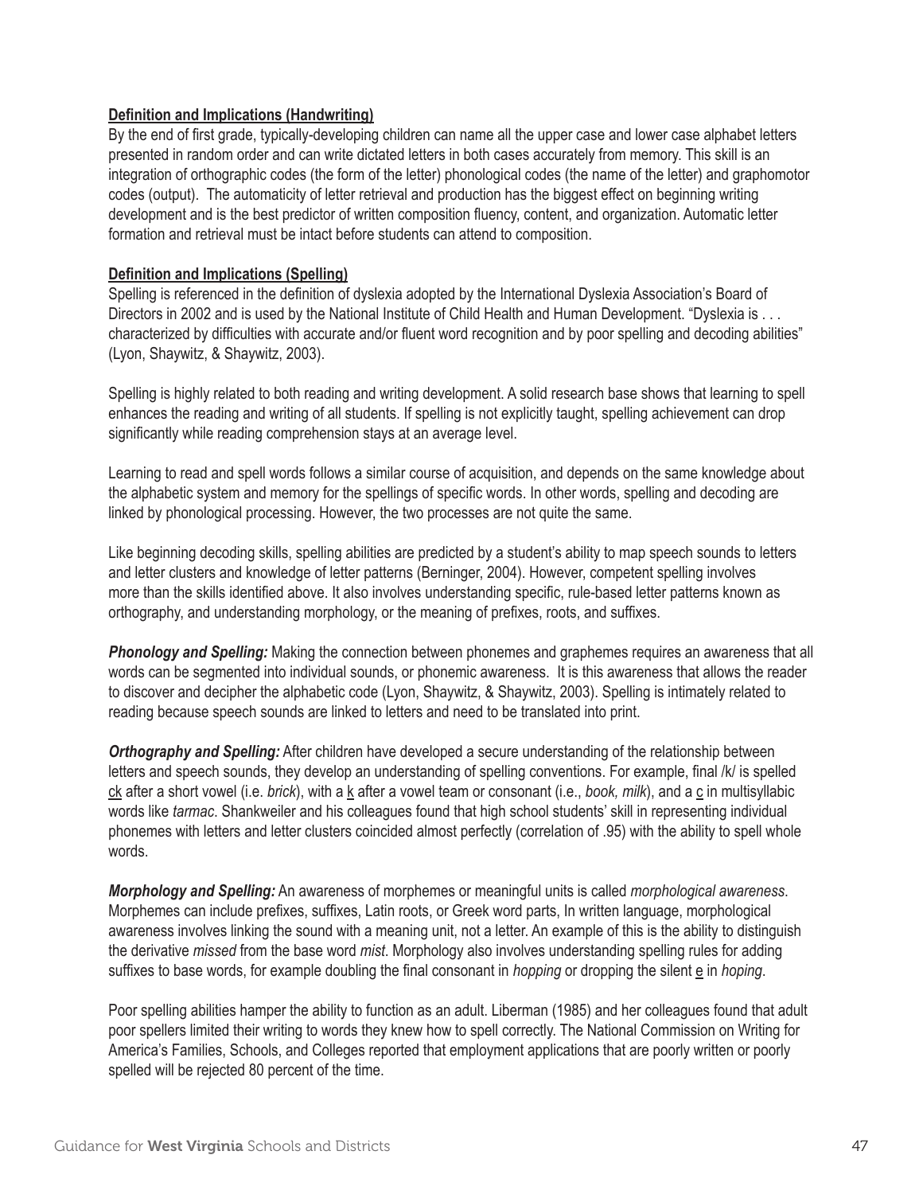**Definition and Implications (Handwriting)**

By the end of first grade, typically-developing children can name all the upper case and lower case alphabet letters presented in random order and can write dictated letters in both cases accurately from memory. This skill is an integration of orthographic codes (the form of the letter) phonological codes (the name of the letter) and graphomotor codes (output). The automaticity of letter retrieval and production has the biggest effect on beginning writing development and is the best predictor of written composition fluency, content, and organization. Automatic letter formation and retrieval must be intact before students can attend to composition.

**Definition and Implications (Spelling)**

Spelling is referenced in the definition of dyslexia adopted by the International Dyslexia Association's Board of Directors in 2002 and is used by the National Institute of Child Health and Human Development. "Dyslexia is . . . characterized by difficulties with accurate and/or fluent word recognition and by poor spelling and decoding abilities" (Lyon, Shaywitz, & Shaywitz, 2003).

Spelling is highly related to both reading and writing development. A solid research base shows that learning to spell enhances the reading and writing of all students. If spelling is not explicitly taught, spelling achievement can drop significantly while reading comprehension stays at an average level.

Learning to read and spell words follows a similar course of acquisition, and depends on the same knowledge about the alphabetic system and memory for the spellings of specific words. In other words, spelling and decoding are linked by phonological processing. However, the two processes are not quite the same.

Like beginning decoding skills, spelling abilities are predicted by a student's ability to map speech sounds to letters and letter clusters and knowledge of letter patterns (Berninger, 2004). However, competent spelling involves more than the skills identified above. It also involves understanding specific, rule-based letter patterns known as orthography, and understanding morphology, or the meaning of prefixes, roots, and suffixes.

***Phonology and Spelling:*** Making the connection between phonemes and graphemes requires an awareness that all words can be segmented into individual sounds, or phonemic awareness. It is this awareness that allows the reader to discover and decipher the alphabetic code (Lyon, Shaywitz, & Shaywitz, 2003). Spelling is intimately related to reading because speech sounds are linked to letters and need to be translated into print.

***Orthography and Spelling:*** After children have developed a secure understanding of the relationship between letters and speech sounds, they develop an understanding of spelling conventions. For example, final /k/ is spelled <u>ck</u> after a short vowel (i.e. *brick*), with a <u>k</u> after a vowel team or consonant (i.e., *book, milk*), and a <u>c</u> in multisyllabic words like *tarmac*. Shankweiler and his colleagues found that high school students' skill in representing individual phonemes with letters and letter clusters coincided almost perfectly (correlation of .95) with the ability to spell whole words.

***Morphology and Spelling:*** An awareness of morphemes or meaningful units is called *morphological awareness*. Morphemes can include prefixes, suffixes, Latin roots, or Greek word parts, In written language, morphological awareness involves linking the sound with a meaning unit, not a letter. An example of this is the ability to distinguish the derivative *missed* from the base word *mist*. Morphology also involves understanding spelling rules for adding suffixes to base words, for example doubling the final consonant in *hopping* or dropping the silent <u>e</u> in *hoping*.

Poor spelling abilities hamper the ability to function as an adult. Liberman (1985) and her colleagues found that adult poor spellers limited their writing to words they knew how to spell correctly. The National Commission on Writing for America's Families, Schools, and Colleges reported that employment applications that are poorly written or poorly spelled will be rejected 80 percent of the time.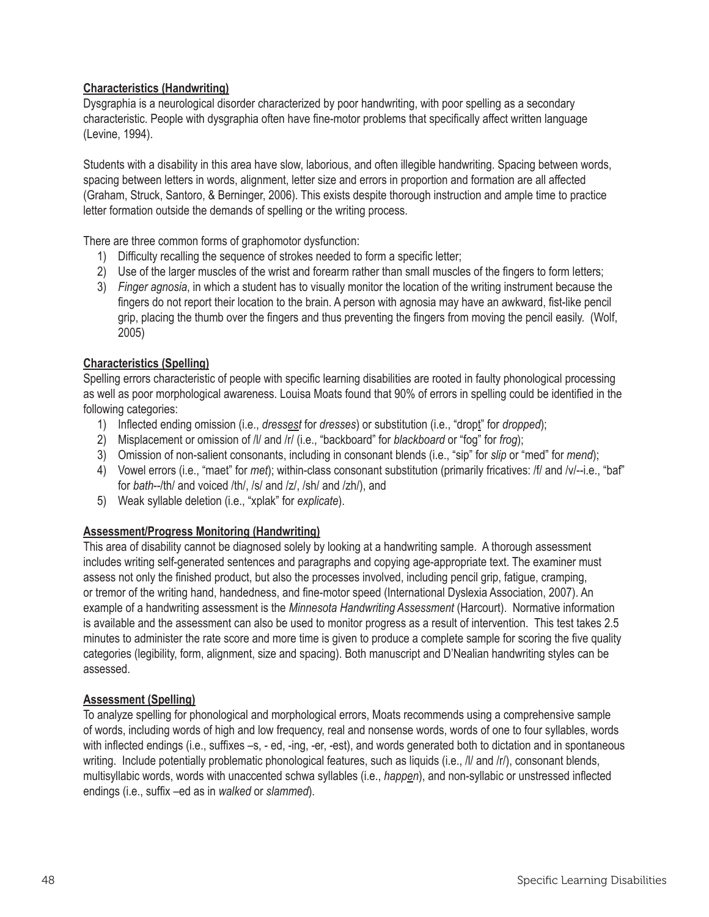**Characteristics (Handwriting)**

Dysgraphia is a neurological disorder characterized by poor handwriting, with poor spelling as a secondary characteristic. People with dysgraphia often have fine-motor problems that specifically affect written language (Levine, 1994).

Students with a disability in this area have slow, laborious, and often illegible handwriting. Spacing between words, spacing between letters in words, alignment, letter size and errors in proportion and formation are all affected (Graham, Struck, Santoro, & Berninger, 2006). This exists despite thorough instruction and ample time to practice letter formation outside the demands of spelling or the writing process.

There are three common forms of graphomotor dysfunction:

1) Difficulty recalling the sequence of strokes needed to form a specific letter;
2) Use of the larger muscles of the wrist and forearm rather than small muscles of the fingers to form letters;
3) *Finger agnosia*, in which a student has to visually monitor the location of the writing instrument because the fingers do not report their location to the brain. A person with agnosia may have an awkward, fist-like pencil grip, placing the thumb over the fingers and thus preventing the fingers from moving the pencil easily. (Wolf, 2005)

**Characteristics (Spelling)**

Spelling errors characteristic of people with specific learning disabilities are rooted in faulty phonological processing as well as poor morphological awareness. Louisa Moats found that 90% of errors in spelling could be identified in the following categories:

1) Inflected ending omission (i.e., *dressest* for *dresses*) or substitution (i.e., "dropt" for *dropped*);
2) Misplacement or omission of /l/ and /r/ (i.e., "backboard" for *blackboard* or "fog" for *frog*);
3) Omission of non-salient consonants, including in consonant blends (i.e., "sip" for *slip* or "med" for *mend*);
4) Vowel errors (i.e., "maet" for *met*); within-class consonant substitution (primarily fricatives: /f/ and /v/--i.e., "baf" for *bath*--/th/ and voiced /th/, /s/ and /z/, /sh/ and /zh/), and
5) Weak syllable deletion (i.e., "xplak" for *explicate*).

**Assessment/Progress Monitoring (Handwriting)**

This area of disability cannot be diagnosed solely by looking at a handwriting sample. A thorough assessment includes writing self-generated sentences and paragraphs and copying age-appropriate text. The examiner must assess not only the finished product, but also the processes involved, including pencil grip, fatigue, cramping, or tremor of the writing hand, handedness, and fine-motor speed (International Dyslexia Association, 2007). An example of a handwriting assessment is the *Minnesota Handwriting Assessment* (Harcourt). Normative information is available and the assessment can also be used to monitor progress as a result of intervention. This test takes 2.5 minutes to administer the rate score and more time is given to produce a complete sample for scoring the five quality categories (legibility, form, alignment, size and spacing). Both manuscript and D'Nealian handwriting styles can be assessed.

**Assessment (Spelling)**

To analyze spelling for phonological and morphological errors, Moats recommends using a comprehensive sample of words, including words of high and low frequency, real and nonsense words, words of one to four syllables, words with inflected endings (i.e., suffixes –s, - ed, -ing, -er, -est), and words generated both to dictation and in spontaneous writing. Include potentially problematic phonological features, such as liquids (i.e., /l/ and /r/), consonant blends, multisyllabic words, words with unaccented schwa syllables (i.e., *happen*), and non-syllabic or unstressed inflected endings (i.e., suffix –ed as in *walked* or *slammed*).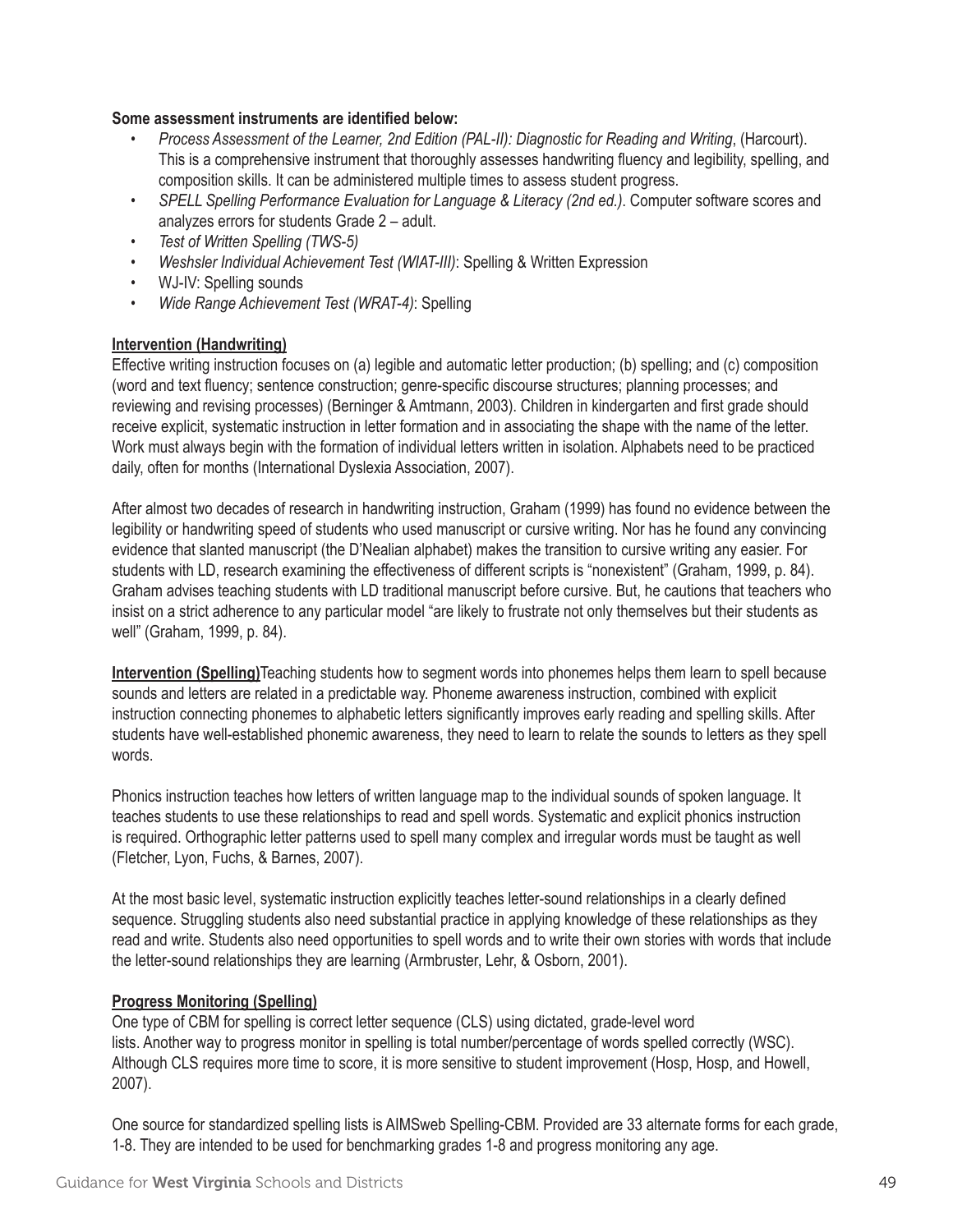**Some assessment instruments are identified below:**

- *Process Assessment of the Learner, 2nd Edition (PAL-II): Diagnostic for Reading and Writing*, (Harcourt). This is a comprehensive instrument that thoroughly assesses handwriting fluency and legibility, spelling, and composition skills. It can be administered multiple times to assess student progress.
- *SPELL Spelling Performance Evaluation for Language & Literacy (2nd ed.)*. Computer software scores and analyzes errors for students Grade 2 – adult.
- *Test of Written Spelling (TWS-5)*
- *Weshsler Individual Achievement Test (WIAT-III)*: Spelling & Written Expression
- WJ-IV: Spelling sounds
- *Wide Range Achievement Test (WRAT-4)*: Spelling

**Intervention (Handwriting)**

Effective writing instruction focuses on (a) legible and automatic letter production; (b) spelling; and (c) composition (word and text fluency; sentence construction; genre-specific discourse structures; planning processes; and reviewing and revising processes) (Berninger & Amtmann, 2003). Children in kindergarten and first grade should receive explicit, systematic instruction in letter formation and in associating the shape with the name of the letter. Work must always begin with the formation of individual letters written in isolation. Alphabets need to be practiced daily, often for months (International Dyslexia Association, 2007).

After almost two decades of research in handwriting instruction, Graham (1999) has found no evidence between the legibility or handwriting speed of students who used manuscript or cursive writing. Nor has he found any convincing evidence that slanted manuscript (the D'Nealian alphabet) makes the transition to cursive writing any easier. For students with LD, research examining the effectiveness of different scripts is "nonexistent" (Graham, 1999, p. 84). Graham advises teaching students with LD traditional manuscript before cursive. But, he cautions that teachers who insist on a strict adherence to any particular model "are likely to frustrate not only themselves but their students as well" (Graham, 1999, p. 84).

**Intervention (Spelling)**Teaching students how to segment words into phonemes helps them learn to spell because sounds and letters are related in a predictable way. Phoneme awareness instruction, combined with explicit instruction connecting phonemes to alphabetic letters significantly improves early reading and spelling skills. After students have well-established phonemic awareness, they need to learn to relate the sounds to letters as they spell words.

Phonics instruction teaches how letters of written language map to the individual sounds of spoken language. It teaches students to use these relationships to read and spell words. Systematic and explicit phonics instruction is required. Orthographic letter patterns used to spell many complex and irregular words must be taught as well (Fletcher, Lyon, Fuchs, & Barnes, 2007).

At the most basic level, systematic instruction explicitly teaches letter-sound relationships in a clearly defined sequence. Struggling students also need substantial practice in applying knowledge of these relationships as they read and write. Students also need opportunities to spell words and to write their own stories with words that include the letter-sound relationships they are learning (Armbruster, Lehr, & Osborn, 2001).

**Progress Monitoring (Spelling)**

One type of CBM for spelling is correct letter sequence (CLS) using dictated, grade-level word lists. Another way to progress monitor in spelling is total number/percentage of words spelled correctly (WSC). Although CLS requires more time to score, it is more sensitive to student improvement (Hosp, Hosp, and Howell, 2007).

One source for standardized spelling lists is AIMSweb Spelling-CBM. Provided are 33 alternate forms for each grade, 1-8. They are intended to be used for benchmarking grades 1-8 and progress monitoring any age.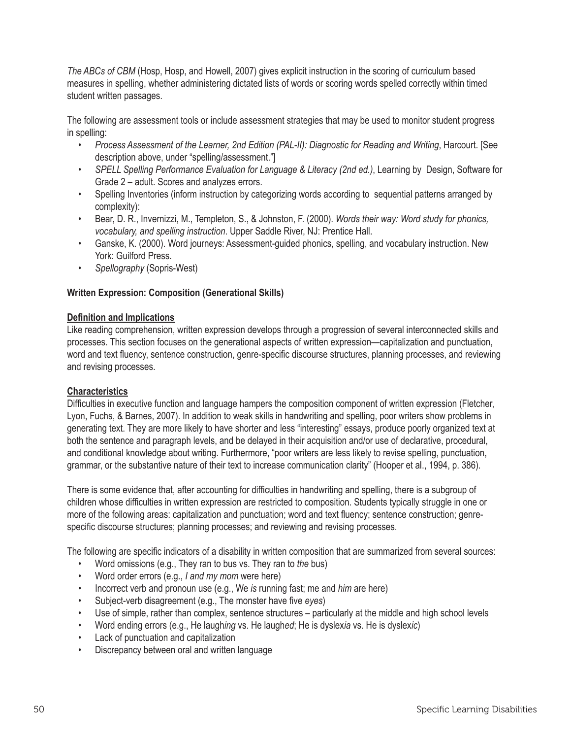*The ABCs of CBM* (Hosp, Hosp, and Howell, 2007) gives explicit instruction in the scoring of curriculum based measures in spelling, whether administering dictated lists of words or scoring words spelled correctly within timed student written passages.

The following are assessment tools or include assessment strategies that may be used to monitor student progress in spelling:

- *Process Assessment of the Learner, 2nd Edition (PAL-II): Diagnostic for Reading and Writing*, Harcourt. [See description above, under "spelling/assessment."]
- *SPELL Spelling Performance Evaluation for Language & Literacy (2nd ed.)*, Learning by Design, Software for Grade 2 – adult. Scores and analyzes errors.
- Spelling Inventories (inform instruction by categorizing words according to sequential patterns arranged by complexity):
- Bear, D. R., Invernizzi, M., Templeton, S., & Johnston, F. (2000). *Words their way: Word study for phonics, vocabulary, and spelling instruction*. Upper Saddle River, NJ: Prentice Hall.
- Ganske, K. (2000). Word journeys: Assessment-guided phonics, spelling, and vocabulary instruction. New York: Guilford Press.
- *Spellography* (Sopris-West)

**Written Expression: Composition (Generational Skills)**

**Definition and Implications**

Like reading comprehension, written expression develops through a progression of several interconnected skills and processes. This section focuses on the generational aspects of written expression—capitalization and punctuation, word and text fluency, sentence construction, genre-specific discourse structures, planning processes, and reviewing and revising processes.

**Characteristics**

Difficulties in executive function and language hampers the composition component of written expression (Fletcher, Lyon, Fuchs, & Barnes, 2007). In addition to weak skills in handwriting and spelling, poor writers show problems in generating text. They are more likely to have shorter and less "interesting" essays, produce poorly organized text at both the sentence and paragraph levels, and be delayed in their acquisition and/or use of declarative, procedural, and conditional knowledge about writing. Furthermore, "poor writers are less likely to revise spelling, punctuation, grammar, or the substantive nature of their text to increase communication clarity" (Hooper et al., 1994, p. 386).

There is some evidence that, after accounting for difficulties in handwriting and spelling, there is a subgroup of children whose difficulties in written expression are restricted to composition. Students typically struggle in one or more of the following areas: capitalization and punctuation; word and text fluency; sentence construction; genre-specific discourse structures; planning processes; and reviewing and revising processes.

The following are specific indicators of a disability in written composition that are summarized from several sources:

- Word omissions (e.g., They ran to bus vs. They ran to *the* bus)
- Word order errors (e.g., *I and my mom* were here)
- Incorrect verb and pronoun use (e.g., We *is* running fast; me and *him* are here)
- Subject-verb disagreement (e.g., The monster have five *eyes*)
- Use of simple, rather than complex, sentence structures – particularly at the middle and high school levels
- Word ending errors (e.g., He laugh*ing* vs. He laugh*ed*; He is dyslex*ia* vs. He is dyslex*ic*)
- Lack of punctuation and capitalization
- Discrepancy between oral and written language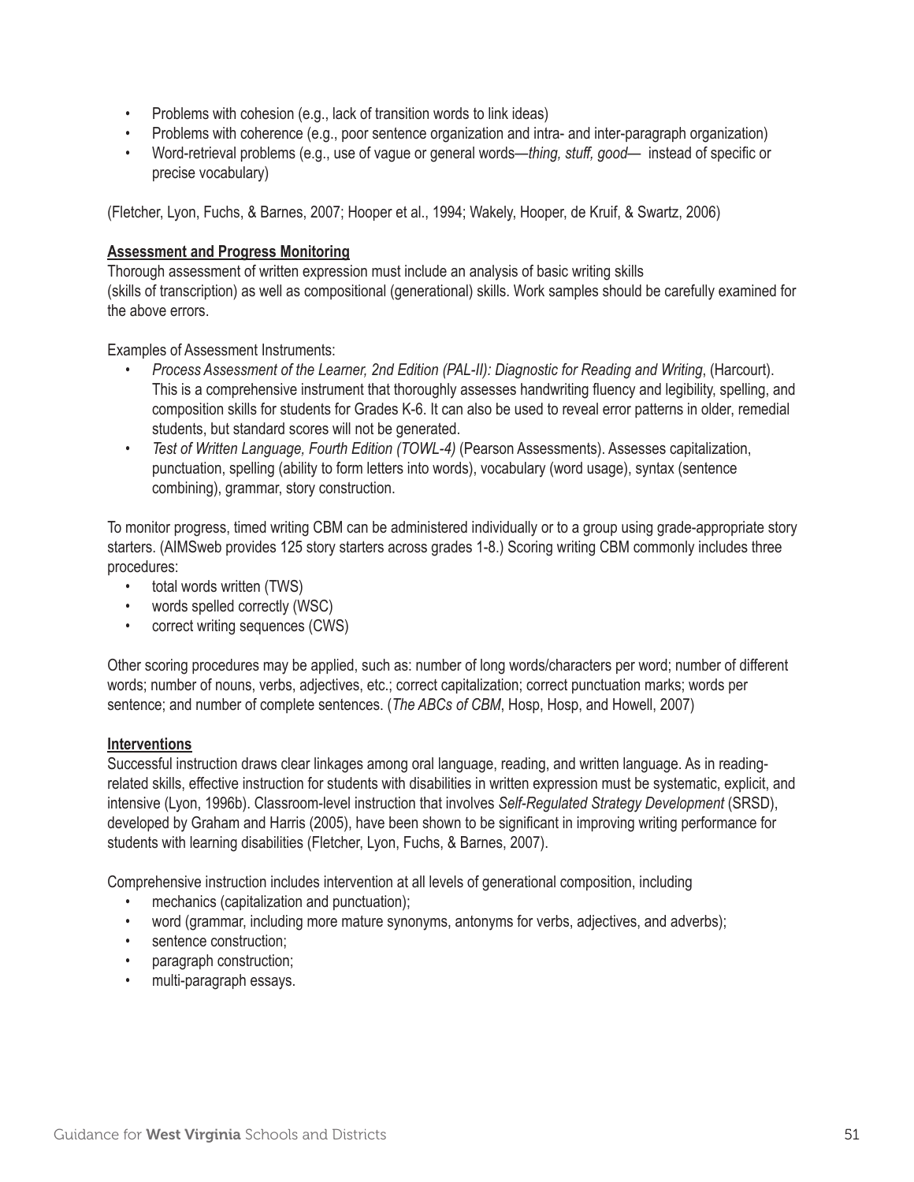- Problems with cohesion (e.g., lack of transition words to link ideas)
- Problems with coherence (e.g., poor sentence organization and intra- and inter-paragraph organization)
- Word-retrieval problems (e.g., use of vague or general words—*thing, stuff, good*— instead of specific or precise vocabulary)

(Fletcher, Lyon, Fuchs, & Barnes, 2007; Hooper et al., 1994; Wakely, Hooper, de Kruif, & Swartz, 2006)

**Assessment and Progress Monitoring**

Thorough assessment of written expression must include an analysis of basic writing skills (skills of transcription) as well as compositional (generational) skills. Work samples should be carefully examined for the above errors.

Examples of Assessment Instruments:

- *Process Assessment of the Learner, 2nd Edition (PAL-II): Diagnostic for Reading and Writing*, (Harcourt). This is a comprehensive instrument that thoroughly assesses handwriting fluency and legibility, spelling, and composition skills for students for Grades K-6. It can also be used to reveal error patterns in older, remedial students, but standard scores will not be generated.
- *Test of Written Language, Fourth Edition (TOWL-4)* (Pearson Assessments). Assesses capitalization, punctuation, spelling (ability to form letters into words), vocabulary (word usage), syntax (sentence combining), grammar, story construction.

To monitor progress, timed writing CBM can be administered individually or to a group using grade-appropriate story starters. (AIMSweb provides 125 story starters across grades 1-8.) Scoring writing CBM commonly includes three procedures:

- total words written (TWS)
- words spelled correctly (WSC)
- correct writing sequences (CWS)

Other scoring procedures may be applied, such as: number of long words/characters per word; number of different words; number of nouns, verbs, adjectives, etc.; correct capitalization; correct punctuation marks; words per sentence; and number of complete sentences. (*The ABCs of CBM*, Hosp, Hosp, and Howell, 2007)

**Interventions**

Successful instruction draws clear linkages among oral language, reading, and written language. As in reading-related skills, effective instruction for students with disabilities in written expression must be systematic, explicit, and intensive (Lyon, 1996b). Classroom-level instruction that involves *Self-Regulated Strategy Development* (SRSD), developed by Graham and Harris (2005), have been shown to be significant in improving writing performance for students with learning disabilities (Fletcher, Lyon, Fuchs, & Barnes, 2007).

Comprehensive instruction includes intervention at all levels of generational composition, including

- mechanics (capitalization and punctuation);
- word (grammar, including more mature synonyms, antonyms for verbs, adjectives, and adverbs);
- sentence construction;
- paragraph construction;
- multi-paragraph essays.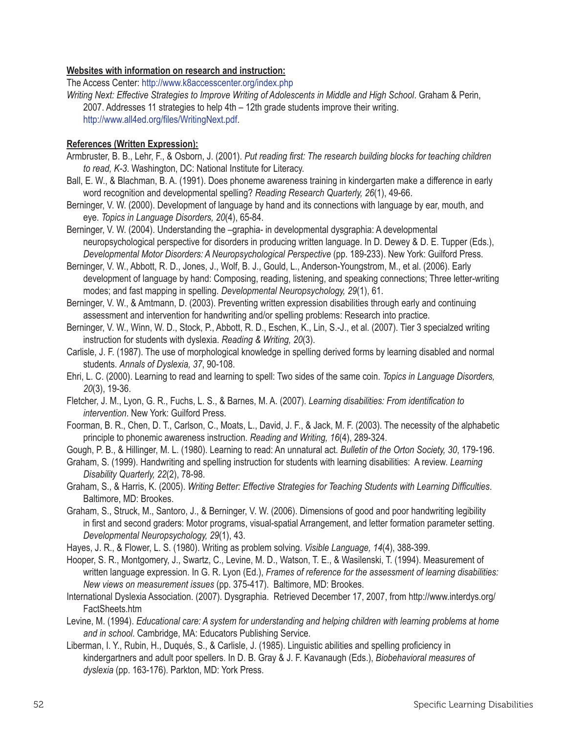**Websites with information on research and instruction:**

The Access Center: http://www.k8accesscenter.org/index.php

*Writing Next: Effective Strategies to Improve Writing of Adolescents in Middle and High School*. Graham & Perin, 2007. Addresses 11 strategies to help 4th – 12th grade students improve their writing. http://www.all4ed.org/files/WritingNext.pdf.

**References (Written Expression):**

Armbruster, B. B., Lehr, F., & Osborn, J. (2001). *Put reading first: The research building blocks for teaching children to read, K-3*. Washington, DC: National Institute for Literacy.

Ball, E. W., & Blachman, B. A. (1991). Does phoneme awareness training in kindergarten make a difference in early word recognition and developmental spelling? *Reading Research Quarterly, 26*(1), 49-66.

Berninger, V. W. (2000). Development of language by hand and its connections with language by ear, mouth, and eye. *Topics in Language Disorders, 20*(4), 65-84.

Berninger, V. W. (2004). Understanding the –graphia- in developmental dysgraphia: A developmental neuropsychological perspective for disorders in producing written language. In D. Dewey & D. E. Tupper (Eds.), *Developmental Motor Disorders: A Neuropsychological Perspective* (pp. 189-233). New York: Guilford Press.

Berninger, V. W., Abbott, R. D., Jones, J., Wolf, B. J., Gould, L., Anderson-Youngstrom, M., et al. (2006). Early development of language by hand: Composing, reading, listening, and speaking connections; Three letter-writing modes; and fast mapping in spelling. *Developmental Neuropsychology, 29*(1), 61.

Berninger, V. W., & Amtmann, D. (2003). Preventing written expression disabilities through early and continuing assessment and intervention for handwriting and/or spelling problems: Research into practice.

Berninger, V. W., Winn, W. D., Stock, P., Abbott, R. D., Eschen, K., Lin, S.-J., et al. (2007). Tier 3 specialzed writing instruction for students with dyslexia. *Reading & Writing, 20*(3).

Carlisle, J. F. (1987). The use of morphological knowledge in spelling derived forms by learning disabled and normal students. *Annals of Dyslexia, 37*, 90-108.

Ehri, L. C. (2000). Learning to read and learning to spell: Two sides of the same coin. *Topics in Language Disorders, 20*(3), 19-36.

Fletcher, J. M., Lyon, G. R., Fuchs, L. S., & Barnes, M. A. (2007). *Learning disabilities: From identification to intervention*. New York: Guilford Press.

Foorman, B. R., Chen, D. T., Carlson, C., Moats, L., David, J. F., & Jack, M. F. (2003). The necessity of the alphabetic principle to phonemic awareness instruction. *Reading and Writing, 16*(4), 289-324.

Gough, P. B., & Hillinger, M. L. (1980). Learning to read: An unnatural act. *Bulletin of the Orton Society, 30*, 179-196.

Graham, S. (1999). Handwriting and spelling instruction for students with learning disabilities: A review. *Learning Disability Quarterly, 22*(2), 78-98.

Graham, S., & Harris, K. (2005). *Writing Better: Effective Strategies for Teaching Students with Learning Difficulties*. Baltimore, MD: Brookes.

Graham, S., Struck, M., Santoro, J., & Berninger, V. W. (2006). Dimensions of good and poor handwriting legibility in first and second graders: Motor programs, visual-spatial Arrangement, and letter formation parameter setting. *Developmental Neuropsychology, 29*(1), 43.

Hayes, J. R., & Flower, L. S. (1980). Writing as problem solving. *Visible Language, 14*(4), 388-399.

Hooper, S. R., Montgomery, J., Swartz, C., Levine, M. D., Watson, T. E., & Wasilenski, T. (1994). Measurement of written language expression. In G. R. Lyon (Ed.), *Frames of reference for the assessment of learning disabilities: New views on measurement issues* (pp. 375-417). Baltimore, MD: Brookes.

International Dyslexia Association. (2007). Dysgraphia. Retrieved December 17, 2007, from http://www.interdys.org/FactSheets.htm

Levine, M. (1994). *Educational care: A system for understanding and helping children with learning problems at home and in school*. Cambridge, MA: Educators Publishing Service.

Liberman, I. Y., Rubin, H., Duqués, S., & Carlisle, J. (1985). Linguistic abilities and spelling proficiency in kindergartners and adult poor spellers. In D. B. Gray & J. F. Kavanaugh (Eds.), *Biobehavioral measures of dyslexia* (pp. 163-176). Parkton, MD: York Press.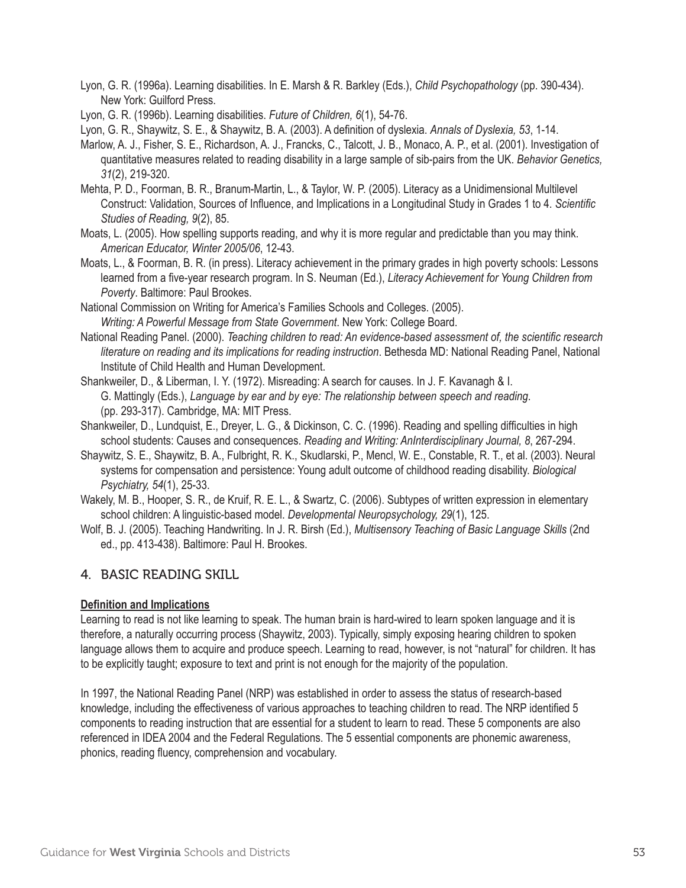Lyon, G. R. (1996a). Learning disabilities. In E. Marsh & R. Barkley (Eds.), *Child Psychopathology* (pp. 390-434). New York: Guilford Press.

Lyon, G. R. (1996b). Learning disabilities. *Future of Children, 6*(1), 54-76.

Lyon, G. R., Shaywitz, S. E., & Shaywitz, B. A. (2003). A definition of dyslexia. *Annals of Dyslexia, 53*, 1-14.

Marlow, A. J., Fisher, S. E., Richardson, A. J., Francks, C., Talcott, J. B., Monaco, A. P., et al. (2001). Investigation of quantitative measures related to reading disability in a large sample of sib-pairs from the UK. *Behavior Genetics, 31*(2), 219-320.

Mehta, P. D., Foorman, B. R., Branum-Martin, L., & Taylor, W. P. (2005). Literacy as a Unidimensional Multilevel Construct: Validation, Sources of Influence, and Implications in a Longitudinal Study in Grades 1 to 4. *Scientific Studies of Reading, 9*(2), 85.

Moats, L. (2005). How spelling supports reading, and why it is more regular and predictable than you may think. *American Educator, Winter 2005/06*, 12-43.

Moats, L., & Foorman, B. R. (in press). Literacy achievement in the primary grades in high poverty schools: Lessons learned from a five-year research program. In S. Neuman (Ed.), *Literacy Achievement for Young Children from Poverty*. Baltimore: Paul Brookes.

National Commission on Writing for America's Families Schools and Colleges. (2005). *Writing: A Powerful Message from State Government*. New York: College Board.

National Reading Panel. (2000). *Teaching children to read: An evidence-based assessment of, the scientific research literature on reading and its implications for reading instruction*. Bethesda MD: National Reading Panel, National Institute of Child Health and Human Development.

Shankweiler, D., & Liberman, I. Y. (1972). Misreading: A search for causes. In J. F. Kavanagh & I. G. Mattingly (Eds.), *Language by ear and by eye: The relationship between speech and reading*. (pp. 293-317). Cambridge, MA: MIT Press.

Shankweiler, D., Lundquist, E., Dreyer, L. G., & Dickinson, C. C. (1996). Reading and spelling difficulties in high school students: Causes and consequences. *Reading and Writing: AnInterdisciplinary Journal, 8*, 267-294.

Shaywitz, S. E., Shaywitz, B. A., Fulbright, R. K., Skudlarski, P., Mencl, W. E., Constable, R. T., et al. (2003). Neural systems for compensation and persistence: Young adult outcome of childhood reading disability. *Biological Psychiatry, 54*(1), 25-33.

Wakely, M. B., Hooper, S. R., de Kruif, R. E. L., & Swartz, C. (2006). Subtypes of written expression in elementary school children: A linguistic-based model. *Developmental Neuropsychology, 29*(1), 125.

Wolf, B. J. (2005). Teaching Handwriting. In J. R. Birsh (Ed.), *Multisensory Teaching of Basic Language Skills* (2nd ed., pp. 413-438). Baltimore: Paul H. Brookes.

## 4. BASIC READING SKILL

**Definition and Implications**

Learning to read is not like learning to speak. The human brain is hard-wired to learn spoken language and it is therefore, a naturally occurring process (Shaywitz, 2003). Typically, simply exposing hearing children to spoken language allows them to acquire and produce speech. Learning to read, however, is not "natural" for children. It has to be explicitly taught; exposure to text and print is not enough for the majority of the population.

In 1997, the National Reading Panel (NRP) was established in order to assess the status of research-based knowledge, including the effectiveness of various approaches to teaching children to read. The NRP identified 5 components to reading instruction that are essential for a student to learn to read. These 5 components are also referenced in IDEA 2004 and the Federal Regulations. The 5 essential components are phonemic awareness, phonics, reading fluency, comprehension and vocabulary.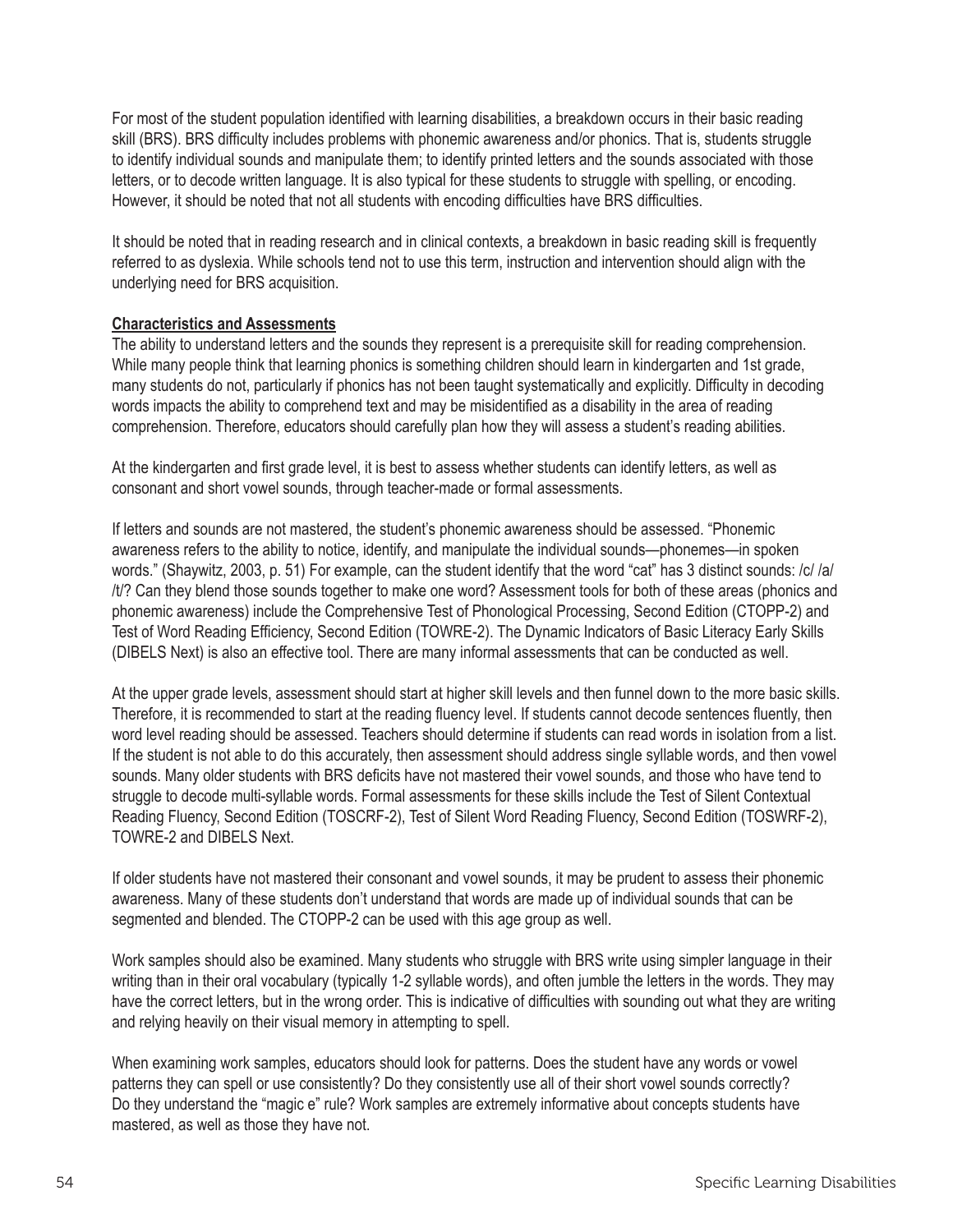For most of the student population identified with learning disabilities, a breakdown occurs in their basic reading skill (BRS). BRS difficulty includes problems with phonemic awareness and/or phonics. That is, students struggle to identify individual sounds and manipulate them; to identify printed letters and the sounds associated with those letters, or to decode written language. It is also typical for these students to struggle with spelling, or encoding. However, it should be noted that not all students with encoding difficulties have BRS difficulties.

It should be noted that in reading research and in clinical contexts, a breakdown in basic reading skill is frequently referred to as dyslexia. While schools tend not to use this term, instruction and intervention should align with the underlying need for BRS acquisition.

**Characteristics and Assessments**

The ability to understand letters and the sounds they represent is a prerequisite skill for reading comprehension. While many people think that learning phonics is something children should learn in kindergarten and 1st grade, many students do not, particularly if phonics has not been taught systematically and explicitly. Difficulty in decoding words impacts the ability to comprehend text and may be misidentified as a disability in the area of reading comprehension. Therefore, educators should carefully plan how they will assess a student's reading abilities.

At the kindergarten and first grade level, it is best to assess whether students can identify letters, as well as consonant and short vowel sounds, through teacher-made or formal assessments.

If letters and sounds are not mastered, the student's phonemic awareness should be assessed. "Phonemic awareness refers to the ability to notice, identify, and manipulate the individual sounds—phonemes—in spoken words." (Shaywitz, 2003, p. 51) For example, can the student identify that the word "cat" has 3 distinct sounds: /c/ /a/ /t/? Can they blend those sounds together to make one word? Assessment tools for both of these areas (phonics and phonemic awareness) include the Comprehensive Test of Phonological Processing, Second Edition (CTOPP-2) and Test of Word Reading Efficiency, Second Edition (TOWRE-2). The Dynamic Indicators of Basic Literacy Early Skills (DIBELS Next) is also an effective tool. There are many informal assessments that can be conducted as well.

At the upper grade levels, assessment should start at higher skill levels and then funnel down to the more basic skills. Therefore, it is recommended to start at the reading fluency level. If students cannot decode sentences fluently, then word level reading should be assessed. Teachers should determine if students can read words in isolation from a list. If the student is not able to do this accurately, then assessment should address single syllable words, and then vowel sounds. Many older students with BRS deficits have not mastered their vowel sounds, and those who have tend to struggle to decode multi-syllable words. Formal assessments for these skills include the Test of Silent Contextual Reading Fluency, Second Edition (TOSCRF-2), Test of Silent Word Reading Fluency, Second Edition (TOSWRF-2), TOWRE-2 and DIBELS Next.

If older students have not mastered their consonant and vowel sounds, it may be prudent to assess their phonemic awareness. Many of these students don't understand that words are made up of individual sounds that can be segmented and blended. The CTOPP-2 can be used with this age group as well.

Work samples should also be examined. Many students who struggle with BRS write using simpler language in their writing than in their oral vocabulary (typically 1-2 syllable words), and often jumble the letters in the words. They may have the correct letters, but in the wrong order. This is indicative of difficulties with sounding out what they are writing and relying heavily on their visual memory in attempting to spell.

When examining work samples, educators should look for patterns. Does the student have any words or vowel patterns they can spell or use consistently? Do they consistently use all of their short vowel sounds correctly? Do they understand the "magic e" rule? Work samples are extremely informative about concepts students have mastered, as well as those they have not.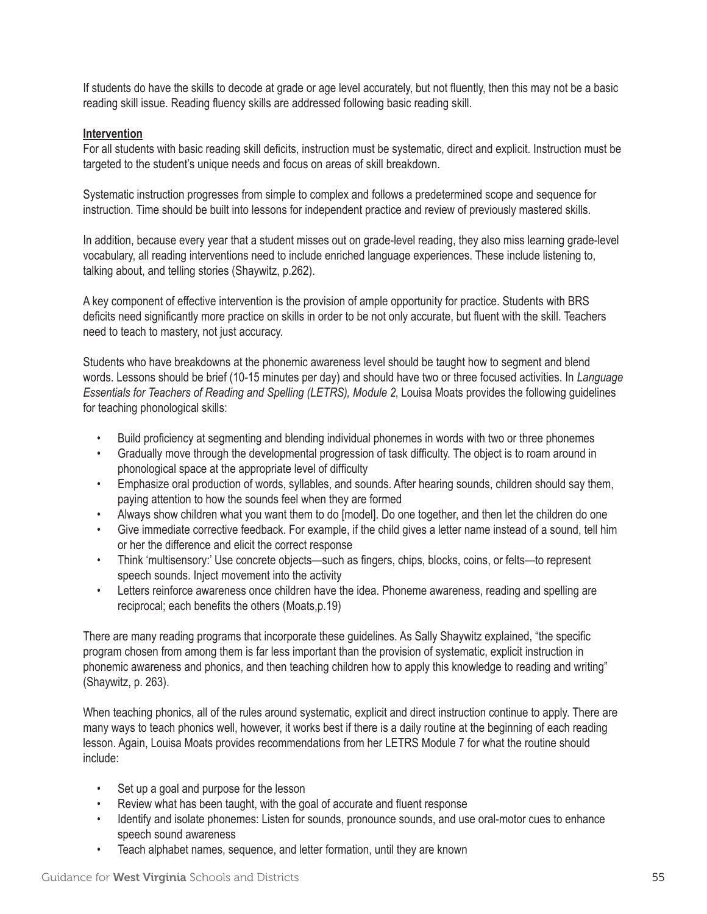If students do have the skills to decode at grade or age level accurately, but not fluently, then this may not be a basic reading skill issue. Reading fluency skills are addressed following basic reading skill.

**Intervention**

For all students with basic reading skill deficits, instruction must be systematic, direct and explicit. Instruction must be targeted to the student's unique needs and focus on areas of skill breakdown.

Systematic instruction progresses from simple to complex and follows a predetermined scope and sequence for instruction. Time should be built into lessons for independent practice and review of previously mastered skills.

In addition, because every year that a student misses out on grade-level reading, they also miss learning grade-level vocabulary, all reading interventions need to include enriched language experiences. These include listening to, talking about, and telling stories (Shaywitz, p.262).

A key component of effective intervention is the provision of ample opportunity for practice. Students with BRS deficits need significantly more practice on skills in order to be not only accurate, but fluent with the skill. Teachers need to teach to mastery, not just accuracy.

Students who have breakdowns at the phonemic awareness level should be taught how to segment and blend words. Lessons should be brief (10-15 minutes per day) and should have two or three focused activities. In *Language Essentials for Teachers of Reading and Spelling (LETRS), Module 2*, Louisa Moats provides the following guidelines for teaching phonological skills:

- Build proficiency at segmenting and blending individual phonemes in words with two or three phonemes
- Gradually move through the developmental progression of task difficulty. The object is to roam around in phonological space at the appropriate level of difficulty
- Emphasize oral production of words, syllables, and sounds. After hearing sounds, children should say them, paying attention to how the sounds feel when they are formed
- Always show children what you want them to do [model]. Do one together, and then let the children do one
- Give immediate corrective feedback. For example, if the child gives a letter name instead of a sound, tell him or her the difference and elicit the correct response
- Think 'multisensory:' Use concrete objects—such as fingers, chips, blocks, coins, or felts—to represent speech sounds. Inject movement into the activity
- Letters reinforce awareness once children have the idea. Phoneme awareness, reading and spelling are reciprocal; each benefits the others (Moats,p.19)

There are many reading programs that incorporate these guidelines. As Sally Shaywitz explained, "the specific program chosen from among them is far less important than the provision of systematic, explicit instruction in phonemic awareness and phonics, and then teaching children how to apply this knowledge to reading and writing" (Shaywitz, p. 263).

When teaching phonics, all of the rules around systematic, explicit and direct instruction continue to apply. There are many ways to teach phonics well, however, it works best if there is a daily routine at the beginning of each reading lesson. Again, Louisa Moats provides recommendations from her LETRS Module 7 for what the routine should include:

- Set up a goal and purpose for the lesson
- Review what has been taught, with the goal of accurate and fluent response
- Identify and isolate phonemes: Listen for sounds, pronounce sounds, and use oral-motor cues to enhance speech sound awareness
- Teach alphabet names, sequence, and letter formation, until they are known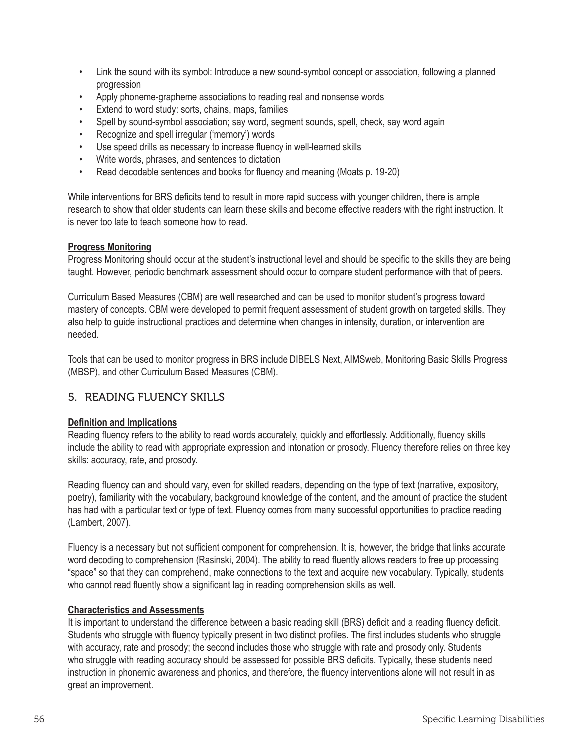- Link the sound with its symbol: Introduce a new sound-symbol concept or association, following a planned progression
- Apply phoneme-grapheme associations to reading real and nonsense words
- Extend to word study: sorts, chains, maps, families
- Spell by sound-symbol association; say word, segment sounds, spell, check, say word again
- Recognize and spell irregular ('memory') words
- Use speed drills as necessary to increase fluency in well-learned skills
- Write words, phrases, and sentences to dictation
- Read decodable sentences and books for fluency and meaning (Moats p. 19-20)

While interventions for BRS deficits tend to result in more rapid success with younger children, there is ample research to show that older students can learn these skills and become effective readers with the right instruction. It is never too late to teach someone how to read.

**Progress Monitoring**

Progress Monitoring should occur at the student's instructional level and should be specific to the skills they are being taught. However, periodic benchmark assessment should occur to compare student performance with that of peers.

Curriculum Based Measures (CBM) are well researched and can be used to monitor student's progress toward mastery of concepts. CBM were developed to permit frequent assessment of student growth on targeted skills. They also help to guide instructional practices and determine when changes in intensity, duration, or intervention are needed.

Tools that can be used to monitor progress in BRS include DIBELS Next, AIMSweb, Monitoring Basic Skills Progress (MBSP), and other Curriculum Based Measures (CBM).

## 5. READING FLUENCY SKILLS

**Definition and Implications**

Reading fluency refers to the ability to read words accurately, quickly and effortlessly. Additionally, fluency skills include the ability to read with appropriate expression and intonation or prosody. Fluency therefore relies on three key skills: accuracy, rate, and prosody.

Reading fluency can and should vary, even for skilled readers, depending on the type of text (narrative, expository, poetry), familiarity with the vocabulary, background knowledge of the content, and the amount of practice the student has had with a particular text or type of text. Fluency comes from many successful opportunities to practice reading (Lambert, 2007).

Fluency is a necessary but not sufficient component for comprehension. It is, however, the bridge that links accurate word decoding to comprehension (Rasinski, 2004). The ability to read fluently allows readers to free up processing "space" so that they can comprehend, make connections to the text and acquire new vocabulary. Typically, students who cannot read fluently show a significant lag in reading comprehension skills as well.

**Characteristics and Assessments**

It is important to understand the difference between a basic reading skill (BRS) deficit and a reading fluency deficit. Students who struggle with fluency typically present in two distinct profiles. The first includes students who struggle with accuracy, rate and prosody; the second includes those who struggle with rate and prosody only. Students who struggle with reading accuracy should be assessed for possible BRS deficits. Typically, these students need instruction in phonemic awareness and phonics, and therefore, the fluency interventions alone will not result in as great an improvement.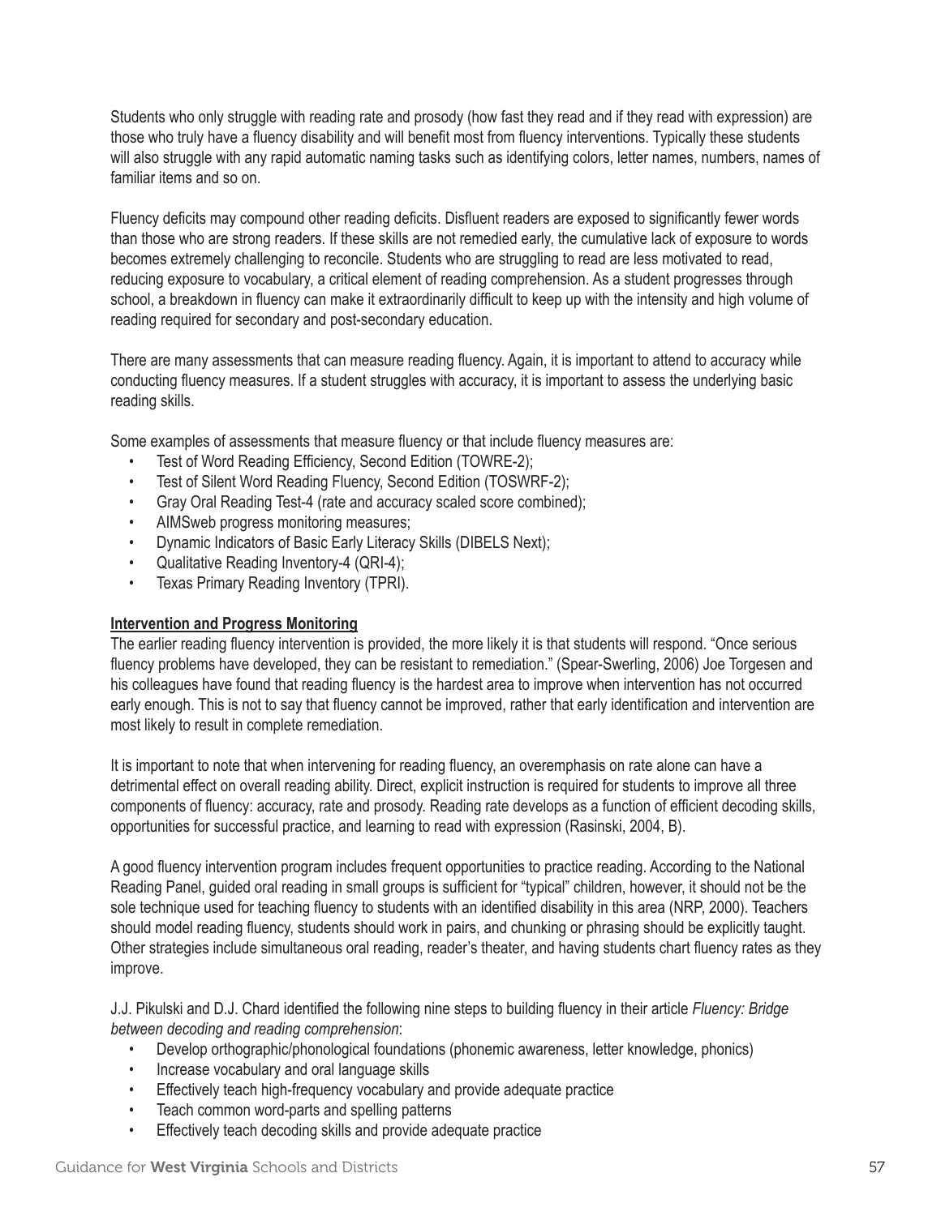Students who only struggle with reading rate and prosody (how fast they read and if they read with expression) are those who truly have a fluency disability and will benefit most from fluency interventions. Typically these students will also struggle with any rapid automatic naming tasks such as identifying colors, letter names, numbers, names of familiar items and so on.

Fluency deficits may compound other reading deficits. Disfluent readers are exposed to significantly fewer words than those who are strong readers. If these skills are not remedied early, the cumulative lack of exposure to words becomes extremely challenging to reconcile. Students who are struggling to read are less motivated to read, reducing exposure to vocabulary, a critical element of reading comprehension. As a student progresses through school, a breakdown in fluency can make it extraordinarily difficult to keep up with the intensity and high volume of reading required for secondary and post-secondary education.

There are many assessments that can measure reading fluency. Again, it is important to attend to accuracy while conducting fluency measures. If a student struggles with accuracy, it is important to assess the underlying basic reading skills.

Some examples of assessments that measure fluency or that include fluency measures are:

- Test of Word Reading Efficiency, Second Edition (TOWRE-2);
- Test of Silent Word Reading Fluency, Second Edition (TOSWRF-2);
- Gray Oral Reading Test-4 (rate and accuracy scaled score combined);
- AIMSweb progress monitoring measures;
- Dynamic Indicators of Basic Early Literacy Skills (DIBELS Next);
- Qualitative Reading Inventory-4 (QRI-4);
- Texas Primary Reading Inventory (TPRI).

**Intervention and Progress Monitoring**

The earlier reading fluency intervention is provided, the more likely it is that students will respond. "Once serious fluency problems have developed, they can be resistant to remediation." (Spear-Swerling, 2006) Joe Torgesen and his colleagues have found that reading fluency is the hardest area to improve when intervention has not occurred early enough. This is not to say that fluency cannot be improved, rather that early identification and intervention are most likely to result in complete remediation.

It is important to note that when intervening for reading fluency, an overemphasis on rate alone can have a detrimental effect on overall reading ability. Direct, explicit instruction is required for students to improve all three components of fluency: accuracy, rate and prosody. Reading rate develops as a function of efficient decoding skills, opportunities for successful practice, and learning to read with expression (Rasinski, 2004, B).

A good fluency intervention program includes frequent opportunities to practice reading. According to the National Reading Panel, guided oral reading in small groups is sufficient for "typical" children, however, it should not be the sole technique used for teaching fluency to students with an identified disability in this area (NRP, 2000). Teachers should model reading fluency, students should work in pairs, and chunking or phrasing should be explicitly taught. Other strategies include simultaneous oral reading, reader's theater, and having students chart fluency rates as they improve.

J.J. Pikulski and D.J. Chard identified the following nine steps to building fluency in their article *Fluency: Bridge between decoding and reading comprehension*:

- Develop orthographic/phonological foundations (phonemic awareness, letter knowledge, phonics)
- Increase vocabulary and oral language skills
- Effectively teach high-frequency vocabulary and provide adequate practice
- Teach common word-parts and spelling patterns
- Effectively teach decoding skills and provide adequate practice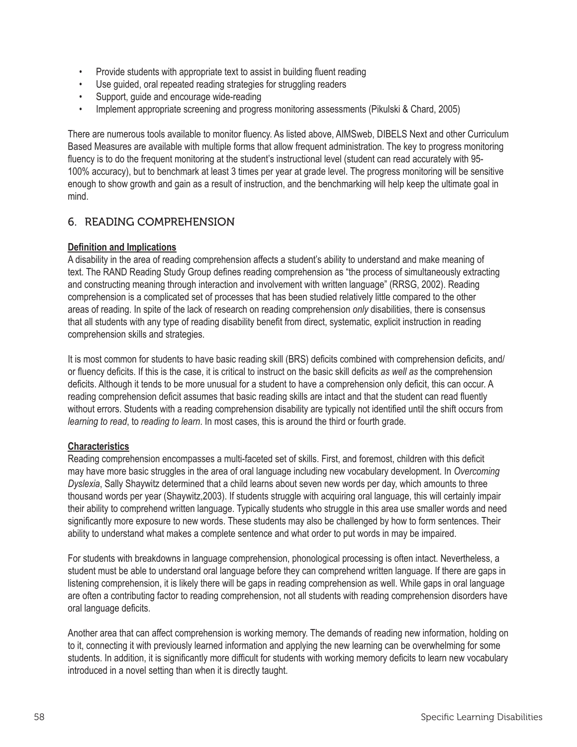- Provide students with appropriate text to assist in building fluent reading
- Use guided, oral repeated reading strategies for struggling readers
- Support, guide and encourage wide-reading
- Implement appropriate screening and progress monitoring assessments (Pikulski & Chard, 2005)

There are numerous tools available to monitor fluency. As listed above, AIMSweb, DIBELS Next and other Curriculum Based Measures are available with multiple forms that allow frequent administration. The key to progress monitoring fluency is to do the frequent monitoring at the student's instructional level (student can read accurately with 95-100% accuracy), but to benchmark at least 3 times per year at grade level. The progress monitoring will be sensitive enough to show growth and gain as a result of instruction, and the benchmarking will help keep the ultimate goal in mind.

## 6. READING COMPREHENSION

**Definition and Implications**

A disability in the area of reading comprehension affects a student's ability to understand and make meaning of text. The RAND Reading Study Group defines reading comprehension as "the process of simultaneously extracting and constructing meaning through interaction and involvement with written language" (RRSG, 2002). Reading comprehension is a complicated set of processes that has been studied relatively little compared to the other areas of reading. In spite of the lack of research on reading comprehension *only* disabilities, there is consensus that all students with any type of reading disability benefit from direct, systematic, explicit instruction in reading comprehension skills and strategies.

It is most common for students to have basic reading skill (BRS) deficits combined with comprehension deficits, and/or fluency deficits. If this is the case, it is critical to instruct on the basic skill deficits *as well as* the comprehension deficits. Although it tends to be more unusual for a student to have a comprehension only deficit, this can occur. A reading comprehension deficit assumes that basic reading skills are intact and that the student can read fluently without errors. Students with a reading comprehension disability are typically not identified until the shift occurs from *learning to read*, to *reading to learn*. In most cases, this is around the third or fourth grade.

**Characteristics**

Reading comprehension encompasses a multi-faceted set of skills. First, and foremost, children with this deficit may have more basic struggles in the area of oral language including new vocabulary development. In *Overcoming Dyslexia*, Sally Shaywitz determined that a child learns about seven new words per day, which amounts to three thousand words per year (Shaywitz,2003). If students struggle with acquiring oral language, this will certainly impair their ability to comprehend written language. Typically students who struggle in this area use smaller words and need significantly more exposure to new words. These students may also be challenged by how to form sentences. Their ability to understand what makes a complete sentence and what order to put words in may be impaired.

For students with breakdowns in language comprehension, phonological processing is often intact. Nevertheless, a student must be able to understand oral language before they can comprehend written language. If there are gaps in listening comprehension, it is likely there will be gaps in reading comprehension as well. While gaps in oral language are often a contributing factor to reading comprehension, not all students with reading comprehension disorders have oral language deficits.

Another area that can affect comprehension is working memory. The demands of reading new information, holding on to it, connecting it with previously learned information and applying the new learning can be overwhelming for some students. In addition, it is significantly more difficult for students with working memory deficits to learn new vocabulary introduced in a novel setting than when it is directly taught.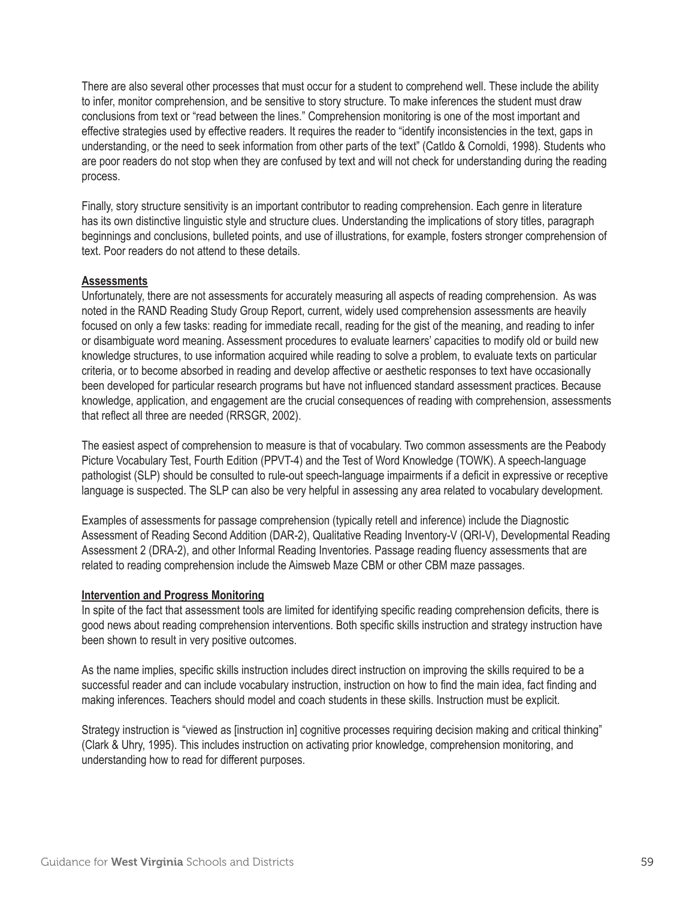There are also several other processes that must occur for a student to comprehend well. These include the ability to infer, monitor comprehension, and be sensitive to story structure. To make inferences the student must draw conclusions from text or "read between the lines." Comprehension monitoring is one of the most important and effective strategies used by effective readers. It requires the reader to "identify inconsistencies in the text, gaps in understanding, or the need to seek information from other parts of the text" (Catldo & Cornoldi, 1998). Students who are poor readers do not stop when they are confused by text and will not check for understanding during the reading process.

Finally, story structure sensitivity is an important contributor to reading comprehension. Each genre in literature has its own distinctive linguistic style and structure clues. Understanding the implications of story titles, paragraph beginnings and conclusions, bulleted points, and use of illustrations, for example, fosters stronger comprehension of text. Poor readers do not attend to these details.

**Assessments**

Unfortunately, there are not assessments for accurately measuring all aspects of reading comprehension. As was noted in the RAND Reading Study Group Report, current, widely used comprehension assessments are heavily focused on only a few tasks: reading for immediate recall, reading for the gist of the meaning, and reading to infer or disambiguate word meaning. Assessment procedures to evaluate learners' capacities to modify old or build new knowledge structures, to use information acquired while reading to solve a problem, to evaluate texts on particular criteria, or to become absorbed in reading and develop affective or aesthetic responses to text have occasionally been developed for particular research programs but have not influenced standard assessment practices. Because knowledge, application, and engagement are the crucial consequences of reading with comprehension, assessments that reflect all three are needed (RRSGR, 2002).

The easiest aspect of comprehension to measure is that of vocabulary. Two common assessments are the Peabody Picture Vocabulary Test, Fourth Edition (PPVT-4) and the Test of Word Knowledge (TOWK). A speech-language pathologist (SLP) should be consulted to rule-out speech-language impairments if a deficit in expressive or receptive language is suspected. The SLP can also be very helpful in assessing any area related to vocabulary development.

Examples of assessments for passage comprehension (typically retell and inference) include the Diagnostic Assessment of Reading Second Addition (DAR-2), Qualitative Reading Inventory-V (QRI-V), Developmental Reading Assessment 2 (DRA-2), and other Informal Reading Inventories. Passage reading fluency assessments that are related to reading comprehension include the Aimsweb Maze CBM or other CBM maze passages.

**Intervention and Progress Monitoring**

In spite of the fact that assessment tools are limited for identifying specific reading comprehension deficits, there is good news about reading comprehension interventions. Both specific skills instruction and strategy instruction have been shown to result in very positive outcomes.

As the name implies, specific skills instruction includes direct instruction on improving the skills required to be a successful reader and can include vocabulary instruction, instruction on how to find the main idea, fact finding and making inferences. Teachers should model and coach students in these skills. Instruction must be explicit.

Strategy instruction is "viewed as [instruction in] cognitive processes requiring decision making and critical thinking" (Clark & Uhry, 1995). This includes instruction on activating prior knowledge, comprehension monitoring, and understanding how to read for different purposes.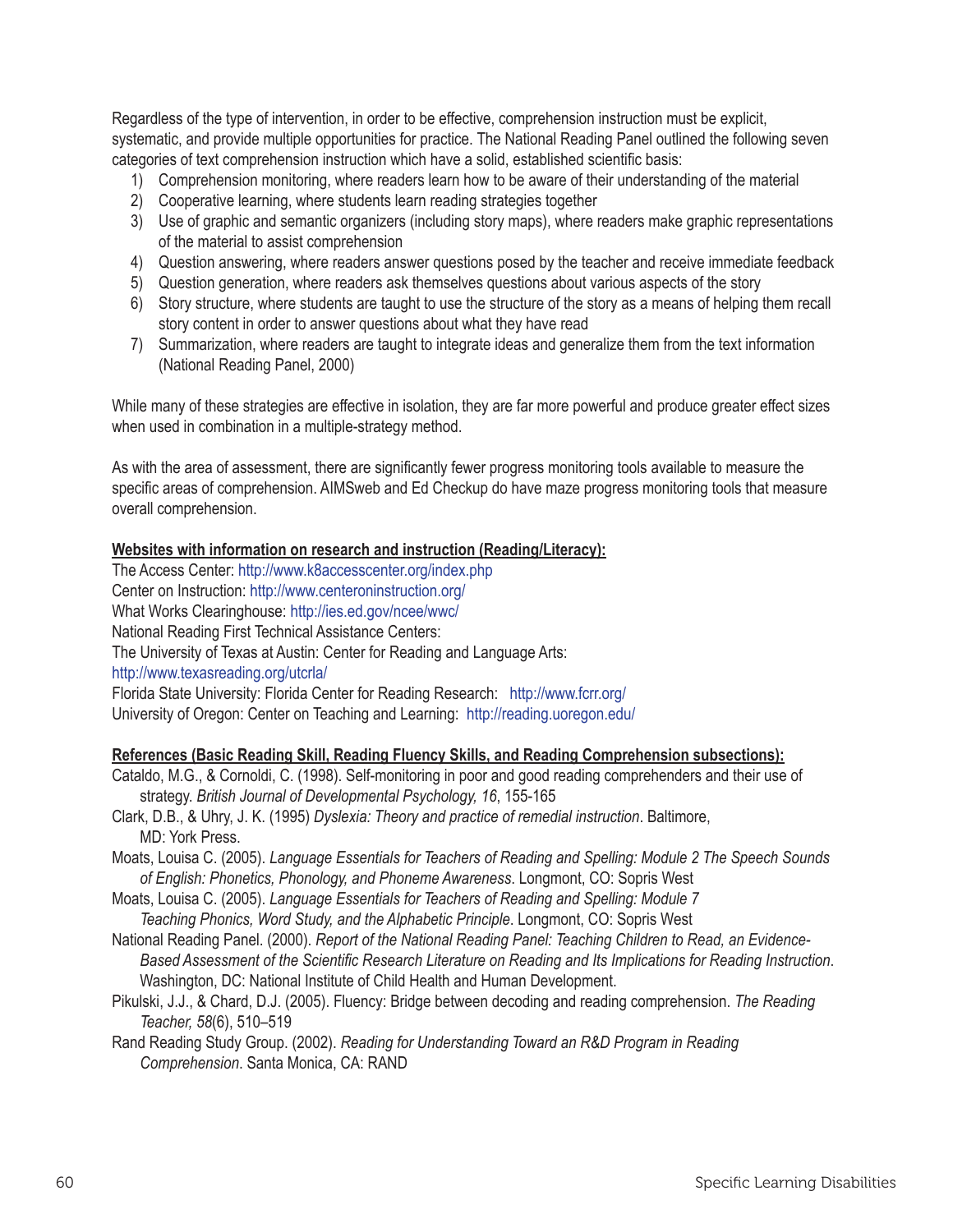Regardless of the type of intervention, in order to be effective, comprehension instruction must be explicit, systematic, and provide multiple opportunities for practice. The National Reading Panel outlined the following seven categories of text comprehension instruction which have a solid, established scientific basis:

1) Comprehension monitoring, where readers learn how to be aware of their understanding of the material
2) Cooperative learning, where students learn reading strategies together
3) Use of graphic and semantic organizers (including story maps), where readers make graphic representations of the material to assist comprehension
4) Question answering, where readers answer questions posed by the teacher and receive immediate feedback
5) Question generation, where readers ask themselves questions about various aspects of the story
6) Story structure, where students are taught to use the structure of the story as a means of helping them recall story content in order to answer questions about what they have read
7) Summarization, where readers are taught to integrate ideas and generalize them from the text information (National Reading Panel, 2000)

While many of these strategies are effective in isolation, they are far more powerful and produce greater effect sizes when used in combination in a multiple-strategy method.

As with the area of assessment, there are significantly fewer progress monitoring tools available to measure the specific areas of comprehension. AIMSweb and Ed Checkup do have maze progress monitoring tools that measure overall comprehension.

**Websites with information on research and instruction (Reading/Literacy):**

The Access Center: http://www.k8accesscenter.org/index.php
Center on Instruction: http://www.centeroninstruction.org/
What Works Clearinghouse: http://ies.ed.gov/ncee/wwc/
National Reading First Technical Assistance Centers:
The University of Texas at Austin: Center for Reading and Language Arts:
http://www.texasreading.org/utcrla/
Florida State University: Florida Center for Reading Research: http://www.fcrr.org/
University of Oregon: Center on Teaching and Learning: http://reading.uoregon.edu/

**References (Basic Reading Skill, Reading Fluency Skills, and Reading Comprehension subsections):**

Cataldo, M.G., & Cornoldi, C. (1998). Self-monitoring in poor and good reading comprehenders and their use of strategy. *British Journal of Developmental Psychology, 16*, 155-165

Clark, D.B., & Uhry, J. K. (1995) *Dyslexia: Theory and practice of remedial instruction*. Baltimore, MD: York Press.

Moats, Louisa C. (2005). *Language Essentials for Teachers of Reading and Spelling: Module 2 The Speech Sounds of English: Phonetics, Phonology, and Phoneme Awareness*. Longmont, CO: Sopris West

Moats, Louisa C. (2005). *Language Essentials for Teachers of Reading and Spelling: Module 7 Teaching Phonics, Word Study, and the Alphabetic Principle*. Longmont, CO: Sopris West

National Reading Panel. (2000). *Report of the National Reading Panel: Teaching Children to Read, an Evidence-Based Assessment of the Scientific Research Literature on Reading and Its Implications for Reading Instruction*. Washington, DC: National Institute of Child Health and Human Development.

Pikulski, J.J., & Chard, D.J. (2005). Fluency: Bridge between decoding and reading comprehension. *The Reading Teacher, 58*(6), 510–519

Rand Reading Study Group. (2002). *Reading for Understanding Toward an R&D Program in Reading Comprehension*. Santa Monica, CA: RAND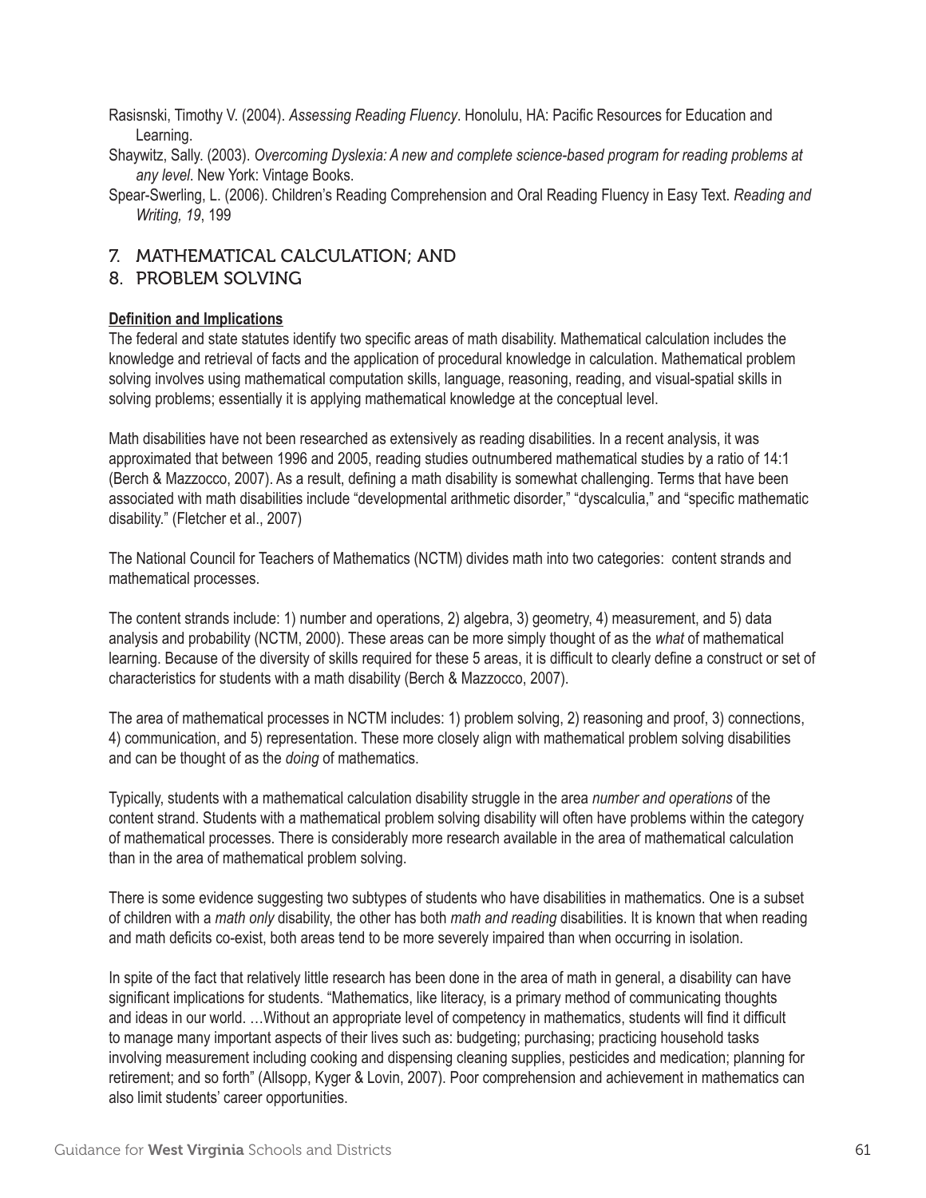Rasisnski, Timothy V. (2004). *Assessing Reading Fluency*. Honolulu, HA: Pacific Resources for Education and Learning.

Shaywitz, Sally. (2003). *Overcoming Dyslexia: A new and complete science-based program for reading problems at any level*. New York: Vintage Books.

Spear-Swerling, L. (2006). Children's Reading Comprehension and Oral Reading Fluency in Easy Text. *Reading and Writing, 19*, 199

## 7. MATHEMATICAL CALCULATION; AND
## 8. PROBLEM SOLVING

**Definition and Implications**

The federal and state statutes identify two specific areas of math disability. Mathematical calculation includes the knowledge and retrieval of facts and the application of procedural knowledge in calculation. Mathematical problem solving involves using mathematical computation skills, language, reasoning, reading, and visual-spatial skills in solving problems; essentially it is applying mathematical knowledge at the conceptual level.

Math disabilities have not been researched as extensively as reading disabilities. In a recent analysis, it was approximated that between 1996 and 2005, reading studies outnumbered mathematical studies by a ratio of 14:1 (Berch & Mazzocco, 2007). As a result, defining a math disability is somewhat challenging. Terms that have been associated with math disabilities include "developmental arithmetic disorder," "dyscalculia," and "specific mathematic disability." (Fletcher et al., 2007)

The National Council for Teachers of Mathematics (NCTM) divides math into two categories: content strands and mathematical processes.

The content strands include: 1) number and operations, 2) algebra, 3) geometry, 4) measurement, and 5) data analysis and probability (NCTM, 2000). These areas can be more simply thought of as the *what* of mathematical learning. Because of the diversity of skills required for these 5 areas, it is difficult to clearly define a construct or set of characteristics for students with a math disability (Berch & Mazzocco, 2007).

The area of mathematical processes in NCTM includes: 1) problem solving, 2) reasoning and proof, 3) connections, 4) communication, and 5) representation. These more closely align with mathematical problem solving disabilities and can be thought of as the *doing* of mathematics.

Typically, students with a mathematical calculation disability struggle in the area *number and operations* of the content strand. Students with a mathematical problem solving disability will often have problems within the category of mathematical processes. There is considerably more research available in the area of mathematical calculation than in the area of mathematical problem solving.

There is some evidence suggesting two subtypes of students who have disabilities in mathematics. One is a subset of children with a *math only* disability, the other has both *math and reading* disabilities. It is known that when reading and math deficits co-exist, both areas tend to be more severely impaired than when occurring in isolation.

In spite of the fact that relatively little research has been done in the area of math in general, a disability can have significant implications for students. "Mathematics, like literacy, is a primary method of communicating thoughts and ideas in our world. …Without an appropriate level of competency in mathematics, students will find it difficult to manage many important aspects of their lives such as: budgeting; purchasing; practicing household tasks involving measurement including cooking and dispensing cleaning supplies, pesticides and medication; planning for retirement; and so forth" (Allsopp, Kyger & Lovin, 2007). Poor comprehension and achievement in mathematics can also limit students' career opportunities.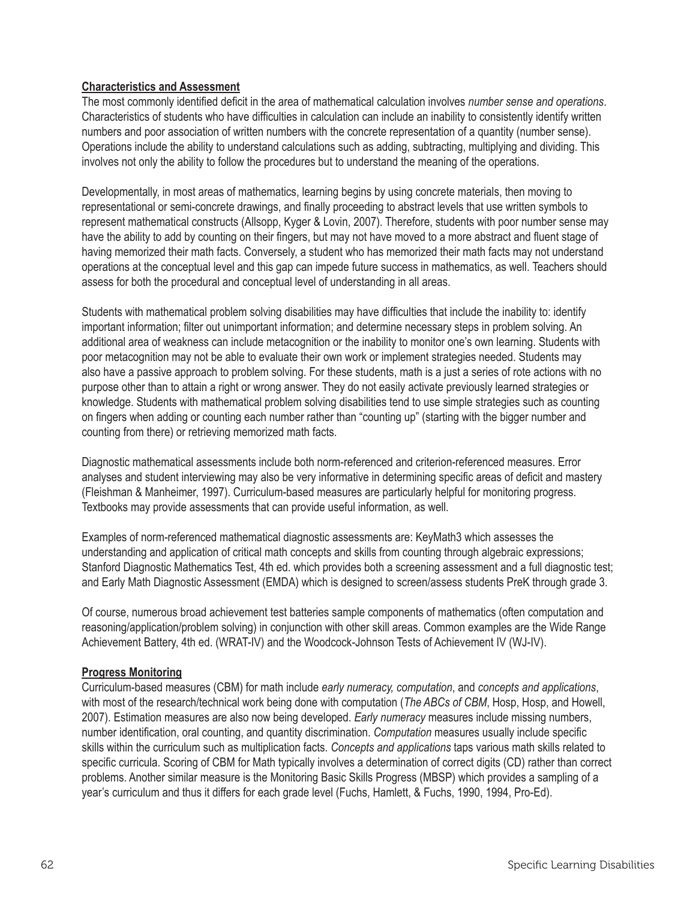**Characteristics and Assessment**

The most commonly identified deficit in the area of mathematical calculation involves *number sense and operations*. Characteristics of students who have difficulties in calculation can include an inability to consistently identify written numbers and poor association of written numbers with the concrete representation of a quantity (number sense). Operations include the ability to understand calculations such as adding, subtracting, multiplying and dividing. This involves not only the ability to follow the procedures but to understand the meaning of the operations.

Developmentally, in most areas of mathematics, learning begins by using concrete materials, then moving to representational or semi-concrete drawings, and finally proceeding to abstract levels that use written symbols to represent mathematical constructs (Allsopp, Kyger & Lovin, 2007). Therefore, students with poor number sense may have the ability to add by counting on their fingers, but may not have moved to a more abstract and fluent stage of having memorized their math facts. Conversely, a student who has memorized their math facts may not understand operations at the conceptual level and this gap can impede future success in mathematics, as well. Teachers should assess for both the procedural and conceptual level of understanding in all areas.

Students with mathematical problem solving disabilities may have difficulties that include the inability to: identify important information; filter out unimportant information; and determine necessary steps in problem solving. An additional area of weakness can include metacognition or the inability to monitor one's own learning. Students with poor metacognition may not be able to evaluate their own work or implement strategies needed. Students may also have a passive approach to problem solving. For these students, math is a just a series of rote actions with no purpose other than to attain a right or wrong answer. They do not easily activate previously learned strategies or knowledge. Students with mathematical problem solving disabilities tend to use simple strategies such as counting on fingers when adding or counting each number rather than "counting up" (starting with the bigger number and counting from there) or retrieving memorized math facts.

Diagnostic mathematical assessments include both norm-referenced and criterion-referenced measures. Error analyses and student interviewing may also be very informative in determining specific areas of deficit and mastery (Fleishman & Manheimer, 1997). Curriculum-based measures are particularly helpful for monitoring progress. Textbooks may provide assessments that can provide useful information, as well.

Examples of norm-referenced mathematical diagnostic assessments are: KeyMath3 which assesses the understanding and application of critical math concepts and skills from counting through algebraic expressions; Stanford Diagnostic Mathematics Test, 4th ed. which provides both a screening assessment and a full diagnostic test; and Early Math Diagnostic Assessment (EMDA) which is designed to screen/assess students PreK through grade 3.

Of course, numerous broad achievement test batteries sample components of mathematics (often computation and reasoning/application/problem solving) in conjunction with other skill areas. Common examples are the Wide Range Achievement Battery, 4th ed. (WRAT-IV) and the Woodcock-Johnson Tests of Achievement IV (WJ-IV).

**Progress Monitoring**

Curriculum-based measures (CBM) for math include *early numeracy, computation*, and *concepts and applications*, with most of the research/technical work being done with computation (*The ABCs of CBM*, Hosp, Hosp, and Howell, 2007). Estimation measures are also now being developed. *Early numeracy* measures include missing numbers, number identification, oral counting, and quantity discrimination. *Computation* measures usually include specific skills within the curriculum such as multiplication facts. *Concepts and applications* taps various math skills related to specific curricula. Scoring of CBM for Math typically involves a determination of correct digits (CD) rather than correct problems. Another similar measure is the Monitoring Basic Skills Progress (MBSP) which provides a sampling of a year's curriculum and thus it differs for each grade level (Fuchs, Hamlett, & Fuchs, 1990, 1994, Pro-Ed).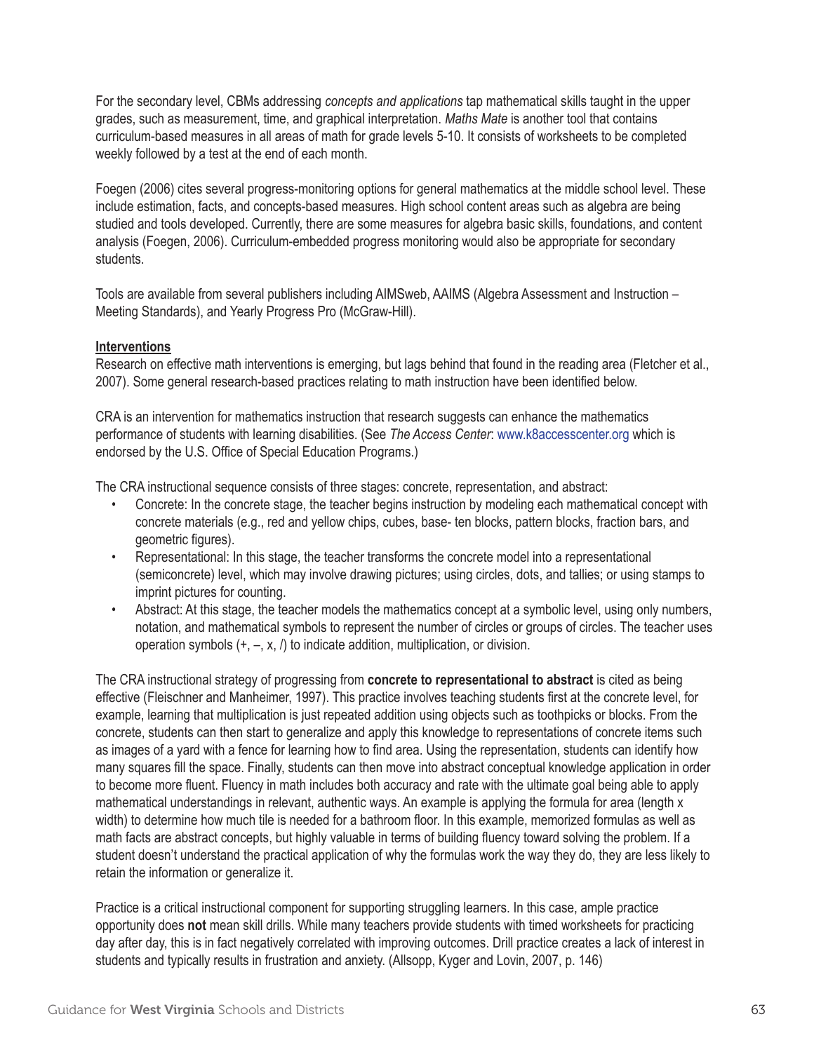For the secondary level, CBMs addressing *concepts and applications* tap mathematical skills taught in the upper grades, such as measurement, time, and graphical interpretation. *Maths Mate* is another tool that contains curriculum-based measures in all areas of math for grade levels 5-10. It consists of worksheets to be completed weekly followed by a test at the end of each month.

Foegen (2006) cites several progress-monitoring options for general mathematics at the middle school level. These include estimation, facts, and concepts-based measures. High school content areas such as algebra are being studied and tools developed. Currently, there are some measures for algebra basic skills, foundations, and content analysis (Foegen, 2006). Curriculum-embedded progress monitoring would also be appropriate for secondary students.

Tools are available from several publishers including AIMSweb, AAIMS (Algebra Assessment and Instruction – Meeting Standards), and Yearly Progress Pro (McGraw-Hill).

**Interventions**

Research on effective math interventions is emerging, but lags behind that found in the reading area (Fletcher et al., 2007). Some general research-based practices relating to math instruction have been identified below.

CRA is an intervention for mathematics instruction that research suggests can enhance the mathematics performance of students with learning disabilities. (See *The Access Center*: www.k8accesscenter.org which is endorsed by the U.S. Office of Special Education Programs.)

The CRA instructional sequence consists of three stages: concrete, representation, and abstract:

- Concrete: In the concrete stage, the teacher begins instruction by modeling each mathematical concept with concrete materials (e.g., red and yellow chips, cubes, base- ten blocks, pattern blocks, fraction bars, and geometric figures).
- Representational: In this stage, the teacher transforms the concrete model into a representational (semiconcrete) level, which may involve drawing pictures; using circles, dots, and tallies; or using stamps to imprint pictures for counting.
- Abstract: At this stage, the teacher models the mathematics concept at a symbolic level, using only numbers, notation, and mathematical symbols to represent the number of circles or groups of circles. The teacher uses operation symbols (+, –, x, /) to indicate addition, multiplication, or division.

The CRA instructional strategy of progressing from **concrete to representational to abstract** is cited as being effective (Fleischner and Manheimer, 1997). This practice involves teaching students first at the concrete level, for example, learning that multiplication is just repeated addition using objects such as toothpicks or blocks. From the concrete, students can then start to generalize and apply this knowledge to representations of concrete items such as images of a yard with a fence for learning how to find area. Using the representation, students can identify how many squares fill the space. Finally, students can then move into abstract conceptual knowledge application in order to become more fluent. Fluency in math includes both accuracy and rate with the ultimate goal being able to apply mathematical understandings in relevant, authentic ways. An example is applying the formula for area (length x width) to determine how much tile is needed for a bathroom floor. In this example, memorized formulas as well as math facts are abstract concepts, but highly valuable in terms of building fluency toward solving the problem. If a student doesn't understand the practical application of why the formulas work the way they do, they are less likely to retain the information or generalize it.

Practice is a critical instructional component for supporting struggling learners. In this case, ample practice opportunity does **not** mean skill drills. While many teachers provide students with timed worksheets for practicing day after day, this is in fact negatively correlated with improving outcomes. Drill practice creates a lack of interest in students and typically results in frustration and anxiety. (Allsopp, Kyger and Lovin, 2007, p. 146)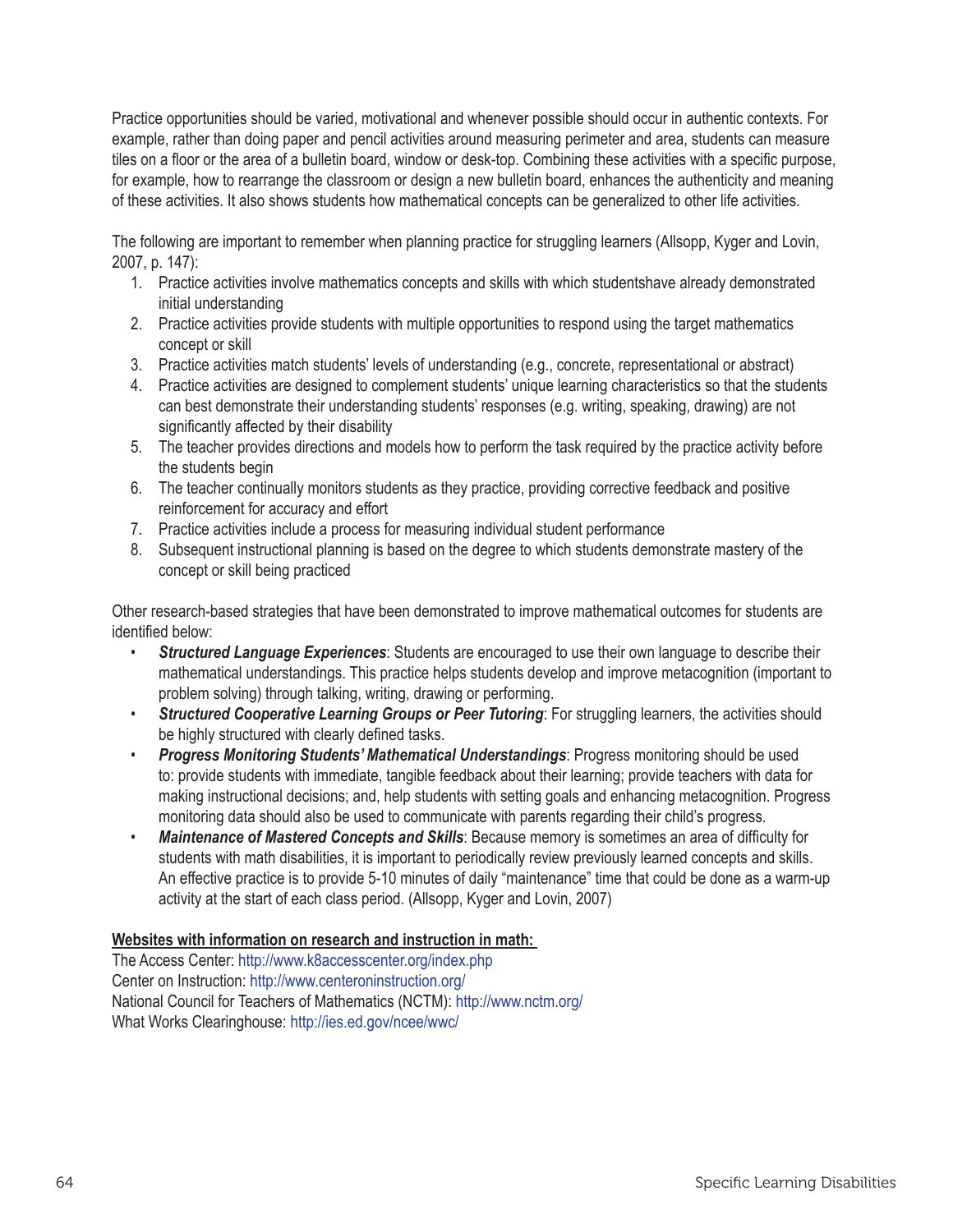Practice opportunities should be varied, motivational and whenever possible should occur in authentic contexts. For example, rather than doing paper and pencil activities around measuring perimeter and area, students can measure tiles on a floor or the area of a bulletin board, window or desk-top. Combining these activities with a specific purpose, for example, how to rearrange the classroom or design a new bulletin board, enhances the authenticity and meaning of these activities. It also shows students how mathematical concepts can be generalized to other life activities.

The following are important to remember when planning practice for struggling learners (Allsopp, Kyger and Lovin, 2007, p. 147):

1. Practice activities involve mathematics concepts and skills with which studentshave already demonstrated initial understanding
2. Practice activities provide students with multiple opportunities to respond using the target mathematics concept or skill
3. Practice activities match students' levels of understanding (e.g., concrete, representational or abstract)
4. Practice activities are designed to complement students' unique learning characteristics so that the students can best demonstrate their understanding students' responses (e.g. writing, speaking, drawing) are not significantly affected by their disability
5. The teacher provides directions and models how to perform the task required by the practice activity before the students begin
6. The teacher continually monitors students as they practice, providing corrective feedback and positive reinforcement for accuracy and effort
7. Practice activities include a process for measuring individual student performance
8. Subsequent instructional planning is based on the degree to which students demonstrate mastery of the concept or skill being practiced

Other research-based strategies that have been demonstrated to improve mathematical outcomes for students are identified below:

- ***Structured Language Experiences***: Students are encouraged to use their own language to describe their mathematical understandings. This practice helps students develop and improve metacognition (important to problem solving) through talking, writing, drawing or performing.
- ***Structured Cooperative Learning Groups or Peer Tutoring***: For struggling learners, the activities should be highly structured with clearly defined tasks.
- ***Progress Monitoring Students' Mathematical Understandings***: Progress monitoring should be used to: provide students with immediate, tangible feedback about their learning; provide teachers with data for making instructional decisions; and, help students with setting goals and enhancing metacognition. Progress monitoring data should also be used to communicate with parents regarding their child's progress.
- ***Maintenance of Mastered Concepts and Skills***: Because memory is sometimes an area of difficulty for students with math disabilities, it is important to periodically review previously learned concepts and skills. An effective practice is to provide 5-10 minutes of daily "maintenance" time that could be done as a warm-up activity at the start of each class period. (Allsopp, Kyger and Lovin, 2007)

**Websites with information on research and instruction in math:**

The Access Center: http://www.k8accesscenter.org/index.php
Center on Instruction: http://www.centeroninstruction.org/
National Council for Teachers of Mathematics (NCTM): http://www.nctm.org/
What Works Clearinghouse: http://ies.ed.gov/ncee/wwc/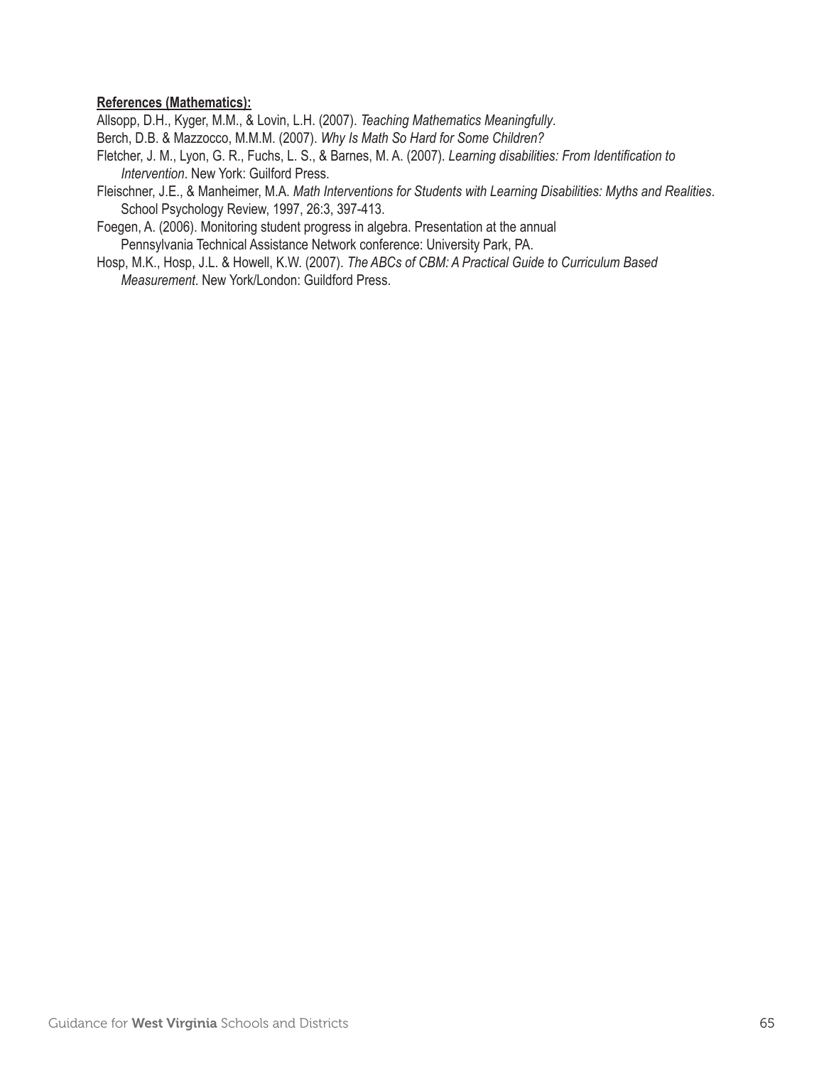**References (Mathematics):**

Allsopp, D.H., Kyger, M.M., & Lovin, L.H. (2007). *Teaching Mathematics Meaningfully*.

Berch, D.B. & Mazzocco, M.M.M. (2007). *Why Is Math So Hard for Some Children?*

Fletcher, J. M., Lyon, G. R., Fuchs, L. S., & Barnes, M. A. (2007). *Learning disabilities: From Identification to Intervention*. New York: Guilford Press.

Fleischner, J.E., & Manheimer, M.A. *Math Interventions for Students with Learning Disabilities: Myths and Realities*. School Psychology Review, 1997, 26:3, 397-413.

Foegen, A. (2006). Monitoring student progress in algebra. Presentation at the annual Pennsylvania Technical Assistance Network conference: University Park, PA.

Hosp, M.K., Hosp, J.L. & Howell, K.W. (2007). *The ABCs of CBM: A Practical Guide to Curriculum Based Measurement*. New York/London: Guildford Press.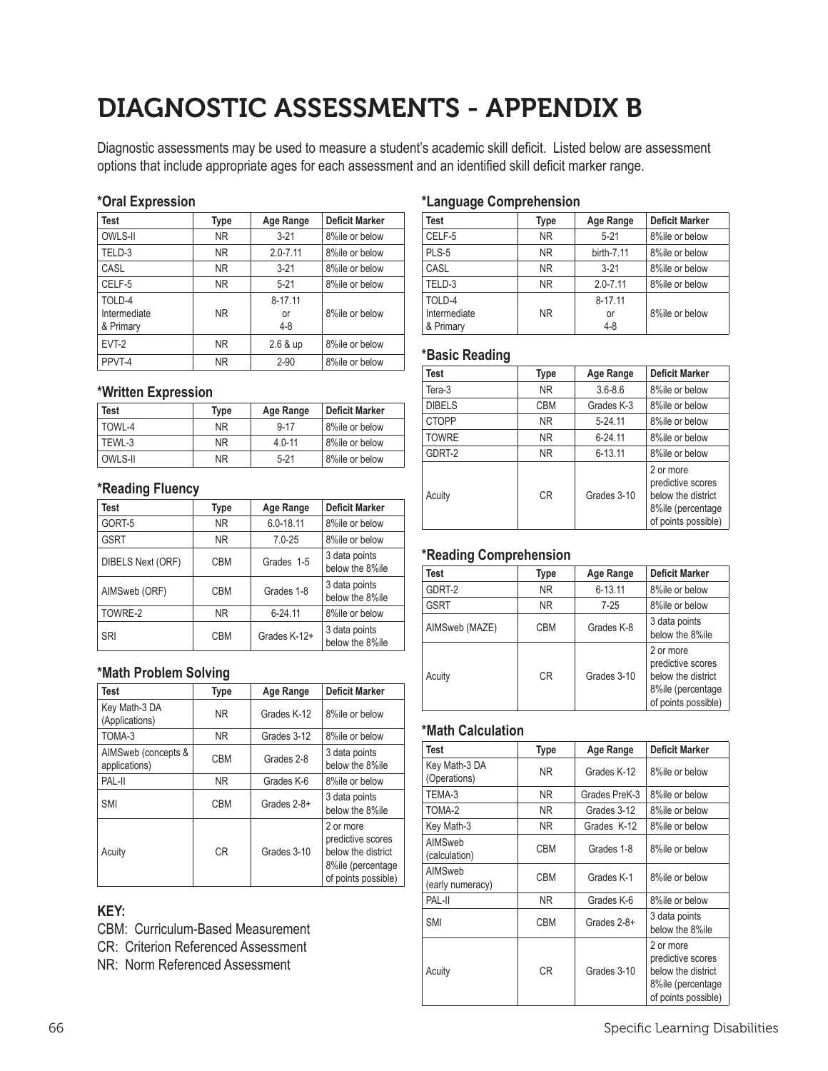# DIAGNOSTIC ASSESSMENTS - APPENDIX B

Diagnostic assessments may be used to measure a student's academic skill deficit. Listed below are assessment options that include appropriate ages for each assessment and an identified skill deficit marker range.

### *Oral Expression

| Test | Type | Age Range | Deficit Marker |
|---|---|---|---|
| OWLS-II | NR | 3-21 | 8%ile or below |
| TELD-3 | NR | 2.0-7.11 | 8%ile or below |
| CASL | NR | 3-21 | 8%ile or below |
| CELF-5 | NR | 5-21 | 8%ile or below |
| TOLD-4 Intermediate & Primary | NR | 8-17.11 or 4-8 | 8%ile or below |
| EVT-2 | NR | 2.6 & up | 8%ile or below |
| PPVT-4 | NR | 2-90 | 8%ile or below |

### *Written Expression

| Test | Type | Age Range | Deficit Marker |
|---|---|---|---|
| TOWL-4 | NR | 9-17 | 8%ile or below |
| TEWL-3 | NR | 4.0-11 | 8%ile or below |
| OWLS-II | NR | 5-21 | 8%ile or below |

### *Reading Fluency

| Test | Type | Age Range | Deficit Marker |
|---|---|---|---|
| GORT-5 | NR | 6.0-18.11 | 8%ile or below |
| GSRT | NR | 7.0-25 | 8%ile or below |
| DIBELS Next (ORF) | CBM | Grades 1-5 | 3 data points below the 8%ile |
| AIMSweb (ORF) | CBM | Grades 1-8 | 3 data points below the 8%ile |
| TOWRE-2 | NR | 6-24.11 | 8%ile or below |
| SRI | CBM | Grades K-12+ | 3 data points below the 8%ile |

### *Math Problem Solving

| Test | Type | Age Range | Deficit Marker |
|---|---|---|---|
| Key Math-3 DA (Applications) | NR | Grades K-12 | 8%ile or below |
| TOMA-3 | NR | Grades 3-12 | 8%ile or below |
| AIMSweb (concepts & applications) | CBM | Grades 2-8 | 3 data points below the 8%ile |
| PAL-II | NR | Grades K-6 | 8%ile or below |
| SMI | CBM | Grades 2-8+ | 3 data points below the 8%ile |
| Acuity | CR | Grades 3-10 | 2 or more predictive scores below the district 8%ile (percentage of points possible) |

### KEY:

CBM: Curriculum-Based Measurement
CR: Criterion Referenced Assessment
NR: Norm Referenced Assessment

### *Language Comprehension

| Test | Type | Age Range | Deficit Marker |
|---|---|---|---|
| CELF-5 | NR | 5-21 | 8%ile or below |
| PLS-5 | NR | birth-7.11 | 8%ile or below |
| CASL | NR | 3-21 | 8%ile or below |
| TELD-3 | NR | 2.0-7.11 | 8%ile or below |
| TOLD-4 Intermediate & Primary | NR | 8-17.11 or 4-8 | 8%ile or below |

### *Basic Reading

| Test | Type | Age Range | Deficit Marker |
|---|---|---|---|
| Tera-3 | NR | 3.6-8.6 | 8%ile or below |
| DIBELS | CBM | Grades K-3 | 8%ile or below |
| CTOPP | NR | 5-24.11 | 8%ile or below |
| TOWRE | NR | 6-24.11 | 8%ile or below |
| GDRT-2 | NR | 6-13.11 | 8%ile or below |
| Acuity | CR | Grades 3-10 | 2 or more predictive scores below the district 8%ile (percentage of points possible) |

### *Reading Comprehension

| Test | Type | Age Range | Deficit Marker |
|---|---|---|---|
| GDRT-2 | NR | 6-13.11 | 8%ile or below |
| GSRT | NR | 7-25 | 8%ile or below |
| AIMSweb (MAZE) | CBM | Grades K-8 | 3 data points below the 8%ile |
| Acuity | CR | Grades 3-10 | 2 or more predictive scores below the district 8%ile (percentage of points possible) |

### *Math Calculation

| Test | Type | Age Range | Deficit Marker |
|---|---|---|---|
| Key Math-3 DA (Operations) | NR | Grades K-12 | 8%ile or below |
| TEMA-3 | NR | Grades PreK-3 | 8%ile or below |
| TOMA-2 | NR | Grades 3-12 | 8%ile or below |
| Key Math-3 | NR | Grades K-12 | 8%ile or below |
| AIMSweb (calculation) | CBM | Grades 1-8 | 8%ile or below |
| AIMSweb (early numeracy) | CBM | Grades K-1 | 8%ile or below |
| PAL-II | NR | Grades K-6 | 8%ile or below |
| SMI | CBM | Grades 2-8+ | 3 data points below the 8%ile |
| Acuity | CR | Grades 3-10 | 2 or more predictive scores below the district 8%ile (percentage of points possible) |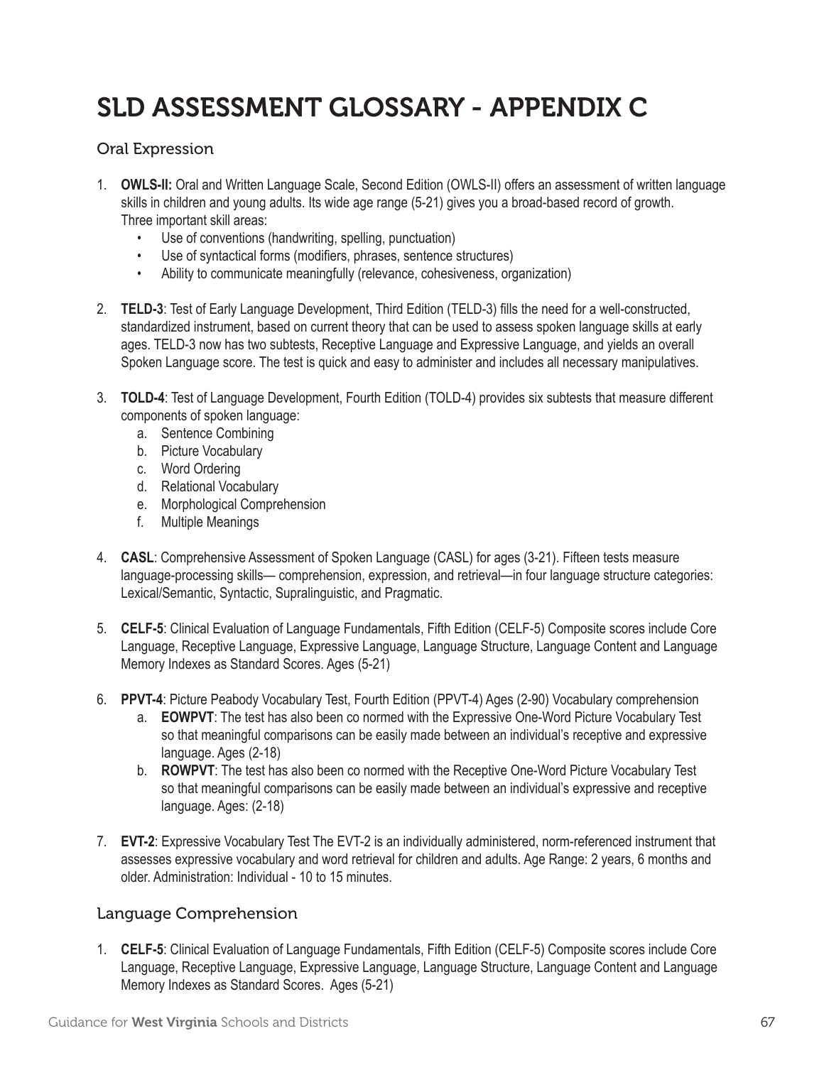# SLD ASSESSMENT GLOSSARY - APPENDIX C

## Oral Expression

1. **OWLS-II:** Oral and Written Language Scale, Second Edition (OWLS-II) offers an assessment of written language skills in children and young adults. Its wide age range (5-21) gives you a broad-based record of growth. Three important skill areas:
   - Use of conventions (handwriting, spelling, punctuation)
   - Use of syntactical forms (modifiers, phrases, sentence structures)
   - Ability to communicate meaningfully (relevance, cohesiveness, organization)

2. **TELD-3**: Test of Early Language Development, Third Edition (TELD-3) fills the need for a well-constructed, standardized instrument, based on current theory that can be used to assess spoken language skills at early ages. TELD-3 now has two subtests, Receptive Language and Expressive Language, and yields an overall Spoken Language score. The test is quick and easy to administer and includes all necessary manipulatives.

3. **TOLD-4**: Test of Language Development, Fourth Edition (TOLD-4) provides six subtests that measure different components of spoken language:
   a. Sentence Combining
   b. Picture Vocabulary
   c. Word Ordering
   d. Relational Vocabulary
   e. Morphological Comprehension
   f. Multiple Meanings

4. **CASL**: Comprehensive Assessment of Spoken Language (CASL) for ages (3-21). Fifteen tests measure language-processing skills— comprehension, expression, and retrieval—in four language structure categories: Lexical/Semantic, Syntactic, Supralinguistic, and Pragmatic.

5. **CELF-5**: Clinical Evaluation of Language Fundamentals, Fifth Edition (CELF-5) Composite scores include Core Language, Receptive Language, Expressive Language, Language Structure, Language Content and Language Memory Indexes as Standard Scores. Ages (5-21)

6. **PPVT-4**: Picture Peabody Vocabulary Test, Fourth Edition (PPVT-4) Ages (2-90) Vocabulary comprehension
   a. **EOWPVT**: The test has also been co normed with the Expressive One-Word Picture Vocabulary Test so that meaningful comparisons can be easily made between an individual's receptive and expressive language. Ages (2-18)
   b. **ROWPVT**: The test has also been co normed with the Receptive One-Word Picture Vocabulary Test so that meaningful comparisons can be easily made between an individual's expressive and receptive language. Ages: (2-18)

7. **EVT-2**: Expressive Vocabulary Test The EVT-2 is an individually administered, norm-referenced instrument that assesses expressive vocabulary and word retrieval for children and adults. Age Range: 2 years, 6 months and older. Administration: Individual - 10 to 15 minutes.

## Language Comprehension

1. **CELF-5**: Clinical Evaluation of Language Fundamentals, Fifth Edition (CELF-5) Composite scores include Core Language, Receptive Language, Expressive Language, Language Structure, Language Content and Language Memory Indexes as Standard Scores. Ages (5-21)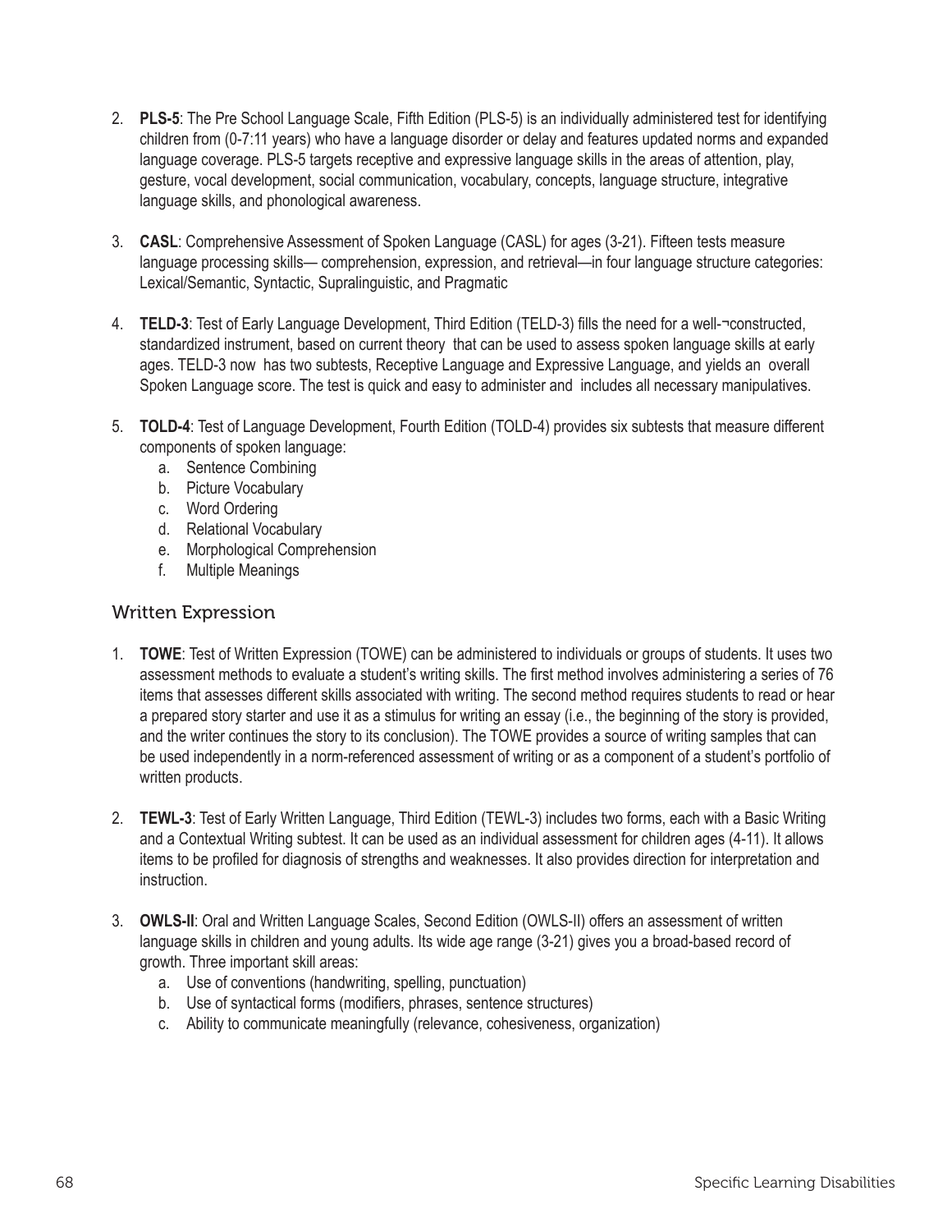2. **PLS-5**: The Pre School Language Scale, Fifth Edition (PLS-5) is an individually administered test for identifying children from (0-7:11 years) who have a language disorder or delay and features updated norms and expanded language coverage. PLS-5 targets receptive and expressive language skills in the areas of attention, play, gesture, vocal development, social communication, vocabulary, concepts, language structure, integrative language skills, and phonological awareness.

3. **CASL**: Comprehensive Assessment of Spoken Language (CASL) for ages (3-21). Fifteen tests measure language processing skills— comprehension, expression, and retrieval—in four language structure categories: Lexical/Semantic, Syntactic, Supralinguistic, and Pragmatic

4. **TELD-3**: Test of Early Language Development, Third Edition (TELD-3) fills the need for a well-¬constructed, standardized instrument, based on current theory that can be used to assess spoken language skills at early ages. TELD-3 now has two subtests, Receptive Language and Expressive Language, and yields an overall Spoken Language score. The test is quick and easy to administer and includes all necessary manipulatives.

5. **TOLD-4**: Test of Language Development, Fourth Edition (TOLD-4) provides six subtests that measure different components of spoken language:
   a. Sentence Combining
   b. Picture Vocabulary
   c. Word Ordering
   d. Relational Vocabulary
   e. Morphological Comprehension
   f. Multiple Meanings

## Written Expression

1. **TOWE**: Test of Written Expression (TOWE) can be administered to individuals or groups of students. It uses two assessment methods to evaluate a student's writing skills. The first method involves administering a series of 76 items that assesses different skills associated with writing. The second method requires students to read or hear a prepared story starter and use it as a stimulus for writing an essay (i.e., the beginning of the story is provided, and the writer continues the story to its conclusion). The TOWE provides a source of writing samples that can be used independently in a norm-referenced assessment of writing or as a component of a student's portfolio of written products.

2. **TEWL-3**: Test of Early Written Language, Third Edition (TEWL-3) includes two forms, each with a Basic Writing and a Contextual Writing subtest. It can be used as an individual assessment for children ages (4-11). It allows items to be profiled for diagnosis of strengths and weaknesses. It also provides direction for interpretation and instruction.

3. **OWLS-II**: Oral and Written Language Scales, Second Edition (OWLS-II) offers an assessment of written language skills in children and young adults. Its wide age range (3-21) gives you a broad-based record of growth. Three important skill areas:
   a. Use of conventions (handwriting, spelling, punctuation)
   b. Use of syntactical forms (modifiers, phrases, sentence structures)
   c. Ability to communicate meaningfully (relevance, cohesiveness, organization)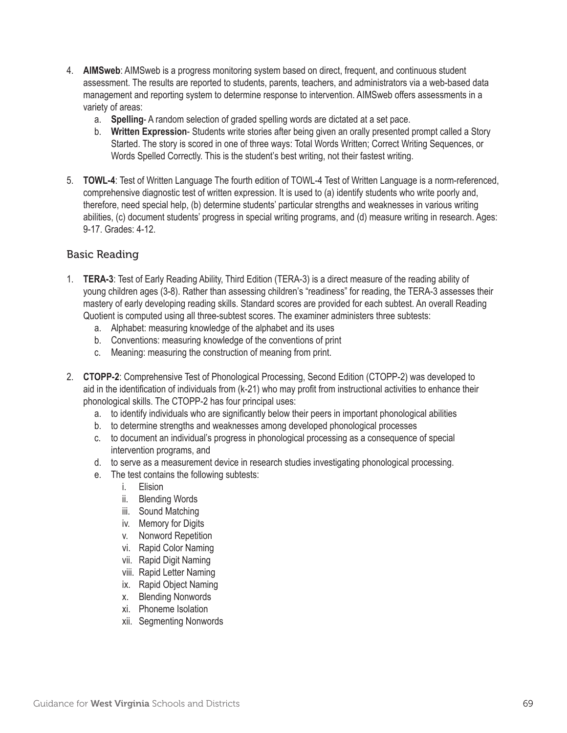4. **AIMSweb**: AIMSweb is a progress monitoring system based on direct, frequent, and continuous student assessment. The results are reported to students, parents, teachers, and administrators via a web-based data management and reporting system to determine response to intervention. AIMSweb offers assessments in a variety of areas:
   a. **Spelling**- A random selection of graded spelling words are dictated at a set pace.
   b. **Written Expression**- Students write stories after being given an orally presented prompt called a Story Started. The story is scored in one of three ways: Total Words Written; Correct Writing Sequences, or Words Spelled Correctly. This is the student's best writing, not their fastest writing.

5. **TOWL-4**: Test of Written Language The fourth edition of TOWL-4 Test of Written Language is a norm-referenced, comprehensive diagnostic test of written expression. It is used to (a) identify students who write poorly and, therefore, need special help, (b) determine students' particular strengths and weaknesses in various writing abilities, (c) document students' progress in special writing programs, and (d) measure writing in research. Ages: 9-17. Grades: 4-12.

## Basic Reading

1. **TERA-3**: Test of Early Reading Ability, Third Edition (TERA-3) is a direct measure of the reading ability of young children ages (3-8). Rather than assessing children's "readiness" for reading, the TERA-3 assesses their mastery of early developing reading skills. Standard scores are provided for each subtest. An overall Reading Quotient is computed using all three-subtest scores. The examiner administers three subtests:
   a. Alphabet: measuring knowledge of the alphabet and its uses
   b. Conventions: measuring knowledge of the conventions of print
   c. Meaning: measuring the construction of meaning from print.

2. **CTOPP-2**: Comprehensive Test of Phonological Processing, Second Edition (CTOPP-2) was developed to aid in the identification of individuals from (k-21) who may profit from instructional activities to enhance their phonological skills. The CTOPP-2 has four principal uses:
   a. to identify individuals who are significantly below their peers in important phonological abilities
   b. to determine strengths and weaknesses among developed phonological processes
   c. to document an individual's progress in phonological processing as a consequence of special intervention programs, and
   d. to serve as a measurement device in research studies investigating phonological processing.
   e. The test contains the following subtests:
      i. Elision
      ii. Blending Words
      iii. Sound Matching
      iv. Memory for Digits
      v. Nonword Repetition
      vi. Rapid Color Naming
      vii. Rapid Digit Naming
      viii. Rapid Letter Naming
      ix. Rapid Object Naming
      x. Blending Nonwords
      xi. Phoneme Isolation
      xii. Segmenting Nonwords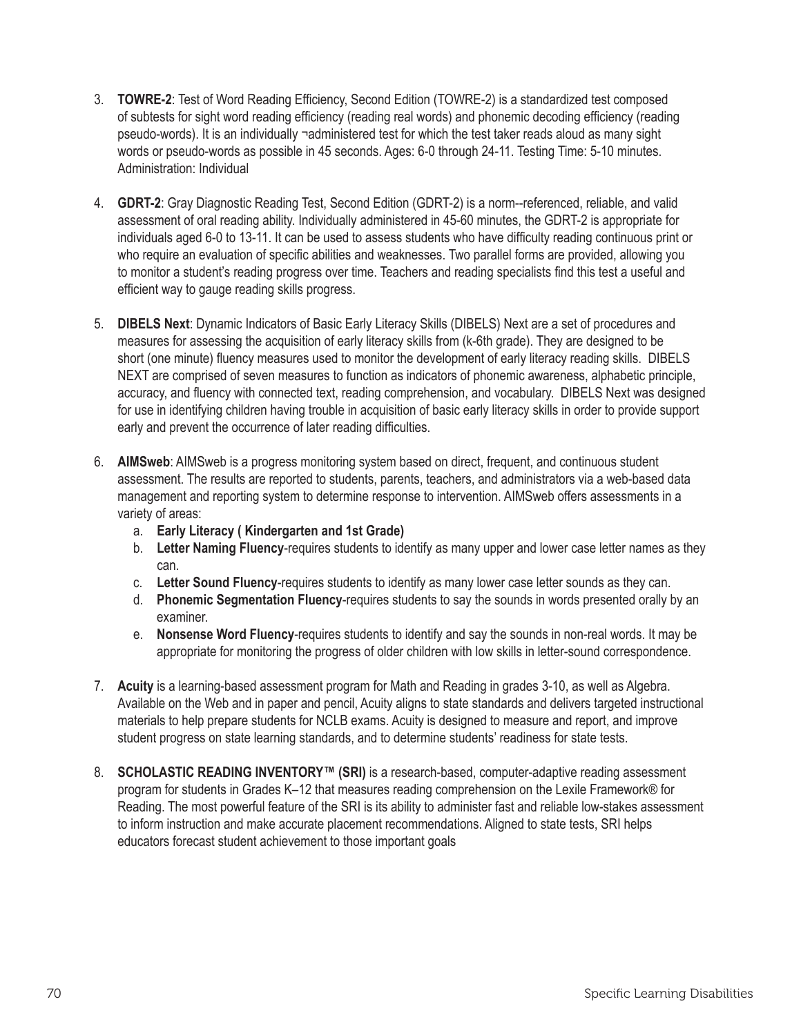3. **TOWRE-2**: Test of Word Reading Efficiency, Second Edition (TOWRE-2) is a standardized test composed of subtests for sight word reading efficiency (reading real words) and phonemic decoding efficiency (reading pseudo-words). It is an individually ¬administered test for which the test taker reads aloud as many sight words or pseudo-words as possible in 45 seconds. Ages: 6-0 through 24-11. Testing Time: 5-10 minutes. Administration: Individual

4. **GDRT-2**: Gray Diagnostic Reading Test, Second Edition (GDRT-2) is a norm--referenced, reliable, and valid assessment of oral reading ability. Individually administered in 45-60 minutes, the GDRT-2 is appropriate for individuals aged 6-0 to 13-11. It can be used to assess students who have difficulty reading continuous print or who require an evaluation of specific abilities and weaknesses. Two parallel forms are provided, allowing you to monitor a student's reading progress over time. Teachers and reading specialists find this test a useful and efficient way to gauge reading skills progress.

5. **DIBELS Next**: Dynamic Indicators of Basic Early Literacy Skills (DIBELS) Next are a set of procedures and measures for assessing the acquisition of early literacy skills from (k-6th grade). They are designed to be short (one minute) fluency measures used to monitor the development of early literacy reading skills. DIBELS NEXT are comprised of seven measures to function as indicators of phonemic awareness, alphabetic principle, accuracy, and fluency with connected text, reading comprehension, and vocabulary. DIBELS Next was designed for use in identifying children having trouble in acquisition of basic early literacy skills in order to provide support early and prevent the occurrence of later reading difficulties.

6. **AIMSweb**: AIMSweb is a progress monitoring system based on direct, frequent, and continuous student assessment. The results are reported to students, parents, teachers, and administrators via a web-based data management and reporting system to determine response to intervention. AIMSweb offers assessments in a variety of areas:
   a. **Early Literacy ( Kindergarten and 1st Grade)**
   b. **Letter Naming Fluency**-requires students to identify as many upper and lower case letter names as they can.
   c. **Letter Sound Fluency**-requires students to identify as many lower case letter sounds as they can.
   d. **Phonemic Segmentation Fluency**-requires students to say the sounds in words presented orally by an examiner.
   e. **Nonsense Word Fluency**-requires students to identify and say the sounds in non-real words. It may be appropriate for monitoring the progress of older children with low skills in letter-sound correspondence.

7. **Acuity** is a learning-based assessment program for Math and Reading in grades 3-10, as well as Algebra. Available on the Web and in paper and pencil, Acuity aligns to state standards and delivers targeted instructional materials to help prepare students for NCLB exams. Acuity is designed to measure and report, and improve student progress on state learning standards, and to determine students' readiness for state tests.

8. **SCHOLASTIC READING INVENTORY™ (SRI)** is a research-based, computer-adaptive reading assessment program for students in Grades K–12 that measures reading comprehension on the Lexile Framework® for Reading. The most powerful feature of the SRI is its ability to administer fast and reliable low-stakes assessment to inform instruction and make accurate placement recommendations. Aligned to state tests, SRI helps educators forecast student achievement to those important goals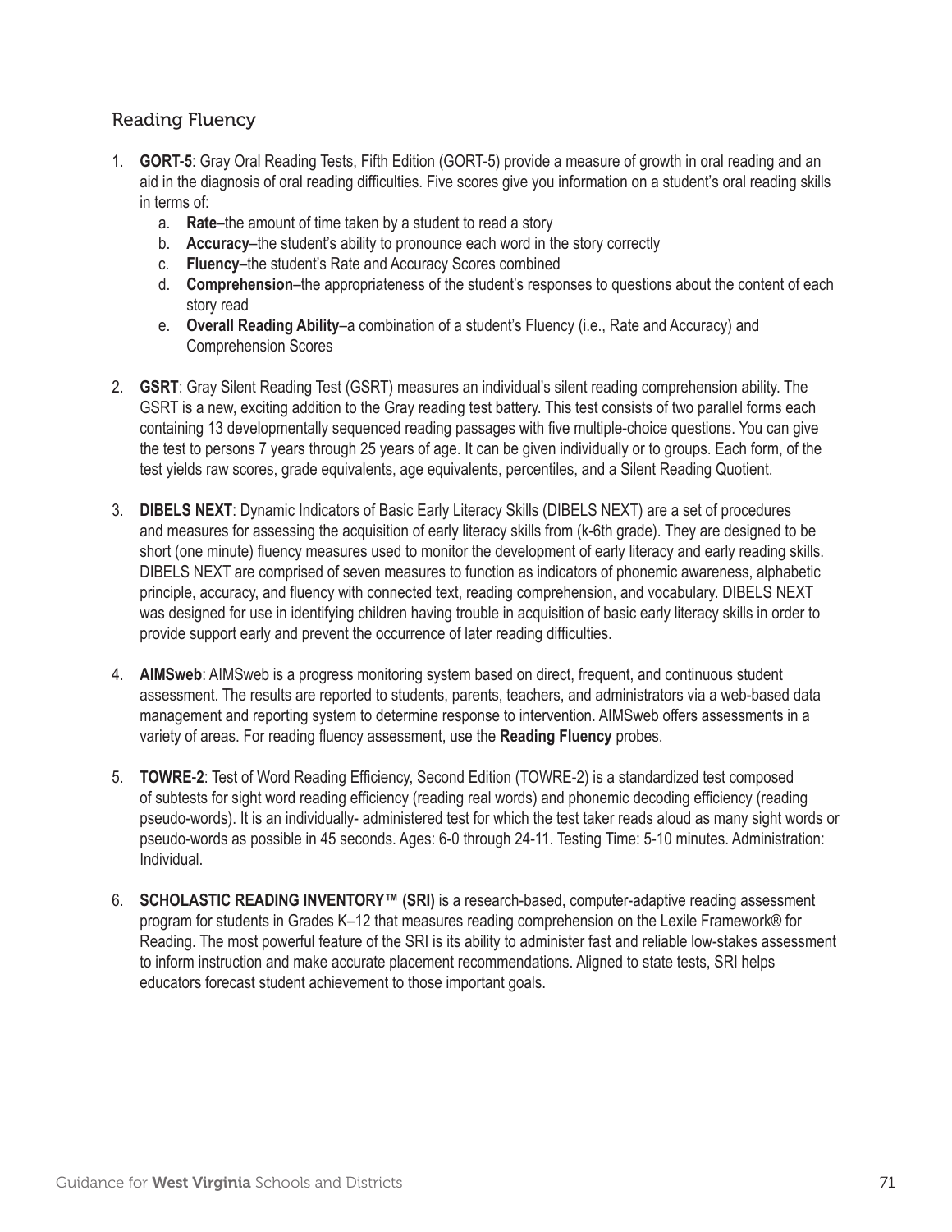## Reading Fluency

1. **GORT-5**: Gray Oral Reading Tests, Fifth Edition (GORT-5) provide a measure of growth in oral reading and an aid in the diagnosis of oral reading difficulties. Five scores give you information on a student's oral reading skills in terms of:
   a. **Rate**–the amount of time taken by a student to read a story
   b. **Accuracy**–the student's ability to pronounce each word in the story correctly
   c. **Fluency**–the student's Rate and Accuracy Scores combined
   d. **Comprehension**–the appropriateness of the student's responses to questions about the content of each story read
   e. **Overall Reading Ability**–a combination of a student's Fluency (i.e., Rate and Accuracy) and Comprehension Scores

2. **GSRT**: Gray Silent Reading Test (GSRT) measures an individual's silent reading comprehension ability. The GSRT is a new, exciting addition to the Gray reading test battery. This test consists of two parallel forms each containing 13 developmentally sequenced reading passages with five multiple-choice questions. You can give the test to persons 7 years through 25 years of age. It can be given individually or to groups. Each form, of the test yields raw scores, grade equivalents, age equivalents, percentiles, and a Silent Reading Quotient.

3. **DIBELS NEXT**: Dynamic Indicators of Basic Early Literacy Skills (DIBELS NEXT) are a set of procedures and measures for assessing the acquisition of early literacy skills from (k-6th grade). They are designed to be short (one minute) fluency measures used to monitor the development of early literacy and early reading skills. DIBELS NEXT are comprised of seven measures to function as indicators of phonemic awareness, alphabetic principle, accuracy, and fluency with connected text, reading comprehension, and vocabulary. DIBELS NEXT was designed for use in identifying children having trouble in acquisition of basic early literacy skills in order to provide support early and prevent the occurrence of later reading difficulties.

4. **AIMSweb**: AIMSweb is a progress monitoring system based on direct, frequent, and continuous student assessment. The results are reported to students, parents, teachers, and administrators via a web-based data management and reporting system to determine response to intervention. AIMSweb offers assessments in a variety of areas. For reading fluency assessment, use the **Reading Fluency** probes.

5. **TOWRE-2**: Test of Word Reading Efficiency, Second Edition (TOWRE-2) is a standardized test composed of subtests for sight word reading efficiency (reading real words) and phonemic decoding efficiency (reading pseudo-words). It is an individually- administered test for which the test taker reads aloud as many sight words or pseudo-words as possible in 45 seconds. Ages: 6-0 through 24-11. Testing Time: 5-10 minutes. Administration: Individual.

6. **SCHOLASTIC READING INVENTORY™ (SRI)** is a research-based, computer-adaptive reading assessment program for students in Grades K–12 that measures reading comprehension on the Lexile Framework® for Reading. The most powerful feature of the SRI is its ability to administer fast and reliable low-stakes assessment to inform instruction and make accurate placement recommendations. Aligned to state tests, SRI helps educators forecast student achievement to those important goals.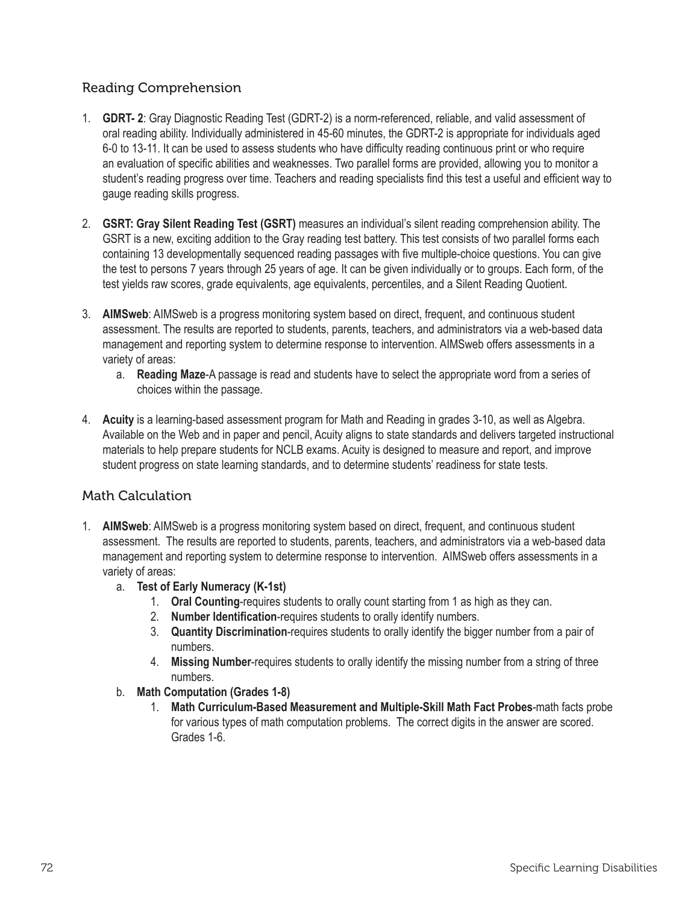## Reading Comprehension

1. **GDRT- 2**: Gray Diagnostic Reading Test (GDRT-2) is a norm-referenced, reliable, and valid assessment of oral reading ability. Individually administered in 45-60 minutes, the GDRT-2 is appropriate for individuals aged 6-0 to 13-11. It can be used to assess students who have difficulty reading continuous print or who require an evaluation of specific abilities and weaknesses. Two parallel forms are provided, allowing you to monitor a student's reading progress over time. Teachers and reading specialists find this test a useful and efficient way to gauge reading skills progress.

2. **GSRT: Gray Silent Reading Test (GSRT)** measures an individual's silent reading comprehension ability. The GSRT is a new, exciting addition to the Gray reading test battery. This test consists of two parallel forms each containing 13 developmentally sequenced reading passages with five multiple-choice questions. You can give the test to persons 7 years through 25 years of age. It can be given individually or to groups. Each form, of the test yields raw scores, grade equivalents, age equivalents, percentiles, and a Silent Reading Quotient.

3. **AIMSweb**: AIMSweb is a progress monitoring system based on direct, frequent, and continuous student assessment. The results are reported to students, parents, teachers, and administrators via a web-based data management and reporting system to determine response to intervention. AIMSweb offers assessments in a variety of areas:
   a. **Reading Maze**-A passage is read and students have to select the appropriate word from a series of choices within the passage.

4. **Acuity** is a learning-based assessment program for Math and Reading in grades 3-10, as well as Algebra. Available on the Web and in paper and pencil, Acuity aligns to state standards and delivers targeted instructional materials to help prepare students for NCLB exams. Acuity is designed to measure and report, and improve student progress on state learning standards, and to determine students' readiness for state tests.

## Math Calculation

1. **AIMSweb**: AIMSweb is a progress monitoring system based on direct, frequent, and continuous student assessment. The results are reported to students, parents, teachers, and administrators via a web-based data management and reporting system to determine response to intervention. AIMSweb offers assessments in a variety of areas:
   a. **Test of Early Numeracy (K-1st)**
      1. **Oral Counting**-requires students to orally count starting from 1 as high as they can.
      2. **Number Identification**-requires students to orally identify numbers.
      3. **Quantity Discrimination**-requires students to orally identify the bigger number from a pair of numbers.
      4. **Missing Number**-requires students to orally identify the missing number from a string of three numbers.

   b. **Math Computation (Grades 1-8)**
      1. **Math Curriculum-Based Measurement and Multiple-Skill Math Fact Probes**-math facts probe for various types of math computation problems. The correct digits in the answer are scored. Grades 1-6.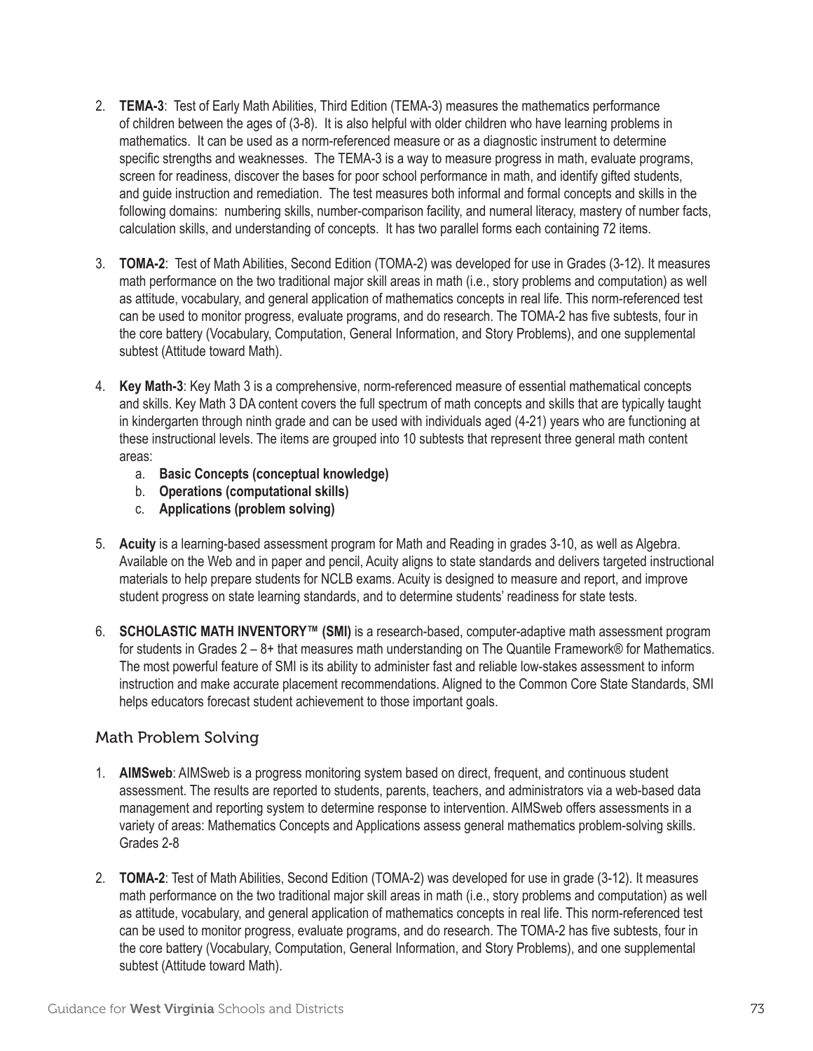2. **TEMA-3**: Test of Early Math Abilities, Third Edition (TEMA-3) measures the mathematics performance of children between the ages of (3-8). It is also helpful with older children who have learning problems in mathematics. It can be used as a norm-referenced measure or as a diagnostic instrument to determine specific strengths and weaknesses. The TEMA-3 is a way to measure progress in math, evaluate programs, screen for readiness, discover the bases for poor school performance in math, and identify gifted students, and guide instruction and remediation. The test measures both informal and formal concepts and skills in the following domains: numbering skills, number-comparison facility, and numeral literacy, mastery of number facts, calculation skills, and understanding of concepts. It has two parallel forms each containing 72 items.

3. **TOMA-2**: Test of Math Abilities, Second Edition (TOMA-2) was developed for use in Grades (3-12). It measures math performance on the two traditional major skill areas in math (i.e., story problems and computation) as well as attitude, vocabulary, and general application of mathematics concepts in real life. This norm-referenced test can be used to monitor progress, evaluate programs, and do research. The TOMA-2 has five subtests, four in the core battery (Vocabulary, Computation, General Information, and Story Problems), and one supplemental subtest (Attitude toward Math).

4. **Key Math-3**: Key Math 3 is a comprehensive, norm-referenced measure of essential mathematical concepts and skills. Key Math 3 DA content covers the full spectrum of math concepts and skills that are typically taught in kindergarten through ninth grade and can be used with individuals aged (4-21) years who are functioning at these instructional levels. The items are grouped into 10 subtests that represent three general math content areas:
   a. **Basic Concepts (conceptual knowledge)**
   b. **Operations (computational skills)**
   c. **Applications (problem solving)**

5. **Acuity** is a learning-based assessment program for Math and Reading in grades 3-10, as well as Algebra. Available on the Web and in paper and pencil, Acuity aligns to state standards and delivers targeted instructional materials to help prepare students for NCLB exams. Acuity is designed to measure and report, and improve student progress on state learning standards, and to determine students' readiness for state tests.

6. **SCHOLASTIC MATH INVENTORY™ (SMI)** is a research-based, computer-adaptive math assessment program for students in Grades 2 – 8+ that measures math understanding on The Quantile Framework® for Mathematics. The most powerful feature of SMI is its ability to administer fast and reliable low-stakes assessment to inform instruction and make accurate placement recommendations. Aligned to the Common Core State Standards, SMI helps educators forecast student achievement to those important goals.

## Math Problem Solving

1. **AIMSweb**: AIMSweb is a progress monitoring system based on direct, frequent, and continuous student assessment. The results are reported to students, parents, teachers, and administrators via a web-based data management and reporting system to determine response to intervention. AIMSweb offers assessments in a variety of areas: Mathematics Concepts and Applications assess general mathematics problem-solving skills. Grades 2-8

2. **TOMA-2**: Test of Math Abilities, Second Edition (TOMA-2) was developed for use in grade (3-12). It measures math performance on the two traditional major skill areas in math (i.e., story problems and computation) as well as attitude, vocabulary, and general application of mathematics concepts in real life. This norm-referenced test can be used to monitor progress, evaluate programs, and do research. The TOMA-2 has five subtests, four in the core battery (Vocabulary, Computation, General Information, and Story Problems), and one supplemental subtest (Attitude toward Math).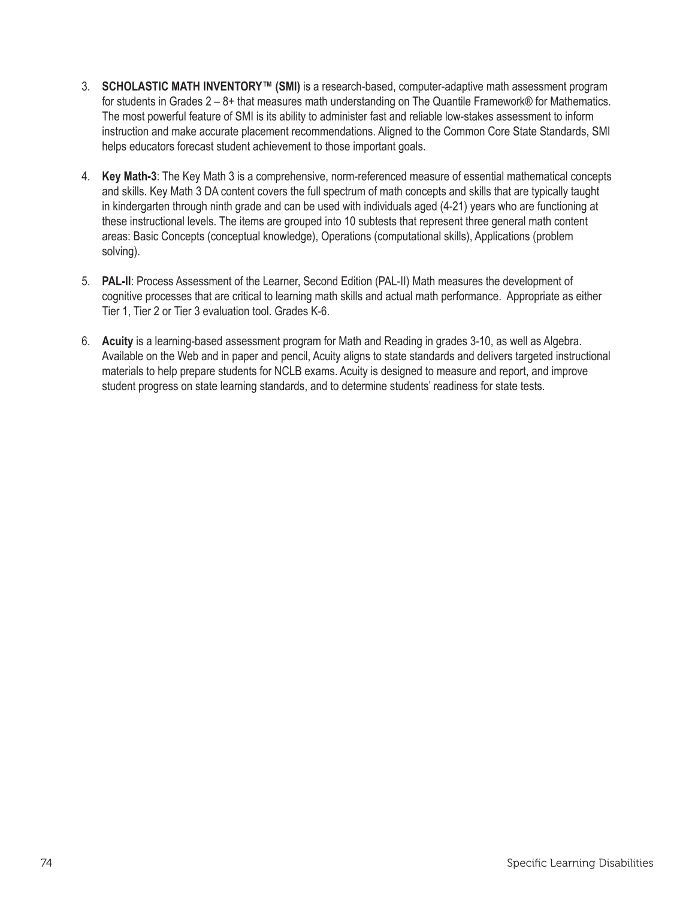3. **SCHOLASTIC MATH INVENTORY™ (SMI)** is a research-based, computer-adaptive math assessment program for students in Grades 2 – 8+ that measures math understanding on The Quantile Framework® for Mathematics. The most powerful feature of SMI is its ability to administer fast and reliable low-stakes assessment to inform instruction and make accurate placement recommendations. Aligned to the Common Core State Standards, SMI helps educators forecast student achievement to those important goals.

4. **Key Math-3**: The Key Math 3 is a comprehensive, norm-referenced measure of essential mathematical concepts and skills. Key Math 3 DA content covers the full spectrum of math concepts and skills that are typically taught in kindergarten through ninth grade and can be used with individuals aged (4-21) years who are functioning at these instructional levels. The items are grouped into 10 subtests that represent three general math content areas: Basic Concepts (conceptual knowledge), Operations (computational skills), Applications (problem solving).

5. **PAL-II**: Process Assessment of the Learner, Second Edition (PAL-II) Math measures the development of cognitive processes that are critical to learning math skills and actual math performance. Appropriate as either Tier 1, Tier 2 or Tier 3 evaluation tool. Grades K-6.

6. **Acuity** is a learning-based assessment program for Math and Reading in grades 3-10, as well as Algebra. Available on the Web and in paper and pencil, Acuity aligns to state standards and delivers targeted instructional materials to help prepare students for NCLB exams. Acuity is designed to measure and report, and improve student progress on state learning standards, and to determine students' readiness for state tests.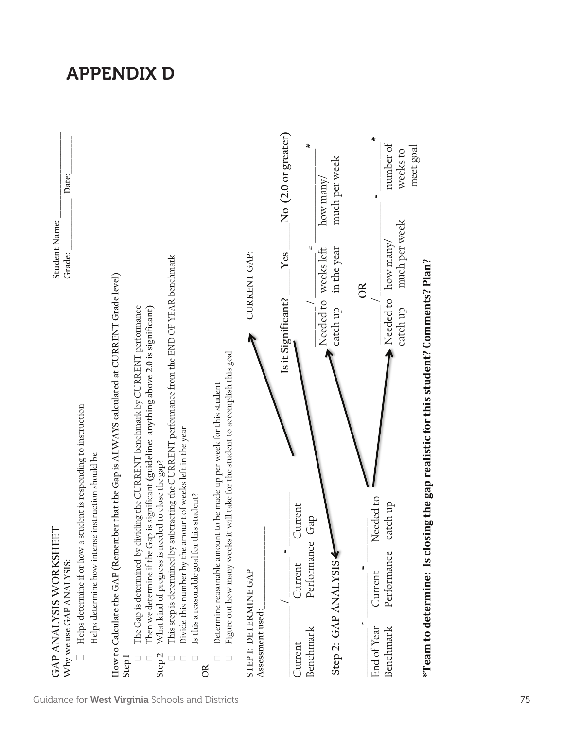# APPENDIX D

## GAP ANALYSIS WORKSHEET

Student Name: ______________________

Grade: ____________ Date: ____________

**Why we use GAP ANALYSIS:**

- ☐ Helps determine if or how a student is responding to instruction
- ☐ Helps determine how intense instruction should be

**How to Calculate the GAP (Remember that the Gap is ALWAYS calculated at CURRENT Grade level)**

**Step 1**

- ☐ The Gap is determined by dividing the CURRENT benchmark by CURRENT performance
- ☐ Then we determine if the Gap is significant (**guideline: anything above 2.0 is significant**)

**Step 2** What kind of progress is needed to close the gap?

- ☐ This step is determined by subtracting the CURRENT performance from the END OF YEAR benchmark
- ☐ Divide this number by the amount of weeks left in the year
- ☐ Is this a reasonable goal for this student?

**OR**

- ☐ Determine reasonable amount to be made up per week for this student
- ☐ Figure out how many weeks it will take for the student to accomplish this goal

**STEP 1: DETERMINE GAP**

Assessment used: ______________________

______ / ______ = ______ → CURRENT GAP: ______________

Current Benchmark / Current Performance = Current Gap

**Is it Significant?** ____ Yes ____ No **(2.0 or greater)**

**Step 2: GAP ANALYSIS**

______ – ______ = ______

End of Year Benchmark – Current Performance = Needed to catch up

______ / ______ = ______ *

Needed to catch up / weeks left in the year = how many/ much per week

**OR**

______ / ______ = ______ *

Needed to catch up / how many/ much per week = number of weeks to meet goal

**\*Team to determine: Is closing the gap realistic for this student? Comments? Plan?**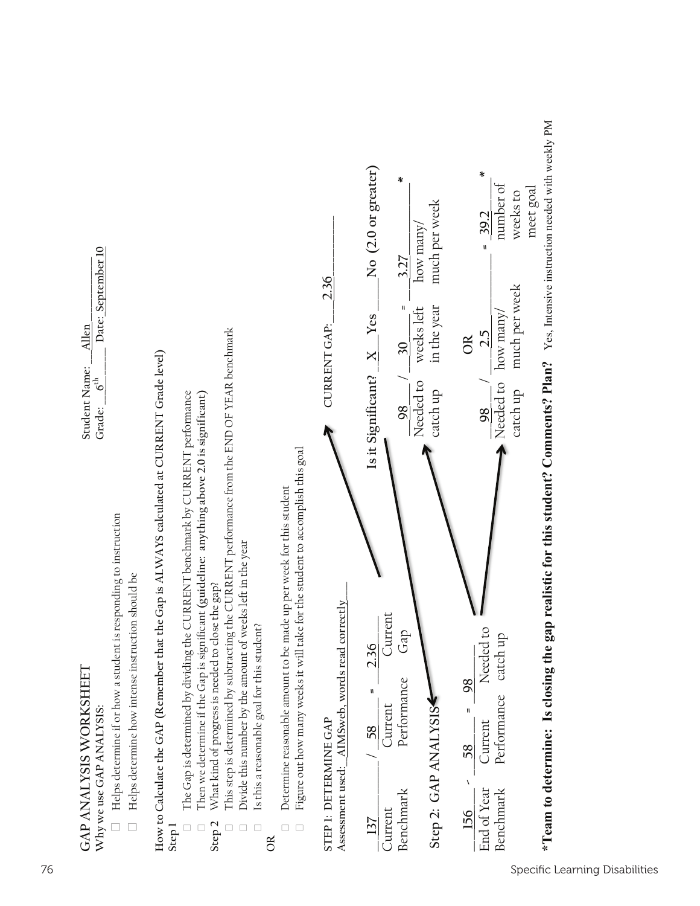# GAP ANALYSIS WORKSHEET

Student Name: Allen
Grade: 6th Date: September 10

**Why we use GAP ANALYSIS:**

- Helps determine if or how a student is responding to instruction
- Helps determine how intense instruction should be

**How to Calculate the GAP (Remember that the Gap is ALWAYS calculated at CURRENT Grade level)**

**Step 1**

- The Gap is determined by dividing the CURRENT benchmark by CURRENT performance
- Then we determine if the Gap is significant (**guideline: anything above 2.0 is significant**)

**Step 2** What kind of progress is needed to close the gap?

- This step is determined by subtracting the CURRENT performance from the END OF YEAR benchmark
- Divide this number by the amount of weeks left in the year
- Is this a reasonable goal for this student?

**OR**

- Determine reasonable amount to be made up per week for this student
- Figure out how many weeks it will take for the student to accomplish this goal

STEP 1: DETERMINE GAP

Assessment used: AIMSweb, words read correctly

137 / 58 = 2.36 CURRENT GAP: 2.36

(Current Benchmark / Current Performance = Current Gap)

**Is it Significant?** X Yes ___ No **(2.0 or greater)**

**Step 2: GAP ANALYSIS**

156 - 58 = 98

(End of Year Benchmark - Current Performance = Needed to catch up)

98 / 30 = 3.27 *

(Needed to catch up / weeks left in the year = how many/much per week)

OR

98 / 2.5 = 39.2 *

(Needed to catch up / how many/much per week = number of weeks to meet goal)

***Team to determine: Is closing the gap realistic for this student? Comments? Plan?** Yes, Intensive instruction needed with weekly PM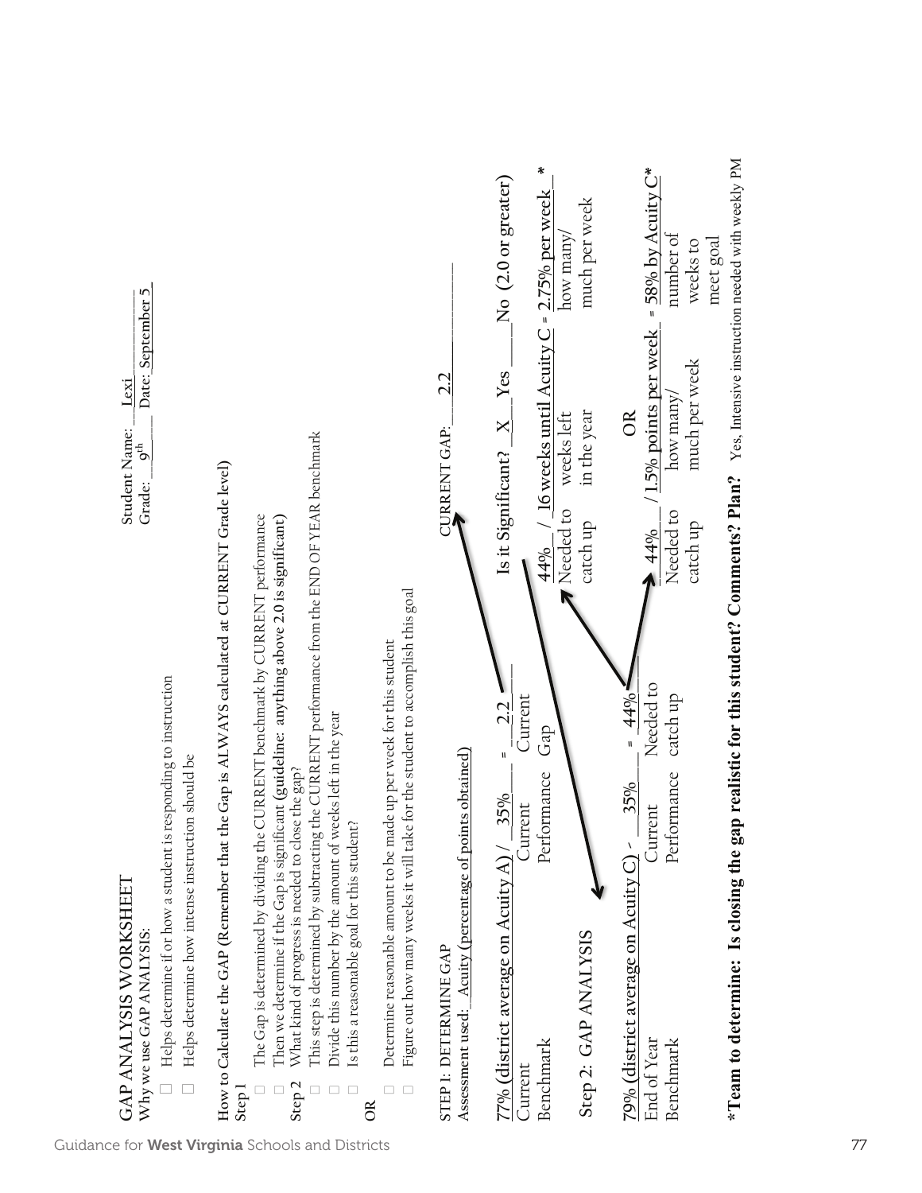# GAP ANALYSIS WORKSHEET

Student Name: Lexi
Grade: 9th Date: September 5

Why we use GAP ANALYSIS:

- Helps determine if or how a student is responding to instruction
- Helps determine how intense instruction should be

**How to Calculate the GAP (Remember that the Gap is ALWAYS calculated at CURRENT Grade level)**

Step 1

- The Gap is determined by dividing the CURRENT benchmark by CURRENT performance
- Then we determine if the Gap is significant (**guideline: anything above 2.0 is significant**)

Step 2 What kind of progress is needed to close the gap?

- This step is determined by subtracting the CURRENT performance from the END OF YEAR benchmark
- Divide this number by the amount of weeks left in the year
- Is this a reasonable goal for this student?

OR

- Determine reasonable amount to be made up per week for this student
- Figure out how many weeks it will take for the student to accomplish this goal

STEP 1: DETERMINE GAP

Assessment used: Acuity (percentage of points obtained)

CURRENT GAP: 2.2

77% (district average on Acuity A) / 35% = 2.2

| Current Benchmark | Current Performance | Current Gap |
|---|---|---|

**Is it Significant? X Yes ___ No (2.0 or greater)**

## Step 2: GAP ANALYSIS

79% (district average on Acuity C) - 35% = 44%

| End of Year Benchmark | Current Performance | Needed to catch up |
|---|---|---|

44% / 16 weeks until Acuity C = 2.75% per week *

| Needed to catch up | weeks left in the year | how many/ much per week |
|---|---|---|

OR

44% / 1.5% points per week = 58% by Acuity C*

| Needed to catch up | how many/ much per week | number of weeks to meet goal |
|---|---|---|

***Team to determine: Is closing the gap realistic for this student? Comments? Plan?** Yes, Intensive instruction needed with weekly PM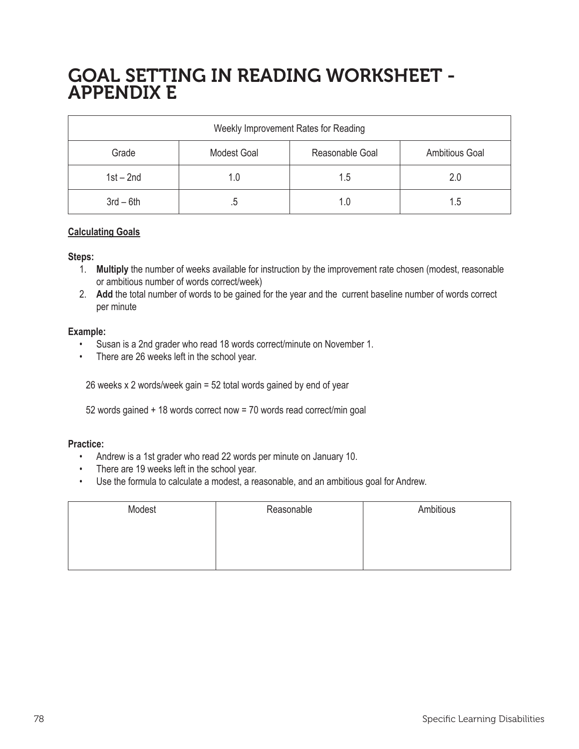# GOAL SETTING IN READING WORKSHEET - APPENDIX E

| Weekly Improvement Rates for Reading | | | |
|---|---|---|---|
| Grade | Modest Goal | Reasonable Goal | Ambitious Goal |
| 1st – 2nd | 1.0 | 1.5 | 2.0 |
| 3rd – 6th | .5 | 1.0 | 1.5 |

**Calculating Goals**

**Steps:**

1. **Multiply** the number of weeks available for instruction by the improvement rate chosen (modest, reasonable or ambitious number of words correct/week)
2. **Add** the total number of words to be gained for the year and the current baseline number of words correct per minute

**Example:**

- Susan is a 2nd grader who read 18 words correct/minute on November 1.
- There are 26 weeks left in the school year.

26 weeks x 2 words/week gain = 52 total words gained by end of year

52 words gained + 18 words correct now = 70 words read correct/min goal

**Practice:**

- Andrew is a 1st grader who read 22 words per minute on January 10.
- There are 19 weeks left in the school year.
- Use the formula to calculate a modest, a reasonable, and an ambitious goal for Andrew.

| Modest | Reasonable | Ambitious |
|---|---|---|
| | | |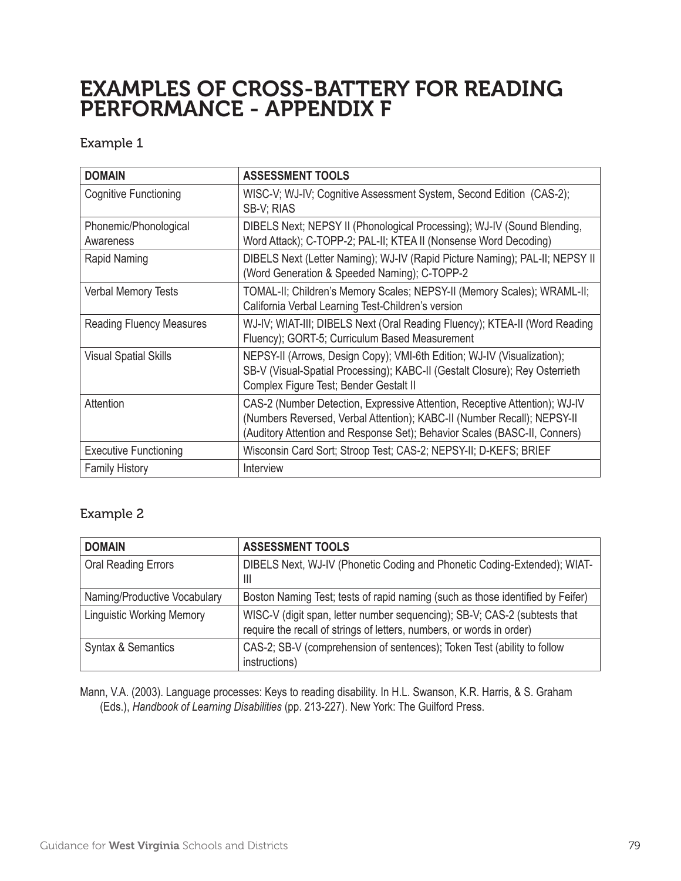# EXAMPLES OF CROSS-BATTERY FOR READING PERFORMANCE - APPENDIX F

### Example 1

| DOMAIN | ASSESSMENT TOOLS |
|---|---|
| Cognitive Functioning | WISC-V; WJ-IV; Cognitive Assessment System, Second Edition (CAS-2); SB-V; RIAS |
| Phonemic/Phonological Awareness | DIBELS Next; NEPSY II (Phonological Processing); WJ-IV (Sound Blending, Word Attack); C-TOPP-2; PAL-II; KTEA II (Nonsense Word Decoding) |
| Rapid Naming | DIBELS Next (Letter Naming); WJ-IV (Rapid Picture Naming); PAL-II; NEPSY II (Word Generation & Speeded Naming); C-TOPP-2 |
| Verbal Memory Tests | TOMAL-II; Children's Memory Scales; NEPSY-II (Memory Scales); WRAML-II; California Verbal Learning Test-Children's version |
| Reading Fluency Measures | WJ-IV; WIAT-III; DIBELS Next (Oral Reading Fluency); KTEA-II (Word Reading Fluency); GORT-5; Curriculum Based Measurement |
| Visual Spatial Skills | NEPSY-II (Arrows, Design Copy); VMI-6th Edition; WJ-IV (Visualization); SB-V (Visual-Spatial Processing); KABC-II (Gestalt Closure); Rey Osterrieth Complex Figure Test; Bender Gestalt II |
| Attention | CAS-2 (Number Detection, Expressive Attention, Receptive Attention); WJ-IV (Numbers Reversed, Verbal Attention); KABC-II (Number Recall); NEPSY-II (Auditory Attention and Response Set); Behavior Scales (BASC-II, Conners) |
| Executive Functioning | Wisconsin Card Sort; Stroop Test; CAS-2; NEPSY-II; D-KEFS; BRIEF |
| Family History | Interview |

### Example 2

| DOMAIN | ASSESSMENT TOOLS |
|---|---|
| Oral Reading Errors | DIBELS Next, WJ-IV (Phonetic Coding and Phonetic Coding-Extended); WIAT-III |
| Naming/Productive Vocabulary | Boston Naming Test; tests of rapid naming (such as those identified by Feifer) |
| Linguistic Working Memory | WISC-V (digit span, letter number sequencing); SB-V; CAS-2 (subtests that require the recall of strings of letters, numbers, or words in order) |
| Syntax & Semantics | CAS-2; SB-V (comprehension of sentences); Token Test (ability to follow instructions) |

Mann, V.A. (2003). Language processes: Keys to reading disability. In H.L. Swanson, K.R. Harris, & S. Graham (Eds.), *Handbook of Learning Disabilities* (pp. 213-227). New York: The Guilford Press.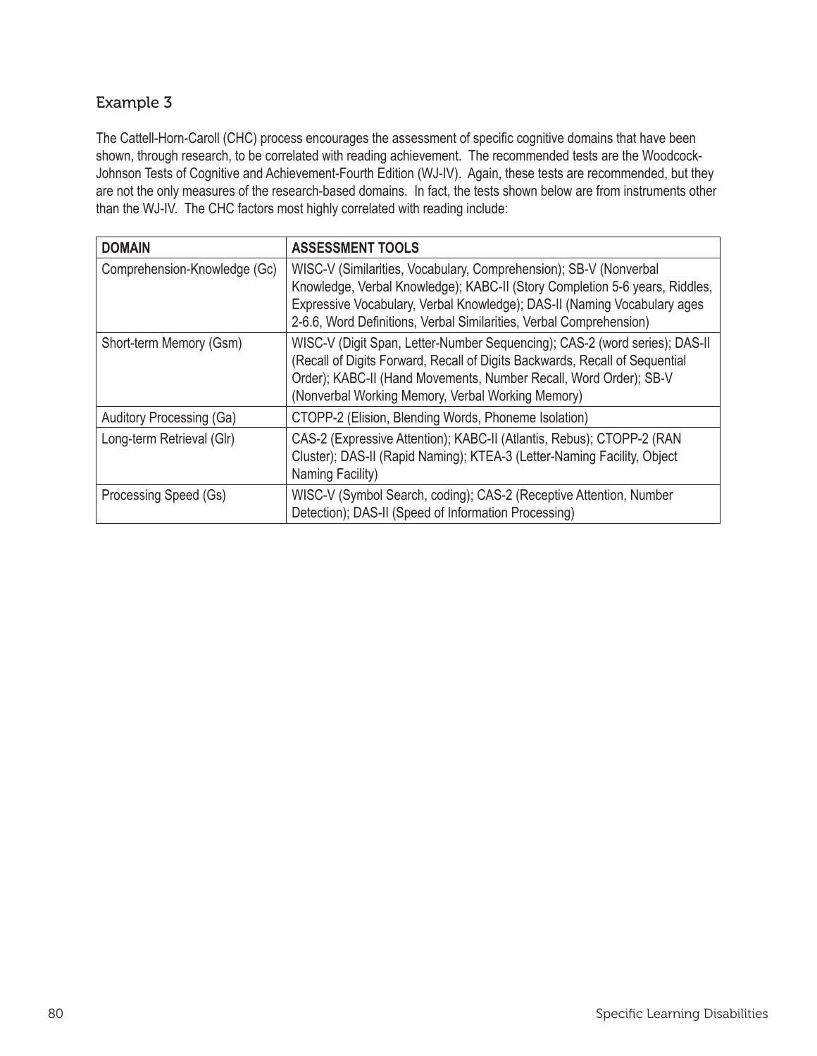### Example 3

The Cattell-Horn-Caroll (CHC) process encourages the assessment of specific cognitive domains that have been shown, through research, to be correlated with reading achievement. The recommended tests are the Woodcock-Johnson Tests of Cognitive and Achievement-Fourth Edition (WJ-IV). Again, these tests are recommended, but they are not the only measures of the research-based domains. In fact, the tests shown below are from instruments other than the WJ-IV. The CHC factors most highly correlated with reading include:

| DOMAIN | ASSESSMENT TOOLS |
|---|---|
| Comprehension-Knowledge (Gc) | WISC-V (Similarities, Vocabulary, Comprehension); SB-V (Nonverbal Knowledge, Verbal Knowledge); KABC-II (Story Completion 5-6 years, Riddles, Expressive Vocabulary, Verbal Knowledge); DAS-II (Naming Vocabulary ages 2-6.6, Word Definitions, Verbal Similarities, Verbal Comprehension) |
| Short-term Memory (Gsm) | WISC-V (Digit Span, Letter-Number Sequencing); CAS-2 (word series); DAS-II (Recall of Digits Forward, Recall of Digits Backwards, Recall of Sequential Order); KABC-II (Hand Movements, Number Recall, Word Order); SB-V (Nonverbal Working Memory, Verbal Working Memory) |
| Auditory Processing (Ga) | CTOPP-2 (Elision, Blending Words, Phoneme Isolation) |
| Long-term Retrieval (Glr) | CAS-2 (Expressive Attention); KABC-II (Atlantis, Rebus); CTOPP-2 (RAN Cluster); DAS-II (Rapid Naming); KTEA-3 (Letter-Naming Facility, Object Naming Facility) |
| Processing Speed (Gs) | WISC-V (Symbol Search, coding); CAS-2 (Receptive Attention, Number Detection); DAS-II (Speed of Information Processing) |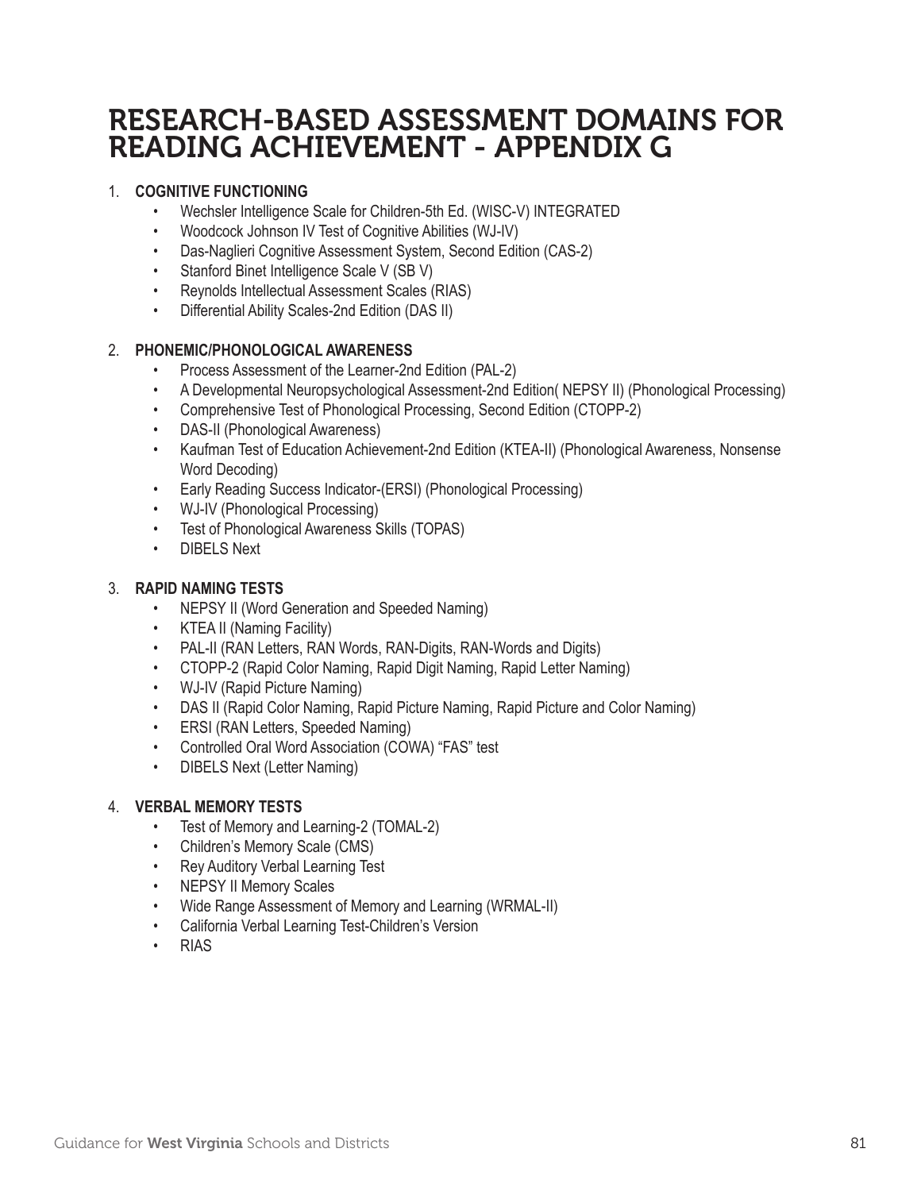# RESEARCH-BASED ASSESSMENT DOMAINS FOR READING ACHIEVEMENT - APPENDIX G

1. **COGNITIVE FUNCTIONING**
    - Wechsler Intelligence Scale for Children-5th Ed. (WISC-V) INTEGRATED
    - Woodcock Johnson IV Test of Cognitive Abilities (WJ-IV)
    - Das-Naglieri Cognitive Assessment System, Second Edition (CAS-2)
    - Stanford Binet Intelligence Scale V (SB V)
    - Reynolds Intellectual Assessment Scales (RIAS)
    - Differential Ability Scales-2nd Edition (DAS II)

2. **PHONEMIC/PHONOLOGICAL AWARENESS**
    - Process Assessment of the Learner-2nd Edition (PAL-2)
    - A Developmental Neuropsychological Assessment-2nd Edition( NEPSY II) (Phonological Processing)
    - Comprehensive Test of Phonological Processing, Second Edition (CTOPP-2)
    - DAS-II (Phonological Awareness)
    - Kaufman Test of Education Achievement-2nd Edition (KTEA-II) (Phonological Awareness, Nonsense Word Decoding)
    - Early Reading Success Indicator-(ERSI) (Phonological Processing)
    - WJ-IV (Phonological Processing)
    - Test of Phonological Awareness Skills (TOPAS)
    - DIBELS Next

3. **RAPID NAMING TESTS**
    - NEPSY II (Word Generation and Speeded Naming)
    - KTEA II (Naming Facility)
    - PAL-II (RAN Letters, RAN Words, RAN-Digits, RAN-Words and Digits)
    - CTOPP-2 (Rapid Color Naming, Rapid Digit Naming, Rapid Letter Naming)
    - WJ-IV (Rapid Picture Naming)
    - DAS II (Rapid Color Naming, Rapid Picture Naming, Rapid Picture and Color Naming)
    - ERSI (RAN Letters, Speeded Naming)
    - Controlled Oral Word Association (COWA) "FAS" test
    - DIBELS Next (Letter Naming)

4. **VERBAL MEMORY TESTS**
    - Test of Memory and Learning-2 (TOMAL-2)
    - Children's Memory Scale (CMS)
    - Rey Auditory Verbal Learning Test
    - NEPSY II Memory Scales
    - Wide Range Assessment of Memory and Learning (WRMAL-II)
    - California Verbal Learning Test-Children's Version
    - RIAS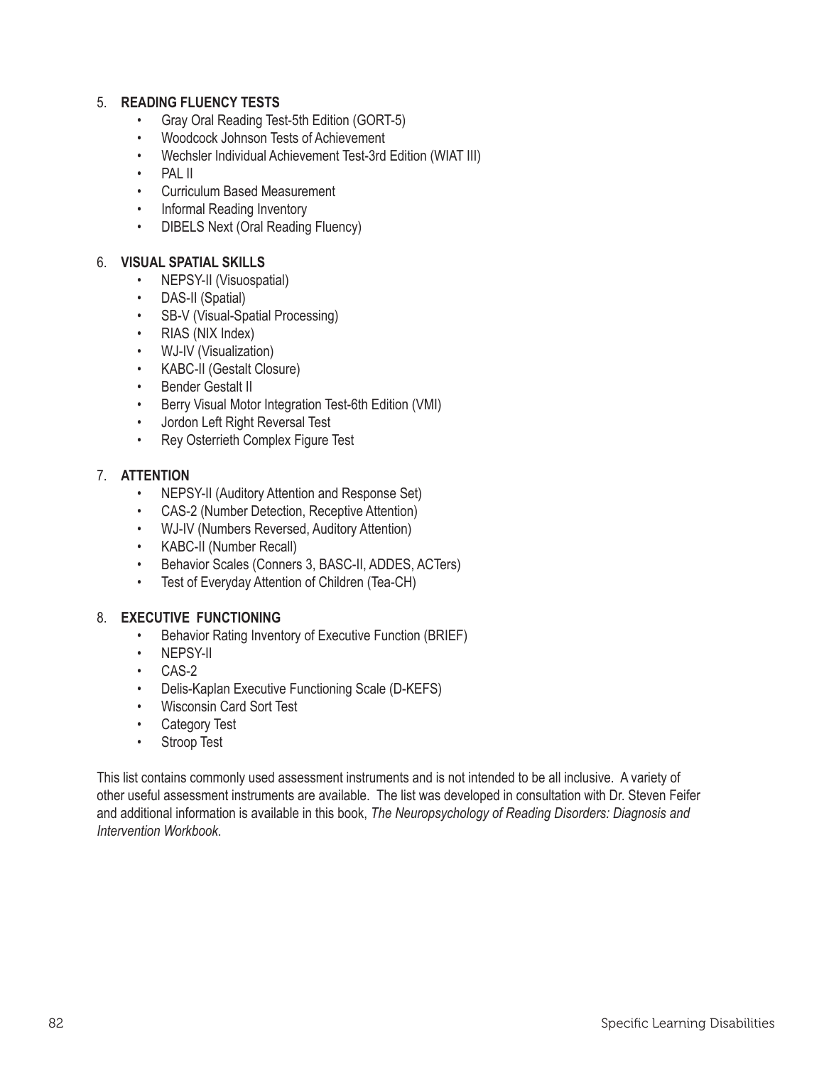5. **READING FLUENCY TESTS**
    - Gray Oral Reading Test-5th Edition (GORT-5)
    - Woodcock Johnson Tests of Achievement
    - Wechsler Individual Achievement Test-3rd Edition (WIAT III)
    - PAL II
    - Curriculum Based Measurement
    - Informal Reading Inventory
    - DIBELS Next (Oral Reading Fluency)

6. **VISUAL SPATIAL SKILLS**
    - NEPSY-II (Visuospatial)
    - DAS-II (Spatial)
    - SB-V (Visual-Spatial Processing)
    - RIAS (NIX Index)
    - WJ-IV (Visualization)
    - KABC-II (Gestalt Closure)
    - Bender Gestalt II
    - Berry Visual Motor Integration Test-6th Edition (VMI)
    - Jordon Left Right Reversal Test
    - Rey Osterrieth Complex Figure Test

7. **ATTENTION**
    - NEPSY-II (Auditory Attention and Response Set)
    - CAS-2 (Number Detection, Receptive Attention)
    - WJ-IV (Numbers Reversed, Auditory Attention)
    - KABC-II (Number Recall)
    - Behavior Scales (Conners 3, BASC-II, ADDES, ACTers)
    - Test of Everyday Attention of Children (Tea-CH)

8. **EXECUTIVE FUNCTIONING**
    - Behavior Rating Inventory of Executive Function (BRIEF)
    - NEPSY-II
    - CAS-2
    - Delis-Kaplan Executive Functioning Scale (D-KEFS)
    - Wisconsin Card Sort Test
    - Category Test
    - Stroop Test

This list contains commonly used assessment instruments and is not intended to be all inclusive. A variety of other useful assessment instruments are available. The list was developed in consultation with Dr. Steven Feifer and additional information is available in this book, *The Neuropsychology of Reading Disorders: Diagnosis and Intervention Workbook*.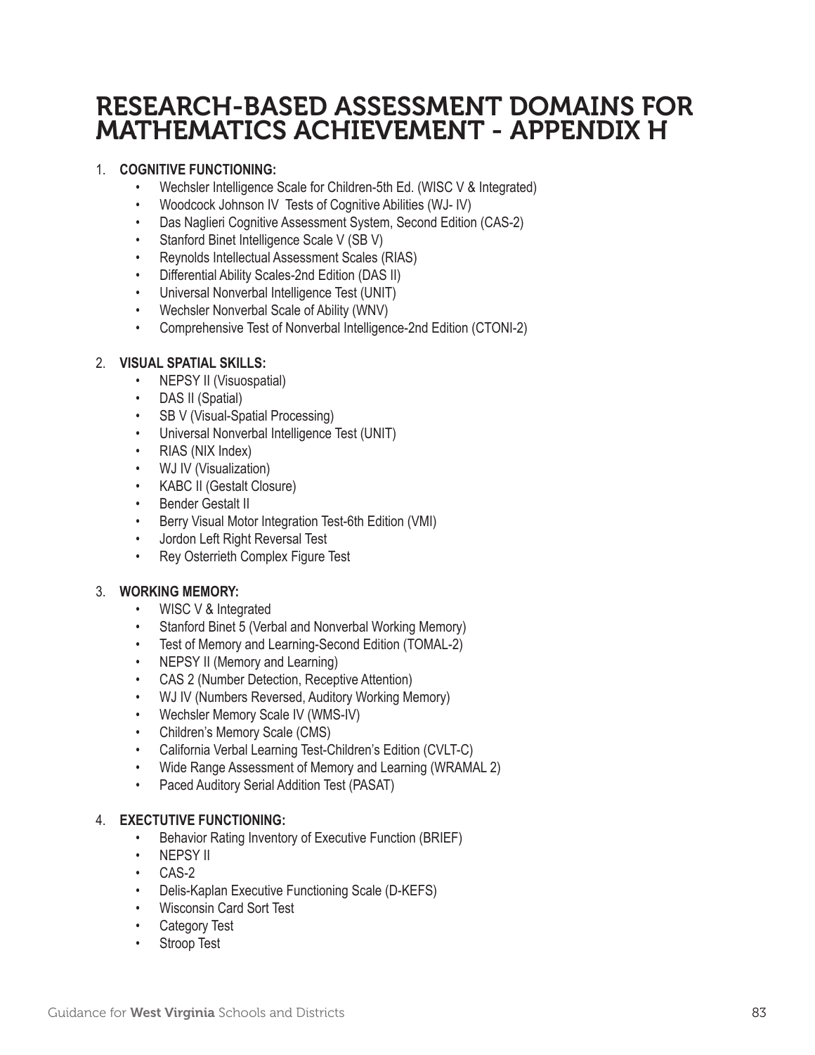# RESEARCH-BASED ASSESSMENT DOMAINS FOR MATHEMATICS ACHIEVEMENT - APPENDIX H

1. **COGNITIVE FUNCTIONING:**
    - Wechsler Intelligence Scale for Children-5th Ed. (WISC V & Integrated)
    - Woodcock Johnson IV Tests of Cognitive Abilities (WJ- IV)
    - Das Naglieri Cognitive Assessment System, Second Edition (CAS-2)
    - Stanford Binet Intelligence Scale V (SB V)
    - Reynolds Intellectual Assessment Scales (RIAS)
    - Differential Ability Scales-2nd Edition (DAS II)
    - Universal Nonverbal Intelligence Test (UNIT)
    - Wechsler Nonverbal Scale of Ability (WNV)
    - Comprehensive Test of Nonverbal Intelligence-2nd Edition (CTONI-2)

2. **VISUAL SPATIAL SKILLS:**
    - NEPSY II (Visuospatial)
    - DAS II (Spatial)
    - SB V (Visual-Spatial Processing)
    - Universal Nonverbal Intelligence Test (UNIT)
    - RIAS (NIX Index)
    - WJ IV (Visualization)
    - KABC II (Gestalt Closure)
    - Bender Gestalt II
    - Berry Visual Motor Integration Test-6th Edition (VMI)
    - Jordon Left Right Reversal Test
    - Rey Osterrieth Complex Figure Test

3. **WORKING MEMORY:**
    - WISC V & Integrated
    - Stanford Binet 5 (Verbal and Nonverbal Working Memory)
    - Test of Memory and Learning-Second Edition (TOMAL-2)
    - NEPSY II (Memory and Learning)
    - CAS 2 (Number Detection, Receptive Attention)
    - WJ IV (Numbers Reversed, Auditory Working Memory)
    - Wechsler Memory Scale IV (WMS-IV)
    - Children's Memory Scale (CMS)
    - California Verbal Learning Test-Children's Edition (CVLT-C)
    - Wide Range Assessment of Memory and Learning (WRAMAL 2)
    - Paced Auditory Serial Addition Test (PASAT)

4. **EXECUTIVE FUNCTIONING:**
    - Behavior Rating Inventory of Executive Function (BRIEF)
    - NEPSY II
    - CAS-2
    - Delis-Kaplan Executive Functioning Scale (D-KEFS)
    - Wisconsin Card Sort Test
    - Category Test
    - Stroop Test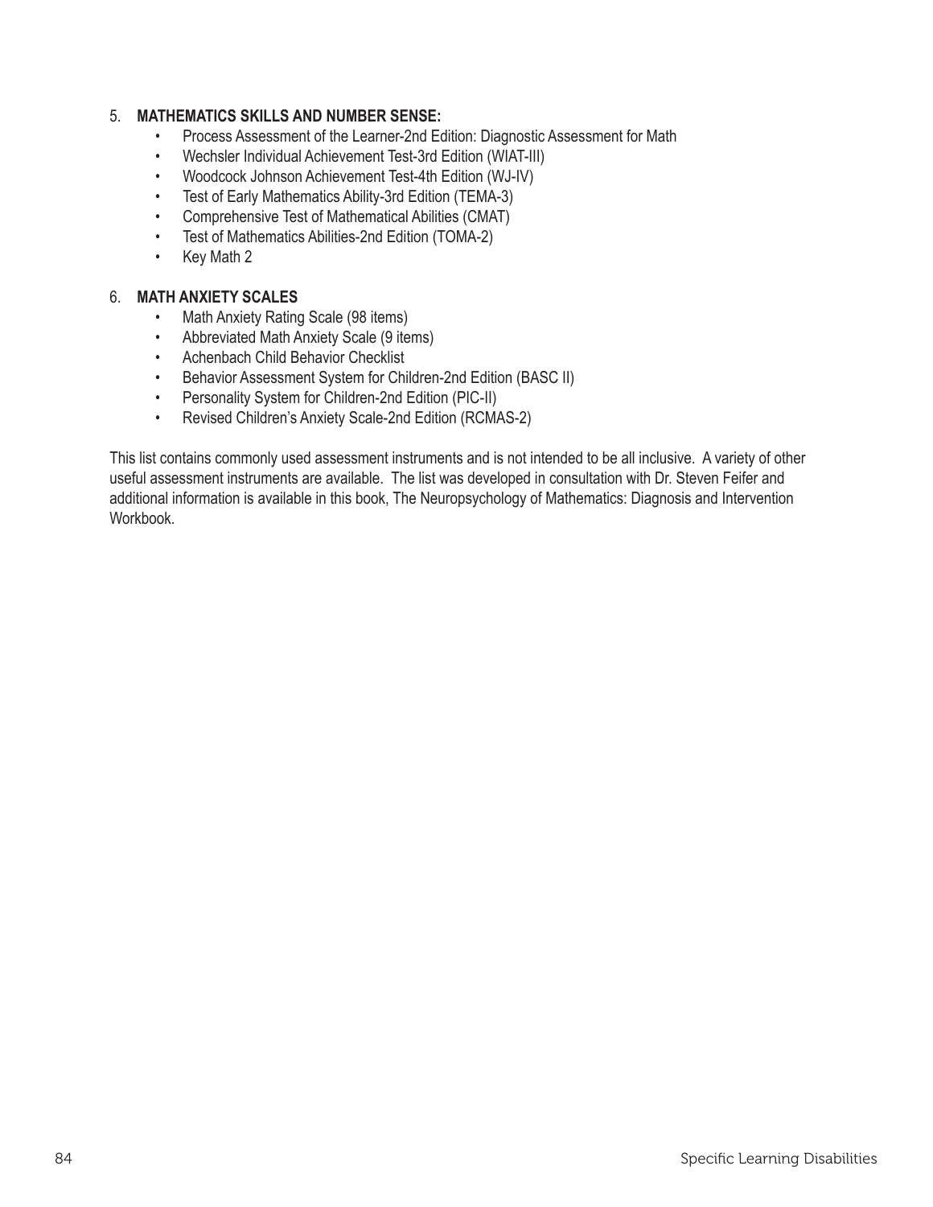5. **MATHEMATICS SKILLS AND NUMBER SENSE:**
    - Process Assessment of the Learner-2nd Edition: Diagnostic Assessment for Math
    - Wechsler Individual Achievement Test-3rd Edition (WIAT-III)
    - Woodcock Johnson Achievement Test-4th Edition (WJ-IV)
    - Test of Early Mathematics Ability-3rd Edition (TEMA-3)
    - Comprehensive Test of Mathematical Abilities (CMAT)
    - Test of Mathematics Abilities-2nd Edition (TOMA-2)
    - Key Math 2

6. **MATH ANXIETY SCALES**
    - Math Anxiety Rating Scale (98 items)
    - Abbreviated Math Anxiety Scale (9 items)
    - Achenbach Child Behavior Checklist
    - Behavior Assessment System for Children-2nd Edition (BASC II)
    - Personality System for Children-2nd Edition (PIC-II)
    - Revised Children's Anxiety Scale-2nd Edition (RCMAS-2)

This list contains commonly used assessment instruments and is not intended to be all inclusive. A variety of other useful assessment instruments are available. The list was developed in consultation with Dr. Steven Feifer and additional information is available in this book, The Neuropsychology of Mathematics: Diagnosis and Intervention Workbook.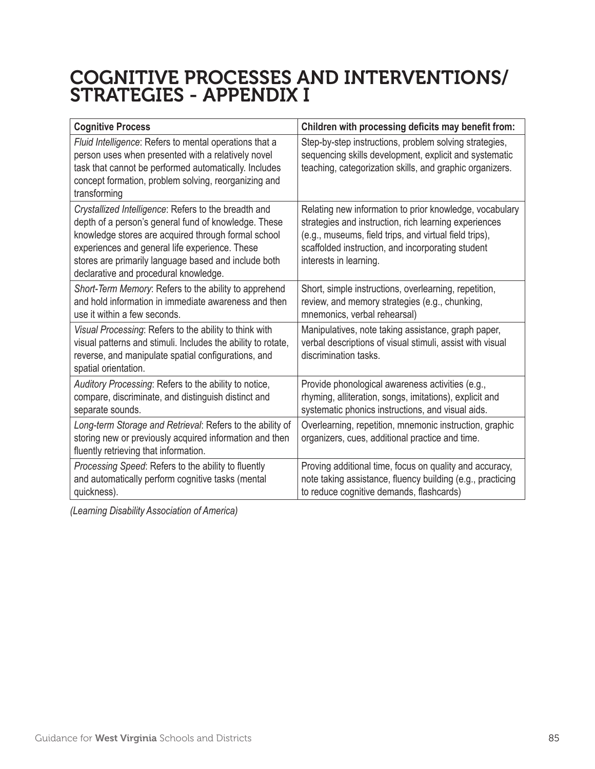# COGNITIVE PROCESSES AND INTERVENTIONS/ STRATEGIES - APPENDIX I

| Cognitive Process | Children with processing deficits may benefit from: |
|---|---|
| *Fluid Intelligence*: Refers to mental operations that a person uses when presented with a relatively novel task that cannot be performed automatically. Includes concept formation, problem solving, reorganizing and transforming | Step-by-step instructions, problem solving strategies, sequencing skills development, explicit and systematic teaching, categorization skills, and graphic organizers. |
| *Crystallized Intelligence*: Refers to the breadth and depth of a person's general fund of knowledge. These knowledge stores are acquired through formal school experiences and general life experience. These stores are primarily language based and include both declarative and procedural knowledge. | Relating new information to prior knowledge, vocabulary strategies and instruction, rich learning experiences (e.g., museums, field trips, and virtual field trips), scaffolded instruction, and incorporating student interests in learning. |
| *Short-Term Memory*: Refers to the ability to apprehend and hold information in immediate awareness and then use it within a few seconds. | Short, simple instructions, overlearning, repetition, review, and memory strategies (e.g., chunking, mnemonics, verbal rehearsal) |
| *Visual Processing*: Refers to the ability to think with visual patterns and stimuli. Includes the ability to rotate, reverse, and manipulate spatial configurations, and spatial orientation. | Manipulatives, note taking assistance, graph paper, verbal descriptions of visual stimuli, assist with visual discrimination tasks. |
| *Auditory Processing*: Refers to the ability to notice, compare, discriminate, and distinguish distinct and separate sounds. | Provide phonological awareness activities (e.g., rhyming, alliteration, songs, imitations), explicit and systematic phonics instructions, and visual aids. |
| *Long-term Storage and Retrieval*: Refers to the ability of storing new or previously acquired information and then fluently retrieving that information. | Overlearning, repetition, mnemonic instruction, graphic organizers, cues, additional practice and time. |
| *Processing Speed*: Refers to the ability to fluently and automatically perform cognitive tasks (mental quickness). | Proving additional time, focus on quality and accuracy, note taking assistance, fluency building (e.g., practicing to reduce cognitive demands, flashcards) |

*(Learning Disability Association of America)*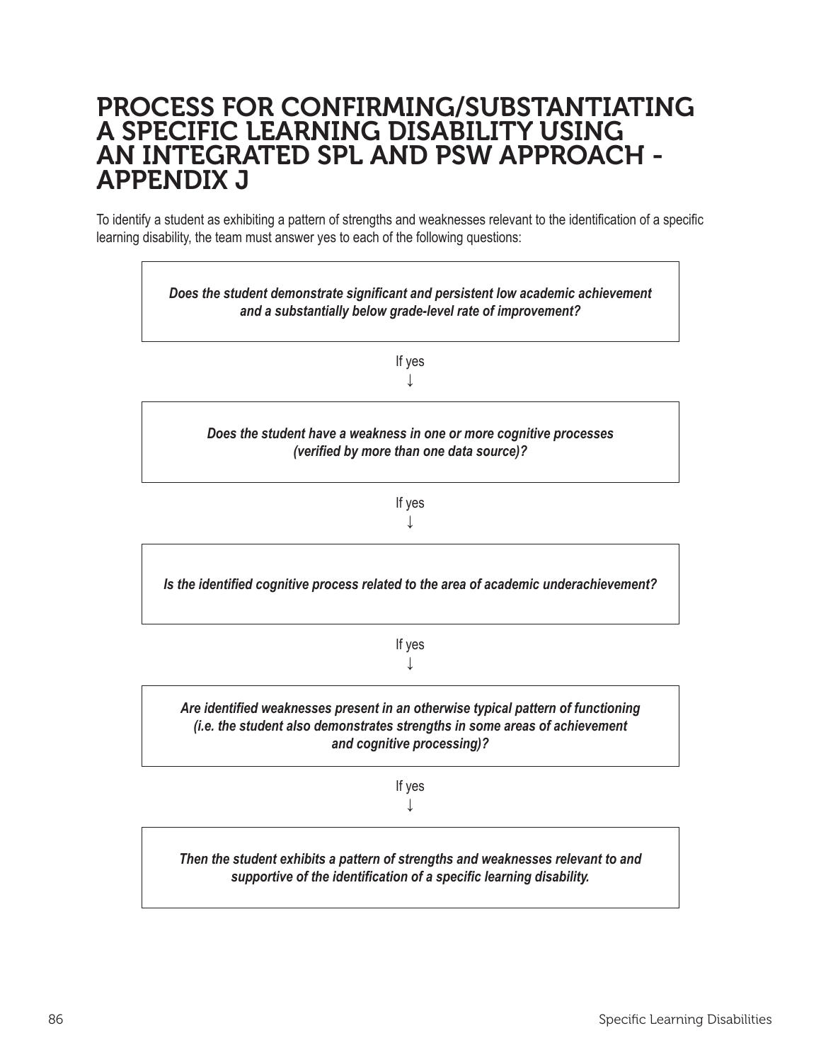# PROCESS FOR CONFIRMING/SUBSTANTIATING A SPECIFIC LEARNING DISABILITY USING AN INTEGRATED SPL AND PSW APPROACH - APPENDIX J

To identify a student as exhibiting a pattern of strengths and weaknesses relevant to the identification of a specific learning disability, the team must answer yes to each of the following questions:

***Does the student demonstrate significant and persistent low academic achievement and a substantially below grade-level rate of improvement?***

If yes
↓

***Does the student have a weakness in one or more cognitive processes (verified by more than one data source)?***

If yes
↓

***Is the identified cognitive process related to the area of academic underachievement?***

If yes
↓

***Are identified weaknesses present in an otherwise typical pattern of functioning (i.e. the student also demonstrates strengths in some areas of achievement and cognitive processing)?***

If yes
↓

***Then the student exhibits a pattern of strengths and weaknesses relevant to and supportive of the identification of a specific learning disability.***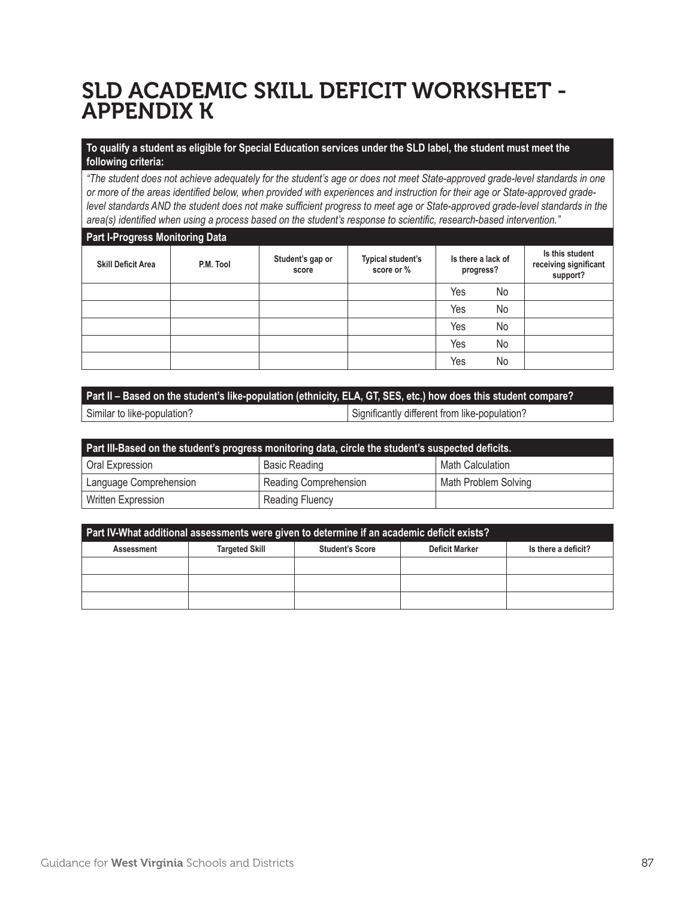# SLD ACADEMIC SKILL DEFICIT WORKSHEET - APPENDIX K

**To qualify a student as eligible for Special Education services under the SLD label, the student must meet the following criteria:**

*"The student does not achieve adequately for the student's age or does not meet State-approved grade-level standards in one or more of the areas identified below, when provided with experiences and instruction for their age or State-approved grade-level standards AND the student does not make sufficient progress to meet age or State-approved grade-level standards in the area(s) identified when using a process based on the student's response to scientific, research-based intervention."*

**Part I-Progress Monitoring Data**

| Skill Deficit Area | P.M. Tool | Student's gap or score | Typical student's score or % | Is there a lack of progress? | Is this student receiving significant support? |
|---|---|---|---|---|---|
| | | | | Yes No | |
| | | | | Yes No | |
| | | | | Yes No | |
| | | | | Yes No | |
| | | | | Yes No | |

| Part II – Based on the student's like-population (ethnicity, ELA, GT, SES, etc.) how does this student compare? | |
|---|---|
| Similar to like-population? | Significantly different from like-population? |

| Part III-Based on the student's progress monitoring data, circle the student's suspected deficits. | | |
|---|---|---|
| Oral Expression | Basic Reading | Math Calculation |
| Language Comprehension | Reading Comprehension | Math Problem Solving |
| Written Expression | Reading Fluency | |

**Part IV-What additional assessments were given to determine if an academic deficit exists?**

| Assessment | Targeted Skill | Student's Score | Deficit Marker | Is there a deficit? |
|---|---|---|---|---|
| | | | | |
| | | | | |
| | | | | |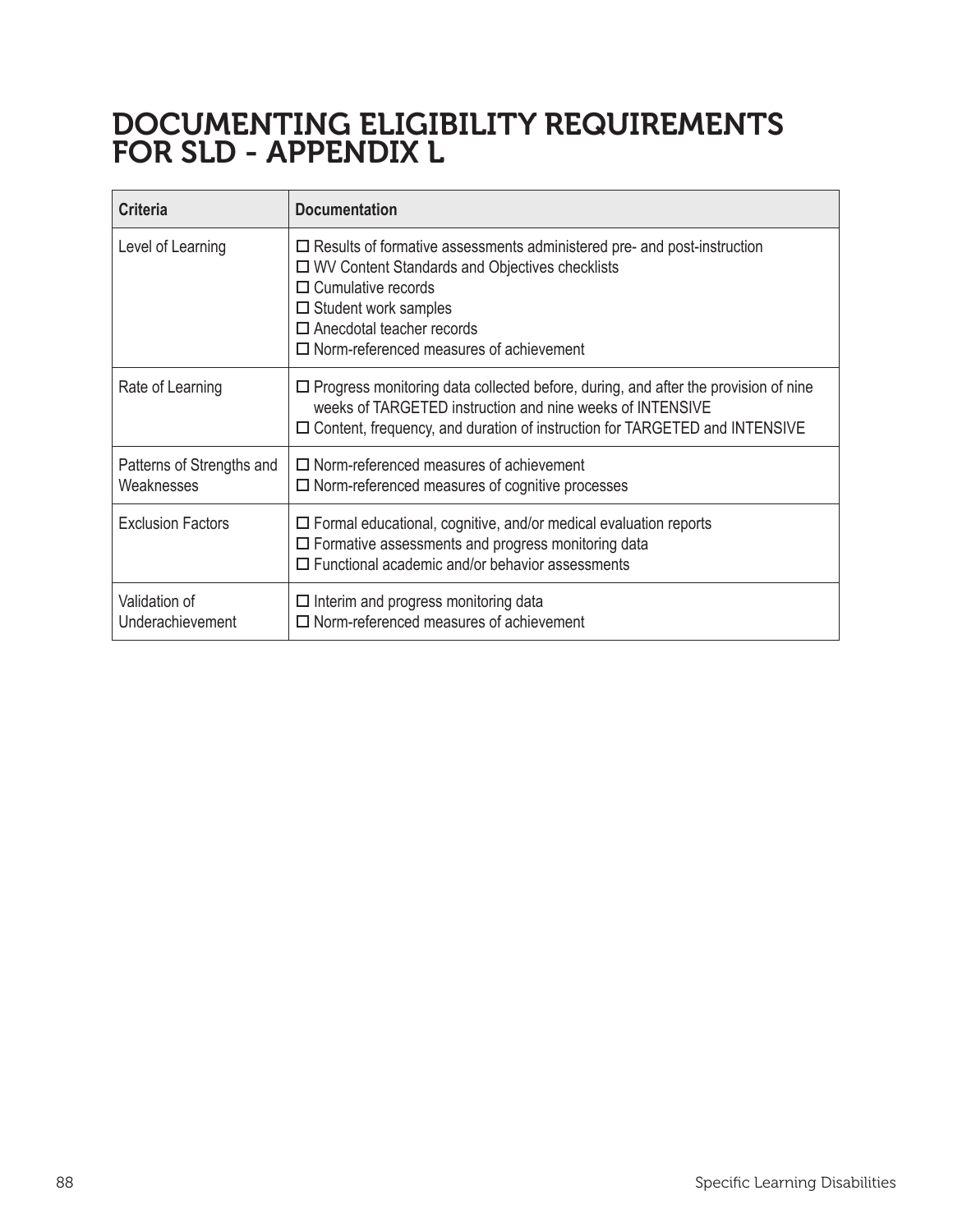# DOCUMENTING ELIGIBILITY REQUIREMENTS FOR SLD - APPENDIX L

| Criteria | Documentation |
|---|---|
| Level of Learning | ☐ Results of formative assessments administered pre- and post-instruction<br>☐ WV Content Standards and Objectives checklists<br>☐ Cumulative records<br>☐ Student work samples<br>☐ Anecdotal teacher records<br>☐ Norm-referenced measures of achievement |
| Rate of Learning | ☐ Progress monitoring data collected before, during, and after the provision of nine weeks of TARGETED instruction and nine weeks of INTENSIVE<br>☐ Content, frequency, and duration of instruction for TARGETED and INTENSIVE |
| Patterns of Strengths and Weaknesses | ☐ Norm-referenced measures of achievement<br>☐ Norm-referenced measures of cognitive processes |
| Exclusion Factors | ☐ Formal educational, cognitive, and/or medical evaluation reports<br>☐ Formative assessments and progress monitoring data<br>☐ Functional academic and/or behavior assessments |
| Validation of Underachievement | ☐ Interim and progress monitoring data<br>☐ Norm-referenced measures of achievement |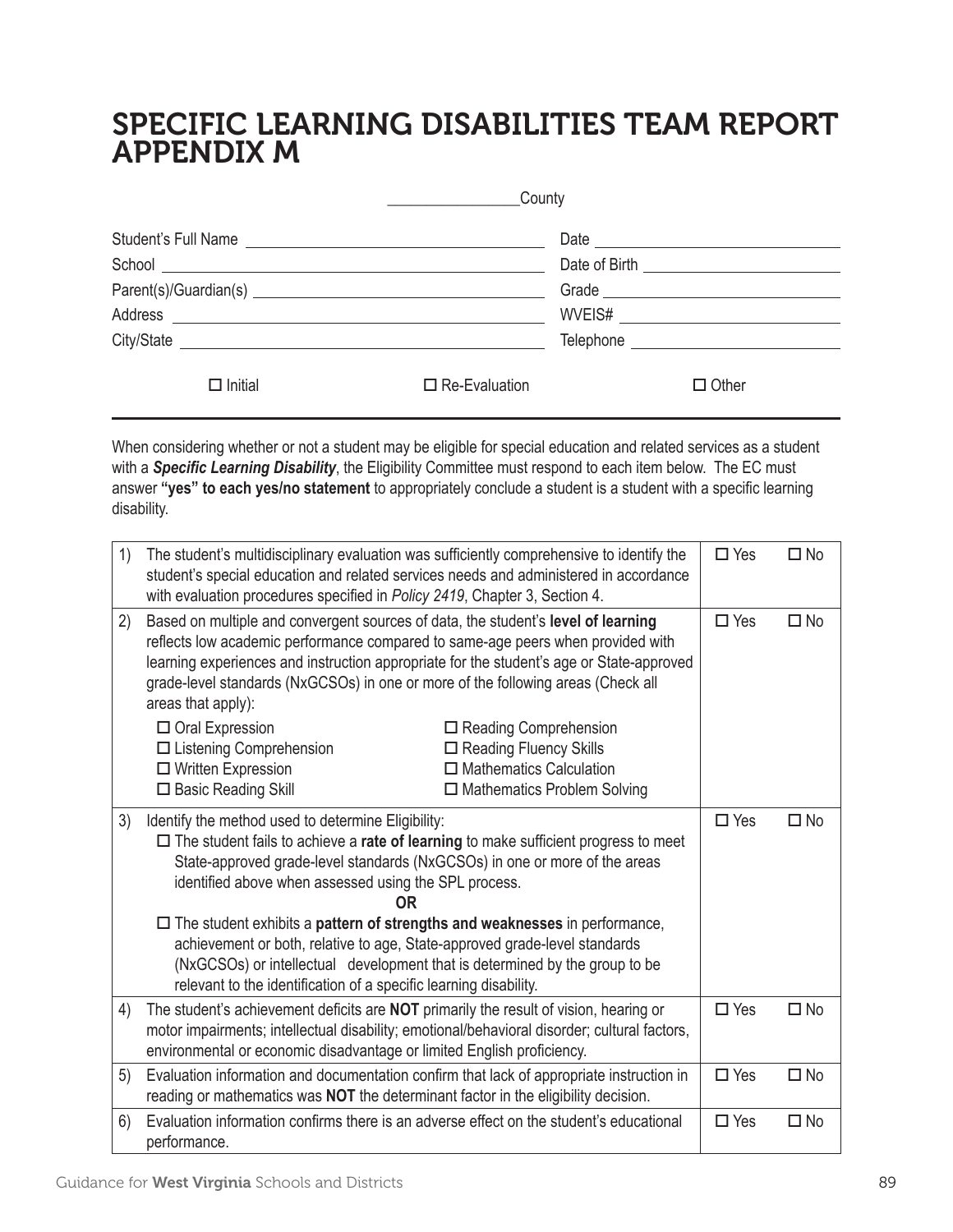# SPECIFIC LEARNING DISABILITIES TEAM REPORT APPENDIX M

________________County

Student's Full Name ______________________ Date ______________________

School ______________________ Date of Birth ______________________

Parent(s)/Guardian(s) ______________________ Grade ______________________

Address ______________________ WVEIS# ______________________

City/State ______________________ Telephone ______________________

☐ Initial ☐ Re-Evaluation ☐ Other

When considering whether or not a student may be eligible for special education and related services as a student with a ***Specific Learning Disability***, the Eligibility Committee must respond to each item below. The EC must answer **"yes" to each yes/no statement** to appropriately conclude a student is a student with a specific learning disability.

| | | | |
|---|---|---|---|
| 1) | The student's multidisciplinary evaluation was sufficiently comprehensive to identify the student's special education and related services needs and administered in accordance with evaluation procedures specified in *Policy 2419*, Chapter 3, Section 4. | ☐ Yes | ☐ No |
| 2) | Based on multiple and convergent sources of data, the student's **level of learning** reflects low academic performance compared to same-age peers when provided with learning experiences and instruction appropriate for the student's age or State-approved grade-level standards (NxGCSOs) in one or more of the following areas (Check all areas that apply):<br>☐ Oral Expression<br>☐ Listening Comprehension<br>☐ Written Expression<br>☐ Basic Reading Skill<br>☐ Reading Comprehension<br>☐ Reading Fluency Skills<br>☐ Mathematics Calculation<br>☐ Mathematics Problem Solving | ☐ Yes | ☐ No |
| 3) | Identify the method used to determine Eligibility:<br>☐ The student fails to achieve a **rate of learning** to make sufficient progress to meet State-approved grade-level standards (NxGCSOs) in one or more of the areas identified above when assessed using the SPL process.<br>**OR**<br>☐ The student exhibits a **pattern of strengths and weaknesses** in performance, achievement or both, relative to age, State-approved grade-level standards (NxGCSOs) or intellectual development that is determined by the group to be relevant to the identification of a specific learning disability. | ☐ Yes | ☐ No |
| 4) | The student's achievement deficits are **NOT** primarily the result of vision, hearing or motor impairments; intellectual disability; emotional/behavioral disorder; cultural factors, environmental or economic disadvantage or limited English proficiency. | ☐ Yes | ☐ No |
| 5) | Evaluation information and documentation confirm that lack of appropriate instruction in reading or mathematics was **NOT** the determinant factor in the eligibility decision. | ☐ Yes | ☐ No |
| 6) | Evaluation information confirms there is an adverse effect on the student's educational performance. | ☐ Yes | ☐ No |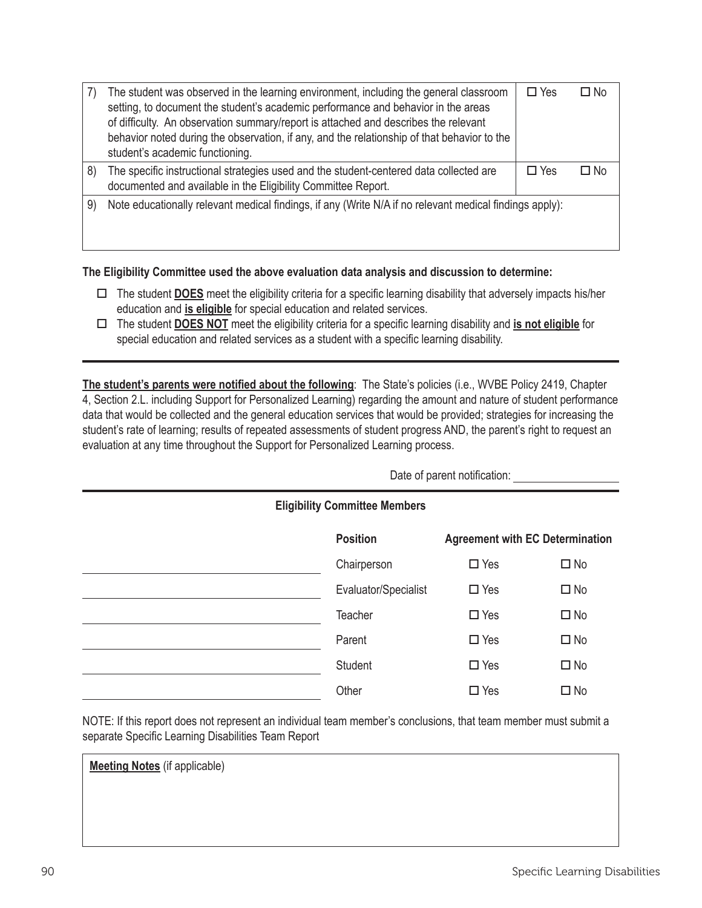| | | | |
|---|---|---|---|
| 7) | The student was observed in the learning environment, including the general classroom setting, to document the student's academic performance and behavior in the areas of difficulty. An observation summary/report is attached and describes the relevant behavior noted during the observation, if any, and the relationship of that behavior to the student's academic functioning. | ☐ Yes | ☐ No |
| 8) | The specific instructional strategies used and the student-centered data collected are documented and available in the Eligibility Committee Report. | ☐ Yes | ☐ No |
| 9) | Note educationally relevant medical findings, if any (Write N/A if no relevant medical findings apply): | | |

**The Eligibility Committee used the above evaluation data analysis and discussion to determine:**

- ☐ The student **DOES** meet the eligibility criteria for a specific learning disability that adversely impacts his/her education and **is eligible** for special education and related services.
- ☐ The student **DOES NOT** meet the eligibility criteria for a specific learning disability and **is not eligible** for special education and related services as a student with a specific learning disability.

---

**The student's parents were notified about the following**: The State's policies (i.e., WVBE Policy 2419, Chapter 4, Section 2.L. including Support for Personalized Learning) regarding the amount and nature of student performance data that would be collected and the general education services that would be provided; strategies for increasing the student's rate of learning; results of repeated assessments of student progress AND, the parent's right to request an evaluation at any time throughout the Support for Personalized Learning process.

Date of parent notification: ____________________

---

**Eligibility Committee Members**

| | Position | Agreement with EC Determination | |
|---|---|---|---|
| ____________________ | Chairperson | ☐ Yes | ☐ No |
| ____________________ | Evaluator/Specialist | ☐ Yes | ☐ No |
| ____________________ | Teacher | ☐ Yes | ☐ No |
| ____________________ | Parent | ☐ Yes | ☐ No |
| ____________________ | Student | ☐ Yes | ☐ No |
| ____________________ | Other | ☐ Yes | ☐ No |

NOTE: If this report does not represent an individual team member's conclusions, that team member must submit a separate Specific Learning Disabilities Team Report

**Meeting Notes** (if applicable)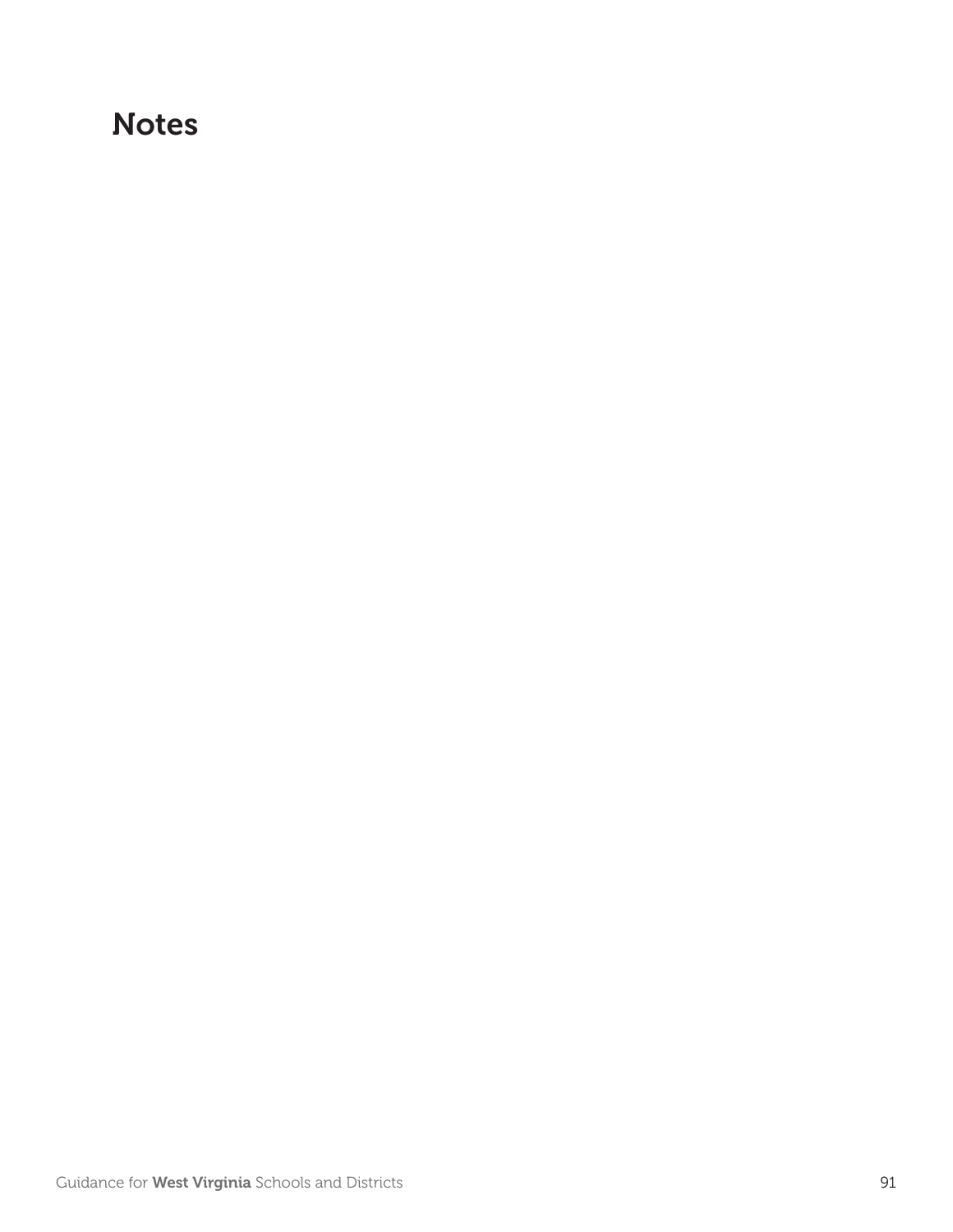## Notes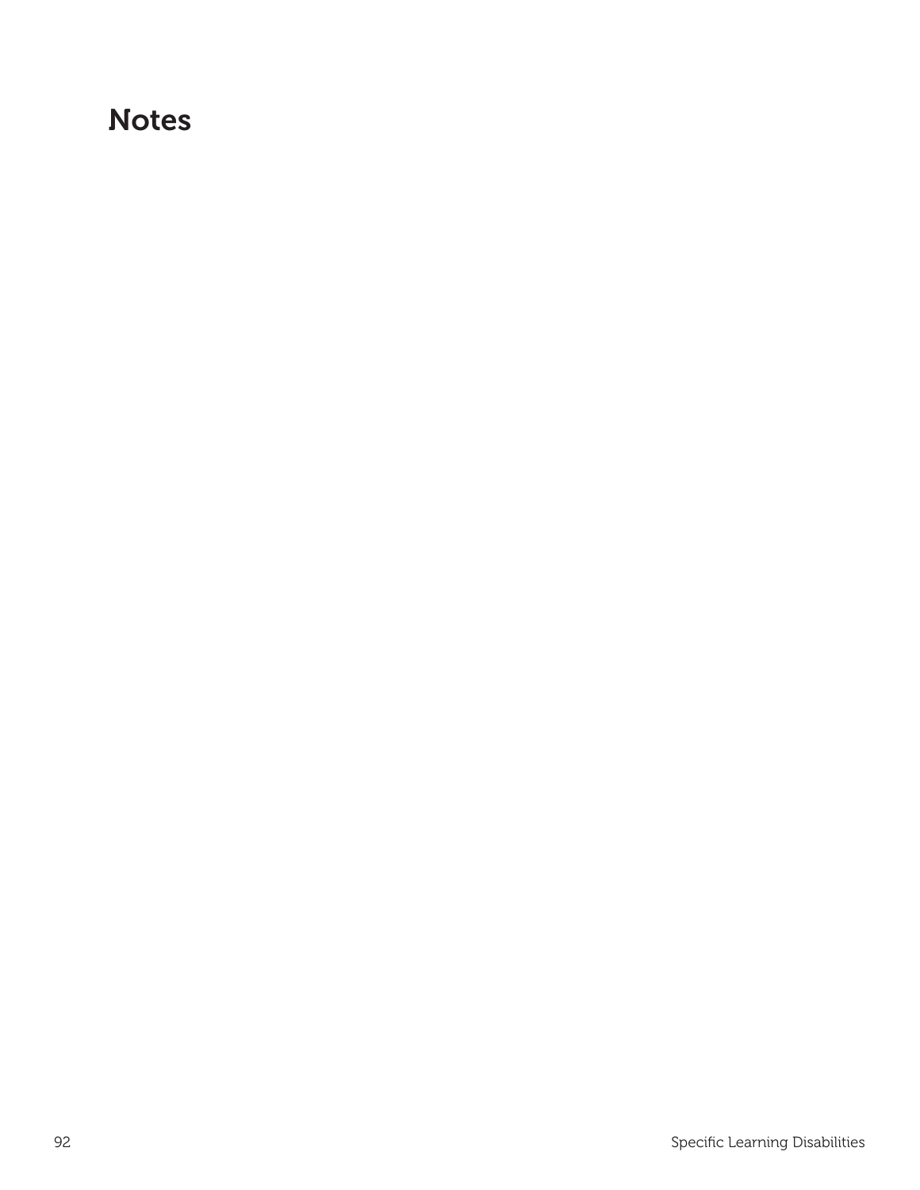# Notes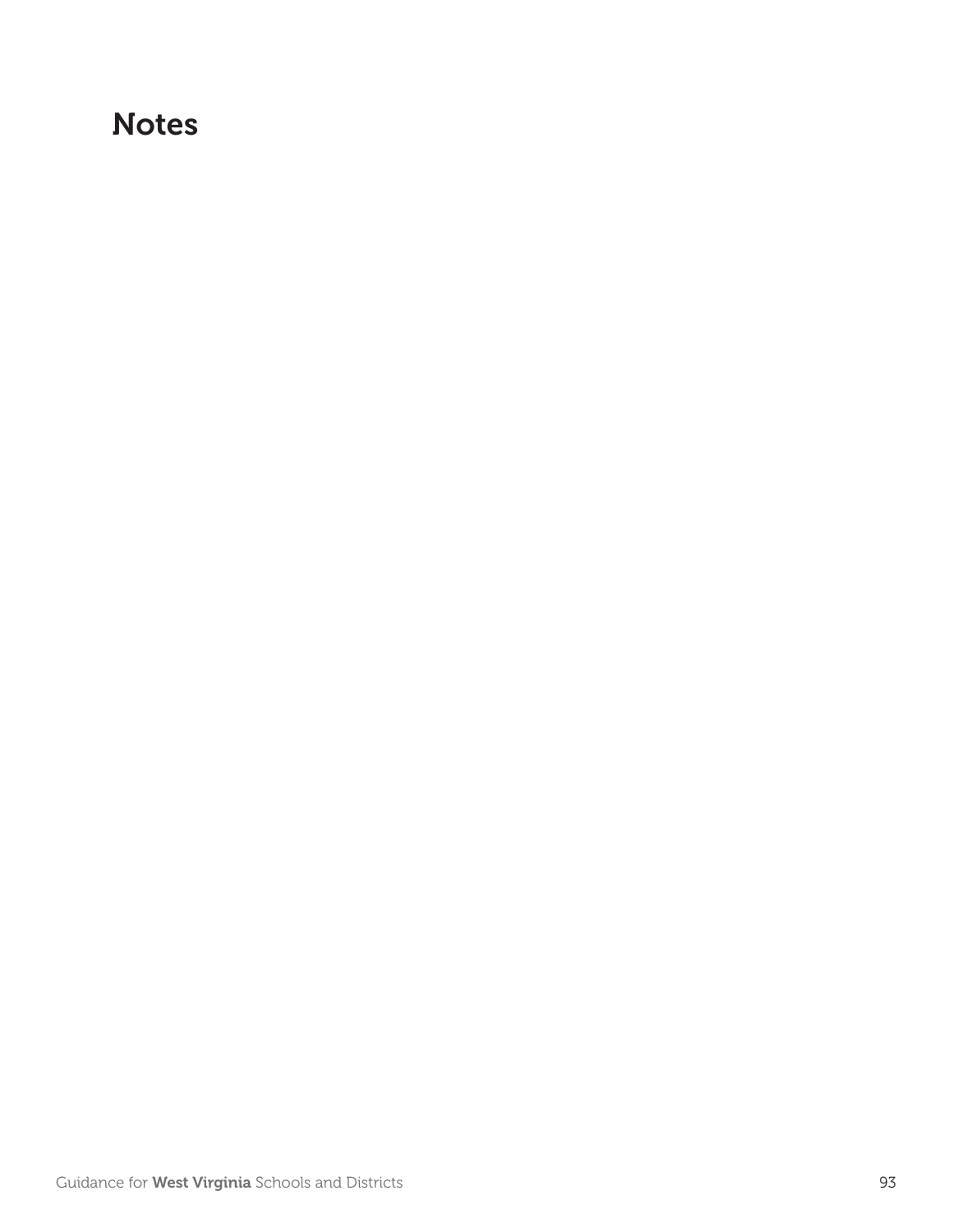## Notes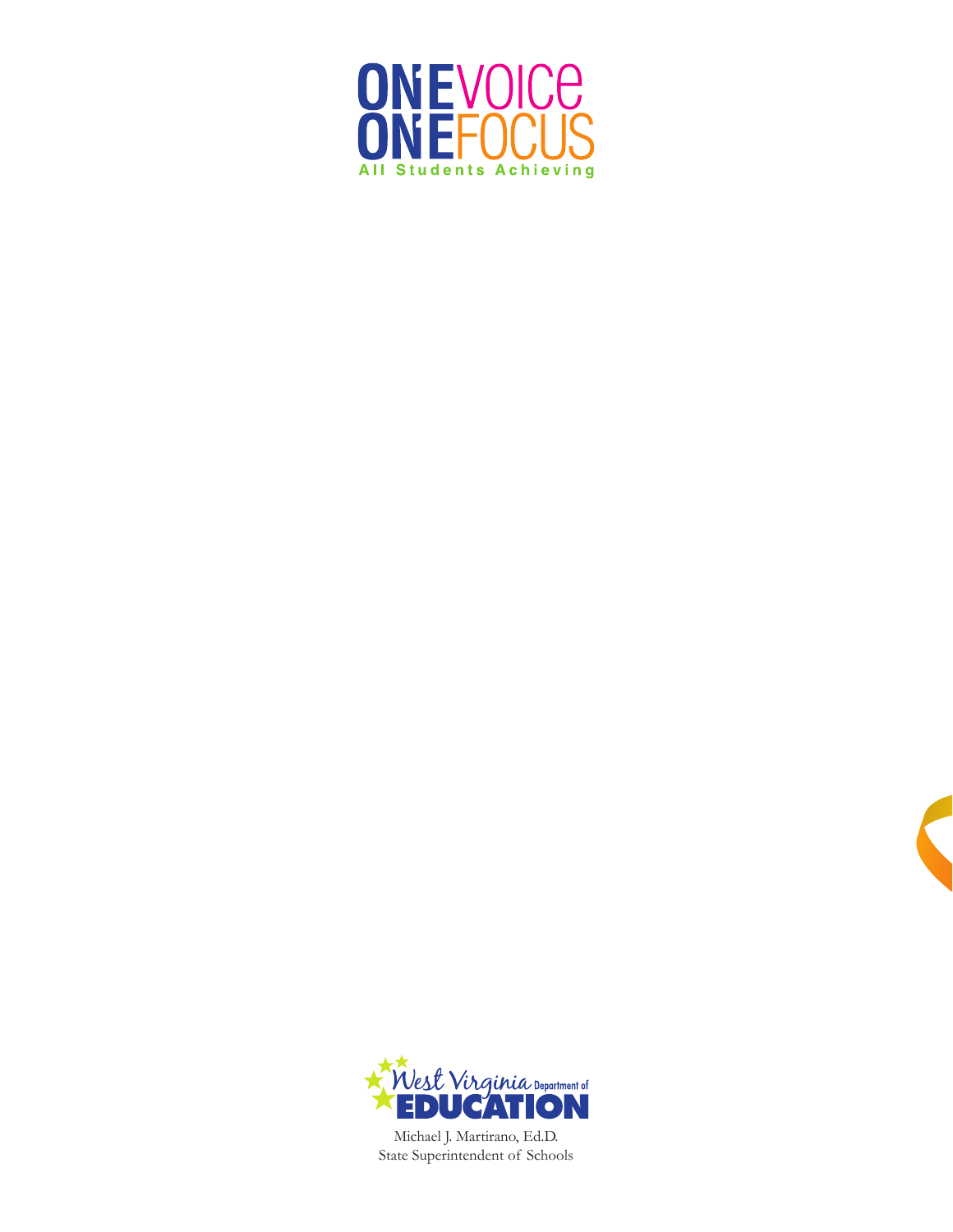ONE VOICE
ONE FOCUS
All Students Achieving

West Virginia Department of EDUCATION

Michael J. Martirano, Ed.D.
State Superintendent of Schools